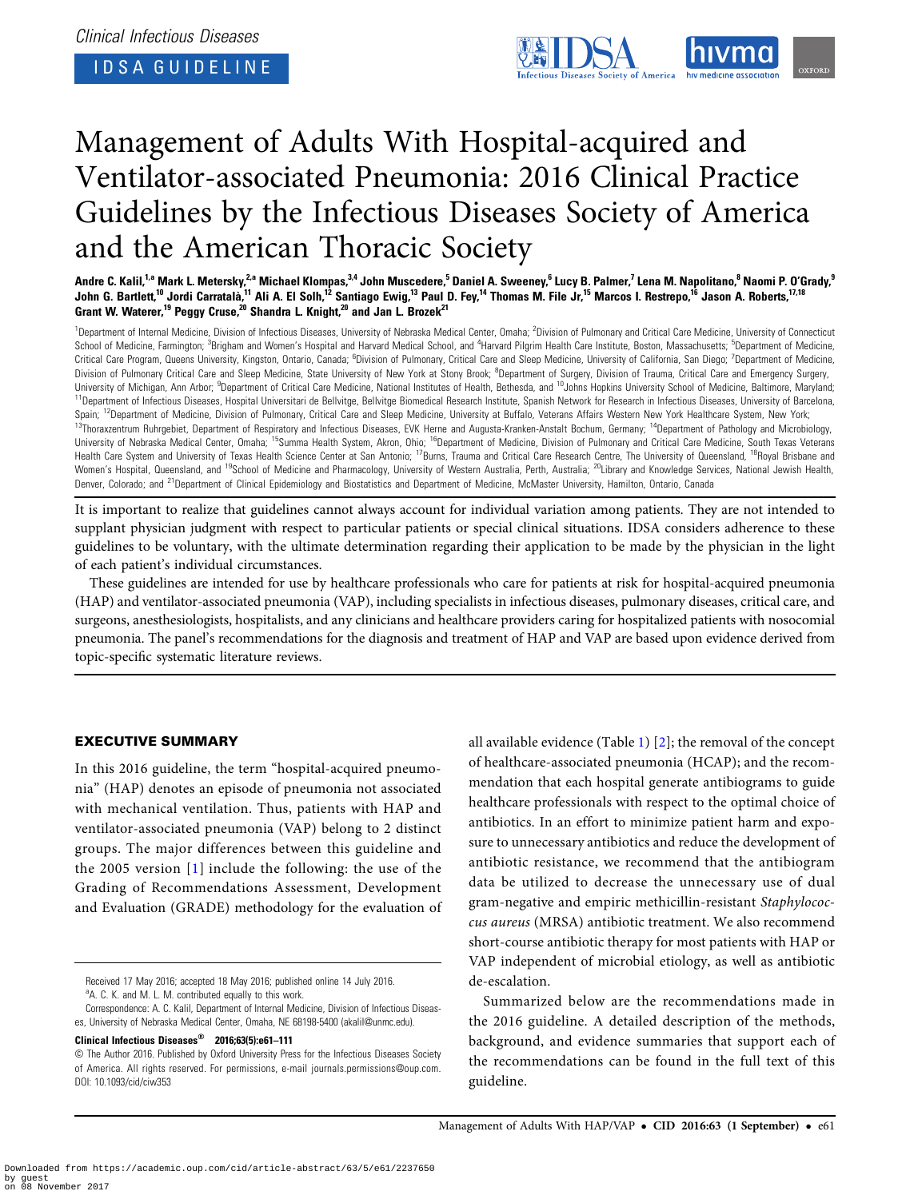Clinical Infectious Diseases

IDSA GUIDELINE

# Management of Adults With Hospital-acquired and Ventilator-associated Pneumonia: 2016 Clinical Practice Guidelines by the Infectious Diseases Society of America and the American Thoracic Society

**Andre C. Kalil,[1,a] Mark L. Metersky,[2,a] Michael Klompas,[3,4] John Muscedere,[5] Daniel A. Sweeney,[6] Lucy B. Palmer,[7] Lena M. Napolitano,[8] Naomi P. O'Grady,[9] John G. Bartlett,[10] Jordi Carratalà,[11] Ali A. El Solh,[12] Santiago Ewig,[13] Paul D. Fey,[14] Thomas M. File Jr,[15] Marcos I. Restrepo,[16] Jason A. Roberts,[17,18] Grant W. Waterer,[19] Peggy Cruse,[20] Shandra L. Knight,[20] and Jan L. Brozek[21]**

[1]Department of Internal Medicine, Division of Infectious Diseases, University of Nebraska Medical Center, Omaha; [2]Division of Pulmonary and Critical Care Medicine, University of Connecticut School of Medicine, Farmington; [3]Brigham and Women's Hospital and Harvard Medical School, and [4]Harvard Pilgrim Health Care Institute, Boston, Massachusetts; [5]Department of Medicine, Critical Care Program, Queens University, Kingston, Ontario, Canada; [6]Division of Pulmonary, Critical Care and Sleep Medicine, University of California, San Diego; [7]Department of Medicine, Division of Pulmonary Critical Care and Sleep Medicine, State University of New York at Stony Brook; [8]Department of Surgery, Division of Trauma, Critical Care and Emergency Surgery, University of Michigan, Ann Arbor; [9]Department of Critical Care Medicine, National Institutes of Health, Bethesda, and [10]Johns Hopkins University School of Medicine, Baltimore, Maryland; [11]Department of Infectious Diseases, Hospital Universitari de Bellvitge, Bellvitge Biomedical Research Institute, Spanish Network for Research in Infectious Diseases, University of Barcelona, Spain; [12]Department of Medicine, Division of Pulmonary, Critical Care and Sleep Medicine, University at Buffalo, Veterans Affairs Western New York Healthcare System, New York; [13]Thoraxzentrum Ruhrgebiet, Department of Respiratory and Infectious Diseases, EVK Herne and Augusta-Kranken-Anstalt Bochum, Germany; [14]Department of Pathology and Microbiology, University of Nebraska Medical Center, Omaha; [15]Summa Health System, Akron, Ohio; [16]Department of Medicine, Division of Pulmonary and Critical Care Medicine, South Texas Veterans Health Care System and University of Texas Health Science Center at San Antonio; [17]Burns, Trauma and Critical Care Research Centre, The University of Queensland, [18]Royal Brisbane and Women's Hospital, Queensland, and [19]School of Medicine and Pharmacology, University of Western Australia, Perth, Australia; [20]Library and Knowledge Services, National Jewish Health, Denver, Colorado; and [21]Department of Clinical Epidemiology and Biostatistics and Department of Medicine, McMaster University, Hamilton, Ontario, Canada

It is important to realize that guidelines cannot always account for individual variation among patients. They are not intended to supplant physician judgment with respect to particular patients or special clinical situations. IDSA considers adherence to these guidelines to be voluntary, with the ultimate determination regarding their application to be made by the physician in the light of each patient's individual circumstances.

These guidelines are intended for use by healthcare professionals who care for patients at risk for hospital-acquired pneumonia (HAP) and ventilator-associated pneumonia (VAP), including specialists in infectious diseases, pulmonary diseases, critical care, and surgeons, anesthesiologists, hospitalists, and any clinicians and healthcare providers caring for hospitalized patients with nosocomial pneumonia. The panel's recommendations for the diagnosis and treatment of HAP and VAP are based upon evidence derived from topic-specific systematic literature reviews.

## EXECUTIVE SUMMARY

In this 2016 guideline, the term "hospital-acquired pneumonia" (HAP) denotes an episode of pneumonia not associated with mechanical ventilation. Thus, patients with HAP and ventilator-associated pneumonia (VAP) belong to 2 distinct groups. The major differences between this guideline and the 2005 version [1] include the following: the use of the Grading of Recommendations Assessment, Development and Evaluation (GRADE) methodology for the evaluation of all available evidence (Table 1) [2]; the removal of the concept of healthcare-associated pneumonia (HCAP); and the recommendation that each hospital generate antibiograms to guide healthcare professionals with respect to the optimal choice of antibiotics. In an effort to minimize patient harm and exposure to unnecessary antibiotics and reduce the development of antibiotic resistance, we recommend that the antibiogram data be utilized to decrease the unnecessary use of dual gram-negative and empiric methicillin-resistant *Staphylococcus aureus* (MRSA) antibiotic treatment. We also recommend short-course antibiotic therapy for most patients with HAP or VAP independent of microbial etiology, as well as antibiotic de-escalation.

Summarized below are the recommendations made in the 2016 guideline. A detailed description of the methods, background, and evidence summaries that support each of the recommendations can be found in the full text of this guideline.

Received 17 May 2016; accepted 18 May 2016; published online 14 July 2016.

[a]A. C. K. and M. L. M. contributed equally to this work.

Correspondence: A. C. Kalil, Department of Internal Medicine, Division of Infectious Diseases, University of Nebraska Medical Center, Omaha, NE 68198-5400 (akalil@unmc.edu).

**Clinical Infectious Diseases® 2016;63(5):e61–111**

© The Author 2016. Published by Oxford University Press for the Infectious Diseases Society of America. All rights reserved. For permissions, e-mail journals.permissions@oup.com. DOI: 10.1093/cid/ciw353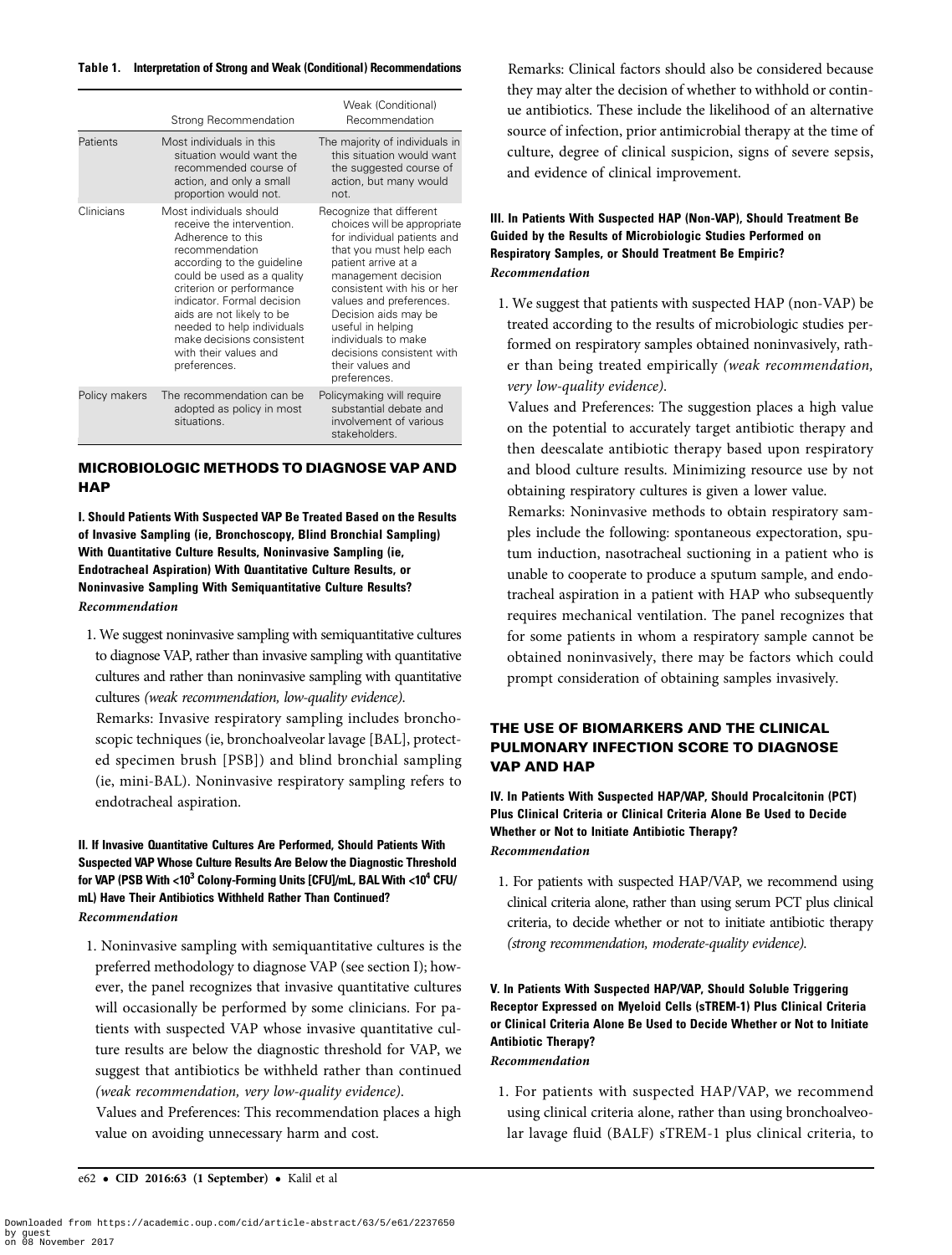**Table 1. Interpretation of Strong and Weak (Conditional) Recommendations**

| | Strong Recommendation | Weak (Conditional) Recommendation |
|---|---|---|
| Patients | Most individuals in this situation would want the recommended course of action, and only a small proportion would not. | The majority of individuals in this situation would want the suggested course of action, but many would not. |
| Clinicians | Most individuals should receive the intervention. Adherence to this recommendation according to the guideline could be used as a quality criterion or performance indicator. Formal decision aids are not likely to be needed to help individuals make decisions consistent with their values and preferences. | Recognize that different choices will be appropriate for individual patients and that you must help each patient arrive at a management decision consistent with his or her values and preferences. Decision aids may be useful in helping individuals to make decisions consistent with their values and preferences. |
| Policy makers | The recommendation can be adopted as policy in most situations. | Policymaking will require substantial debate and involvement of various stakeholders. |

## MICROBIOLOGIC METHODS TO DIAGNOSE VAP AND HAP

### I. Should Patients With Suspected VAP Be Treated Based on the Results of Invasive Sampling (ie, Bronchoscopy, Blind Bronchial Sampling) With Quantitative Culture Results, Noninvasive Sampling (ie, Endotracheal Aspiration) With Quantitative Culture Results, or Noninvasive Sampling With Semiquantitative Culture Results?

*Recommendation*

1. We suggest noninvasive sampling with semiquantitative cultures to diagnose VAP, rather than invasive sampling with quantitative cultures and rather than noninvasive sampling with quantitative cultures *(weak recommendation, low-quality evidence)*.

   Remarks: Invasive respiratory sampling includes bronchoscopic techniques (ie, bronchoalveolar lavage [BAL], protected specimen brush [PSB]) and blind bronchial sampling (ie, mini-BAL). Noninvasive respiratory sampling refers to endotracheal aspiration.

### II. If Invasive Quantitative Cultures Are Performed, Should Patients With Suspected VAP Whose Culture Results Are Below the Diagnostic Threshold for VAP (PSB With $<10^3$ Colony-Forming Units [CFU]/mL, BAL With $<10^4$ CFU/mL) Have Their Antibiotics Withheld Rather Than Continued?

*Recommendation*

1. Noninvasive sampling with semiquantitative cultures is the preferred methodology to diagnose VAP (see section I); however, the panel recognizes that invasive quantitative cultures will occasionally be performed by some clinicians. For patients with suspected VAP whose invasive quantitative culture results are below the diagnostic threshold for VAP, we suggest that antibiotics be withheld rather than continued *(weak recommendation, very low-quality evidence)*.

   Values and Preferences: This recommendation places a high value on avoiding unnecessary harm and cost.

   Remarks: Clinical factors should also be considered because they may alter the decision of whether to withhold or continue antibiotics. These include the likelihood of an alternative source of infection, prior antimicrobial therapy at the time of culture, degree of clinical suspicion, signs of severe sepsis, and evidence of clinical improvement.

### III. In Patients With Suspected HAP (Non-VAP), Should Treatment Be Guided by the Results of Microbiologic Studies Performed on Respiratory Samples, or Should Treatment Be Empiric?

*Recommendation*

1. We suggest that patients with suspected HAP (non-VAP) be treated according to the results of microbiologic studies performed on respiratory samples obtained noninvasively, rather than being treated empirically *(weak recommendation, very low-quality evidence)*.

   Values and Preferences: The suggestion places a high value on the potential to accurately target antibiotic therapy and then deescalate antibiotic therapy based upon respiratory and blood culture results. Minimizing resource use by not obtaining respiratory cultures is given a lower value.

   Remarks: Noninvasive methods to obtain respiratory samples include the following: spontaneous expectoration, sputum induction, nasotracheal suctioning in a patient who is unable to cooperate to produce a sputum sample, and endotracheal aspiration in a patient with HAP who subsequently requires mechanical ventilation. The panel recognizes that for some patients in whom a respiratory sample cannot be obtained noninvasively, there may be factors which could prompt consideration of obtaining samples invasively.

## THE USE OF BIOMARKERS AND THE CLINICAL PULMONARY INFECTION SCORE TO DIAGNOSE VAP AND HAP

### IV. In Patients With Suspected HAP/VAP, Should Procalcitonin (PCT) Plus Clinical Criteria or Clinical Criteria Alone Be Used to Decide Whether or Not to Initiate Antibiotic Therapy?

*Recommendation*

1. For patients with suspected HAP/VAP, we recommend using clinical criteria alone, rather than using serum PCT plus clinical criteria, to decide whether or not to initiate antibiotic therapy *(strong recommendation, moderate-quality evidence)*.

### V. In Patients With Suspected HAP/VAP, Should Soluble Triggering Receptor Expressed on Myeloid Cells (sTREM-1) Plus Clinical Criteria or Clinical Criteria Alone Be Used to Decide Whether or Not to Initiate Antibiotic Therapy?

*Recommendation*

1. For patients with suspected HAP/VAP, we recommend using clinical criteria alone, rather than using bronchoalveolar lavage fluid (BALF) sTREM-1 plus clinical criteria, to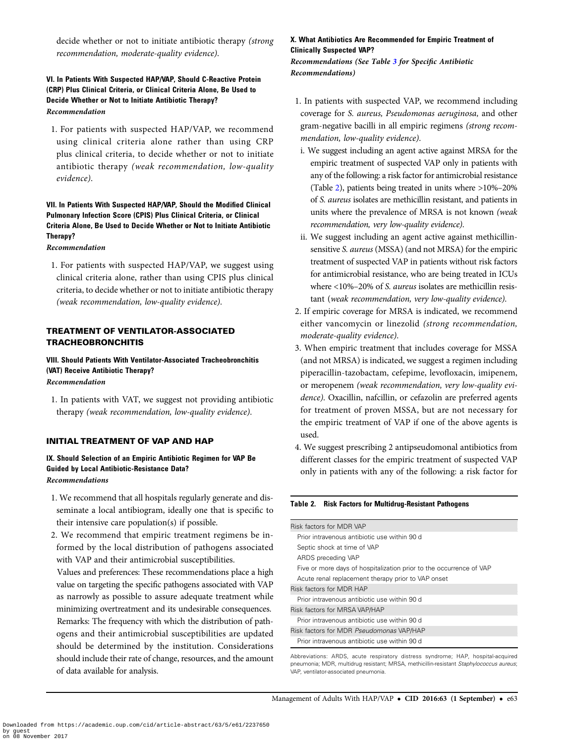decide whether or not to initiate antibiotic therapy *(strong recommendation, moderate-quality evidence).*

### VI. In Patients With Suspected HAP/VAP, Should C-Reactive Protein (CRP) Plus Clinical Criteria, or Clinical Criteria Alone, Be Used to Decide Whether or Not to Initiate Antibiotic Therapy?

***Recommendation***

1. For patients with suspected HAP/VAP, we recommend using clinical criteria alone rather than using CRP plus clinical criteria, to decide whether or not to initiate antibiotic therapy *(weak recommendation, low-quality evidence).*

### VII. In Patients With Suspected HAP/VAP, Should the Modified Clinical Pulmonary Infection Score (CPIS) Plus Clinical Criteria, or Clinical Criteria Alone, Be Used to Decide Whether or Not to Initiate Antibiotic Therapy?

***Recommendation***

1. For patients with suspected HAP/VAP, we suggest using clinical criteria alone, rather than using CPIS plus clinical criteria, to decide whether or not to initiate antibiotic therapy *(weak recommendation, low-quality evidence).*

## TREATMENT OF VENTILATOR-ASSOCIATED TRACHEOBRONCHITIS

### VIII. Should Patients With Ventilator-Associated Tracheobronchitis (VAT) Receive Antibiotic Therapy?

***Recommendation***

1. In patients with VAT, we suggest not providing antibiotic therapy *(weak recommendation, low-quality evidence).*

## INITIAL TREATMENT OF VAP AND HAP

### IX. Should Selection of an Empiric Antibiotic Regimen for VAP Be Guided by Local Antibiotic-Resistance Data?

***Recommendations***

1. We recommend that all hospitals regularly generate and disseminate a local antibiogram, ideally one that is specific to their intensive care population(s) if possible.
2. We recommend that empiric treatment regimens be informed by the local distribution of pathogens associated with VAP and their antimicrobial susceptibilities.

   Values and preferences: These recommendations place a high value on targeting the specific pathogens associated with VAP as narrowly as possible to assure adequate treatment while minimizing overtreatment and its undesirable consequences.

   Remarks: The frequency with which the distribution of pathogens and their antimicrobial susceptibilities are updated should be determined by the institution. Considerations should include their rate of change, resources, and the amount of data available for analysis.

### X. What Antibiotics Are Recommended for Empiric Treatment of Clinically Suspected VAP?

***Recommendations (See Table 3 for Specific Antibiotic Recommendations)***

1. In patients with suspected VAP, we recommend including coverage for *S. aureus, Pseudomonas aeruginosa,* and other gram-negative bacilli in all empiric regimens *(strong recommendation, low-quality evidence).*
   i. We suggest including an agent active against MRSA for the empiric treatment of suspected VAP only in patients with any of the following: a risk factor for antimicrobial resistance (Table 2), patients being treated in units where >10%–20% of *S. aureus* isolates are methicillin resistant, and patients in units where the prevalence of MRSA is not known *(weak recommendation, very low-quality evidence).*
   ii. We suggest including an agent active against methicillin-sensitive *S. aureus* (MSSA) (and not MRSA) for the empiric treatment of suspected VAP in patients without risk factors for antimicrobial resistance, who are being treated in ICUs where <10%–20% of *S. aureus* isolates are methicillin resistant *(weak recommendation, very low-quality evidence).*
2. If empiric coverage for MRSA is indicated, we recommend either vancomycin or linezolid *(strong recommendation, moderate-quality evidence).*
3. When empiric treatment that includes coverage for MSSA (and not MRSA) is indicated, we suggest a regimen including piperacillin-tazobactam, cefepime, levofloxacin, imipenem, or meropenem *(weak recommendation, very low-quality evidence).* Oxacillin, nafcillin, or cefazolin are preferred agents for treatment of proven MSSA, but are not necessary for the empiric treatment of VAP if one of the above agents is used.
4. We suggest prescribing 2 antipseudomonal antibiotics from different classes for the empiric treatment of suspected VAP only in patients with any of the following: a risk factor for

**Table 2. Risk Factors for Multidrug-Resistant Pathogens**

| Risk factors for MDR VAP |
|---|
| Prior intravenous antibiotic use within 90 d |
| Septic shock at time of VAP |
| ARDS preceding VAP |
| Five or more days of hospitalization prior to the occurrence of VAP |
| Acute renal replacement therapy prior to VAP onset |
| **Risk factors for MDR HAP** |
| Prior intravenous antibiotic use within 90 d |
| **Risk factors for MRSA VAP/HAP** |
| Prior intravenous antibiotic use within 90 d |
| **Risk factors for MDR *Pseudomonas* VAP/HAP** |
| Prior intravenous antibiotic use within 90 d |

Abbreviations: ARDS, acute respiratory distress syndrome; HAP, hospital-acquired pneumonia; MDR, multidrug resistant; MRSA, methicillin-resistant *Staphylococcus aureus*; VAP, ventilator-associated pneumonia.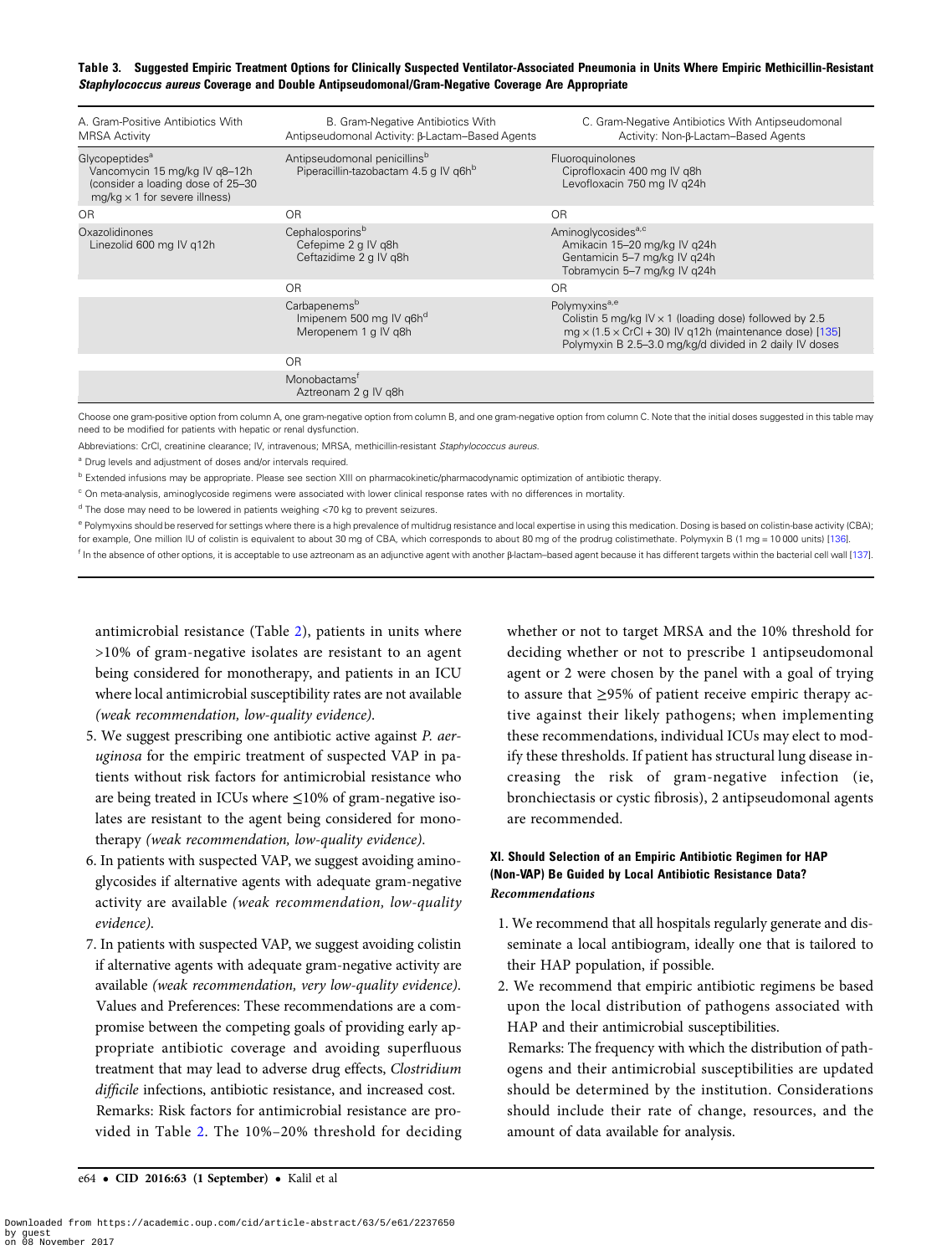**Table 3. Suggested Empiric Treatment Options for Clinically Suspected Ventilator-Associated Pneumonia in Units Where Empiric Methicillin-Resistant *Staphylococcus aureus* Coverage and Double Antipseudomonal/Gram-Negative Coverage Are Appropriate**

| A. Gram-Positive Antibiotics With MRSA Activity | B. Gram-Negative Antibiotics With Antipseudomonal Activity: β-Lactam–Based Agents | C. Gram-Negative Antibiotics With Antipseudomonal Activity: Non-β-Lactam–Based Agents |
|---|---|---|
| Glycopeptides[a]<br>Vancomycin 15 mg/kg IV q8–12h (consider a loading dose of 25–30 mg/kg × 1 for severe illness) | Antipseudomonal penicillins[b]<br>Piperacillin-tazobactam 4.5 g IV q6h[b] | Fluoroquinolones<br>Ciprofloxacin 400 mg IV q8h<br>Levofloxacin 750 mg IV q24h |
| OR | OR | OR |
| Oxazolidinones<br>Linezolid 600 mg IV q12h | Cephalosporins[b]<br>Cefepime 2 g IV q8h<br>Ceftazidime 2 g IV q8h | Aminoglycosides[a,c]<br>Amikacin 15–20 mg/kg IV q24h<br>Gentamicin 5–7 mg/kg IV q24h<br>Tobramycin 5–7 mg/kg IV q24h |
| | OR | OR |
| | Carbapenems[b]<br>Imipenem 500 mg IV q6h[d]<br>Meropenem 1 g IV q8h | Polymyxins[a,e]<br>Colistin 5 mg/kg IV × 1 (loading dose) followed by 2.5 mg × (1.5 × CrCl + 30) IV q12h (maintenance dose) [135]<br>Polymyxin B 2.5–3.0 mg/kg/d divided in 2 daily IV doses |
| | OR | |
| | Monobactams[f]<br>Aztreonam 2 g IV q8h | |

Choose one gram-positive option from column A, one gram-negative option from column B, and one gram-negative option from column C. Note that the initial doses suggested in this table may need to be modified for patients with hepatic or renal dysfunction.

Abbreviations: CrCl, creatinine clearance; IV, intravenous; MRSA, methicillin-resistant *Staphylococcus aureus*.

[a] Drug levels and adjustment of doses and/or intervals required.

[b] Extended infusions may be appropriate. Please see section XIII on pharmacokinetic/pharmacodynamic optimization of antibiotic therapy.

[c] On meta-analysis, aminoglycoside regimens were associated with lower clinical response rates with no differences in mortality.

[d] The dose may need to be lowered in patients weighing <70 kg to prevent seizures.

[e] Polymyxins should be reserved for settings where there is a high prevalence of multidrug resistance and local expertise in using this medication. Dosing is based on colistin-base activity (CBA); for example, One million IU of colistin is equivalent to about 30 mg of CBA, which corresponds to about 80 mg of the prodrug colistimethate. Polymyxin B (1 mg = 10 000 units) [136].

[f] In the absence of other options, it is acceptable to use aztreonam as an adjunctive agent with another β-lactam–based agent because it has different targets within the bacterial cell wall [137].

antimicrobial resistance (Table 2), patients in units where >10% of gram-negative isolates are resistant to an agent being considered for monotherapy, and patients in an ICU where local antimicrobial susceptibility rates are not available *(weak recommendation, low-quality evidence)*.

5. We suggest prescribing one antibiotic active against *P. aeruginosa* for the empiric treatment of suspected VAP in patients without risk factors for antimicrobial resistance who are being treated in ICUs where ≤10% of gram-negative isolates are resistant to the agent being considered for monotherapy *(weak recommendation, low-quality evidence)*.
6. In patients with suspected VAP, we suggest avoiding aminoglycosides if alternative agents with adequate gram-negative activity are available *(weak recommendation, low-quality evidence)*.
7. In patients with suspected VAP, we suggest avoiding colistin if alternative agents with adequate gram-negative activity are available *(weak recommendation, very low-quality evidence)*.

Values and Preferences: These recommendations are a compromise between the competing goals of providing early appropriate antibiotic coverage and avoiding superfluous treatment that may lead to adverse drug effects, *Clostridium difficile* infections, antibiotic resistance, and increased cost.

Remarks: Risk factors for antimicrobial resistance are provided in Table 2. The 10%–20% threshold for deciding whether or not to target MRSA and the 10% threshold for deciding whether or not to prescribe 1 antipseudomonal agent or 2 were chosen by the panel with a goal of trying to assure that ≥95% of patient receive empiric therapy active against their likely pathogens; when implementing these recommendations, individual ICUs may elect to modify these thresholds. If patient has structural lung disease increasing the risk of gram-negative infection (ie, bronchiectasis or cystic fibrosis), 2 antipseudomonal agents are recommended.

### XI. Should Selection of an Empiric Antibiotic Regimen for HAP (Non-VAP) Be Guided by Local Antibiotic Resistance Data?

*Recommendations*

1. We recommend that all hospitals regularly generate and disseminate a local antibiogram, ideally one that is tailored to their HAP population, if possible.
2. We recommend that empiric antibiotic regimens be based upon the local distribution of pathogens associated with HAP and their antimicrobial susceptibilities.

Remarks: The frequency with which the distribution of pathogens and their antimicrobial susceptibilities are updated should be determined by the institution. Considerations should include their rate of change, resources, and the amount of data available for analysis.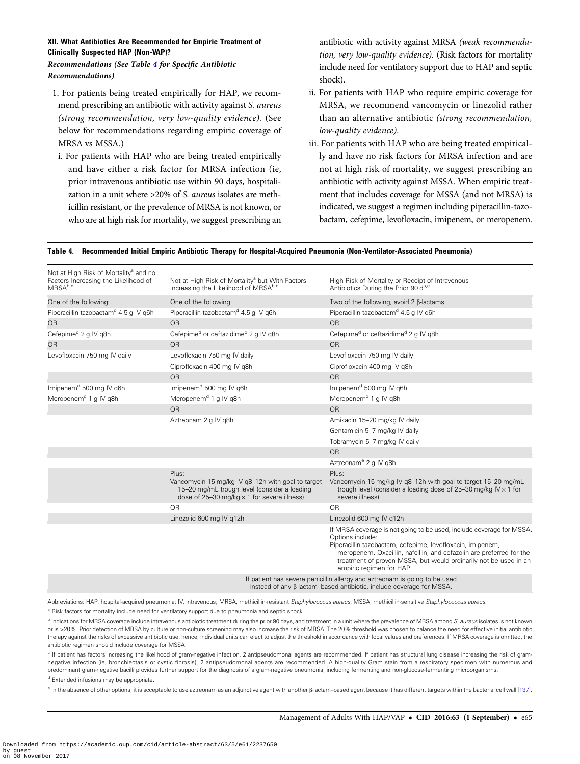### XII. What Antibiotics Are Recommended for Empiric Treatment of Clinically Suspected HAP (Non-VAP)?

***Recommendations (See Table 4 for Specific Antibiotic Recommendations)***

1. For patients being treated empirically for HAP, we recommend prescribing an antibiotic with activity against *S. aureus* *(strong recommendation, very low-quality evidence).* (See below for recommendations regarding empiric coverage of MRSA vs MSSA.)
   - i. For patients with HAP who are being treated empirically and have either a risk factor for MRSA infection (ie, prior intravenous antibiotic use within 90 days, hospitalization in a unit where >20% of *S. aureus* isolates are methicillin resistant, or the prevalence of MRSA is not known, or who are at high risk for mortality, we suggest prescribing an antibiotic with activity against MRSA *(weak recommendation, very low-quality evidence).* (Risk factors for mortality include need for ventilatory support due to HAP and septic shock).
   - ii. For patients with HAP who require empiric coverage for MRSA, we recommend vancomycin or linezolid rather than an alternative antibiotic *(strong recommendation, low-quality evidence).*
   - iii. For patients with HAP who are being treated empirically and have no risk factors for MRSA infection and are not at high risk of mortality, we suggest prescribing an antibiotic with activity against MSSA. When empiric treatment that includes coverage for MSSA (and not MRSA) is indicated, we suggest a regimen including piperacillin-tazobactam, cefepime, levofloxacin, imipenem, or meropenem.

**Table 4. Recommended Initial Empiric Antibiotic Therapy for Hospital-Acquired Pneumonia (Non-Ventilator-Associated Pneumonia)**

| Not at High Risk of Mortality[a] and no Factors Increasing the Likelihood of MRSA[b,c] | Not at High Risk of Mortality[a] but With Factors Increasing the Likelihood of MRSA[b,c] | High Risk of Mortality or Receipt of Intravenous Antibiotics During the Prior 90 d[a,c] |
|---|---|---|
| One of the following: | One of the following: | Two of the following, avoid 2 β-lactams: |
| Piperacillin-tazobactam[d] 4.5 g IV q6h | Piperacillin-tazobactam[d] 4.5 g IV q6h | Piperacillin-tazobactam[d] 4.5 g IV q6h |
| OR | OR | OR |
| Cefepime[d] 2 g IV q8h | Cefepime[d] or ceftazidime[d] 2 g IV q8h | Cefepime[d] or ceftazidime[d] 2 g IV q8h |
| OR | OR | OR |
| Levofloxacin 750 mg IV daily | Levofloxacin 750 mg IV daily | Levofloxacin 750 mg IV daily |
| | Ciprofloxacin 400 mg IV q8h | Ciprofloxacin 400 mg IV q8h |
| | OR | OR |
| Imipenem[d] 500 mg IV q6h | Imipenem[d] 500 mg IV q6h | Imipenem[d] 500 mg IV q6h |
| Meropenem[d] 1 g IV q8h | Meropenem[d] 1 g IV q8h | Meropenem[d] 1 g IV q8h |
| | OR | OR |
| | Aztreonam 2 g IV q8h | Amikacin 15–20 mg/kg IV daily |
| | | Gentamicin 5–7 mg/kg IV daily |
| | | Tobramycin 5–7 mg/kg IV daily |
| | | OR |
| | | Aztreonam[e] 2 g IV q8h |
| | Plus: Vancomycin 15 mg/kg IV q8–12h with goal to target 15–20 mg/mL trough level (consider a loading dose of 25–30 mg/kg × 1 for severe illness) | Plus: Vancomycin 15 mg/kg IV q8–12h with goal to target 15–20 mg/mL trough level (consider a loading dose of 25–30 mg/kg IV × 1 for severe illness) |
| | OR | OR |
| | Linezolid 600 mg IV q12h | Linezolid 600 mg IV q12h |
| | | If MRSA coverage is not going to be used, include coverage for MSSA. Options include: Piperacillin-tazobactam, cefepime, levofloxacin, imipenem, meropenem. Oxacillin, nafcillin, and cefazolin are preferred for the treatment of proven MSSA, but would ordinarily not be used in an empiric regimen for HAP. |
| If patient has severe penicillin allergy and aztreonam is going to be used instead of any β-lactam–based antibiotic, include coverage for MSSA. | | |

Abbreviations: HAP, hospital-acquired pneumonia; IV, intravenous; MRSA, methicillin-resistant *Staphylococcus aureus*; MSSA, methicillin-sensitive *Staphylococcus aureus*.

[a] Risk factors for mortality include need for ventilatory support due to pneumonia and septic shock.

[b] Indications for MRSA coverage include intravenous antibiotic treatment during the prior 90 days, and treatment in a unit where the prevalence of MRSA among *S. aureus* isolates is not known or is >20%. Prior detection of MRSA by culture or non-culture screening may also increase the risk of MRSA. The 20% threshold was chosen to balance the need for effective initial antibiotic therapy against the risks of excessive antibiotic use; hence, individual units can elect to adjust the threshold in accordance with local values and preferences. If MRSA coverage is omitted, the antibiotic regimen should include coverage for MSSA.

[c] If patient has factors increasing the likelihood of gram-negative infection, 2 antipseudomonal agents are recommended. If patient has structural lung disease increasing the risk of gram-negative infection (ie, bronchiectasis or cystic fibrosis), 2 antipseudomonal agents are recommended. A high-quality Gram stain from a respiratory specimen with numerous and predominant gram-negative bacilli provides further support for the diagnosis of a gram-negative pneumonia, including fermenting and non-glucose-fermenting microorganisms.

[d] Extended infusions may be appropriate.

[e] In the absence of other options, it is acceptable to use aztreonam as an adjunctive agent with another β-lactam–based agent because it has different targets within the bacterial cell wall [137].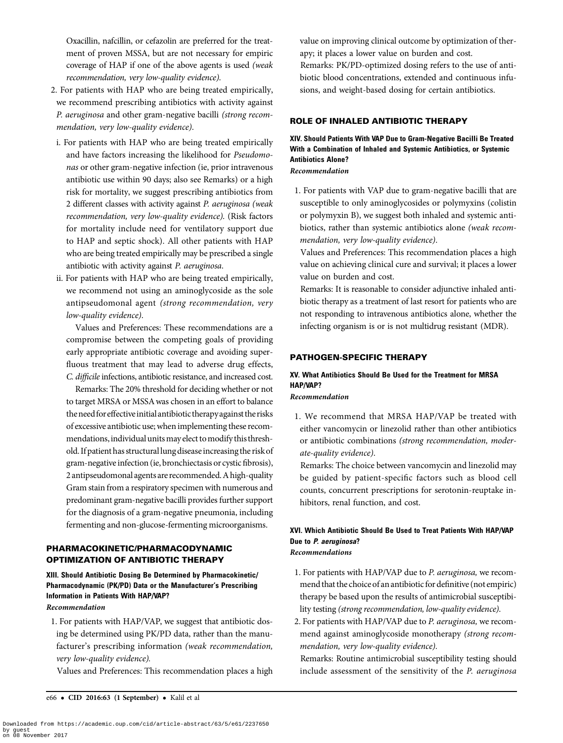Oxacillin, nafcillin, or cefazolin are preferred for the treatment of proven MSSA, but are not necessary for empiric coverage of HAP if one of the above agents is used *(weak recommendation, very low-quality evidence)*.

2. For patients with HAP who are being treated empirically, we recommend prescribing antibiotics with activity against *P. aeruginosa* and other gram-negative bacilli *(strong recommendation, very low-quality evidence)*.

   i. For patients with HAP who are being treated empirically and have factors increasing the likelihood for *Pseudomonas* or other gram-negative infection (ie, prior intravenous antibiotic use within 90 days; also see Remarks) or a high risk for mortality, we suggest prescribing antibiotics from 2 different classes with activity against *P. aeruginosa (weak recommendation, very low-quality evidence)*. (Risk factors for mortality include need for ventilatory support due to HAP and septic shock). All other patients with HAP who are being treated empirically may be prescribed a single antibiotic with activity against *P. aeruginosa*.

   ii. For patients with HAP who are being treated empirically, we recommend not using an aminoglycoside as the sole antipseudomonal agent *(strong recommendation, very low-quality evidence)*.

   Values and Preferences: These recommendations are a compromise between the competing goals of providing early appropriate antibiotic coverage and avoiding superfluous treatment that may lead to adverse drug effects, *C. difficile* infections, antibiotic resistance, and increased cost.

   Remarks: The 20% threshold for deciding whether or not to target MRSA or MSSA was chosen in an effort to balance the need for effective initial antibiotic therapy against the risks of excessive antibiotic use; when implementing these recommendations, individual units may elect to modify this threshold. If patient has structural lung disease increasing the risk of gram-negative infection (ie, bronchiectasis or cystic fibrosis), 2 antipseudomonal agents are recommended. A high-quality Gram stain from a respiratory specimen with numerous and predominant gram-negative bacilli provides further support for the diagnosis of a gram-negative pneumonia, including fermenting and non-glucose-fermenting microorganisms.

## PHARMACOKINETIC/PHARMACODYNAMIC OPTIMIZATION OF ANTIBIOTIC THERAPY

### XIII. Should Antibiotic Dosing Be Determined by Pharmacokinetic/Pharmacodynamic (PK/PD) Data or the Manufacturer's Prescribing Information in Patients With HAP/VAP?

*Recommendation*

1. For patients with HAP/VAP, we suggest that antibiotic dosing be determined using PK/PD data, rather than the manufacturer's prescribing information *(weak recommendation, very low-quality evidence)*.

   Values and Preferences: This recommendation places a high value on improving clinical outcome by optimization of therapy; it places a lower value on burden and cost.

   Remarks: PK/PD-optimized dosing refers to the use of antibiotic blood concentrations, extended and continuous infusions, and weight-based dosing for certain antibiotics.

## ROLE OF INHALED ANTIBIOTIC THERAPY

### XIV. Should Patients With VAP Due to Gram-Negative Bacilli Be Treated With a Combination of Inhaled and Systemic Antibiotics, or Systemic Antibiotics Alone?

*Recommendation*

1. For patients with VAP due to gram-negative bacilli that are susceptible to only aminoglycosides or polymyxins (colistin or polymyxin B), we suggest both inhaled and systemic antibiotics, rather than systemic antibiotics alone *(weak recommendation, very low-quality evidence)*.

   Values and Preferences: This recommendation places a high value on achieving clinical cure and survival; it places a lower value on burden and cost.

   Remarks: It is reasonable to consider adjunctive inhaled antibiotic therapy as a treatment of last resort for patients who are not responding to intravenous antibiotics alone, whether the infecting organism is or is not multidrug resistant (MDR).

## PATHOGEN-SPECIFIC THERAPY

### XV. What Antibiotics Should Be Used for the Treatment for MRSA HAP/VAP?

*Recommendation*

1. We recommend that MRSA HAP/VAP be treated with either vancomycin or linezolid rather than other antibiotics or antibiotic combinations *(strong recommendation, moderate-quality evidence)*.

   Remarks: The choice between vancomycin and linezolid may be guided by patient-specific factors such as blood cell counts, concurrent prescriptions for serotonin-reuptake inhibitors, renal function, and cost.

### XVI. Which Antibiotic Should Be Used to Treat Patients With HAP/VAP Due to *P. aeruginosa*?

*Recommendations*

1. For patients with HAP/VAP due to *P. aeruginosa,* we recommend that the choice of an antibiotic for definitive (not empiric) therapy be based upon the results of antimicrobial susceptibility testing *(strong recommendation, low-quality evidence)*.
2. For patients with HAP/VAP due to *P. aeruginosa,* we recommend against aminoglycoside monotherapy *(strong recommendation, very low-quality evidence)*.

   Remarks: Routine antimicrobial susceptibility testing should include assessment of the sensitivity of the *P. aeruginosa*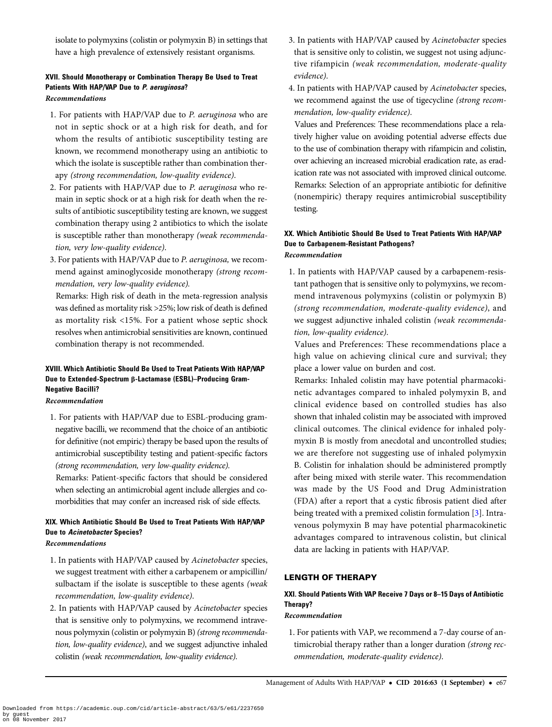isolate to polymyxins (colistin or polymyxin B) in settings that have a high prevalence of extensively resistant organisms.

### XVII. Should Monotherapy or Combination Therapy Be Used to Treat Patients With HAP/VAP Due to *P. aeruginosa*?

***Recommendations***

1. For patients with HAP/VAP due to *P. aeruginosa* who are not in septic shock or at a high risk for death, and for whom the results of antibiotic susceptibility testing are known, we recommend monotherapy using an antibiotic to which the isolate is susceptible rather than combination therapy *(strong recommendation, low-quality evidence)*.
2. For patients with HAP/VAP due to *P. aeruginosa* who remain in septic shock or at a high risk for death when the results of antibiotic susceptibility testing are known, we suggest combination therapy using 2 antibiotics to which the isolate is susceptible rather than monotherapy *(weak recommendation, very low-quality evidence)*.
3. For patients with HAP/VAP due to *P. aeruginosa,* we recommend against aminoglycoside monotherapy *(strong recommendation, very low-quality evidence).*

   Remarks: High risk of death in the meta-regression analysis was defined as mortality risk >25%; low risk of death is defined as mortality risk <15%. For a patient whose septic shock resolves when antimicrobial sensitivities are known, continued combination therapy is not recommended.

### XVIII. Which Antibiotic Should Be Used to Treat Patients With HAP/VAP Due to Extended-Spectrum β-Lactamase (ESBL)–Producing Gram-Negative Bacilli?

***Recommendation***

1. For patients with HAP/VAP due to ESBL-producing gram-negative bacilli, we recommend that the choice of an antibiotic for definitive (not empiric) therapy be based upon the results of antimicrobial susceptibility testing and patient-specific factors *(strong recommendation, very low-quality evidence).*

   Remarks: Patient-specific factors that should be considered when selecting an antimicrobial agent include allergies and comorbidities that may confer an increased risk of side effects.

### XIX. Which Antibiotic Should Be Used to Treat Patients With HAP/VAP Due to *Acinetobacter* Species?

***Recommendations***

1. In patients with HAP/VAP caused by *Acinetobacter* species, we suggest treatment with either a carbapenem or ampicillin/sulbactam if the isolate is susceptible to these agents *(weak recommendation, low-quality evidence)*.
2. In patients with HAP/VAP caused by *Acinetobacter* species that is sensitive only to polymyxins, we recommend intravenous polymyxin (colistin or polymyxin B) *(strong recommendation, low-quality evidence)*, and we suggest adjunctive inhaled colistin *(weak recommendation, low-quality evidence).*
3. In patients with HAP/VAP caused by *Acinetobacter* species that is sensitive only to colistin, we suggest not using adjunctive rifampicin *(weak recommendation, moderate-quality evidence).*
4. In patients with HAP/VAP caused by *Acinetobacter* species, we recommend against the use of tigecycline *(strong recommendation, low-quality evidence).*

   Values and Preferences: These recommendations place a relatively higher value on avoiding potential adverse effects due to the use of combination therapy with rifampicin and colistin, over achieving an increased microbial eradication rate, as eradication rate was not associated with improved clinical outcome.

   Remarks: Selection of an appropriate antibiotic for definitive (nonempiric) therapy requires antimicrobial susceptibility testing.

### XX. Which Antibiotic Should Be Used to Treat Patients With HAP/VAP Due to Carbapenem-Resistant Pathogens?

***Recommendation***

1. In patients with HAP/VAP caused by a carbapenem-resistant pathogen that is sensitive only to polymyxins, we recommend intravenous polymyxins (colistin or polymyxin B) *(strong recommendation, moderate-quality evidence)*, and we suggest adjunctive inhaled colistin *(weak recommendation, low-quality evidence).*

   Values and Preferences: These recommendations place a high value on achieving clinical cure and survival; they place a lower value on burden and cost.

   Remarks: Inhaled colistin may have potential pharmacokinetic advantages compared to inhaled polymyxin B, and clinical evidence based on controlled studies has also shown that inhaled colistin may be associated with improved clinical outcomes. The clinical evidence for inhaled polymyxin B is mostly from anecdotal and uncontrolled studies; we are therefore not suggesting use of inhaled polymyxin B. Colistin for inhalation should be administered promptly after being mixed with sterile water. This recommendation was made by the US Food and Drug Administration (FDA) after a report that a cystic fibrosis patient died after being treated with a premixed colistin formulation [3]. Intravenous polymyxin B may have potential pharmacokinetic advantages compared to intravenous colistin, but clinical data are lacking in patients with HAP/VAP.

## LENGTH OF THERAPY

### XXI. Should Patients With VAP Receive 7 Days or 8–15 Days of Antibiotic Therapy?

***Recommendation***

1. For patients with VAP, we recommend a 7-day course of antimicrobial therapy rather than a longer duration *(strong recommendation, moderate-quality evidence).*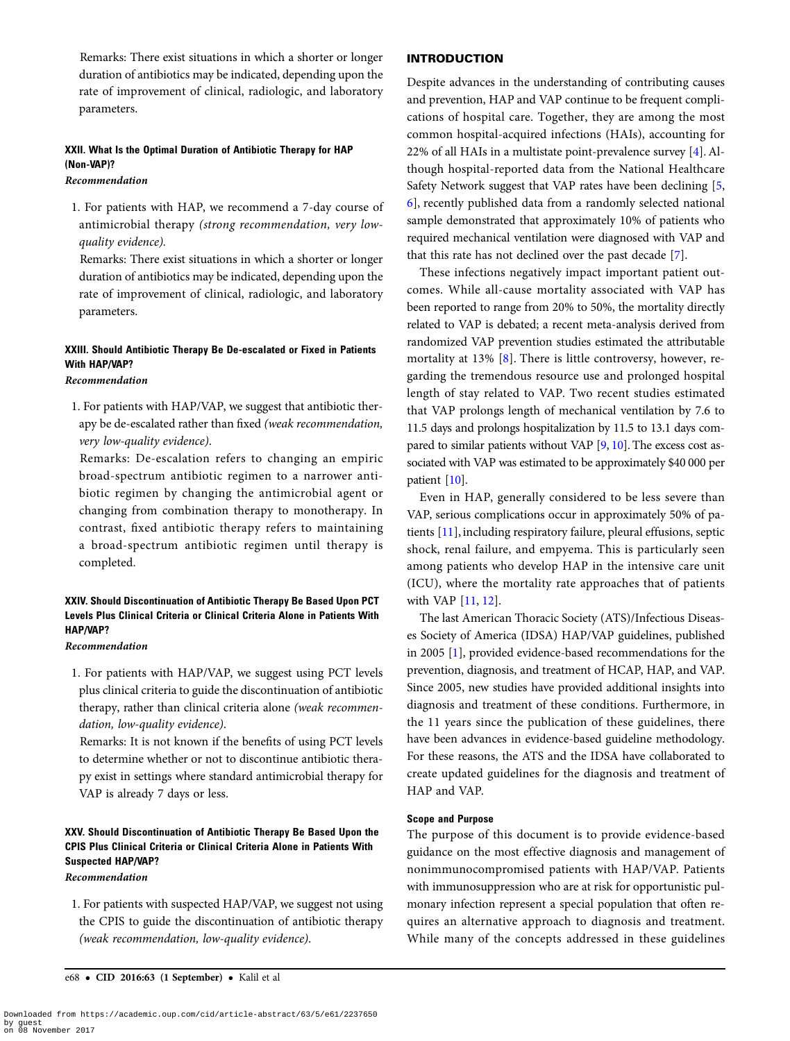Remarks: There exist situations in which a shorter or longer duration of antibiotics may be indicated, depending upon the rate of improvement of clinical, radiologic, and laboratory parameters.

#### XXII. What Is the Optimal Duration of Antibiotic Therapy for HAP (Non-VAP)?

*Recommendation*

1. For patients with HAP, we recommend a 7-day course of antimicrobial therapy *(strong recommendation, very low-quality evidence).*

   Remarks: There exist situations in which a shorter or longer duration of antibiotics may be indicated, depending upon the rate of improvement of clinical, radiologic, and laboratory parameters.

#### XXIII. Should Antibiotic Therapy Be De-escalated or Fixed in Patients With HAP/VAP?

*Recommendation*

1. For patients with HAP/VAP, we suggest that antibiotic therapy be de-escalated rather than fixed *(weak recommendation, very low-quality evidence).*

   Remarks: De-escalation refers to changing an empiric broad-spectrum antibiotic regimen to a narrower antibiotic regimen by changing the antimicrobial agent or changing from combination therapy to monotherapy. In contrast, fixed antibiotic therapy refers to maintaining a broad-spectrum antibiotic regimen until therapy is completed.

#### XXIV. Should Discontinuation of Antibiotic Therapy Be Based Upon PCT Levels Plus Clinical Criteria or Clinical Criteria Alone in Patients With HAP/VAP?

*Recommendation*

1. For patients with HAP/VAP, we suggest using PCT levels plus clinical criteria to guide the discontinuation of antibiotic therapy, rather than clinical criteria alone *(weak recommendation, low-quality evidence).*

   Remarks: It is not known if the benefits of using PCT levels to determine whether or not to discontinue antibiotic therapy exist in settings where standard antimicrobial therapy for VAP is already 7 days or less.

#### XXV. Should Discontinuation of Antibiotic Therapy Be Based Upon the CPIS Plus Clinical Criteria or Clinical Criteria Alone in Patients With Suspected HAP/VAP?

*Recommendation*

1. For patients with suspected HAP/VAP, we suggest not using the CPIS to guide the discontinuation of antibiotic therapy *(weak recommendation, low-quality evidence).*

## INTRODUCTION

Despite advances in the understanding of contributing causes and prevention, HAP and VAP continue to be frequent complications of hospital care. Together, they are among the most common hospital-acquired infections (HAIs), accounting for 22% of all HAIs in a multistate point-prevalence survey [4]. Although hospital-reported data from the National Healthcare Safety Network suggest that VAP rates have been declining [5, 6], recently published data from a randomly selected national sample demonstrated that approximately 10% of patients who required mechanical ventilation were diagnosed with VAP and that this rate has not declined over the past decade [7].

These infections negatively impact important patient outcomes. While all-cause mortality associated with VAP has been reported to range from 20% to 50%, the mortality directly related to VAP is debated; a recent meta-analysis derived from randomized VAP prevention studies estimated the attributable mortality at 13% [8]. There is little controversy, however, regarding the tremendous resource use and prolonged hospital length of stay related to VAP. Two recent studies estimated that VAP prolongs length of mechanical ventilation by 7.6 to 11.5 days and prolongs hospitalization by 11.5 to 13.1 days compared to similar patients without VAP [9, 10]. The excess cost associated with VAP was estimated to be approximately $40 000 per patient [10].

Even in HAP, generally considered to be less severe than VAP, serious complications occur in approximately 50% of patients [11], including respiratory failure, pleural effusions, septic shock, renal failure, and empyema. This is particularly seen among patients who develop HAP in the intensive care unit (ICU), where the mortality rate approaches that of patients with VAP [11, 12].

The last American Thoracic Society (ATS)/Infectious Diseases Society of America (IDSA) HAP/VAP guidelines, published in 2005 [1], provided evidence-based recommendations for the prevention, diagnosis, and treatment of HCAP, HAP, and VAP. Since 2005, new studies have provided additional insights into diagnosis and treatment of these conditions. Furthermore, in the 11 years since the publication of these guidelines, there have been advances in evidence-based guideline methodology. For these reasons, the ATS and the IDSA have collaborated to create updated guidelines for the diagnosis and treatment of HAP and VAP.

### Scope and Purpose

The purpose of this document is to provide evidence-based guidance on the most effective diagnosis and management of nonimmunocompromised patients with HAP/VAP. Patients with immunosuppression who are at risk for opportunistic pulmonary infection represent a special population that often requires an alternative approach to diagnosis and treatment. While many of the concepts addressed in these guidelines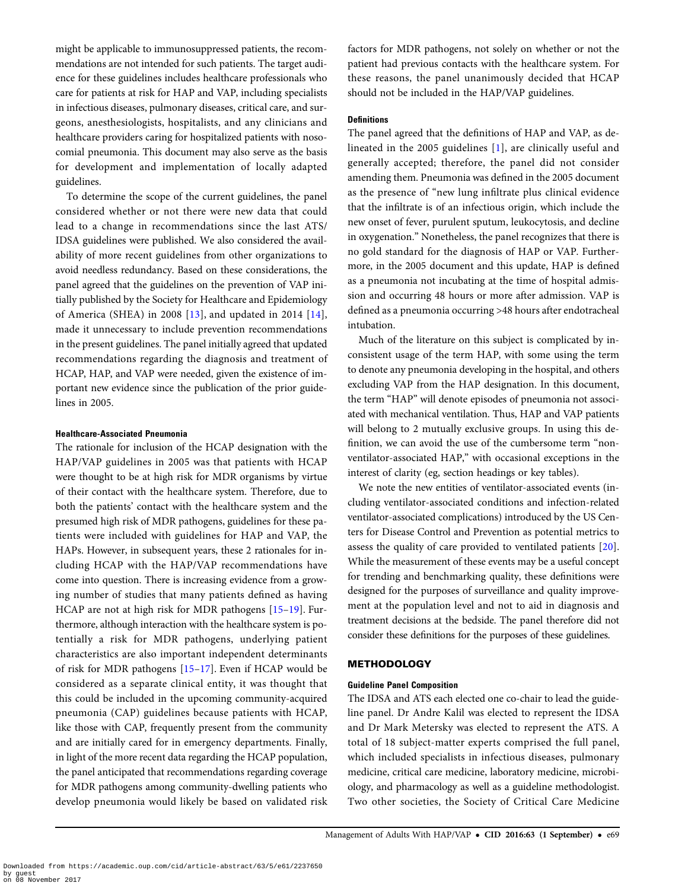might be applicable to immunosuppressed patients, the recommendations are not intended for such patients. The target audience for these guidelines includes healthcare professionals who care for patients at risk for HAP and VAP, including specialists in infectious diseases, pulmonary diseases, critical care, and surgeons, anesthesiologists, hospitalists, and any clinicians and healthcare providers caring for hospitalized patients with nosocomial pneumonia. This document may also serve as the basis for development and implementation of locally adapted guidelines.

To determine the scope of the current guidelines, the panel considered whether or not there were new data that could lead to a change in recommendations since the last ATS/IDSA guidelines were published. We also considered the availability of more recent guidelines from other organizations to avoid needless redundancy. Based on these considerations, the panel agreed that the guidelines on the prevention of VAP initially published by the Society for Healthcare and Epidemiology of America (SHEA) in 2008 [13], and updated in 2014 [14], made it unnecessary to include prevention recommendations in the present guidelines. The panel initially agreed that updated recommendations regarding the diagnosis and treatment of HCAP, HAP, and VAP were needed, given the existence of important new evidence since the publication of the prior guidelines in 2005.

#### Healthcare-Associated Pneumonia

The rationale for inclusion of the HCAP designation with the HAP/VAP guidelines in 2005 was that patients with HCAP were thought to be at high risk for MDR organisms by virtue of their contact with the healthcare system. Therefore, due to both the patients' contact with the healthcare system and the presumed high risk of MDR pathogens, guidelines for these patients were included with guidelines for HAP and VAP, the HAPs. However, in subsequent years, these 2 rationales for including HCAP with the HAP/VAP recommendations have come into question. There is increasing evidence from a growing number of studies that many patients defined as having HCAP are not at high risk for MDR pathogens [15–19]. Furthermore, although interaction with the healthcare system is potentially a risk for MDR pathogens, underlying patient characteristics are also important independent determinants of risk for MDR pathogens [15–17]. Even if HCAP would be considered as a separate clinical entity, it was thought that this could be included in the upcoming community-acquired pneumonia (CAP) guidelines because patients with HCAP, like those with CAP, frequently present from the community and are initially cared for in emergency departments. Finally, in light of the more recent data regarding the HCAP population, the panel anticipated that recommendations regarding coverage for MDR pathogens among community-dwelling patients who develop pneumonia would likely be based on validated risk factors for MDR pathogens, not solely on whether or not the patient had previous contacts with the healthcare system. For these reasons, the panel unanimously decided that HCAP should not be included in the HAP/VAP guidelines.

#### Definitions

The panel agreed that the definitions of HAP and VAP, as delineated in the 2005 guidelines [1], are clinically useful and generally accepted; therefore, the panel did not consider amending them. Pneumonia was defined in the 2005 document as the presence of "new lung infiltrate plus clinical evidence that the infiltrate is of an infectious origin, which include the new onset of fever, purulent sputum, leukocytosis, and decline in oxygenation." Nonetheless, the panel recognizes that there is no gold standard for the diagnosis of HAP or VAP. Furthermore, in the 2005 document and this update, HAP is defined as a pneumonia not incubating at the time of hospital admission and occurring 48 hours or more after admission. VAP is defined as a pneumonia occurring >48 hours after endotracheal intubation.

Much of the literature on this subject is complicated by inconsistent usage of the term HAP, with some using the term to denote any pneumonia developing in the hospital, and others excluding VAP from the HAP designation. In this document, the term "HAP" will denote episodes of pneumonia not associated with mechanical ventilation. Thus, HAP and VAP patients will belong to 2 mutually exclusive groups. In using this definition, we can avoid the use of the cumbersome term "non-ventilator-associated HAP," with occasional exceptions in the interest of clarity (eg, section headings or key tables).

We note the new entities of ventilator-associated events (including ventilator-associated conditions and infection-related ventilator-associated complications) introduced by the US Centers for Disease Control and Prevention as potential metrics to assess the quality of care provided to ventilated patients [20]. While the measurement of these events may be a useful concept for trending and benchmarking quality, these definitions were designed for the purposes of surveillance and quality improvement at the population level and not to aid in diagnosis and treatment decisions at the bedside. The panel therefore did not consider these definitions for the purposes of these guidelines.

## METHODOLOGY

#### Guideline Panel Composition

The IDSA and ATS each elected one co-chair to lead the guideline panel. Dr Andre Kalil was elected to represent the IDSA and Dr Mark Metersky was elected to represent the ATS. A total of 18 subject-matter experts comprised the full panel, which included specialists in infectious diseases, pulmonary medicine, critical care medicine, laboratory medicine, microbiology, and pharmacology as well as a guideline methodologist. Two other societies, the Society of Critical Care Medicine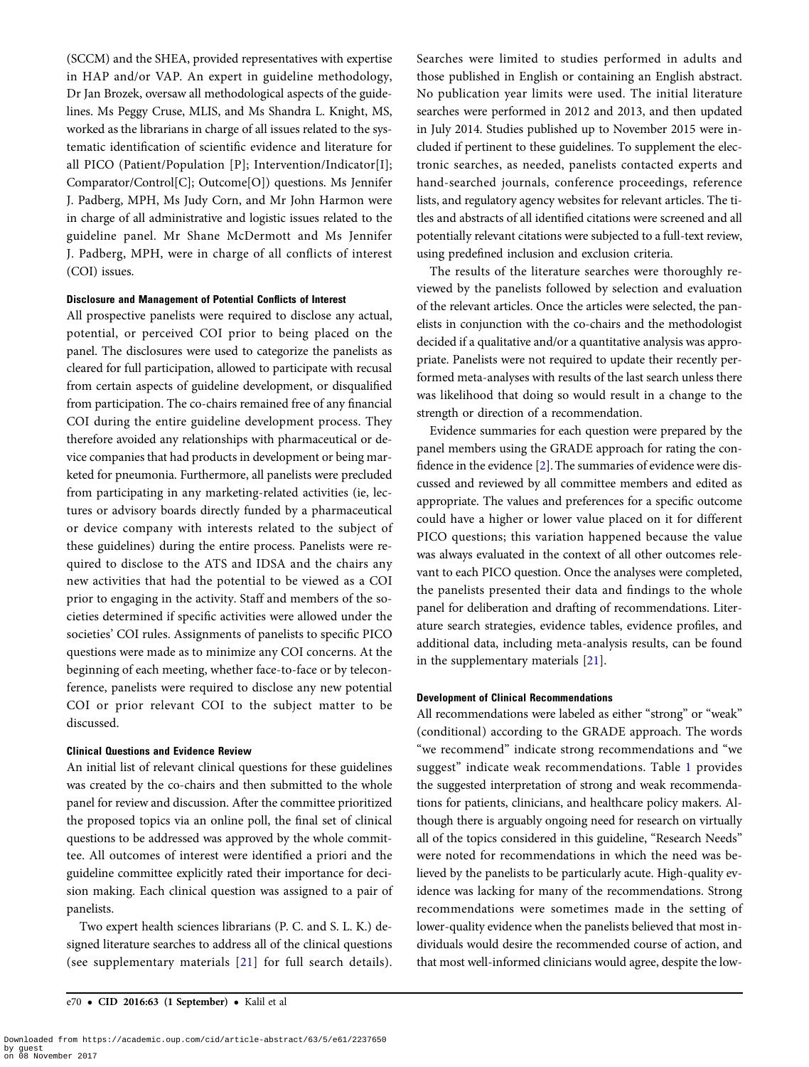(SCCM) and the SHEA, provided representatives with expertise in HAP and/or VAP. An expert in guideline methodology, Dr Jan Brozek, oversaw all methodological aspects of the guidelines. Ms Peggy Cruse, MLIS, and Ms Shandra L. Knight, MS, worked as the librarians in charge of all issues related to the systematic identification of scientific evidence and literature for all PICO (Patient/Population [P]; Intervention/Indicator[I]; Comparator/Control[C]; Outcome[O]) questions. Ms Jennifer J. Padberg, MPH, Ms Judy Corn, and Mr John Harmon were in charge of all administrative and logistic issues related to the guideline panel. Mr Shane McDermott and Ms Jennifer J. Padberg, MPH, were in charge of all conflicts of interest (COI) issues.

#### Disclosure and Management of Potential Conflicts of Interest

All prospective panelists were required to disclose any actual, potential, or perceived COI prior to being placed on the panel. The disclosures were used to categorize the panelists as cleared for full participation, allowed to participate with recusal from certain aspects of guideline development, or disqualified from participation. The co-chairs remained free of any financial COI during the entire guideline development process. They therefore avoided any relationships with pharmaceutical or device companies that had products in development or being marketed for pneumonia. Furthermore, all panelists were precluded from participating in any marketing-related activities (ie, lectures or advisory boards directly funded by a pharmaceutical or device company with interests related to the subject of these guidelines) during the entire process. Panelists were required to disclose to the ATS and IDSA and the chairs any new activities that had the potential to be viewed as a COI prior to engaging in the activity. Staff and members of the societies determined if specific activities were allowed under the societies' COI rules. Assignments of panelists to specific PICO questions were made as to minimize any COI concerns. At the beginning of each meeting, whether face-to-face or by teleconference, panelists were required to disclose any new potential COI or prior relevant COI to the subject matter to be discussed.

#### Clinical Questions and Evidence Review

An initial list of relevant clinical questions for these guidelines was created by the co-chairs and then submitted to the whole panel for review and discussion. After the committee prioritized the proposed topics via an online poll, the final set of clinical questions to be addressed was approved by the whole committee. All outcomes of interest were identified a priori and the guideline committee explicitly rated their importance for decision making. Each clinical question was assigned to a pair of panelists.

Two expert health sciences librarians (P. C. and S. L. K.) designed literature searches to address all of the clinical questions (see supplementary materials [21] for full search details). Searches were limited to studies performed in adults and those published in English or containing an English abstract. No publication year limits were used. The initial literature searches were performed in 2012 and 2013, and then updated in July 2014. Studies published up to November 2015 were included if pertinent to these guidelines. To supplement the electronic searches, as needed, panelists contacted experts and hand-searched journals, conference proceedings, reference lists, and regulatory agency websites for relevant articles. The titles and abstracts of all identified citations were screened and all potentially relevant citations were subjected to a full-text review, using predefined inclusion and exclusion criteria.

The results of the literature searches were thoroughly reviewed by the panelists followed by selection and evaluation of the relevant articles. Once the articles were selected, the panelists in conjunction with the co-chairs and the methodologist decided if a qualitative and/or a quantitative analysis was appropriate. Panelists were not required to update their recently performed meta-analyses with results of the last search unless there was likelihood that doing so would result in a change to the strength or direction of a recommendation.

Evidence summaries for each question were prepared by the panel members using the GRADE approach for rating the confidence in the evidence [2]. The summaries of evidence were discussed and reviewed by all committee members and edited as appropriate. The values and preferences for a specific outcome could have a higher or lower value placed on it for different PICO questions; this variation happened because the value was always evaluated in the context of all other outcomes relevant to each PICO question. Once the analyses were completed, the panelists presented their data and findings to the whole panel for deliberation and drafting of recommendations. Literature search strategies, evidence tables, evidence profiles, and additional data, including meta-analysis results, can be found in the supplementary materials [21].

#### Development of Clinical Recommendations

All recommendations were labeled as either "strong" or "weak" (conditional) according to the GRADE approach. The words "we recommend" indicate strong recommendations and "we suggest" indicate weak recommendations. Table 1 provides the suggested interpretation of strong and weak recommendations for patients, clinicians, and healthcare policy makers. Although there is arguably ongoing need for research on virtually all of the topics considered in this guideline, "Research Needs" were noted for recommendations in which the need was believed by the panelists to be particularly acute. High-quality evidence was lacking for many of the recommendations. Strong recommendations were sometimes made in the setting of lower-quality evidence when the panelists believed that most individuals would desire the recommended course of action, and that most well-informed clinicians would agree, despite the low-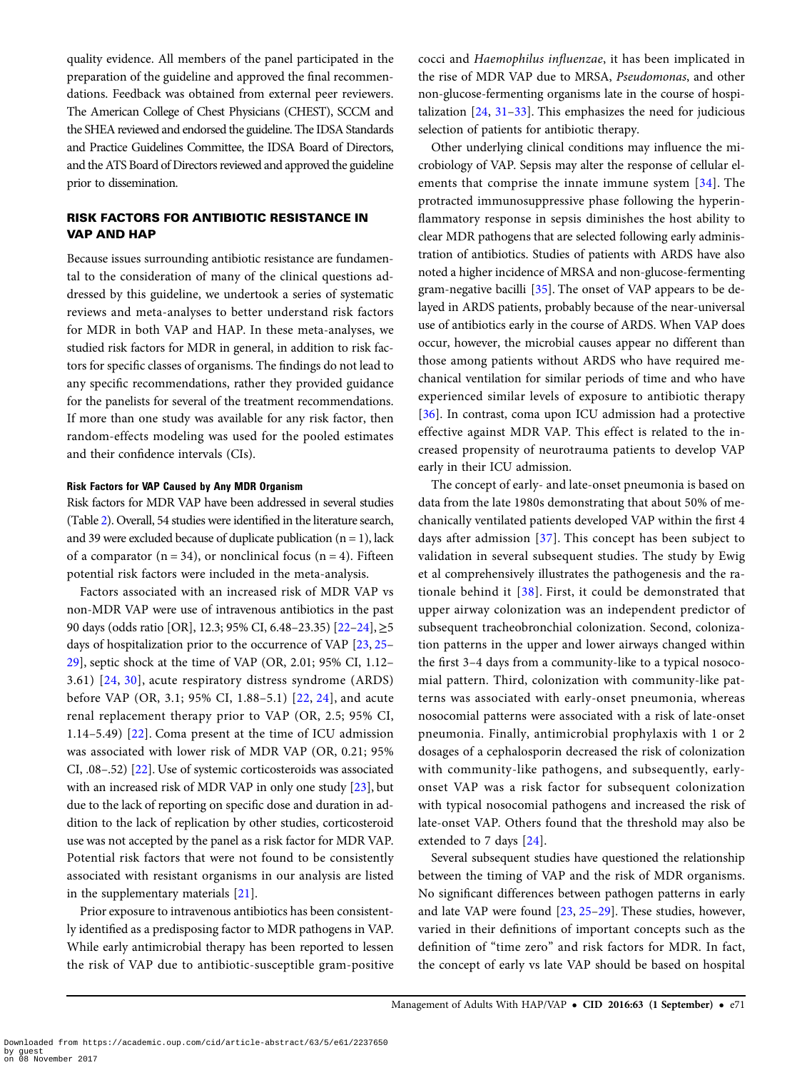quality evidence. All members of the panel participated in the preparation of the guideline and approved the final recommendations. Feedback was obtained from external peer reviewers. The American College of Chest Physicians (CHEST), SCCM and the SHEA reviewed and endorsed the guideline. The IDSA Standards and Practice Guidelines Committee, the IDSA Board of Directors, and the ATS Board of Directors reviewed and approved the guideline prior to dissemination.

## RISK FACTORS FOR ANTIBIOTIC RESISTANCE IN VAP AND HAP

Because issues surrounding antibiotic resistance are fundamental to the consideration of many of the clinical questions addressed by this guideline, we undertook a series of systematic reviews and meta-analyses to better understand risk factors for MDR in both VAP and HAP. In these meta-analyses, we studied risk factors for MDR in general, in addition to risk factors for specific classes of organisms. The findings do not lead to any specific recommendations, rather they provided guidance for the panelists for several of the treatment recommendations. If more than one study was available for any risk factor, then random-effects modeling was used for the pooled estimates and their confidence intervals (CIs).

### Risk Factors for VAP Caused by Any MDR Organism

Risk factors for MDR VAP have been addressed in several studies (Table 2). Overall, 54 studies were identified in the literature search, and 39 were excluded because of duplicate publication (n = 1), lack of a comparator (n = 34), or nonclinical focus (n = 4). Fifteen potential risk factors were included in the meta-analysis.

Factors associated with an increased risk of MDR VAP vs non-MDR VAP were use of intravenous antibiotics in the past 90 days (odds ratio [OR], 12.3; 95% CI, 6.48–23.35) [22–24], ≥5 days of hospitalization prior to the occurrence of VAP [23, 25–29], septic shock at the time of VAP (OR, 2.01; 95% CI, 1.12–3.61) [24, 30], acute respiratory distress syndrome (ARDS) before VAP (OR, 3.1; 95% CI, 1.88–5.1) [22, 24], and acute renal replacement therapy prior to VAP (OR, 2.5; 95% CI, 1.14–5.49) [22]. Coma present at the time of ICU admission was associated with lower risk of MDR VAP (OR, 0.21; 95% CI, .08–.52) [22]. Use of systemic corticosteroids was associated with an increased risk of MDR VAP in only one study [23], but due to the lack of reporting on specific dose and duration in addition to the lack of replication by other studies, corticosteroid use was not accepted by the panel as a risk factor for MDR VAP. Potential risk factors that were not found to be consistently associated with resistant organisms in our analysis are listed in the supplementary materials [21].

Prior exposure to intravenous antibiotics has been consistently identified as a predisposing factor to MDR pathogens in VAP. While early antimicrobial therapy has been reported to lessen the risk of VAP due to antibiotic-susceptible gram-positive cocci and *Haemophilus influenzae*, it has been implicated in the rise of MDR VAP due to MRSA, *Pseudomonas*, and other non-glucose-fermenting organisms late in the course of hospitalization [24, 31–33]. This emphasizes the need for judicious selection of patients for antibiotic therapy.

Other underlying clinical conditions may influence the microbiology of VAP. Sepsis may alter the response of cellular elements that comprise the innate immune system [34]. The protracted immunosuppressive phase following the hyperinflammatory response in sepsis diminishes the host ability to clear MDR pathogens that are selected following early administration of antibiotics. Studies of patients with ARDS have also noted a higher incidence of MRSA and non-glucose-fermenting gram-negative bacilli [35]. The onset of VAP appears to be delayed in ARDS patients, probably because of the near-universal use of antibiotics early in the course of ARDS. When VAP does occur, however, the microbial causes appear no different than those among patients without ARDS who have required mechanical ventilation for similar periods of time and who have experienced similar levels of exposure to antibiotic therapy [36]. In contrast, coma upon ICU admission had a protective effective against MDR VAP. This effect is related to the increased propensity of neurotrauma patients to develop VAP early in their ICU admission.

The concept of early- and late-onset pneumonia is based on data from the late 1980s demonstrating that about 50% of mechanically ventilated patients developed VAP within the first 4 days after admission [37]. This concept has been subject to validation in several subsequent studies. The study by Ewig et al comprehensively illustrates the pathogenesis and the rationale behind it [38]. First, it could be demonstrated that upper airway colonization was an independent predictor of subsequent tracheobronchial colonization. Second, colonization patterns in the upper and lower airways changed within the first 3–4 days from a community-like to a typical nosocomial pattern. Third, colonization with community-like patterns was associated with early-onset pneumonia, whereas nosocomial patterns were associated with a risk of late-onset pneumonia. Finally, antimicrobial prophylaxis with 1 or 2 dosages of a cephalosporin decreased the risk of colonization with community-like pathogens, and subsequently, early-onset VAP was a risk factor for subsequent colonization with typical nosocomial pathogens and increased the risk of late-onset VAP. Others found that the threshold may also be extended to 7 days [24].

Several subsequent studies have questioned the relationship between the timing of VAP and the risk of MDR organisms. No significant differences between pathogen patterns in early and late VAP were found [23, 25–29]. These studies, however, varied in their definitions of important concepts such as the definition of "time zero" and risk factors for MDR. In fact, the concept of early vs late VAP should be based on hospital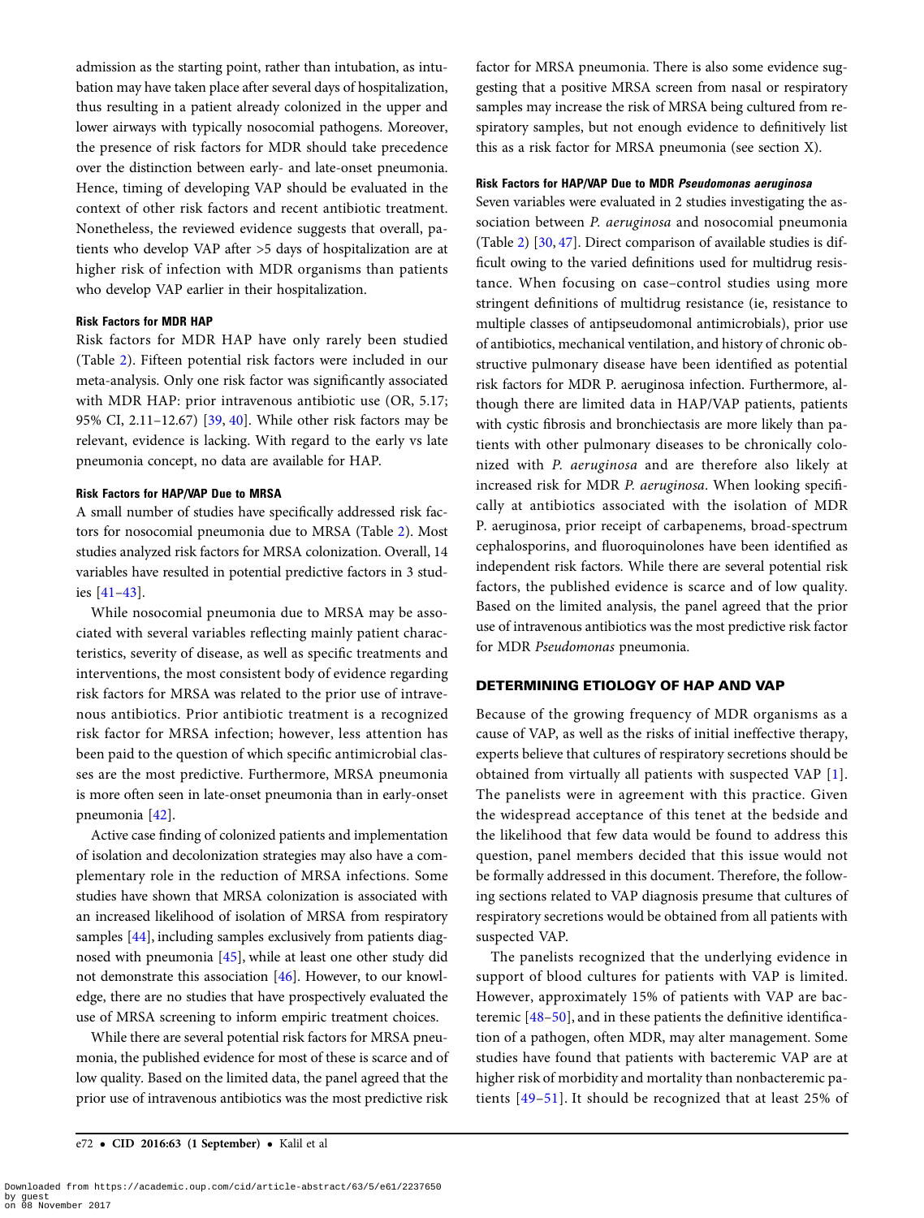admission as the starting point, rather than intubation, as intubation may have taken place after several days of hospitalization, thus resulting in a patient already colonized in the upper and lower airways with typically nosocomial pathogens. Moreover, the presence of risk factors for MDR should take precedence over the distinction between early- and late-onset pneumonia. Hence, timing of developing VAP should be evaluated in the context of other risk factors and recent antibiotic treatment. Nonetheless, the reviewed evidence suggests that overall, patients who develop VAP after >5 days of hospitalization are at higher risk of infection with MDR organisms than patients who develop VAP earlier in their hospitalization.

#### Risk Factors for MDR HAP

Risk factors for MDR HAP have only rarely been studied (Table 2). Fifteen potential risk factors were included in our meta-analysis. Only one risk factor was significantly associated with MDR HAP: prior intravenous antibiotic use (OR, 5.17; 95% CI, 2.11–12.67) [39, 40]. While other risk factors may be relevant, evidence is lacking. With regard to the early vs late pneumonia concept, no data are available for HAP.

#### Risk Factors for HAP/VAP Due to MRSA

A small number of studies have specifically addressed risk factors for nosocomial pneumonia due to MRSA (Table 2). Most studies analyzed risk factors for MRSA colonization. Overall, 14 variables have resulted in potential predictive factors in 3 studies [41–43].

While nosocomial pneumonia due to MRSA may be associated with several variables reflecting mainly patient characteristics, severity of disease, as well as specific treatments and interventions, the most consistent body of evidence regarding risk factors for MRSA was related to the prior use of intravenous antibiotics. Prior antibiotic treatment is a recognized risk factor for MRSA infection; however, less attention has been paid to the question of which specific antimicrobial classes are the most predictive. Furthermore, MRSA pneumonia is more often seen in late-onset pneumonia than in early-onset pneumonia [42].

Active case finding of colonized patients and implementation of isolation and decolonization strategies may also have a complementary role in the reduction of MRSA infections. Some studies have shown that MRSA colonization is associated with an increased likelihood of isolation of MRSA from respiratory samples [44], including samples exclusively from patients diagnosed with pneumonia [45], while at least one other study did not demonstrate this association [46]. However, to our knowledge, there are no studies that have prospectively evaluated the use of MRSA screening to inform empiric treatment choices.

While there are several potential risk factors for MRSA pneumonia, the published evidence for most of these is scarce and of low quality. Based on the limited data, the panel agreed that the prior use of intravenous antibiotics was the most predictive risk factor for MRSA pneumonia. There is also some evidence suggesting that a positive MRSA screen from nasal or respiratory samples may increase the risk of MRSA being cultured from respiratory samples, but not enough evidence to definitively list this as a risk factor for MRSA pneumonia (see section X).

#### Risk Factors for HAP/VAP Due to MDR *Pseudomonas aeruginosa*

Seven variables were evaluated in 2 studies investigating the association between *P. aeruginosa* and nosocomial pneumonia (Table 2) [30, 47]. Direct comparison of available studies is difficult owing to the varied definitions used for multidrug resistance. When focusing on case–control studies using more stringent definitions of multidrug resistance (ie, resistance to multiple classes of antipseudomonal antimicrobials), prior use of antibiotics, mechanical ventilation, and history of chronic obstructive pulmonary disease have been identified as potential risk factors for MDR P. aeruginosa infection. Furthermore, although there are limited data in HAP/VAP patients, patients with cystic fibrosis and bronchiectasis are more likely than patients with other pulmonary diseases to be chronically colonized with *P. aeruginosa* and are therefore also likely at increased risk for MDR *P. aeruginosa*. When looking specifically at antibiotics associated with the isolation of MDR P. aeruginosa, prior receipt of carbapenems, broad-spectrum cephalosporins, and fluoroquinolones have been identified as independent risk factors. While there are several potential risk factors, the published evidence is scarce and of low quality. Based on the limited analysis, the panel agreed that the prior use of intravenous antibiotics was the most predictive risk factor for MDR *Pseudomonas* pneumonia.

## DETERMINING ETIOLOGY OF HAP AND VAP

Because of the growing frequency of MDR organisms as a cause of VAP, as well as the risks of initial ineffective therapy, experts believe that cultures of respiratory secretions should be obtained from virtually all patients with suspected VAP [1]. The panelists were in agreement with this practice. Given the widespread acceptance of this tenet at the bedside and the likelihood that few data would be found to address this question, panel members decided that this issue would not be formally addressed in this document. Therefore, the following sections related to VAP diagnosis presume that cultures of respiratory secretions would be obtained from all patients with suspected VAP.

The panelists recognized that the underlying evidence in support of blood cultures for patients with VAP is limited. However, approximately 15% of patients with VAP are bacteremic [48–50], and in these patients the definitive identification of a pathogen, often MDR, may alter management. Some studies have found that patients with bacteremic VAP are at higher risk of morbidity and mortality than nonbacteremic patients [49–51]. It should be recognized that at least 25% of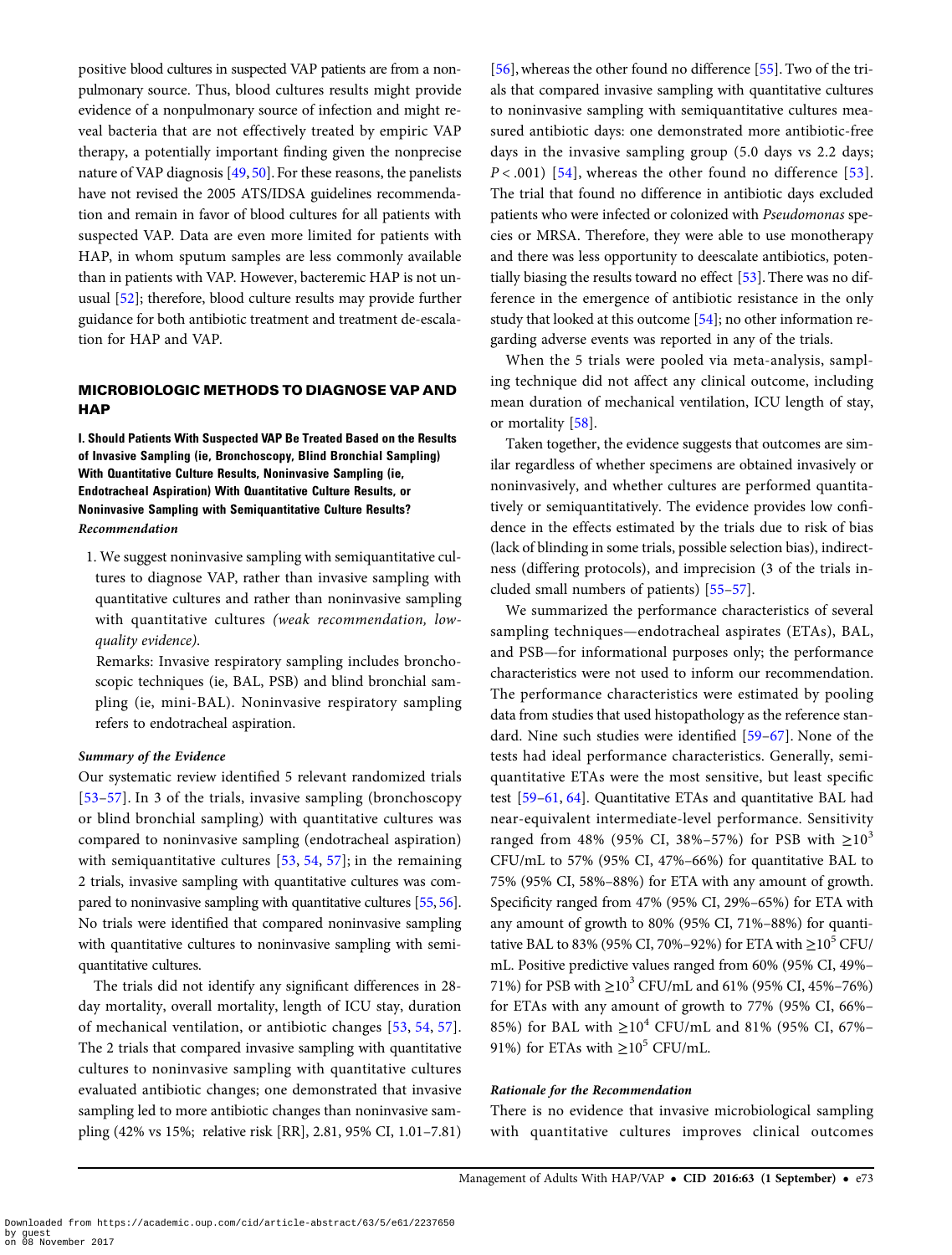positive blood cultures in suspected VAP patients are from a nonpulmonary source. Thus, blood cultures results might provide evidence of a nonpulmonary source of infection and might reveal bacteria that are not effectively treated by empiric VAP therapy, a potentially important finding given the nonprecise nature of VAP diagnosis [49, 50]. For these reasons, the panelists have not revised the 2005 ATS/IDSA guidelines recommendation and remain in favor of blood cultures for all patients with suspected VAP. Data are even more limited for patients with HAP, in whom sputum samples are less commonly available than in patients with VAP. However, bacteremic HAP is not unusual [52]; therefore, blood culture results may provide further guidance for both antibiotic treatment and treatment de-escalation for HAP and VAP.

## MICROBIOLOGIC METHODS TO DIAGNOSE VAP AND HAP

### I. Should Patients With Suspected VAP Be Treated Based on the Results of Invasive Sampling (ie, Bronchoscopy, Blind Bronchial Sampling) With Quantitative Culture Results, Noninvasive Sampling (ie, Endotracheal Aspiration) With Quantitative Culture Results, or Noninvasive Sampling with Semiquantitative Culture Results?

***Recommendation***

1. We suggest noninvasive sampling with semiquantitative cultures to diagnose VAP, rather than invasive sampling with quantitative cultures and rather than noninvasive sampling with quantitative cultures *(weak recommendation, low-quality evidence)*.

   Remarks: Invasive respiratory sampling includes bronchoscopic techniques (ie, BAL, PSB) and blind bronchial sampling (ie, mini-BAL). Noninvasive respiratory sampling refers to endotracheal aspiration.

***Summary of the Evidence***

Our systematic review identified 5 relevant randomized trials [53–57]. In 3 of the trials, invasive sampling (bronchoscopy or blind bronchial sampling) with quantitative cultures was compared to noninvasive sampling (endotracheal aspiration) with semiquantitative cultures [53, 54, 57]; in the remaining 2 trials, invasive sampling with quantitative cultures was compared to noninvasive sampling with quantitative cultures [55, 56]. No trials were identified that compared noninvasive sampling with quantitative cultures to noninvasive sampling with semiquantitative cultures.

The trials did not identify any significant differences in 28-day mortality, overall mortality, length of ICU stay, duration of mechanical ventilation, or antibiotic changes [53, 54, 57]. The 2 trials that compared invasive sampling with quantitative cultures to noninvasive sampling with quantitative cultures evaluated antibiotic changes; one demonstrated that invasive sampling led to more antibiotic changes than noninvasive sampling (42% vs 15%; relative risk [RR], 2.81, 95% CI, 1.01–7.81) [56], whereas the other found no difference [55]. Two of the trials that compared invasive sampling with quantitative cultures to noninvasive sampling with semiquantitative cultures measured antibiotic days: one demonstrated more antibiotic-free days in the invasive sampling group (5.0 days vs 2.2 days; $P < .001$) [54], whereas the other found no difference [53]. The trial that found no difference in antibiotic days excluded patients who were infected or colonized with *Pseudomonas* species or MRSA. Therefore, they were able to use monotherapy and there was less opportunity to deescalate antibiotics, potentially biasing the results toward no effect [53]. There was no difference in the emergence of antibiotic resistance in the only study that looked at this outcome [54]; no other information regarding adverse events was reported in any of the trials.

When the 5 trials were pooled via meta-analysis, sampling technique did not affect any clinical outcome, including mean duration of mechanical ventilation, ICU length of stay, or mortality [58].

Taken together, the evidence suggests that outcomes are similar regardless of whether specimens are obtained invasively or noninvasively, and whether cultures are performed quantitatively or semiquantitatively. The evidence provides low confidence in the effects estimated by the trials due to risk of bias (lack of blinding in some trials, possible selection bias), indirectness (differing protocols), and imprecision (3 of the trials included small numbers of patients) [55–57].

We summarized the performance characteristics of several sampling techniques—endotracheal aspirates (ETAs), BAL, and PSB—for informational purposes only; the performance characteristics were not used to inform our recommendation. The performance characteristics were estimated by pooling data from studies that used histopathology as the reference standard. Nine such studies were identified [59–67]. None of the tests had ideal performance characteristics. Generally, semiquantitative ETAs were the most sensitive, but least specific test [59–61, 64]. Quantitative ETAs and quantitative BAL had near-equivalent intermediate-level performance. Sensitivity ranged from 48% (95% CI, 38%–57%) for PSB with $\geq 10^3$ CFU/mL to 57% (95% CI, 47%–66%) for quantitative BAL to 75% (95% CI, 58%–88%) for ETA with any amount of growth. Specificity ranged from 47% (95% CI, 29%–65%) for ETA with any amount of growth to 80% (95% CI, 71%–88%) for quantitative BAL to 83% (95% CI, 70%–92%) for ETA with $\geq 10^5$ CFU/mL. Positive predictive values ranged from 60% (95% CI, 49%–71%) for PSB with $\geq 10^3$ CFU/mL and 61% (95% CI, 45%–76%) for ETAs with any amount of growth to 77% (95% CI, 66%–85%) for BAL with $\geq 10^4$ CFU/mL and 81% (95% CI, 67%–91%) for ETAs with $\geq 10^5$ CFU/mL.

***Rationale for the Recommendation***

There is no evidence that invasive microbiological sampling with quantitative cultures improves clinical outcomes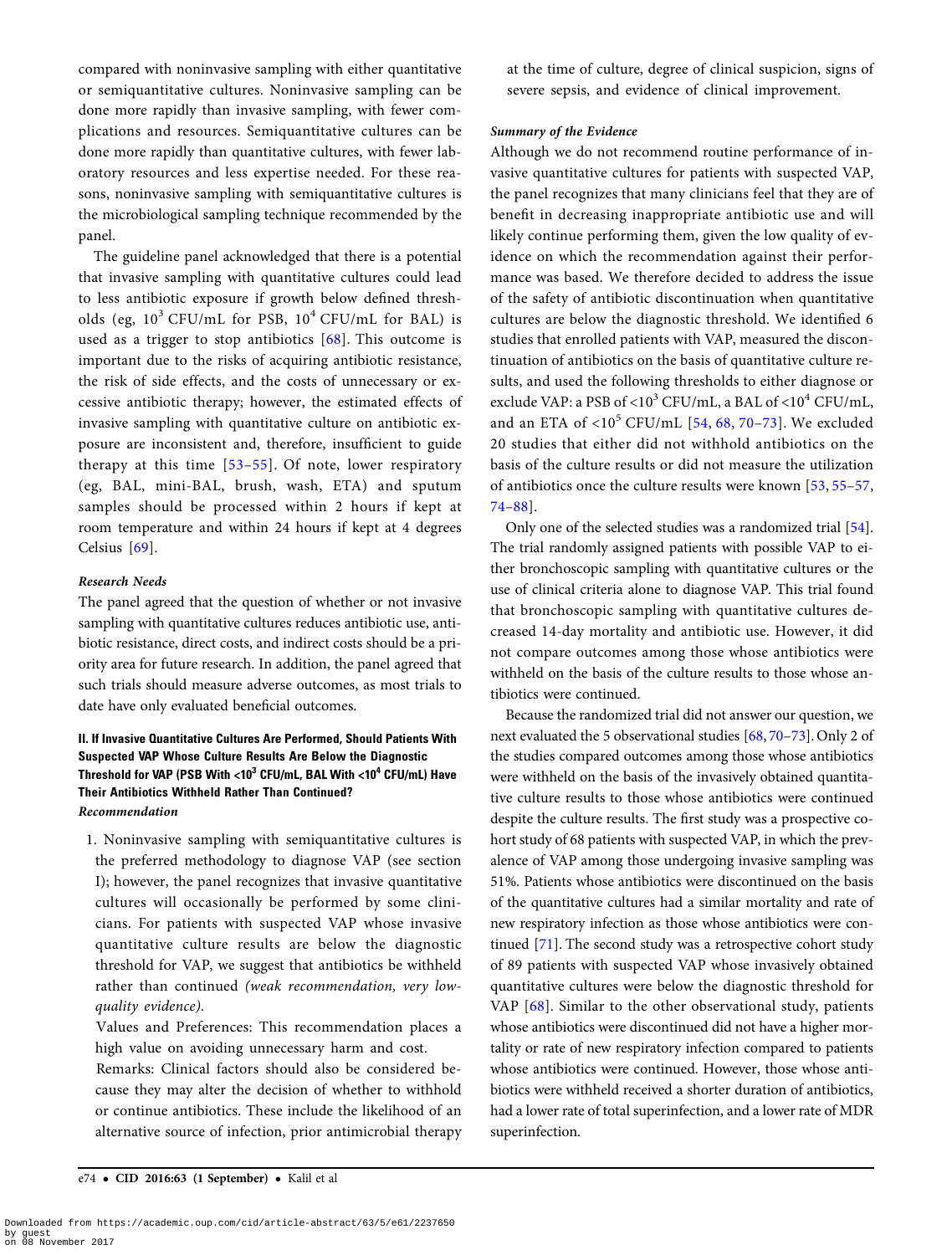compared with noninvasive sampling with either quantitative or semiquantitative cultures. Noninvasive sampling can be done more rapidly than invasive sampling, with fewer complications and resources. Semiquantitative cultures can be done more rapidly than quantitative cultures, with fewer laboratory resources and less expertise needed. For these reasons, noninvasive sampling with semiquantitative cultures is the microbiological sampling technique recommended by the panel.

The guideline panel acknowledged that there is a potential that invasive sampling with quantitative cultures could lead to less antibiotic exposure if growth below defined thresholds (eg, $10^3$ CFU/mL for PSB, $10^4$ CFU/mL for BAL) is used as a trigger to stop antibiotics [68]. This outcome is important due to the risks of acquiring antibiotic resistance, the risk of side effects, and the costs of unnecessary or excessive antibiotic therapy; however, the estimated effects of invasive sampling with quantitative culture on antibiotic exposure are inconsistent and, therefore, insufficient to guide therapy at this time [53–55]. Of note, lower respiratory (eg, BAL, mini-BAL, brush, wash, ETA) and sputum samples should be processed within 2 hours if kept at room temperature and within 24 hours if kept at 4 degrees Celsius [69].

#### *Research Needs*

The panel agreed that the question of whether or not invasive sampling with quantitative cultures reduces antibiotic use, antibiotic resistance, direct costs, and indirect costs should be a priority area for future research. In addition, the panel agreed that such trials should measure adverse outcomes, as most trials to date have only evaluated beneficial outcomes.

### II. If Invasive Quantitative Cultures Are Performed, Should Patients With Suspected VAP Whose Culture Results Are Below the Diagnostic Threshold for VAP (PSB With <$10^3$ CFU/mL, BAL With <$10^4$ CFU/mL) Have Their Antibiotics Withheld Rather Than Continued?

#### *Recommendation*

1. Noninvasive sampling with semiquantitative cultures is the preferred methodology to diagnose VAP (see section I); however, the panel recognizes that invasive quantitative cultures will occasionally be performed by some clinicians. For patients with suspected VAP whose invasive quantitative culture results are below the diagnostic threshold for VAP, we suggest that antibiotics be withheld rather than continued *(weak recommendation, very low-quality evidence).*

   Values and Preferences: This recommendation places a high value on avoiding unnecessary harm and cost.

   Remarks: Clinical factors should also be considered because they may alter the decision of whether to withhold or continue antibiotics. These include the likelihood of an alternative source of infection, prior antimicrobial therapy at the time of culture, degree of clinical suspicion, signs of severe sepsis, and evidence of clinical improvement.

#### *Summary of the Evidence*

Although we do not recommend routine performance of invasive quantitative cultures for patients with suspected VAP, the panel recognizes that many clinicians feel that they are of benefit in decreasing inappropriate antibiotic use and will likely continue performing them, given the low quality of evidence on which the recommendation against their performance was based. We therefore decided to address the issue of the safety of antibiotic discontinuation when quantitative cultures are below the diagnostic threshold. We identified 6 studies that enrolled patients with VAP, measured the discontinuation of antibiotics on the basis of quantitative culture results, and used the following thresholds to either diagnose or exclude VAP: a PSB of <$10^3$ CFU/mL, a BAL of <$10^4$ CFU/mL, and an ETA of <$10^5$ CFU/mL [54, 68, 70–73]. We excluded 20 studies that either did not withhold antibiotics on the basis of the culture results or did not measure the utilization of antibiotics once the culture results were known [53, 55–57, 74–88].

Only one of the selected studies was a randomized trial [54]. The trial randomly assigned patients with possible VAP to either bronchoscopic sampling with quantitative cultures or the use of clinical criteria alone to diagnose VAP. This trial found that bronchoscopic sampling with quantitative cultures decreased 14-day mortality and antibiotic use. However, it did not compare outcomes among those whose antibiotics were withheld on the basis of the culture results to those whose antibiotics were continued.

Because the randomized trial did not answer our question, we next evaluated the 5 observational studies [68, 70–73]. Only 2 of the studies compared outcomes among those whose antibiotics were withheld on the basis of the invasively obtained quantitative culture results to those whose antibiotics were continued despite the culture results. The first study was a prospective cohort study of 68 patients with suspected VAP, in which the prevalence of VAP among those undergoing invasive sampling was 51%. Patients whose antibiotics were discontinued on the basis of the quantitative cultures had a similar mortality and rate of new respiratory infection as those whose antibiotics were continued [71]. The second study was a retrospective cohort study of 89 patients with suspected VAP whose invasively obtained quantitative cultures were below the diagnostic threshold for VAP [68]. Similar to the other observational study, patients whose antibiotics were discontinued did not have a higher mortality or rate of new respiratory infection compared to patients whose antibiotics were continued. However, those whose antibiotics were withheld received a shorter duration of antibiotics, had a lower rate of total superinfection, and a lower rate of MDR superinfection.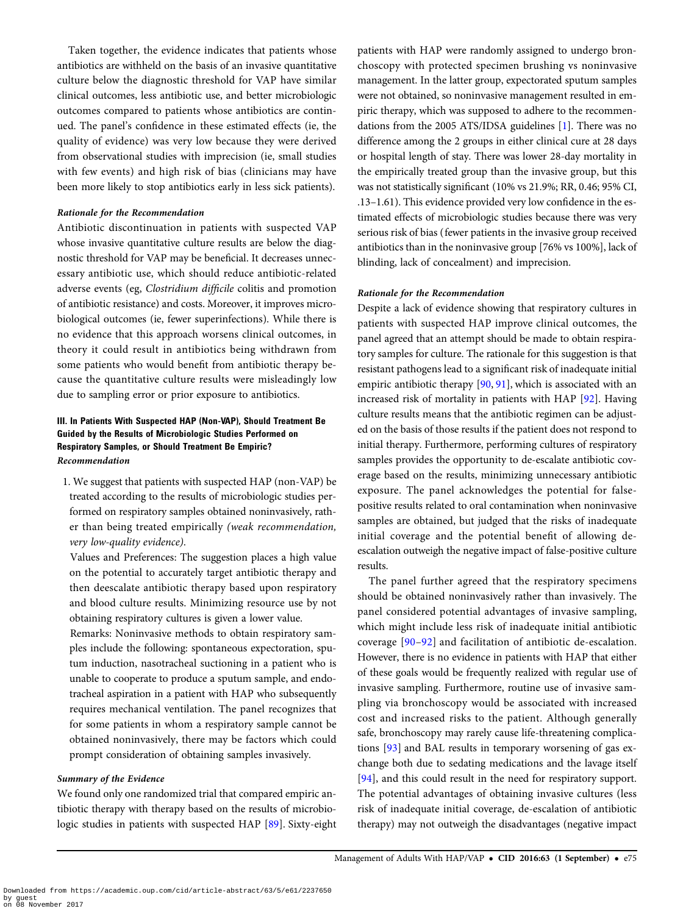Taken together, the evidence indicates that patients whose antibiotics are withheld on the basis of an invasive quantitative culture below the diagnostic threshold for VAP have similar clinical outcomes, less antibiotic use, and better microbiologic outcomes compared to patients whose antibiotics are continued. The panel's confidence in these estimated effects (ie, the quality of evidence) was very low because they were derived from observational studies with imprecision (ie, small studies with few events) and high risk of bias (clinicians may have been more likely to stop antibiotics early in less sick patients).

#### *Rationale for the Recommendation*

Antibiotic discontinuation in patients with suspected VAP whose invasive quantitative culture results are below the diagnostic threshold for VAP may be beneficial. It decreases unnecessary antibiotic use, which should reduce antibiotic-related adverse events (eg, *Clostridium difficile* colitis and promotion of antibiotic resistance) and costs. Moreover, it improves microbiological outcomes (ie, fewer superinfections). While there is no evidence that this approach worsens clinical outcomes, in theory it could result in antibiotics being withdrawn from some patients who would benefit from antibiotic therapy because the quantitative culture results were misleadingly low due to sampling error or prior exposure to antibiotics.

### III. In Patients With Suspected HAP (Non-VAP), Should Treatment Be Guided by the Results of Microbiologic Studies Performed on Respiratory Samples, or Should Treatment Be Empiric?

#### *Recommendation*

1. We suggest that patients with suspected HAP (non-VAP) be treated according to the results of microbiologic studies performed on respiratory samples obtained noninvasively, rather than being treated empirically *(weak recommendation, very low-quality evidence).*

   Values and Preferences: The suggestion places a high value on the potential to accurately target antibiotic therapy and then deescalate antibiotic therapy based upon respiratory and blood culture results. Minimizing resource use by not obtaining respiratory cultures is given a lower value.

   Remarks: Noninvasive methods to obtain respiratory samples include the following: spontaneous expectoration, sputum induction, nasotracheal suctioning in a patient who is unable to cooperate to produce a sputum sample, and endotracheal aspiration in a patient with HAP who subsequently requires mechanical ventilation. The panel recognizes that for some patients in whom a respiratory sample cannot be obtained noninvasively, there may be factors which could prompt consideration of obtaining samples invasively.

#### *Summary of the Evidence*

We found only one randomized trial that compared empiric antibiotic therapy with therapy based on the results of microbiologic studies in patients with suspected HAP [89]. Sixty-eight patients with HAP were randomly assigned to undergo bronchoscopy with protected specimen brushing vs noninvasive management. In the latter group, expectorated sputum samples were not obtained, so noninvasive management resulted in empiric therapy, which was supposed to adhere to the recommendations from the 2005 ATS/IDSA guidelines [1]. There was no difference among the 2 groups in either clinical cure at 28 days or hospital length of stay. There was lower 28-day mortality in the empirically treated group than the invasive group, but this was not statistically significant (10% vs 21.9%; RR, 0.46; 95% CI, .13–1.61). This evidence provided very low confidence in the estimated effects of microbiologic studies because there was very serious risk of bias (fewer patients in the invasive group received antibiotics than in the noninvasive group [76% vs 100%], lack of blinding, lack of concealment) and imprecision.

#### *Rationale for the Recommendation*

Despite a lack of evidence showing that respiratory cultures in patients with suspected HAP improve clinical outcomes, the panel agreed that an attempt should be made to obtain respiratory samples for culture. The rationale for this suggestion is that resistant pathogens lead to a significant risk of inadequate initial empiric antibiotic therapy [90, 91], which is associated with an increased risk of mortality in patients with HAP [92]. Having culture results means that the antibiotic regimen can be adjusted on the basis of those results if the patient does not respond to initial therapy. Furthermore, performing cultures of respiratory samples provides the opportunity to de-escalate antibiotic coverage based on the results, minimizing unnecessary antibiotic exposure. The panel acknowledges the potential for false-positive results related to oral contamination when noninvasive samples are obtained, but judged that the risks of inadequate initial coverage and the potential benefit of allowing de-escalation outweigh the negative impact of false-positive culture results.

The panel further agreed that the respiratory specimens should be obtained noninvasively rather than invasively. The panel considered potential advantages of invasive sampling, which might include less risk of inadequate initial antibiotic coverage [90–92] and facilitation of antibiotic de-escalation. However, there is no evidence in patients with HAP that either of these goals would be frequently realized with regular use of invasive sampling. Furthermore, routine use of invasive sampling via bronchoscopy would be associated with increased cost and increased risks to the patient. Although generally safe, bronchoscopy may rarely cause life-threatening complications [93] and BAL results in temporary worsening of gas exchange both due to sedating medications and the lavage itself [94], and this could result in the need for respiratory support. The potential advantages of obtaining invasive cultures (less risk of inadequate initial coverage, de-escalation of antibiotic therapy) may not outweigh the disadvantages (negative impact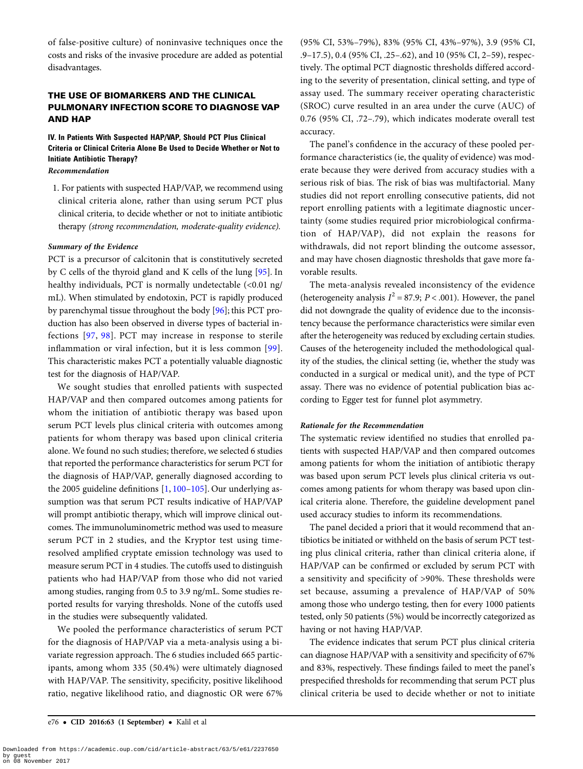of false-positive culture) of noninvasive techniques once the costs and risks of the invasive procedure are added as potential disadvantages.

## THE USE OF BIOMARKERS AND THE CLINICAL PULMONARY INFECTION SCORE TO DIAGNOSE VAP AND HAP

### IV. In Patients With Suspected HAP/VAP, Should PCT Plus Clinical Criteria or Clinical Criteria Alone Be Used to Decide Whether or Not to Initiate Antibiotic Therapy?

***Recommendation***

1. For patients with suspected HAP/VAP, we recommend using clinical criteria alone, rather than using serum PCT plus clinical criteria, to decide whether or not to initiate antibiotic therapy *(strong recommendation, moderate-quality evidence).*

***Summary of the Evidence***

PCT is a precursor of calcitonin that is constitutively secreted by C cells of the thyroid gland and K cells of the lung [95]. In healthy individuals, PCT is normally undetectable (<0.01 ng/mL). When stimulated by endotoxin, PCT is rapidly produced by parenchymal tissue throughout the body [96]; this PCT production has also been observed in diverse types of bacterial infections [97, 98]. PCT may increase in response to sterile inflammation or viral infection, but it is less common [99]. This characteristic makes PCT a potentially valuable diagnostic test for the diagnosis of HAP/VAP.

We sought studies that enrolled patients with suspected HAP/VAP and then compared outcomes among patients for whom the initiation of antibiotic therapy was based upon serum PCT levels plus clinical criteria with outcomes among patients for whom therapy was based upon clinical criteria alone. We found no such studies; therefore, we selected 6 studies that reported the performance characteristics for serum PCT for the diagnosis of HAP/VAP, generally diagnosed according to the 2005 guideline definitions [1, 100–105]. Our underlying assumption was that serum PCT results indicative of HAP/VAP will prompt antibiotic therapy, which will improve clinical outcomes. The immunoluminometric method was used to measure serum PCT in 2 studies, and the Kryptor test using time-resolved amplified cryptate emission technology was used to measure serum PCT in 4 studies. The cutoffs used to distinguish patients who had HAP/VAP from those who did not varied among studies, ranging from 0.5 to 3.9 ng/mL. Some studies reported results for varying thresholds. None of the cutoffs used in the studies were subsequently validated.

We pooled the performance characteristics of serum PCT for the diagnosis of HAP/VAP via a meta-analysis using a bivariate regression approach. The 6 studies included 665 participants, among whom 335 (50.4%) were ultimately diagnosed with HAP/VAP. The sensitivity, specificity, positive likelihood ratio, negative likelihood ratio, and diagnostic OR were 67% (95% CI, 53%–79%), 83% (95% CI, 43%–97%), 3.9 (95% CI, .9–17.5), 0.4 (95% CI, .25–.62), and 10 (95% CI, 2–59), respectively. The optimal PCT diagnostic thresholds differed according to the severity of presentation, clinical setting, and type of assay used. The summary receiver operating characteristic (SROC) curve resulted in an area under the curve (AUC) of 0.76 (95% CI, .72–.79), which indicates moderate overall test accuracy.

The panel's confidence in the accuracy of these pooled performance characteristics (ie, the quality of evidence) was moderate because they were derived from accuracy studies with a serious risk of bias. The risk of bias was multifactorial. Many studies did not report enrolling consecutive patients, did not report enrolling patients with a legitimate diagnostic uncertainty (some studies required prior microbiological confirmation of HAP/VAP), did not explain the reasons for withdrawals, did not report blinding the outcome assessor, and may have chosen diagnostic thresholds that gave more favorable results.

The meta-analysis revealed inconsistency of the evidence (heterogeneity analysis $I^2 = 87.9$; $P < .001$). However, the panel did not downgrade the quality of evidence due to the inconsistency because the performance characteristics were similar even after the heterogeneity was reduced by excluding certain studies. Causes of the heterogeneity included the methodological quality of the studies, the clinical setting (ie, whether the study was conducted in a surgical or medical unit), and the type of PCT assay. There was no evidence of potential publication bias according to Egger test for funnel plot asymmetry.

***Rationale for the Recommendation***

The systematic review identified no studies that enrolled patients with suspected HAP/VAP and then compared outcomes among patients for whom the initiation of antibiotic therapy was based upon serum PCT levels plus clinical criteria vs outcomes among patients for whom therapy was based upon clinical criteria alone. Therefore, the guideline development panel used accuracy studies to inform its recommendations.

The panel decided a priori that it would recommend that antibiotics be initiated or withheld on the basis of serum PCT testing plus clinical criteria, rather than clinical criteria alone, if HAP/VAP can be confirmed or excluded by serum PCT with a sensitivity and specificity of >90%. These thresholds were set because, assuming a prevalence of HAP/VAP of 50% among those who undergo testing, then for every 1000 patients tested, only 50 patients (5%) would be incorrectly categorized as having or not having HAP/VAP.

The evidence indicates that serum PCT plus clinical criteria can diagnose HAP/VAP with a sensitivity and specificity of 67% and 83%, respectively. These findings failed to meet the panel's prespecified thresholds for recommending that serum PCT plus clinical criteria be used to decide whether or not to initiate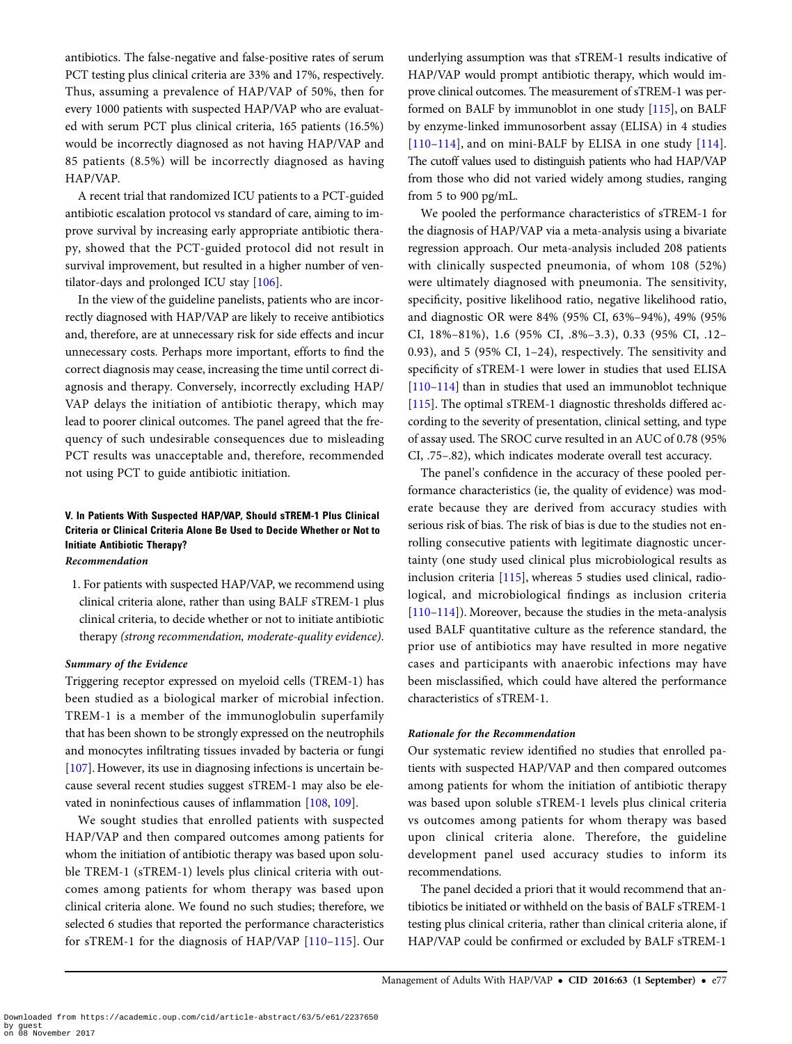antibiotics. The false-negative and false-positive rates of serum PCT testing plus clinical criteria are 33% and 17%, respectively. Thus, assuming a prevalence of HAP/VAP of 50%, then for every 1000 patients with suspected HAP/VAP who are evaluated with serum PCT plus clinical criteria, 165 patients (16.5%) would be incorrectly diagnosed as not having HAP/VAP and 85 patients (8.5%) will be incorrectly diagnosed as having HAP/VAP.

A recent trial that randomized ICU patients to a PCT-guided antibiotic escalation protocol vs standard of care, aiming to improve survival by increasing early appropriate antibiotic therapy, showed that the PCT-guided protocol did not result in survival improvement, but resulted in a higher number of ventilator-days and prolonged ICU stay [106].

In the view of the guideline panelists, patients who are incorrectly diagnosed with HAP/VAP are likely to receive antibiotics and, therefore, are at unnecessary risk for side effects and incur unnecessary costs. Perhaps more important, efforts to find the correct diagnosis may cease, increasing the time until correct diagnosis and therapy. Conversely, incorrectly excluding HAP/VAP delays the initiation of antibiotic therapy, which may lead to poorer clinical outcomes. The panel agreed that the frequency of such undesirable consequences due to misleading PCT results was unacceptable and, therefore, recommended not using PCT to guide antibiotic initiation.

### V. In Patients With Suspected HAP/VAP, Should sTREM-1 Plus Clinical Criteria or Clinical Criteria Alone Be Used to Decide Whether or Not to Initiate Antibiotic Therapy?

***Recommendation***

1. For patients with suspected HAP/VAP, we recommend using clinical criteria alone, rather than using BALF sTREM-1 plus clinical criteria, to decide whether or not to initiate antibiotic therapy *(strong recommendation, moderate-quality evidence).*

***Summary of the Evidence***

Triggering receptor expressed on myeloid cells (TREM-1) has been studied as a biological marker of microbial infection. TREM-1 is a member of the immunoglobulin superfamily that has been shown to be strongly expressed on the neutrophils and monocytes infiltrating tissues invaded by bacteria or fungi [107]. However, its use in diagnosing infections is uncertain because several recent studies suggest sTREM-1 may also be elevated in noninfectious causes of inflammation [108, 109].

We sought studies that enrolled patients with suspected HAP/VAP and then compared outcomes among patients for whom the initiation of antibiotic therapy was based upon soluble TREM-1 (sTREM-1) levels plus clinical criteria with outcomes among patients for whom therapy was based upon clinical criteria alone. We found no such studies; therefore, we selected 6 studies that reported the performance characteristics for sTREM-1 for the diagnosis of HAP/VAP [110–115]. Our underlying assumption was that sTREM-1 results indicative of HAP/VAP would prompt antibiotic therapy, which would improve clinical outcomes. The measurement of sTREM-1 was performed on BALF by immunoblot in one study [115], on BALF by enzyme-linked immunosorbent assay (ELISA) in 4 studies [110–114], and on mini-BALF by ELISA in one study [114]. The cutoff values used to distinguish patients who had HAP/VAP from those who did not varied widely among studies, ranging from 5 to 900 pg/mL.

We pooled the performance characteristics of sTREM-1 for the diagnosis of HAP/VAP via a meta-analysis using a bivariate regression approach. Our meta-analysis included 208 patients with clinically suspected pneumonia, of whom 108 (52%) were ultimately diagnosed with pneumonia. The sensitivity, specificity, positive likelihood ratio, negative likelihood ratio, and diagnostic OR were 84% (95% CI, 63%–94%), 49% (95% CI, 18%–81%), 1.6 (95% CI, .8%–3.3), 0.33 (95% CI, .12–0.93), and 5 (95% CI, 1–24), respectively. The sensitivity and specificity of sTREM-1 were lower in studies that used ELISA [110–114] than in studies that used an immunoblot technique [115]. The optimal sTREM-1 diagnostic thresholds differed according to the severity of presentation, clinical setting, and type of assay used. The SROC curve resulted in an AUC of 0.78 (95% CI, .75–.82), which indicates moderate overall test accuracy.

The panel's confidence in the accuracy of these pooled performance characteristics (ie, the quality of evidence) was moderate because they are derived from accuracy studies with serious risk of bias. The risk of bias is due to the studies not enrolling consecutive patients with legitimate diagnostic uncertainty (one study used clinical plus microbiological results as inclusion criteria [115], whereas 5 studies used clinical, radiological, and microbiological findings as inclusion criteria [110–114]). Moreover, because the studies in the meta-analysis used BALF quantitative culture as the reference standard, the prior use of antibiotics may have resulted in more negative cases and participants with anaerobic infections may have been misclassified, which could have altered the performance characteristics of sTREM-1.

***Rationale for the Recommendation***

Our systematic review identified no studies that enrolled patients with suspected HAP/VAP and then compared outcomes among patients for whom the initiation of antibiotic therapy was based upon soluble sTREM-1 levels plus clinical criteria vs outcomes among patients for whom therapy was based upon clinical criteria alone. Therefore, the guideline development panel used accuracy studies to inform its recommendations.

The panel decided a priori that it would recommend that antibiotics be initiated or withheld on the basis of BALF sTREM-1 testing plus clinical criteria, rather than clinical criteria alone, if HAP/VAP could be confirmed or excluded by BALF sTREM-1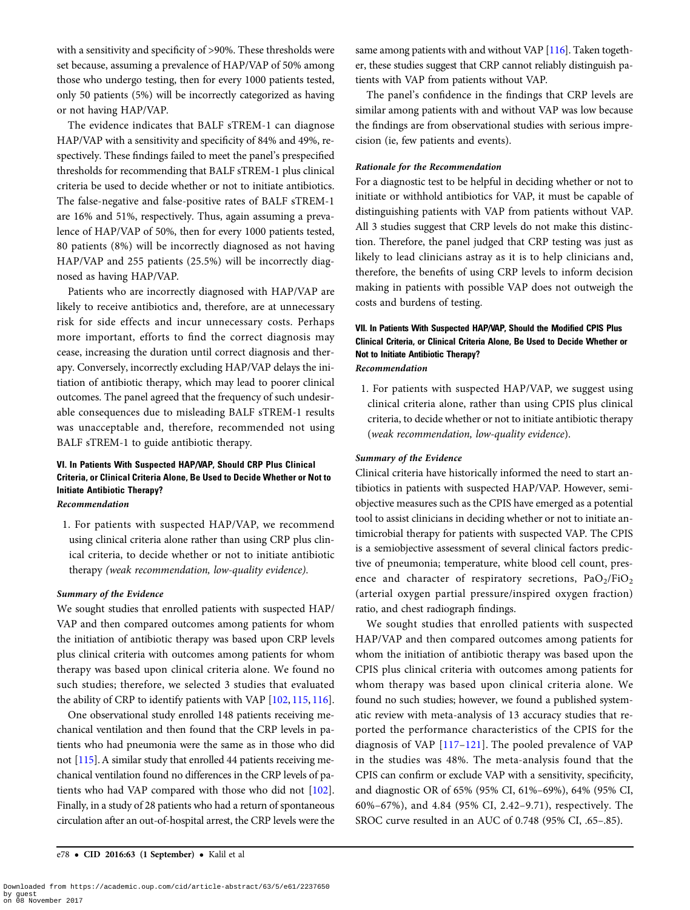with a sensitivity and specificity of >90%. These thresholds were set because, assuming a prevalence of HAP/VAP of 50% among those who undergo testing, then for every 1000 patients tested, only 50 patients (5%) will be incorrectly categorized as having or not having HAP/VAP.

The evidence indicates that BALF sTREM-1 can diagnose HAP/VAP with a sensitivity and specificity of 84% and 49%, respectively. These findings failed to meet the panel's prespecified thresholds for recommending that BALF sTREM-1 plus clinical criteria be used to decide whether or not to initiate antibiotics. The false-negative and false-positive rates of BALF sTREM-1 are 16% and 51%, respectively. Thus, again assuming a prevalence of HAP/VAP of 50%, then for every 1000 patients tested, 80 patients (8%) will be incorrectly diagnosed as not having HAP/VAP and 255 patients (25.5%) will be incorrectly diagnosed as having HAP/VAP.

Patients who are incorrectly diagnosed with HAP/VAP are likely to receive antibiotics and, therefore, are at unnecessary risk for side effects and incur unnecessary costs. Perhaps more important, efforts to find the correct diagnosis may cease, increasing the duration until correct diagnosis and therapy. Conversely, incorrectly excluding HAP/VAP delays the initiation of antibiotic therapy, which may lead to poorer clinical outcomes. The panel agreed that the frequency of such undesirable consequences due to misleading BALF sTREM-1 results was unacceptable and, therefore, recommended not using BALF sTREM-1 to guide antibiotic therapy.

### VI. In Patients With Suspected HAP/VAP, Should CRP Plus Clinical Criteria, or Clinical Criteria Alone, Be Used to Decide Whether or Not to Initiate Antibiotic Therapy?

***Recommendation***

1. For patients with suspected HAP/VAP, we recommend using clinical criteria alone rather than using CRP plus clinical criteria, to decide whether or not to initiate antibiotic therapy *(weak recommendation, low-quality evidence)*.

***Summary of the Evidence***

We sought studies that enrolled patients with suspected HAP/VAP and then compared outcomes among patients for whom the initiation of antibiotic therapy was based upon CRP levels plus clinical criteria with outcomes among patients for whom therapy was based upon clinical criteria alone. We found no such studies; therefore, we selected 3 studies that evaluated the ability of CRP to identify patients with VAP [102, 115, 116].

One observational study enrolled 148 patients receiving mechanical ventilation and then found that the CRP levels in patients who had pneumonia were the same as in those who did not [115]. A similar study that enrolled 44 patients receiving mechanical ventilation found no differences in the CRP levels of patients who had VAP compared with those who did not [102]. Finally, in a study of 28 patients who had a return of spontaneous circulation after an out-of-hospital arrest, the CRP levels were the same among patients with and without VAP [116]. Taken together, these studies suggest that CRP cannot reliably distinguish patients with VAP from patients without VAP.

The panel's confidence in the findings that CRP levels are similar among patients with and without VAP was low because the findings are from observational studies with serious imprecision (ie, few patients and events).

***Rationale for the Recommendation***

For a diagnostic test to be helpful in deciding whether or not to initiate or withhold antibiotics for VAP, it must be capable of distinguishing patients with VAP from patients without VAP. All 3 studies suggest that CRP levels do not make this distinction. Therefore, the panel judged that CRP testing was just as likely to lead clinicians astray as it is to help clinicians and, therefore, the benefits of using CRP levels to inform decision making in patients with possible VAP does not outweigh the costs and burdens of testing.

### VII. In Patients With Suspected HAP/VAP, Should the Modified CPIS Plus Clinical Criteria, or Clinical Criteria Alone, Be Used to Decide Whether or Not to Initiate Antibiotic Therapy?

***Recommendation***

1. For patients with suspected HAP/VAP, we suggest using clinical criteria alone, rather than using CPIS plus clinical criteria, to decide whether or not to initiate antibiotic therapy (*weak recommendation, low-quality evidence*).

***Summary of the Evidence***

Clinical criteria have historically informed the need to start antibiotics in patients with suspected HAP/VAP. However, semiobjective measures such as the CPIS have emerged as a potential tool to assist clinicians in deciding whether or not to initiate antimicrobial therapy for patients with suspected VAP. The CPIS is a semiobjective assessment of several clinical factors predictive of pneumonia; temperature, white blood cell count, presence and character of respiratory secretions, $PaO_2/FiO_2$ (arterial oxygen partial pressure/inspired oxygen fraction) ratio, and chest radiograph findings.

We sought studies that enrolled patients with suspected HAP/VAP and then compared outcomes among patients for whom the initiation of antibiotic therapy was based upon the CPIS plus clinical criteria with outcomes among patients for whom therapy was based upon clinical criteria alone. We found no such studies; however, we found a published systematic review with meta-analysis of 13 accuracy studies that reported the performance characteristics of the CPIS for the diagnosis of VAP [117–121]. The pooled prevalence of VAP in the studies was 48%. The meta-analysis found that the CPIS can confirm or exclude VAP with a sensitivity, specificity, and diagnostic OR of 65% (95% CI, 61%–69%), 64% (95% CI, 60%–67%), and 4.84 (95% CI, 2.42–9.71), respectively. The SROC curve resulted in an AUC of 0.748 (95% CI, .65–.85).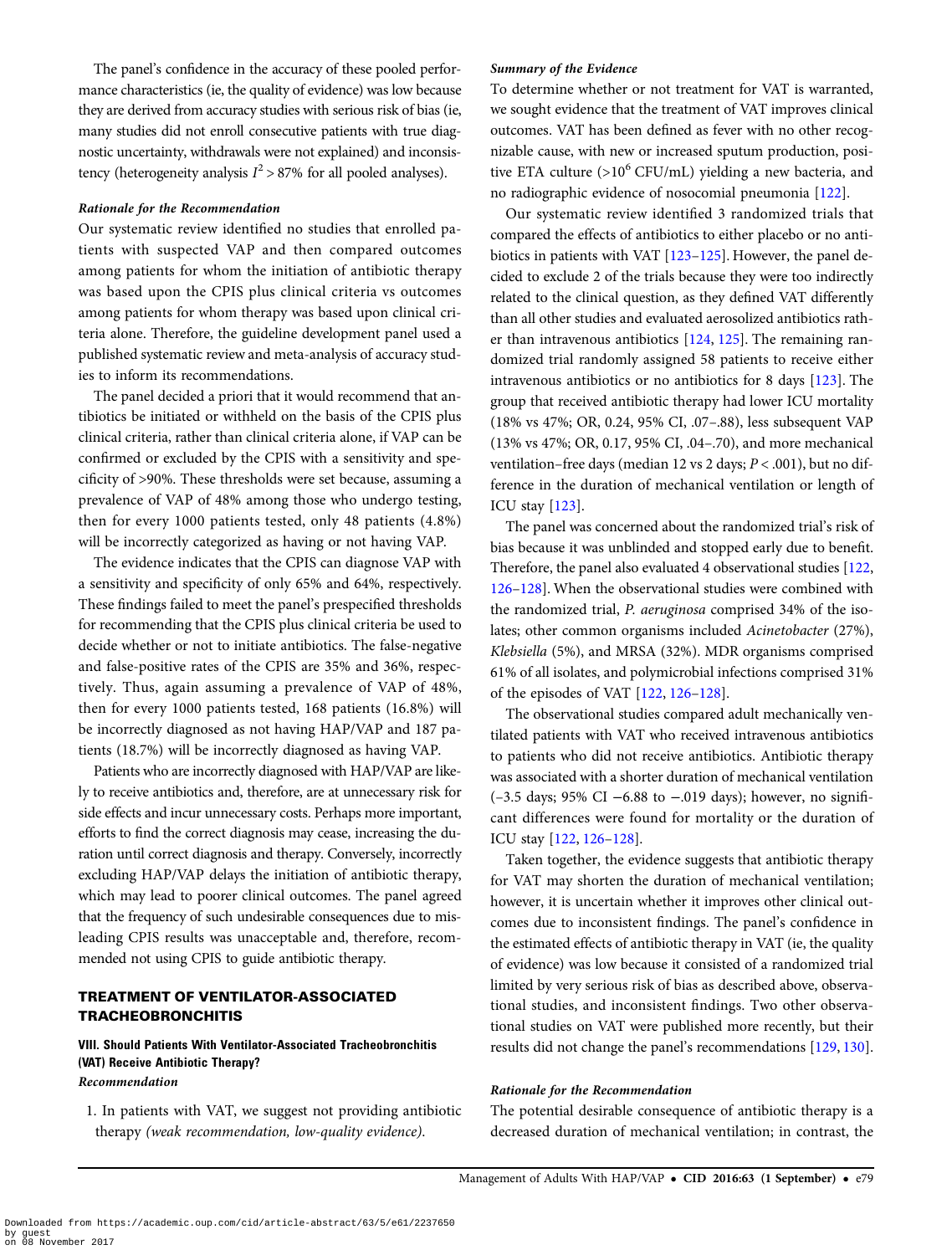The panel's confidence in the accuracy of these pooled performance characteristics (ie, the quality of evidence) was low because they are derived from accuracy studies with serious risk of bias (ie, many studies did not enroll consecutive patients with true diagnostic uncertainty, withdrawals were not explained) and inconsistency (heterogeneity analysis $I^2 > 87\%$ for all pooled analyses).

#### *Rationale for the Recommendation*

Our systematic review identified no studies that enrolled patients with suspected VAP and then compared outcomes among patients for whom the initiation of antibiotic therapy was based upon the CPIS plus clinical criteria vs outcomes among patients for whom therapy was based upon clinical criteria alone. Therefore, the guideline development panel used a published systematic review and meta-analysis of accuracy studies to inform its recommendations.

The panel decided a priori that it would recommend that antibiotics be initiated or withheld on the basis of the CPIS plus clinical criteria, rather than clinical criteria alone, if VAP can be confirmed or excluded by the CPIS with a sensitivity and specificity of >90%. These thresholds were set because, assuming a prevalence of VAP of 48% among those who undergo testing, then for every 1000 patients tested, only 48 patients (4.8%) will be incorrectly categorized as having or not having VAP.

The evidence indicates that the CPIS can diagnose VAP with a sensitivity and specificity of only 65% and 64%, respectively. These findings failed to meet the panel's prespecified thresholds for recommending that the CPIS plus clinical criteria be used to decide whether or not to initiate antibiotics. The false-negative and false-positive rates of the CPIS are 35% and 36%, respectively. Thus, again assuming a prevalence of VAP of 48%, then for every 1000 patients tested, 168 patients (16.8%) will be incorrectly diagnosed as not having HAP/VAP and 187 patients (18.7%) will be incorrectly diagnosed as having VAP.

Patients who are incorrectly diagnosed with HAP/VAP are likely to receive antibiotics and, therefore, are at unnecessary risk for side effects and incur unnecessary costs. Perhaps more important, efforts to find the correct diagnosis may cease, increasing the duration until correct diagnosis and therapy. Conversely, incorrectly excluding HAP/VAP delays the initiation of antibiotic therapy, which may lead to poorer clinical outcomes. The panel agreed that the frequency of such undesirable consequences due to misleading CPIS results was unacceptable and, therefore, recommended not using CPIS to guide antibiotic therapy.

## TREATMENT OF VENTILATOR-ASSOCIATED TRACHEOBRONCHITIS

### VIII. Should Patients With Ventilator-Associated Tracheobronchitis (VAT) Receive Antibiotic Therapy?

#### *Recommendation*

1. In patients with VAT, we suggest not providing antibiotic therapy *(weak recommendation, low-quality evidence).*

#### *Summary of the Evidence*

To determine whether or not treatment for VAT is warranted, we sought evidence that the treatment of VAT improves clinical outcomes. VAT has been defined as fever with no other recognizable cause, with new or increased sputum production, positive ETA culture (>$10^6$ CFU/mL) yielding a new bacteria, and no radiographic evidence of nosocomial pneumonia [122].

Our systematic review identified 3 randomized trials that compared the effects of antibiotics to either placebo or no antibiotics in patients with VAT [123–125]. However, the panel decided to exclude 2 of the trials because they were too indirectly related to the clinical question, as they defined VAT differently than all other studies and evaluated aerosolized antibiotics rather than intravenous antibiotics [124, 125]. The remaining randomized trial randomly assigned 58 patients to receive either intravenous antibiotics or no antibiotics for 8 days [123]. The group that received antibiotic therapy had lower ICU mortality (18% vs 47%; OR, 0.24, 95% CI, .07–.88), less subsequent VAP (13% vs 47%; OR, 0.17, 95% CI, .04–.70), and more mechanical ventilation–free days (median 12 vs 2 days; $P < .001$), but no difference in the duration of mechanical ventilation or length of ICU stay [123].

The panel was concerned about the randomized trial's risk of bias because it was unblinded and stopped early due to benefit. Therefore, the panel also evaluated 4 observational studies [122, 126–128]. When the observational studies were combined with the randomized trial, *P. aeruginosa* comprised 34% of the isolates; other common organisms included *Acinetobacter* (27%), *Klebsiella* (5%), and MRSA (32%). MDR organisms comprised 61% of all isolates, and polymicrobial infections comprised 31% of the episodes of VAT [122, 126–128].

The observational studies compared adult mechanically ventilated patients with VAT who received intravenous antibiotics to patients who did not receive antibiotics. Antibiotic therapy was associated with a shorter duration of mechanical ventilation (–3.5 days; 95% CI −6.88 to −.019 days); however, no significant differences were found for mortality or the duration of ICU stay [122, 126–128].

Taken together, the evidence suggests that antibiotic therapy for VAT may shorten the duration of mechanical ventilation; however, it is uncertain whether it improves other clinical outcomes due to inconsistent findings. The panel's confidence in the estimated effects of antibiotic therapy in VAT (ie, the quality of evidence) was low because it consisted of a randomized trial limited by very serious risk of bias as described above, observational studies, and inconsistent findings. Two other observational studies on VAT were published more recently, but their results did not change the panel's recommendations [129, 130].

#### *Rationale for the Recommendation*

The potential desirable consequence of antibiotic therapy is a decreased duration of mechanical ventilation; in contrast, the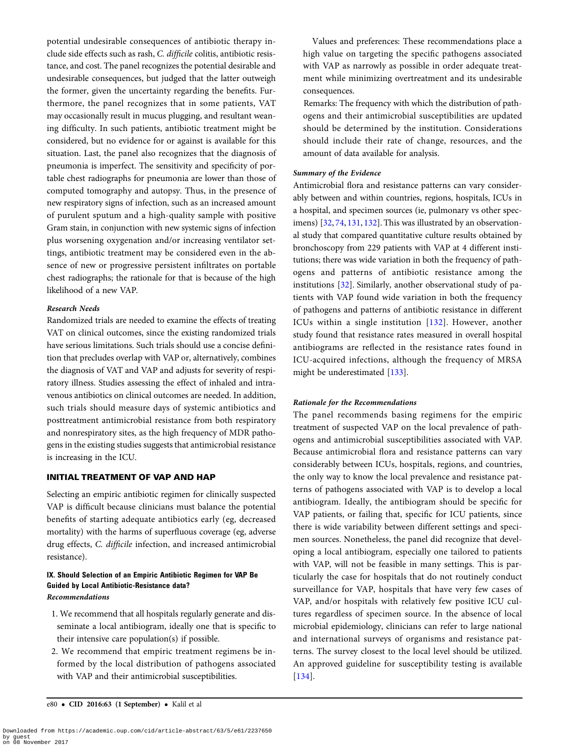potential undesirable consequences of antibiotic therapy include side effects such as rash, *C. difficile* colitis, antibiotic resistance, and cost. The panel recognizes the potential desirable and undesirable consequences, but judged that the latter outweigh the former, given the uncertainty regarding the benefits. Furthermore, the panel recognizes that in some patients, VAT may occasionally result in mucus plugging, and resultant weaning difficulty. In such patients, antibiotic treatment might be considered, but no evidence for or against is available for this situation. Last, the panel also recognizes that the diagnosis of pneumonia is imperfect. The sensitivity and specificity of portable chest radiographs for pneumonia are lower than those of computed tomography and autopsy. Thus, in the presence of new respiratory signs of infection, such as an increased amount of purulent sputum and a high-quality sample with positive Gram stain, in conjunction with new systemic signs of infection plus worsening oxygenation and/or increasing ventilator settings, antibiotic treatment may be considered even in the absence of new or progressive persistent infiltrates on portable chest radiographs; the rationale for that is because of the high likelihood of a new VAP.

#### *Research Needs*

Randomized trials are needed to examine the effects of treating VAT on clinical outcomes, since the existing randomized trials have serious limitations. Such trials should use a concise definition that precludes overlap with VAP or, alternatively, combines the diagnosis of VAT and VAP and adjusts for severity of respiratory illness. Studies assessing the effect of inhaled and intravenous antibiotics on clinical outcomes are needed. In addition, such trials should measure days of systemic antibiotics and posttreatment antimicrobial resistance from both respiratory and nonrespiratory sites, as the high frequency of MDR pathogens in the existing studies suggests that antimicrobial resistance is increasing in the ICU.

## INITIAL TREATMENT OF VAP AND HAP

Selecting an empiric antibiotic regimen for clinically suspected VAP is difficult because clinicians must balance the potential benefits of starting adequate antibiotics early (eg, decreased mortality) with the harms of superfluous coverage (eg, adverse drug effects, *C. difficile* infection, and increased antimicrobial resistance).

### IX. Should Selection of an Empiric Antibiotic Regimen for VAP Be Guided by Local Antibiotic-Resistance data?

#### *Recommendations*

1. We recommend that all hospitals regularly generate and disseminate a local antibiogram, ideally one that is specific to their intensive care population(s) if possible.
2. We recommend that empiric treatment regimens be informed by the local distribution of pathogens associated with VAP and their antimicrobial susceptibilities.

Values and preferences: These recommendations place a high value on targeting the specific pathogens associated with VAP as narrowly as possible in order adequate treatment while minimizing overtreatment and its undesirable consequences.

Remarks: The frequency with which the distribution of pathogens and their antimicrobial susceptibilities are updated should be determined by the institution. Considerations should include their rate of change, resources, and the amount of data available for analysis.

#### *Summary of the Evidence*

Antimicrobial flora and resistance patterns can vary considerably between and within countries, regions, hospitals, ICUs in a hospital, and specimen sources (ie, pulmonary vs other specimens) [32, 74, 131, 132]. This was illustrated by an observational study that compared quantitative culture results obtained by bronchoscopy from 229 patients with VAP at 4 different institutions; there was wide variation in both the frequency of pathogens and patterns of antibiotic resistance among the institutions [32]. Similarly, another observational study of patients with VAP found wide variation in both the frequency of pathogens and patterns of antibiotic resistance in different ICUs within a single institution [132]. However, another study found that resistance rates measured in overall hospital antibiograms are reflected in the resistance rates found in ICU-acquired infections, although the frequency of MRSA might be underestimated [133].

#### *Rationale for the Recommendations*

The panel recommends basing regimens for the empiric treatment of suspected VAP on the local prevalence of pathogens and antimicrobial susceptibilities associated with VAP. Because antimicrobial flora and resistance patterns can vary considerably between ICUs, hospitals, regions, and countries, the only way to know the local prevalence and resistance patterns of pathogens associated with VAP is to develop a local antibiogram. Ideally, the antibiogram should be specific for VAP patients, or failing that, specific for ICU patients, since there is wide variability between different settings and specimen sources. Nonetheless, the panel did recognize that developing a local antibiogram, especially one tailored to patients with VAP, will not be feasible in many settings. This is particularly the case for hospitals that do not routinely conduct surveillance for VAP, hospitals that have very few cases of VAP, and/or hospitals with relatively few positive ICU cultures regardless of specimen source. In the absence of local microbial epidemiology, clinicians can refer to large national and international surveys of organisms and resistance patterns. The survey closest to the local level should be utilized. An approved guideline for susceptibility testing is available [134].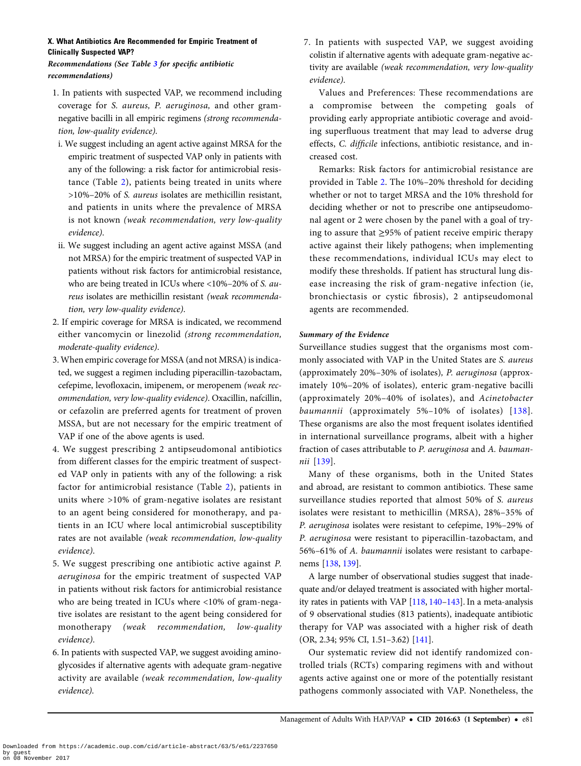### X. What Antibiotics Are Recommended for Empiric Treatment of Clinically Suspected VAP?

*Recommendations (See Table 3 for specific antibiotic recommendations)*

1. In patients with suspected VAP, we recommend including coverage for *S. aureus*, *P. aeruginosa*, and other gram-negative bacilli in all empiric regimens *(strong recommendation, low-quality evidence)*.
   - i. We suggest including an agent active against MRSA for the empiric treatment of suspected VAP only in patients with any of the following: a risk factor for antimicrobial resistance (Table 2), patients being treated in units where >10%–20% of *S. aureus* isolates are methicillin resistant, and patients in units where the prevalence of MRSA is not known *(weak recommendation, very low-quality evidence)*.
   - ii. We suggest including an agent active against MSSA (and not MRSA) for the empiric treatment of suspected VAP in patients without risk factors for antimicrobial resistance, who are being treated in ICUs where <10%–20% of *S. aureus* isolates are methicillin resistant *(weak recommendation, very low-quality evidence)*.
2. If empiric coverage for MRSA is indicated, we recommend either vancomycin or linezolid *(strong recommendation, moderate-quality evidence)*.
3. When empiric coverage for MSSA (and not MRSA) is indicated, we suggest a regimen including piperacillin-tazobactam, cefepime, levofloxacin, imipenem, or meropenem *(weak recommendation, very low-quality evidence)*. Oxacillin, nafcillin, or cefazolin are preferred agents for treatment of proven MSSA, but are not necessary for the empiric treatment of VAP if one of the above agents is used.
4. We suggest prescribing 2 antipseudomonal antibiotics from different classes for the empiric treatment of suspected VAP only in patients with any of the following: a risk factor for antimicrobial resistance (Table 2), patients in units where >10% of gram-negative isolates are resistant to an agent being considered for monotherapy, and patients in an ICU where local antimicrobial susceptibility rates are not available *(weak recommendation, low-quality evidence)*.
5. We suggest prescribing one antibiotic active against *P. aeruginosa* for the empiric treatment of suspected VAP in patients without risk factors for antimicrobial resistance who are being treated in ICUs where <10% of gram-negative isolates are resistant to the agent being considered for monotherapy *(weak recommendation, low-quality evidence)*.
6. In patients with suspected VAP, we suggest avoiding aminoglycosides if alternative agents with adequate gram-negative activity are available *(weak recommendation, low-quality evidence)*.
7. In patients with suspected VAP, we suggest avoiding colistin if alternative agents with adequate gram-negative activity are available *(weak recommendation, very low-quality evidence)*.

Values and Preferences: These recommendations are a compromise between the competing goals of providing early appropriate antibiotic coverage and avoiding superfluous treatment that may lead to adverse drug effects, *C. difficile* infections, antibiotic resistance, and increased cost.

Remarks: Risk factors for antimicrobial resistance are provided in Table 2. The 10%–20% threshold for deciding whether or not to target MRSA and the 10% threshold for deciding whether or not to prescribe one antipseudomonal agent or 2 were chosen by the panel with a goal of trying to assure that ≥95% of patient receive empiric therapy active against their likely pathogens; when implementing these recommendations, individual ICUs may elect to modify these thresholds. If patient has structural lung disease increasing the risk of gram-negative infection (ie, bronchiectasis or cystic fibrosis), 2 antipseudomonal agents are recommended.

#### Summary of the Evidence

Surveillance studies suggest that the organisms most commonly associated with VAP in the United States are *S. aureus* (approximately 20%–30% of isolates), *P. aeruginosa* (approximately 10%–20% of isolates), enteric gram-negative bacilli (approximately 20%–40% of isolates), and *Acinetobacter baumannii* (approximately 5%–10% of isolates) [138]. These organisms are also the most frequent isolates identified in international surveillance programs, albeit with a higher fraction of cases attributable to *P. aeruginosa* and *A. baumannii* [139].

Many of these organisms, both in the United States and abroad, are resistant to common antibiotics. These same surveillance studies reported that almost 50% of *S. aureus* isolates were resistant to methicillin (MRSA), 28%–35% of *P. aeruginosa* isolates were resistant to cefepime, 19%–29% of *P. aeruginosa* were resistant to piperacillin-tazobactam, and 56%–61% of *A. baumannii* isolates were resistant to carbapenems [138, 139].

A large number of observational studies suggest that inadequate and/or delayed treatment is associated with higher mortality rates in patients with VAP [118, 140–143]. In a meta-analysis of 9 observational studies (813 patients), inadequate antibiotic therapy for VAP was associated with a higher risk of death (OR, 2.34; 95% CI, 1.51–3.62) [141].

Our systematic review did not identify randomized controlled trials (RCTs) comparing regimens with and without agents active against one or more of the potentially resistant pathogens commonly associated with VAP. Nonetheless, the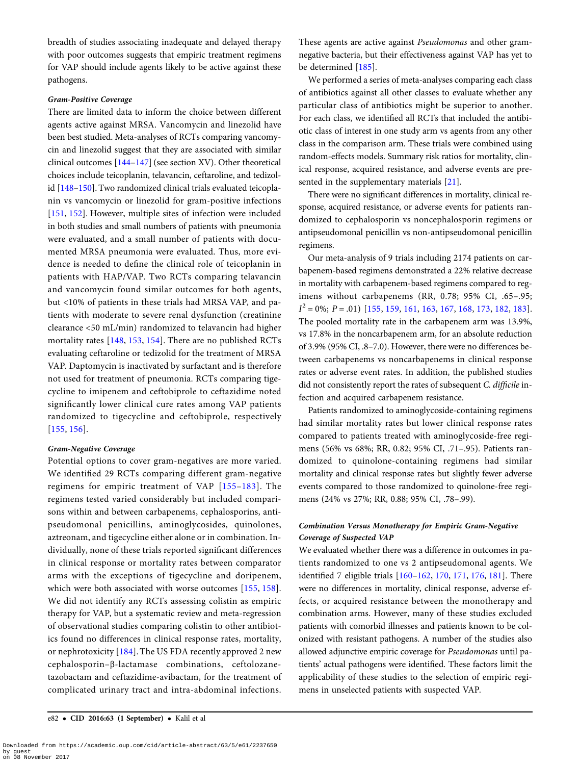breadth of studies associating inadequate and delayed therapy with poor outcomes suggests that empiric treatment regimens for VAP should include agents likely to be active against these pathogens.

#### Gram-Positive Coverage

There are limited data to inform the choice between different agents active against MRSA. Vancomycin and linezolid have been best studied. Meta-analyses of RCTs comparing vancomycin and linezolid suggest that they are associated with similar clinical outcomes [144–147] (see section XV). Other theoretical choices include teicoplanin, telavancin, ceftaroline, and tedizolid [148–150]. Two randomized clinical trials evaluated teicoplanin vs vancomycin or linezolid for gram-positive infections [151, 152]. However, multiple sites of infection were included in both studies and small numbers of patients with pneumonia were evaluated, and a small number of patients with documented MRSA pneumonia were evaluated. Thus, more evidence is needed to define the clinical role of teicoplanin in patients with HAP/VAP. Two RCTs comparing telavancin and vancomycin found similar outcomes for both agents, but <10% of patients in these trials had MRSA VAP, and patients with moderate to severe renal dysfunction (creatinine clearance <50 mL/min) randomized to telavancin had higher mortality rates [148, 153, 154]. There are no published RCTs evaluating ceftaroline or tedizolid for the treatment of MRSA VAP. Daptomycin is inactivated by surfactant and is therefore not used for treatment of pneumonia. RCTs comparing tigecycline to imipenem and ceftobiprole to ceftazidime noted significantly lower clinical cure rates among VAP patients randomized to tigecycline and ceftobiprole, respectively [155, 156].

#### Gram-Negative Coverage

Potential options to cover gram-negatives are more varied. We identified 29 RCTs comparing different gram-negative regimens for empiric treatment of VAP [155–183]. The regimens tested varied considerably but included comparisons within and between carbapenems, cephalosporins, antipseudomonal penicillins, aminoglycosides, quinolones, aztreonam, and tigecycline either alone or in combination. Individually, none of these trials reported significant differences in clinical response or mortality rates between comparator arms with the exceptions of tigecycline and doripenem, which were both associated with worse outcomes [155, 158]. We did not identify any RCTs assessing colistin as empiric therapy for VAP, but a systematic review and meta-regression of observational studies comparing colistin to other antibiotics found no differences in clinical response rates, mortality, or nephrotoxicity [184]. The US FDA recently approved 2 new cephalosporin–β-lactamase combinations, ceftolozane-tazobactam and ceftazidime-avibactam, for the treatment of complicated urinary tract and intra-abdominal infections. These agents are active against *Pseudomonas* and other gram-negative bacteria, but their effectiveness against VAP has yet to be determined [185].

We performed a series of meta-analyses comparing each class of antibiotics against all other classes to evaluate whether any particular class of antibiotics might be superior to another. For each class, we identified all RCTs that included the antibiotic class of interest in one study arm vs agents from any other class in the comparison arm. These trials were combined using random-effects models. Summary risk ratios for mortality, clinical response, acquired resistance, and adverse events are presented in the supplementary materials [21].

There were no significant differences in mortality, clinical response, acquired resistance, or adverse events for patients randomized to cephalosporin vs noncephalosporin regimens or antipseudomonal penicillin vs non-antipseudomonal penicillin regimens.

Our meta-analysis of 9 trials including 2174 patients on carbapenem-based regimens demonstrated a 22% relative decrease in mortality with carbapenem-based regimens compared to regimens without carbapenems (RR, 0.78; 95% CI, .65–.95; $I^2 = 0\%$; $P = .01$) [155, 159, 161, 163, 167, 168, 173, 182, 183]. The pooled mortality rate in the carbapenem arm was 13.9%, vs 17.8% in the noncarbapenem arm, for an absolute reduction of 3.9% (95% CI, .8–7.0). However, there were no differences between carbapenems vs noncarbapenems in clinical response rates or adverse event rates. In addition, the published studies did not consistently report the rates of subsequent *C. difficile* infection and acquired carbapenem resistance.

Patients randomized to aminoglycoside-containing regimens had similar mortality rates but lower clinical response rates compared to patients treated with aminoglycoside-free regimens (56% vs 68%; RR, 0.82; 95% CI, .71–.95). Patients randomized to quinolone-containing regimens had similar mortality and clinical response rates but slightly fewer adverse events compared to those randomized to quinolone-free regimens (24% vs 27%; RR, 0.88; 95% CI, .78–.99).

#### Combination Versus Monotherapy for Empiric Gram-Negative Coverage of Suspected VAP

We evaluated whether there was a difference in outcomes in patients randomized to one vs 2 antipseudomonal agents. We identified 7 eligible trials [160–162, 170, 171, 176, 181]. There were no differences in mortality, clinical response, adverse effects, or acquired resistance between the monotherapy and combination arms. However, many of these studies excluded patients with comorbid illnesses and patients known to be colonized with resistant pathogens. A number of the studies also allowed adjunctive empiric coverage for *Pseudomonas* until patients' actual pathogens were identified. These factors limit the applicability of these studies to the selection of empiric regimens in unselected patients with suspected VAP.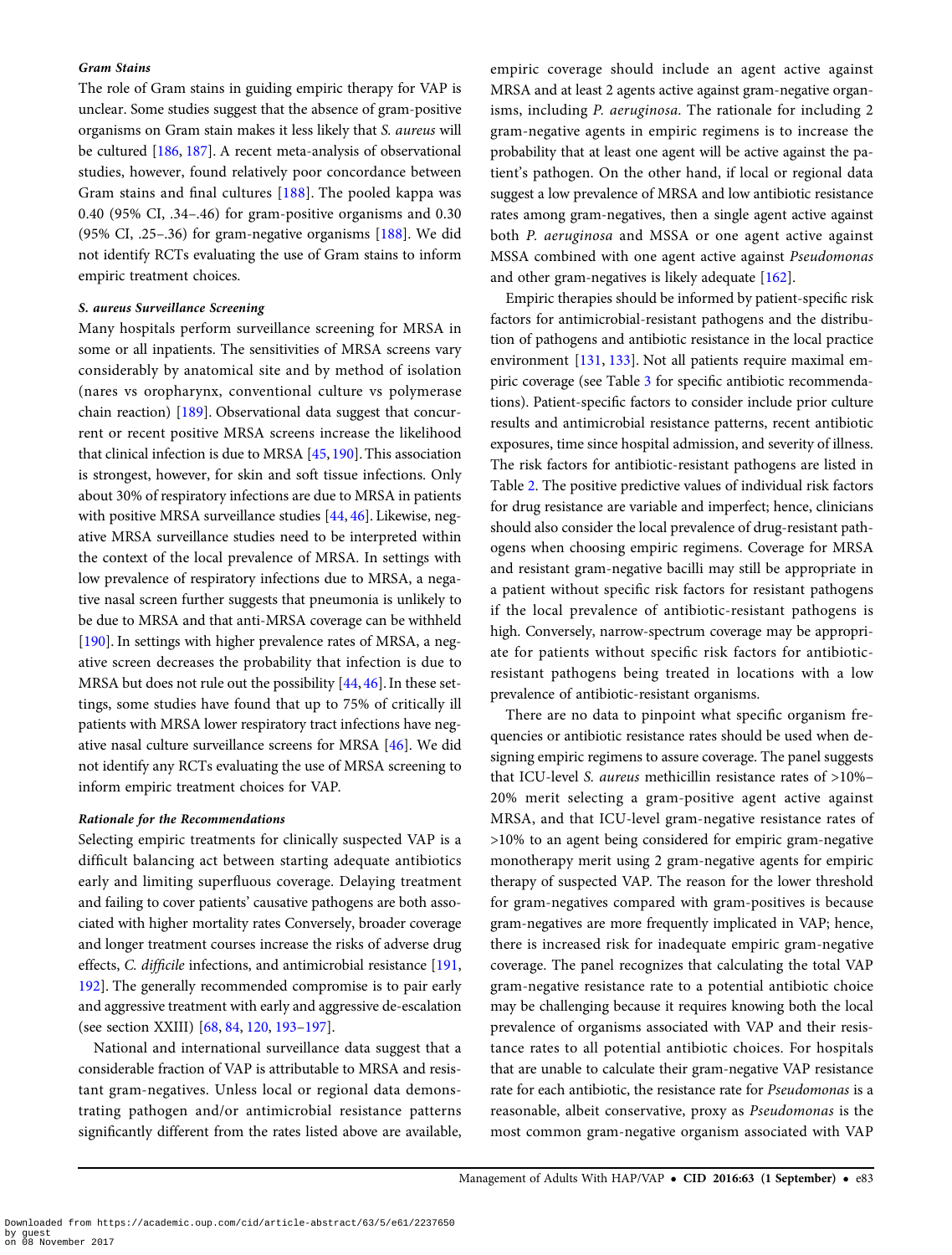#### Gram Stains

The role of Gram stains in guiding empiric therapy for VAP is unclear. Some studies suggest that the absence of gram-positive organisms on Gram stain makes it less likely that *S. aureus* will be cultured [186, 187]. A recent meta-analysis of observational studies, however, found relatively poor concordance between Gram stains and final cultures [188]. The pooled kappa was 0.40 (95% CI, .34–.46) for gram-positive organisms and 0.30 (95% CI, .25–.36) for gram-negative organisms [188]. We did not identify RCTs evaluating the use of Gram stains to inform empiric treatment choices.

#### S. aureus Surveillance Screening

Many hospitals perform surveillance screening for MRSA in some or all inpatients. The sensitivities of MRSA screens vary considerably by anatomical site and by method of isolation (nares vs oropharynx, conventional culture vs polymerase chain reaction) [189]. Observational data suggest that concurrent or recent positive MRSA screens increase the likelihood that clinical infection is due to MRSA [45, 190]. This association is strongest, however, for skin and soft tissue infections. Only about 30% of respiratory infections are due to MRSA in patients with positive MRSA surveillance studies [44, 46]. Likewise, negative MRSA surveillance studies need to be interpreted within the context of the local prevalence of MRSA. In settings with low prevalence of respiratory infections due to MRSA, a negative nasal screen further suggests that pneumonia is unlikely to be due to MRSA and that anti-MRSA coverage can be withheld [190]. In settings with higher prevalence rates of MRSA, a negative screen decreases the probability that infection is due to MRSA but does not rule out the possibility [44, 46]. In these settings, some studies have found that up to 75% of critically ill patients with MRSA lower respiratory tract infections have negative nasal culture surveillance screens for MRSA [46]. We did not identify any RCTs evaluating the use of MRSA screening to inform empiric treatment choices for VAP.

#### Rationale for the Recommendations

Selecting empiric treatments for clinically suspected VAP is a difficult balancing act between starting adequate antibiotics early and limiting superfluous coverage. Delaying treatment and failing to cover patients' causative pathogens are both associated with higher mortality rates Conversely, broader coverage and longer treatment courses increase the risks of adverse drug effects, *C. difficile* infections, and antimicrobial resistance [191, 192]. The generally recommended compromise is to pair early and aggressive treatment with early and aggressive de-escalation (see section XXIII) [68, 84, 120, 193–197].

National and international surveillance data suggest that a considerable fraction of VAP is attributable to MRSA and resistant gram-negatives. Unless local or regional data demonstrating pathogen and/or antimicrobial resistance patterns significantly different from the rates listed above are available, empiric coverage should include an agent active against MRSA and at least 2 agents active against gram-negative organisms, including *P. aeruginosa*. The rationale for including 2 gram-negative agents in empiric regimens is to increase the probability that at least one agent will be active against the patient's pathogen. On the other hand, if local or regional data suggest a low prevalence of MRSA and low antibiotic resistance rates among gram-negatives, then a single agent active against both *P. aeruginosa* and MSSA or one agent active against MSSA combined with one agent active against *Pseudomonas* and other gram-negatives is likely adequate [162].

Empiric therapies should be informed by patient-specific risk factors for antimicrobial-resistant pathogens and the distribution of pathogens and antibiotic resistance in the local practice environment [131, 133]. Not all patients require maximal empiric coverage (see Table 3 for specific antibiotic recommendations). Patient-specific factors to consider include prior culture results and antimicrobial resistance patterns, recent antibiotic exposures, time since hospital admission, and severity of illness. The risk factors for antibiotic-resistant pathogens are listed in Table 2. The positive predictive values of individual risk factors for drug resistance are variable and imperfect; hence, clinicians should also consider the local prevalence of drug-resistant pathogens when choosing empiric regimens. Coverage for MRSA and resistant gram-negative bacilli may still be appropriate in a patient without specific risk factors for resistant pathogens if the local prevalence of antibiotic-resistant pathogens is high. Conversely, narrow-spectrum coverage may be appropriate for patients without specific risk factors for antibiotic-resistant pathogens being treated in locations with a low prevalence of antibiotic-resistant organisms.

There are no data to pinpoint what specific organism frequencies or antibiotic resistance rates should be used when designing empiric regimens to assure coverage. The panel suggests that ICU-level *S. aureus* methicillin resistance rates of >10%–20% merit selecting a gram-positive agent active against MRSA, and that ICU-level gram-negative resistance rates of >10% to an agent being considered for empiric gram-negative monotherapy merit using 2 gram-negative agents for empiric therapy of suspected VAP. The reason for the lower threshold for gram-negatives compared with gram-positives is because gram-negatives are more frequently implicated in VAP; hence, there is increased risk for inadequate empiric gram-negative coverage. The panel recognizes that calculating the total VAP gram-negative resistance rate to a potential antibiotic choice may be challenging because it requires knowing both the local prevalence of organisms associated with VAP and their resistance rates to all potential antibiotic choices. For hospitals that are unable to calculate their gram-negative VAP resistance rate for each antibiotic, the resistance rate for *Pseudomonas* is a reasonable, albeit conservative, proxy as *Pseudomonas* is the most common gram-negative organism associated with VAP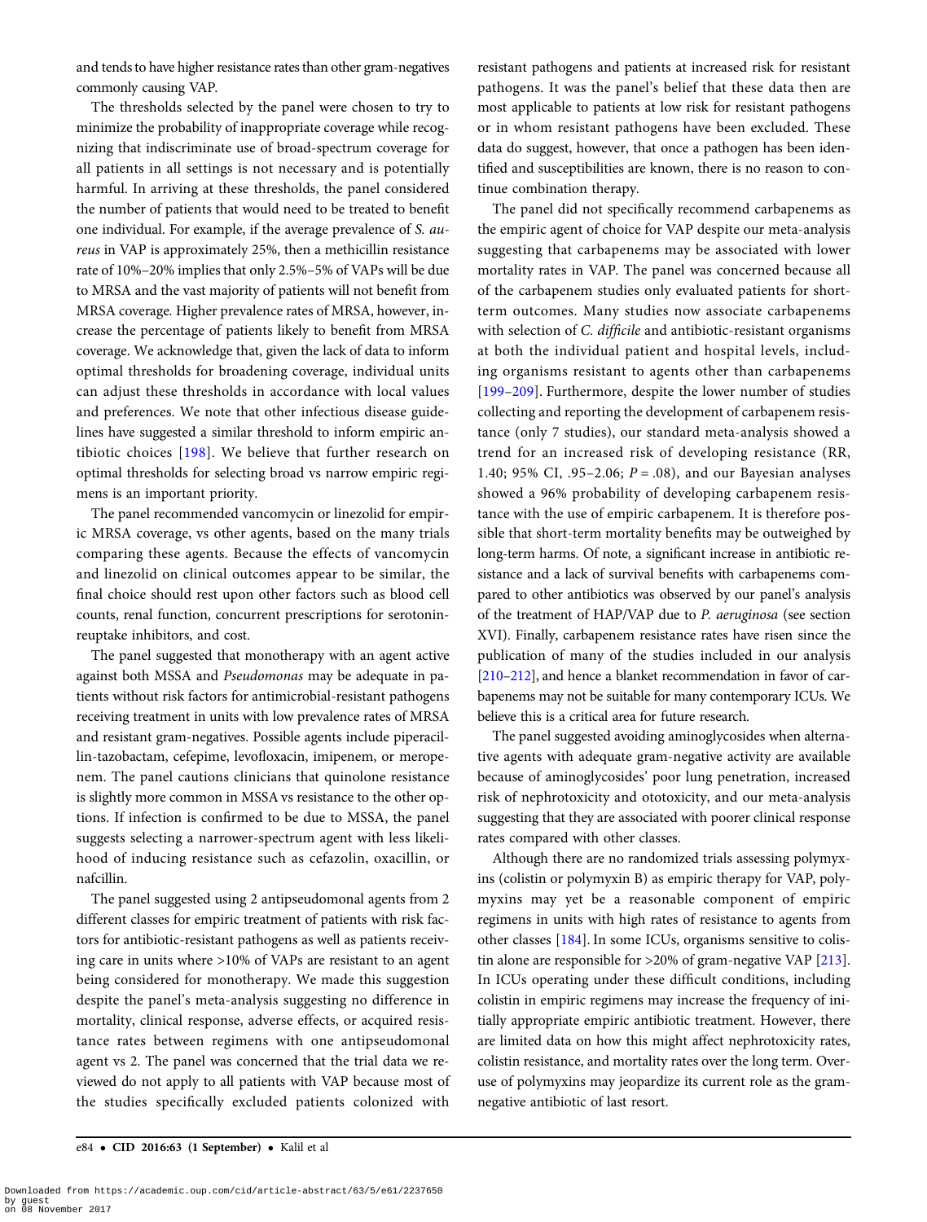and tends to have higher resistance rates than other gram-negatives commonly causing VAP.

The thresholds selected by the panel were chosen to try to minimize the probability of inappropriate coverage while recognizing that indiscriminate use of broad-spectrum coverage for all patients in all settings is not necessary and is potentially harmful. In arriving at these thresholds, the panel considered the number of patients that would need to be treated to benefit one individual. For example, if the average prevalence of *S. aureus* in VAP is approximately 25%, then a methicillin resistance rate of 10%–20% implies that only 2.5%–5% of VAPs will be due to MRSA and the vast majority of patients will not benefit from MRSA coverage. Higher prevalence rates of MRSA, however, increase the percentage of patients likely to benefit from MRSA coverage. We acknowledge that, given the lack of data to inform optimal thresholds for broadening coverage, individual units can adjust these thresholds in accordance with local values and preferences. We note that other infectious disease guidelines have suggested a similar threshold to inform empiric antibiotic choices [198]. We believe that further research on optimal thresholds for selecting broad vs narrow empiric regimens is an important priority.

The panel recommended vancomycin or linezolid for empiric MRSA coverage, vs other agents, based on the many trials comparing these agents. Because the effects of vancomycin and linezolid on clinical outcomes appear to be similar, the final choice should rest upon other factors such as blood cell counts, renal function, concurrent prescriptions for serotonin-reuptake inhibitors, and cost.

The panel suggested that monotherapy with an agent active against both MSSA and *Pseudomonas* may be adequate in patients without risk factors for antimicrobial-resistant pathogens receiving treatment in units with low prevalence rates of MRSA and resistant gram-negatives. Possible agents include piperacillin-tazobactam, cefepime, levofloxacin, imipenem, or meropenem. The panel cautions clinicians that quinolone resistance is slightly more common in MSSA vs resistance to the other options. If infection is confirmed to be due to MSSA, the panel suggests selecting a narrower-spectrum agent with less likelihood of inducing resistance such as cefazolin, oxacillin, or nafcillin.

The panel suggested using 2 antipseudomonal agents from 2 different classes for empiric treatment of patients with risk factors for antibiotic-resistant pathogens as well as patients receiving care in units where >10% of VAPs are resistant to an agent being considered for monotherapy. We made this suggestion despite the panel's meta-analysis suggesting no difference in mortality, clinical response, adverse effects, or acquired resistance rates between regimens with one antipseudomonal agent vs 2. The panel was concerned that the trial data we reviewed do not apply to all patients with VAP because most of the studies specifically excluded patients colonized with resistant pathogens and patients at increased risk for resistant pathogens. It was the panel's belief that these data then are most applicable to patients at low risk for resistant pathogens or in whom resistant pathogens have been excluded. These data do suggest, however, that once a pathogen has been identified and susceptibilities are known, there is no reason to continue combination therapy.

The panel did not specifically recommend carbapenems as the empiric agent of choice for VAP despite our meta-analysis suggesting that carbapenems may be associated with lower mortality rates in VAP. The panel was concerned because all of the carbapenem studies only evaluated patients for short-term outcomes. Many studies now associate carbapenems with selection of *C. difficile* and antibiotic-resistant organisms at both the individual patient and hospital levels, including organisms resistant to agents other than carbapenems [199–209]. Furthermore, despite the lower number of studies collecting and reporting the development of carbapenem resistance (only 7 studies), our standard meta-analysis showed a trend for an increased risk of developing resistance (RR, 1.40; 95% CI, .95–2.06; $P = .08$), and our Bayesian analyses showed a 96% probability of developing carbapenem resistance with the use of empiric carbapenem. It is therefore possible that short-term mortality benefits may be outweighed by long-term harms. Of note, a significant increase in antibiotic resistance and a lack of survival benefits with carbapenems compared to other antibiotics was observed by our panel's analysis of the treatment of HAP/VAP due to *P. aeruginosa* (see section XVI). Finally, carbapenem resistance rates have risen since the publication of many of the studies included in our analysis [210–212], and hence a blanket recommendation in favor of carbapenems may not be suitable for many contemporary ICUs. We believe this is a critical area for future research.

The panel suggested avoiding aminoglycosides when alternative agents with adequate gram-negative activity are available because of aminoglycosides' poor lung penetration, increased risk of nephrotoxicity and ototoxicity, and our meta-analysis suggesting that they are associated with poorer clinical response rates compared with other classes.

Although there are no randomized trials assessing polymyxins (colistin or polymyxin B) as empiric therapy for VAP, polymyxins may yet be a reasonable component of empiric regimens in units with high rates of resistance to agents from other classes [184]. In some ICUs, organisms sensitive to colistin alone are responsible for >20% of gram-negative VAP [213]. In ICUs operating under these difficult conditions, including colistin in empiric regimens may increase the frequency of initially appropriate empiric antibiotic treatment. However, there are limited data on how this might affect nephrotoxicity rates, colistin resistance, and mortality rates over the long term. Overuse of polymyxins may jeopardize its current role as the gram-negative antibiotic of last resort.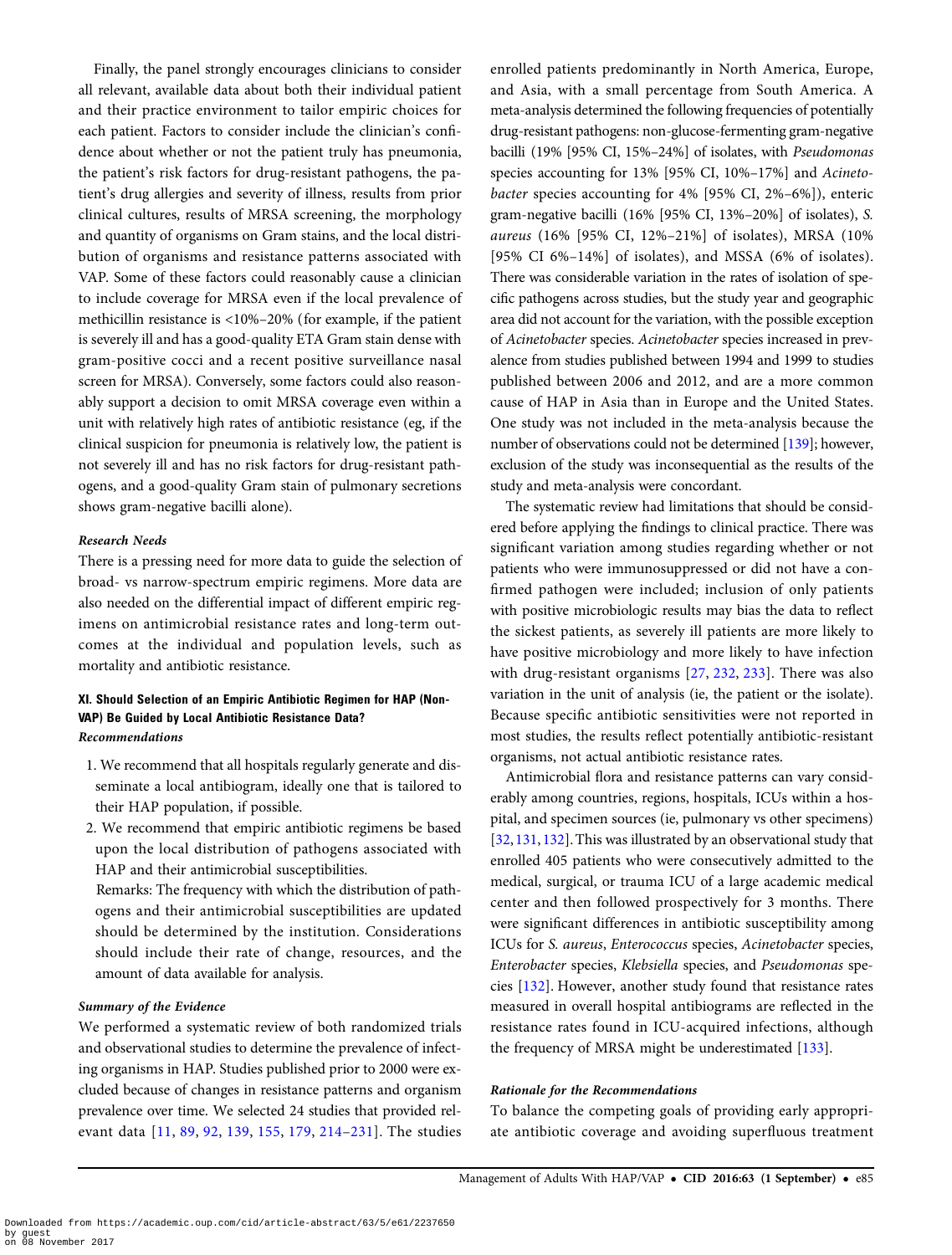Finally, the panel strongly encourages clinicians to consider all relevant, available data about both their individual patient and their practice environment to tailor empiric choices for each patient. Factors to consider include the clinician's confidence about whether or not the patient truly has pneumonia, the patient's risk factors for drug-resistant pathogens, the patient's drug allergies and severity of illness, results from prior clinical cultures, results of MRSA screening, the morphology and quantity of organisms on Gram stains, and the local distribution of organisms and resistance patterns associated with VAP. Some of these factors could reasonably cause a clinician to include coverage for MRSA even if the local prevalence of methicillin resistance is <10%–20% (for example, if the patient is severely ill and has a good-quality ETA Gram stain dense with gram-positive cocci and a recent positive surveillance nasal screen for MRSA). Conversely, some factors could also reasonably support a decision to omit MRSA coverage even within a unit with relatively high rates of antibiotic resistance (eg, if the clinical suspicion for pneumonia is relatively low, the patient is not severely ill and has no risk factors for drug-resistant pathogens, and a good-quality Gram stain of pulmonary secretions shows gram-negative bacilli alone).

#### *Research Needs*

There is a pressing need for more data to guide the selection of broad- vs narrow-spectrum empiric regimens. More data are also needed on the differential impact of different empiric regimens on antimicrobial resistance rates and long-term outcomes at the individual and population levels, such as mortality and antibiotic resistance.

### XI. Should Selection of an Empiric Antibiotic Regimen for HAP (Non-VAP) Be Guided by Local Antibiotic Resistance Data?

#### *Recommendations*

1. We recommend that all hospitals regularly generate and disseminate a local antibiogram, ideally one that is tailored to their HAP population, if possible.
2. We recommend that empiric antibiotic regimens be based upon the local distribution of pathogens associated with HAP and their antimicrobial susceptibilities.

   Remarks: The frequency with which the distribution of pathogens and their antimicrobial susceptibilities are updated should be determined by the institution. Considerations should include their rate of change, resources, and the amount of data available for analysis.

#### *Summary of the Evidence*

We performed a systematic review of both randomized trials and observational studies to determine the prevalence of infecting organisms in HAP. Studies published prior to 2000 were excluded because of changes in resistance patterns and organism prevalence over time. We selected 24 studies that provided relevant data [11, 89, 92, 139, 155, 179, 214–231]. The studies enrolled patients predominantly in North America, Europe, and Asia, with a small percentage from South America. A meta-analysis determined the following frequencies of potentially drug-resistant pathogens: non-glucose-fermenting gram-negative bacilli (19% [95% CI, 15%–24%] of isolates, with *Pseudomonas* species accounting for 13% [95% CI, 10%–17%] and *Acinetobacter* species accounting for 4% [95% CI, 2%–6%]), enteric gram-negative bacilli (16% [95% CI, 13%–20%] of isolates), *S. aureus* (16% [95% CI, 12%–21%] of isolates), MRSA (10% [95% CI 6%–14%] of isolates), and MSSA (6% of isolates). There was considerable variation in the rates of isolation of specific pathogens across studies, but the study year and geographic area did not account for the variation, with the possible exception of *Acinetobacter* species. *Acinetobacter* species increased in prevalence from studies published between 1994 and 1999 to studies published between 2006 and 2012, and are a more common cause of HAP in Asia than in Europe and the United States. One study was not included in the meta-analysis because the number of observations could not be determined [139]; however, exclusion of the study was inconsequential as the results of the study and meta-analysis were concordant.

The systematic review had limitations that should be considered before applying the findings to clinical practice. There was significant variation among studies regarding whether or not patients who were immunosuppressed or did not have a confirmed pathogen were included; inclusion of only patients with positive microbiologic results may bias the data to reflect the sickest patients, as severely ill patients are more likely to have positive microbiology and more likely to have infection with drug-resistant organisms [27, 232, 233]. There was also variation in the unit of analysis (ie, the patient or the isolate). Because specific antibiotic sensitivities were not reported in most studies, the results reflect potentially antibiotic-resistant organisms, not actual antibiotic resistance rates.

Antimicrobial flora and resistance patterns can vary considerably among countries, regions, hospitals, ICUs within a hospital, and specimen sources (ie, pulmonary vs other specimens) [32, 131, 132]. This was illustrated by an observational study that enrolled 405 patients who were consecutively admitted to the medical, surgical, or trauma ICU of a large academic medical center and then followed prospectively for 3 months. There were significant differences in antibiotic susceptibility among ICUs for *S. aureus*, *Enterococcus* species, *Acinetobacter* species, *Enterobacter* species, *Klebsiella* species, and *Pseudomonas* species [132]. However, another study found that resistance rates measured in overall hospital antibiograms are reflected in the resistance rates found in ICU-acquired infections, although the frequency of MRSA might be underestimated [133].

#### *Rationale for the Recommendations*

To balance the competing goals of providing early appropriate antibiotic coverage and avoiding superfluous treatment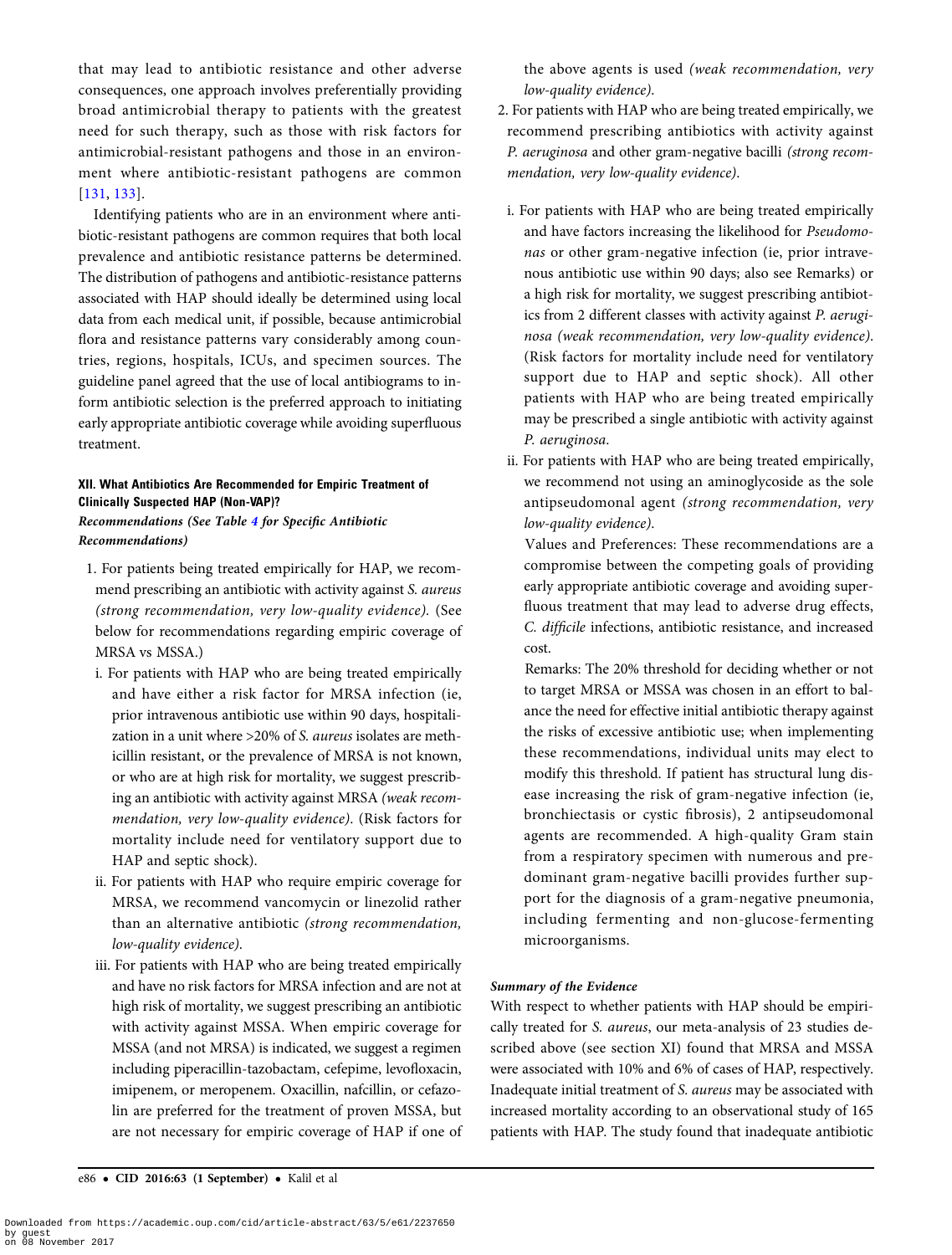that may lead to antibiotic resistance and other adverse consequences, one approach involves preferentially providing broad antimicrobial therapy to patients with the greatest need for such therapy, such as those with risk factors for antimicrobial-resistant pathogens and those in an environment where antibiotic-resistant pathogens are common [131, 133].

Identifying patients who are in an environment where antibiotic-resistant pathogens are common requires that both local prevalence and antibiotic resistance patterns be determined. The distribution of pathogens and antibiotic-resistance patterns associated with HAP should ideally be determined using local data from each medical unit, if possible, because antimicrobial flora and resistance patterns vary considerably among countries, regions, hospitals, ICUs, and specimen sources. The guideline panel agreed that the use of local antibiograms to inform antibiotic selection is the preferred approach to initiating early appropriate antibiotic coverage while avoiding superfluous treatment.

### XII. What Antibiotics Are Recommended for Empiric Treatment of Clinically Suspected HAP (Non-VAP)?

***Recommendations (See Table 4 for Specific Antibiotic Recommendations)***

1. For patients being treated empirically for HAP, we recommend prescribing an antibiotic with activity against *S. aureus* *(strong recommendation, very low-quality evidence)*. (See below for recommendations regarding empiric coverage of MRSA vs MSSA.)
   - i. For patients with HAP who are being treated empirically and have either a risk factor for MRSA infection (ie, prior intravenous antibiotic use within 90 days, hospitalization in a unit where >20% of *S. aureus* isolates are methicillin resistant, or the prevalence of MRSA is not known, or who are at high risk for mortality, we suggest prescribing an antibiotic with activity against MRSA *(weak recommendation, very low-quality evidence)*. (Risk factors for mortality include need for ventilatory support due to HAP and septic shock).
   - ii. For patients with HAP who require empiric coverage for MRSA, we recommend vancomycin or linezolid rather than an alternative antibiotic *(strong recommendation, low-quality evidence)*.
   - iii. For patients with HAP who are being treated empirically and have no risk factors for MRSA infection and are not at high risk of mortality, we suggest prescribing an antibiotic with activity against MSSA. When empiric coverage for MSSA (and not MRSA) is indicated, we suggest a regimen including piperacillin-tazobactam, cefepime, levofloxacin, imipenem, or meropenem. Oxacillin, nafcillin, or cefazolin are preferred for the treatment of proven MSSA, but are not necessary for empiric coverage of HAP if one of the above agents is used *(weak recommendation, very low-quality evidence)*.
2. For patients with HAP who are being treated empirically, we recommend prescribing antibiotics with activity against *P. aeruginosa* and other gram-negative bacilli *(strong recommendation, very low-quality evidence)*.
   - i. For patients with HAP who are being treated empirically and have factors increasing the likelihood for *Pseudomonas* or other gram-negative infection (ie, prior intravenous antibiotic use within 90 days; also see Remarks) or a high risk for mortality, we suggest prescribing antibiotics from 2 different classes with activity against *P. aeruginosa* *(weak recommendation, very low-quality evidence)*. (Risk factors for mortality include need for ventilatory support due to HAP and septic shock). All other patients with HAP who are being treated empirically may be prescribed a single antibiotic with activity against *P. aeruginosa*.
   - ii. For patients with HAP who are being treated empirically, we recommend not using an aminoglycoside as the sole antipseudomonal agent *(strong recommendation, very low-quality evidence)*.

   Values and Preferences: These recommendations are a compromise between the competing goals of providing early appropriate antibiotic coverage and avoiding superfluous treatment that may lead to adverse drug effects, *C. difficile* infections, antibiotic resistance, and increased cost.

   Remarks: The 20% threshold for deciding whether or not to target MRSA or MSSA was chosen in an effort to balance the need for effective initial antibiotic therapy against the risks of excessive antibiotic use; when implementing these recommendations, individual units may elect to modify this threshold. If patient has structural lung disease increasing the risk of gram-negative infection (ie, bronchiectasis or cystic fibrosis), 2 antipseudomonal agents are recommended. A high-quality Gram stain from a respiratory specimen with numerous and predominant gram-negative bacilli provides further support for the diagnosis of a gram-negative pneumonia, including fermenting and non-glucose-fermenting microorganisms.

***Summary of the Evidence***

With respect to whether patients with HAP should be empirically treated for *S. aureus*, our meta-analysis of 23 studies described above (see section XI) found that MRSA and MSSA were associated with 10% and 6% of cases of HAP, respectively. Inadequate initial treatment of *S. aureus* may be associated with increased mortality according to an observational study of 165 patients with HAP. The study found that inadequate antibiotic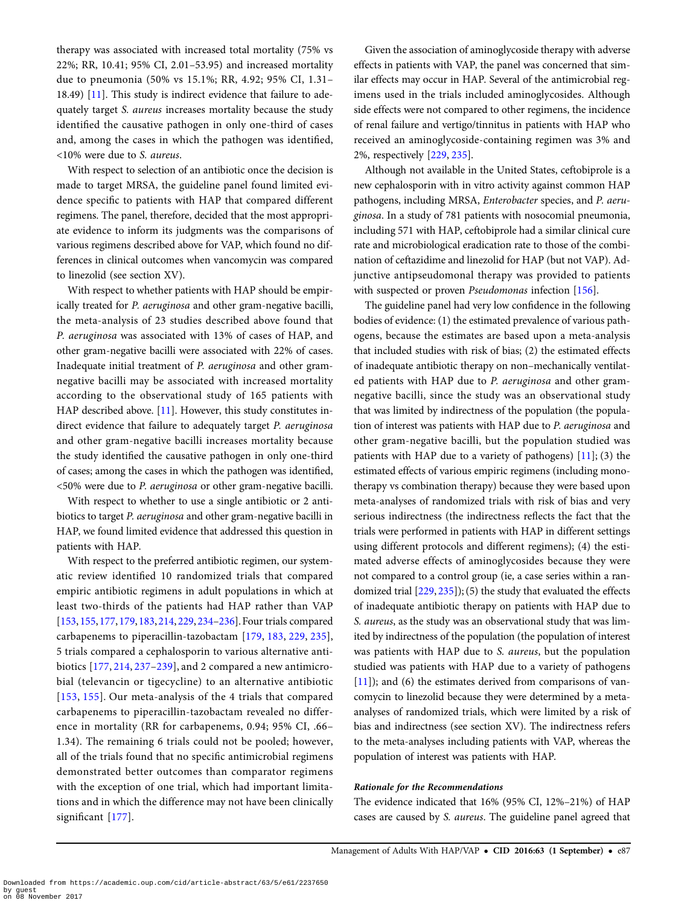therapy was associated with increased total mortality (75% vs 22%; RR, 10.41; 95% CI, 2.01–53.95) and increased mortality due to pneumonia (50% vs 15.1%; RR, 4.92; 95% CI, 1.31–18.49) [11]. This study is indirect evidence that failure to adequately target *S. aureus* increases mortality because the study identified the causative pathogen in only one-third of cases and, among the cases in which the pathogen was identified, <10% were due to *S. aureus*.

With respect to selection of an antibiotic once the decision is made to target MRSA, the guideline panel found limited evidence specific to patients with HAP that compared different regimens. The panel, therefore, decided that the most appropriate evidence to inform its judgments was the comparisons of various regimens described above for VAP, which found no differences in clinical outcomes when vancomycin was compared to linezolid (see section XV).

With respect to whether patients with HAP should be empirically treated for *P. aeruginosa* and other gram-negative bacilli, the meta-analysis of 23 studies described above found that *P. aeruginosa* was associated with 13% of cases of HAP, and other gram-negative bacilli were associated with 22% of cases. Inadequate initial treatment of *P. aeruginosa* and other gram-negative bacilli may be associated with increased mortality according to the observational study of 165 patients with HAP described above. [11]. However, this study constitutes indirect evidence that failure to adequately target *P. aeruginosa* and other gram-negative bacilli increases mortality because the study identified the causative pathogen in only one-third of cases; among the cases in which the pathogen was identified, <50% were due to *P. aeruginosa* or other gram-negative bacilli.

With respect to whether to use a single antibiotic or 2 antibiotics to target *P. aeruginosa* and other gram-negative bacilli in HAP, we found limited evidence that addressed this question in patients with HAP.

With respect to the preferred antibiotic regimen, our systematic review identified 10 randomized trials that compared empiric antibiotic regimens in adult populations in which at least two-thirds of the patients had HAP rather than VAP [153, 155, 177, 179, 183, 214, 229, 234–236]. Four trials compared carbapenems to piperacillin-tazobactam [179, 183, 229, 235], 5 trials compared a cephalosporin to various alternative antibiotics [177, 214, 237–239], and 2 compared a new antimicrobial (televancin or tigecycline) to an alternative antibiotic [153, 155]. Our meta-analysis of the 4 trials that compared carbapenems to piperacillin-tazobactam revealed no difference in mortality (RR for carbapenems, 0.94; 95% CI, .66–1.34). The remaining 6 trials could not be pooled; however, all of the trials found that no specific antimicrobial regimens demonstrated better outcomes than comparator regimens with the exception of one trial, which had important limitations and in which the difference may not have been clinically significant [177].

Given the association of aminoglycoside therapy with adverse effects in patients with VAP, the panel was concerned that similar effects may occur in HAP. Several of the antimicrobial regimens used in the trials included aminoglycosides. Although side effects were not compared to other regimens, the incidence of renal failure and vertigo/tinnitus in patients with HAP who received an aminoglycoside-containing regimen was 3% and 2%, respectively [229, 235].

Although not available in the United States, ceftobiprole is a new cephalosporin with in vitro activity against common HAP pathogens, including MRSA, *Enterobacter* species, and *P. aeruginosa*. In a study of 781 patients with nosocomial pneumonia, including 571 with HAP, ceftobiprole had a similar clinical cure rate and microbiological eradication rate to those of the combination of ceftazidime and linezolid for HAP (but not VAP). Adjunctive antipseudomonal therapy was provided to patients with suspected or proven *Pseudomonas* infection [156].

The guideline panel had very low confidence in the following bodies of evidence: (1) the estimated prevalence of various pathogens, because the estimates are based upon a meta-analysis that included studies with risk of bias; (2) the estimated effects of inadequate antibiotic therapy on non–mechanically ventilated patients with HAP due to *P. aeruginosa* and other gram-negative bacilli, since the study was an observational study that was limited by indirectness of the population (the population of interest was patients with HAP due to *P. aeruginosa* and other gram-negative bacilli, but the population studied was patients with HAP due to a variety of pathogens) [11]; (3) the estimated effects of various empiric regimens (including monotherapy vs combination therapy) because they were based upon meta-analyses of randomized trials with risk of bias and very serious indirectness (the indirectness reflects the fact that the trials were performed in patients with HAP in different settings using different protocols and different regimens); (4) the estimated adverse effects of aminoglycosides because they were not compared to a control group (ie, a case series within a randomized trial [229, 235]); (5) the study that evaluated the effects of inadequate antibiotic therapy on patients with HAP due to *S. aureus*, as the study was an observational study that was limited by indirectness of the population (the population of interest was patients with HAP due to *S. aureus*, but the population studied was patients with HAP due to a variety of pathogens [11]); and (6) the estimates derived from comparisons of vancomycin to linezolid because they were determined by a meta-analyses of randomized trials, which were limited by a risk of bias and indirectness (see section XV). The indirectness refers to the meta-analyses including patients with VAP, whereas the population of interest was patients with HAP.

#### *Rationale for the Recommendations*

The evidence indicated that 16% (95% CI, 12%–21%) of HAP cases are caused by *S. aureus*. The guideline panel agreed that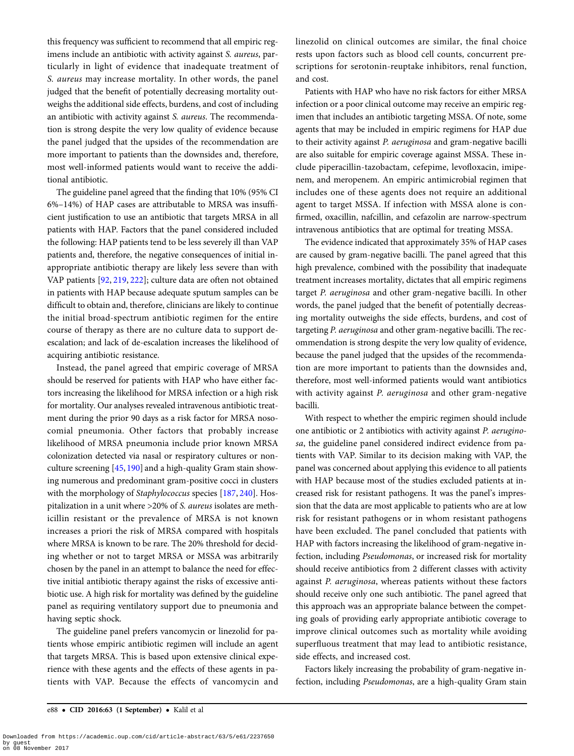this frequency was sufficient to recommend that all empiric regimens include an antibiotic with activity against *S. aureus*, particularly in light of evidence that inadequate treatment of *S. aureus* may increase mortality. In other words, the panel judged that the benefit of potentially decreasing mortality outweighs the additional side effects, burdens, and cost of including an antibiotic with activity against *S. aureus*. The recommendation is strong despite the very low quality of evidence because the panel judged that the upsides of the recommendation are more important to patients than the downsides and, therefore, most well-informed patients would want to receive the additional antibiotic.

The guideline panel agreed that the finding that 10% (95% CI 6%–14%) of HAP cases are attributable to MRSA was insufficient justification to use an antibiotic that targets MRSA in all patients with HAP. Factors that the panel considered included the following: HAP patients tend to be less severely ill than VAP patients and, therefore, the negative consequences of initial inappropriate antibiotic therapy are likely less severe than with VAP patients [92, 219, 222]; culture data are often not obtained in patients with HAP because adequate sputum samples can be difficult to obtain and, therefore, clinicians are likely to continue the initial broad-spectrum antibiotic regimen for the entire course of therapy as there are no culture data to support de-escalation; and lack of de-escalation increases the likelihood of acquiring antibiotic resistance.

Instead, the panel agreed that empiric coverage of MRSA should be reserved for patients with HAP who have either factors increasing the likelihood for MRSA infection or a high risk for mortality. Our analyses revealed intravenous antibiotic treatment during the prior 90 days as a risk factor for MRSA nosocomial pneumonia. Other factors that probably increase likelihood of MRSA pneumonia include prior known MRSA colonization detected via nasal or respiratory cultures or nonculture screening [45, 190] and a high-quality Gram stain showing numerous and predominant gram-positive cocci in clusters with the morphology of *Staphylococcus* species [187, 240]. Hospitalization in a unit where >20% of *S. aureus* isolates are methicillin resistant or the prevalence of MRSA is not known increases a priori the risk of MRSA compared with hospitals where MRSA is known to be rare. The 20% threshold for deciding whether or not to target MRSA or MSSA was arbitrarily chosen by the panel in an attempt to balance the need for effective initial antibiotic therapy against the risks of excessive antibiotic use. A high risk for mortality was defined by the guideline panel as requiring ventilatory support due to pneumonia and having septic shock.

The guideline panel prefers vancomycin or linezolid for patients whose empiric antibiotic regimen will include an agent that targets MRSA. This is based upon extensive clinical experience with these agents and the effects of these agents in patients with VAP. Because the effects of vancomycin and linezolid on clinical outcomes are similar, the final choice rests upon factors such as blood cell counts, concurrent prescriptions for serotonin-reuptake inhibitors, renal function, and cost.

Patients with HAP who have no risk factors for either MRSA infection or a poor clinical outcome may receive an empiric regimen that includes an antibiotic targeting MSSA. Of note, some agents that may be included in empiric regimens for HAP due to their activity against *P. aeruginosa* and gram-negative bacilli are also suitable for empiric coverage against MSSA. These include piperacillin-tazobactam, cefepime, levofloxacin, imipenem, and meropenem. An empiric antimicrobial regimen that includes one of these agents does not require an additional agent to target MSSA. If infection with MSSA alone is confirmed, oxacillin, nafcillin, and cefazolin are narrow-spectrum intravenous antibiotics that are optimal for treating MSSA.

The evidence indicated that approximately 35% of HAP cases are caused by gram-negative bacilli. The panel agreed that this high prevalence, combined with the possibility that inadequate treatment increases mortality, dictates that all empiric regimens target *P. aeruginosa* and other gram-negative bacilli. In other words, the panel judged that the benefit of potentially decreasing mortality outweighs the side effects, burdens, and cost of targeting *P. aeruginosa* and other gram-negative bacilli. The recommendation is strong despite the very low quality of evidence, because the panel judged that the upsides of the recommendation are more important to patients than the downsides and, therefore, most well-informed patients would want antibiotics with activity against *P. aeruginosa* and other gram-negative bacilli.

With respect to whether the empiric regimen should include one antibiotic or 2 antibiotics with activity against *P. aeruginosa*, the guideline panel considered indirect evidence from patients with VAP. Similar to its decision making with VAP, the panel was concerned about applying this evidence to all patients with HAP because most of the studies excluded patients at increased risk for resistant pathogens. It was the panel's impression that the data are most applicable to patients who are at low risk for resistant pathogens or in whom resistant pathogens have been excluded. The panel concluded that patients with HAP with factors increasing the likelihood of gram-negative infection, including *Pseudomonas*, or increased risk for mortality should receive antibiotics from 2 different classes with activity against *P. aeruginosa*, whereas patients without these factors should receive only one such antibiotic. The panel agreed that this approach was an appropriate balance between the competing goals of providing early appropriate antibiotic coverage to improve clinical outcomes such as mortality while avoiding superfluous treatment that may lead to antibiotic resistance, side effects, and increased cost.

Factors likely increasing the probability of gram-negative infection, including *Pseudomonas*, are a high-quality Gram stain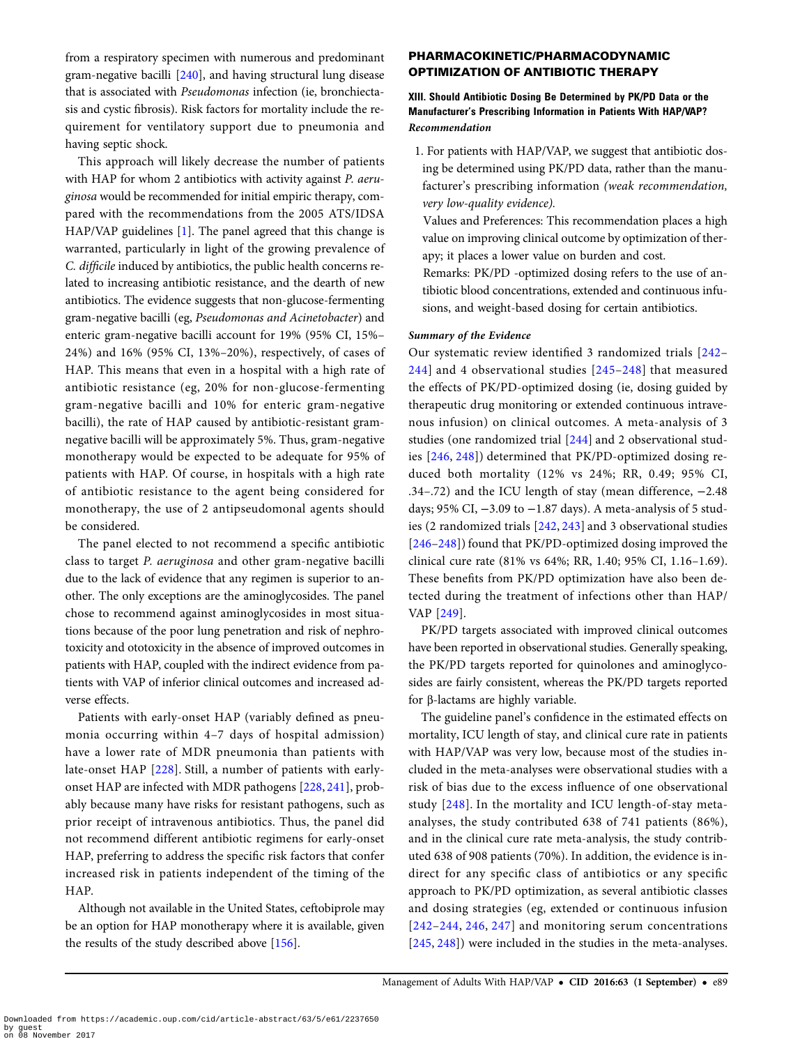from a respiratory specimen with numerous and predominant gram-negative bacilli [240], and having structural lung disease that is associated with *Pseudomonas* infection (ie, bronchiectasis and cystic fibrosis). Risk factors for mortality include the requirement for ventilatory support due to pneumonia and having septic shock.

This approach will likely decrease the number of patients with HAP for whom 2 antibiotics with activity against *P. aeruginosa* would be recommended for initial empiric therapy, compared with the recommendations from the 2005 ATS/IDSA HAP/VAP guidelines [1]. The panel agreed that this change is warranted, particularly in light of the growing prevalence of *C. difficile* induced by antibiotics, the public health concerns related to increasing antibiotic resistance, and the dearth of new antibiotics. The evidence suggests that non-glucose-fermenting gram-negative bacilli (eg, *Pseudomonas and Acinetobacter*) and enteric gram-negative bacilli account for 19% (95% CI, 15%–24%) and 16% (95% CI, 13%–20%), respectively, of cases of HAP. This means that even in a hospital with a high rate of antibiotic resistance (eg, 20% for non-glucose-fermenting gram-negative bacilli and 10% for enteric gram-negative bacilli), the rate of HAP caused by antibiotic-resistant gram-negative bacilli will be approximately 5%. Thus, gram-negative monotherapy would be expected to be adequate for 95% of patients with HAP. Of course, in hospitals with a high rate of antibiotic resistance to the agent being considered for monotherapy, the use of 2 antipseudomonal agents should be considered.

The panel elected to not recommend a specific antibiotic class to target *P. aeruginosa* and other gram-negative bacilli due to the lack of evidence that any regimen is superior to another. The only exceptions are the aminoglycosides. The panel chose to recommend against aminoglycosides in most situations because of the poor lung penetration and risk of nephrotoxicity and ototoxicity in the absence of improved outcomes in patients with HAP, coupled with the indirect evidence from patients with VAP of inferior clinical outcomes and increased adverse effects.

Patients with early-onset HAP (variably defined as pneumonia occurring within 4–7 days of hospital admission) have a lower rate of MDR pneumonia than patients with late-onset HAP [228]. Still, a number of patients with early-onset HAP are infected with MDR pathogens [228, 241], probably because many have risks for resistant pathogens, such as prior receipt of intravenous antibiotics. Thus, the panel did not recommend different antibiotic regimens for early-onset HAP, preferring to address the specific risk factors that confer increased risk in patients independent of the timing of the HAP.

Although not available in the United States, ceftobiprole may be an option for HAP monotherapy where it is available, given the results of the study described above [156].

## PHARMACOKINETIC/PHARMACODYNAMIC OPTIMIZATION OF ANTIBIOTIC THERAPY

### XIII. Should Antibiotic Dosing Be Determined by PK/PD Data or the Manufacturer's Prescribing Information in Patients With HAP/VAP?

***Recommendation***

1. For patients with HAP/VAP, we suggest that antibiotic dosing be determined using PK/PD data, rather than the manufacturer's prescribing information *(weak recommendation, very low-quality evidence).*

   Values and Preferences: This recommendation places a high value on improving clinical outcome by optimization of therapy; it places a lower value on burden and cost.

   Remarks: PK/PD -optimized dosing refers to the use of antibiotic blood concentrations, extended and continuous infusions, and weight-based dosing for certain antibiotics.

***Summary of the Evidence***

Our systematic review identified 3 randomized trials [242–244] and 4 observational studies [245–248] that measured the effects of PK/PD-optimized dosing (ie, dosing guided by therapeutic drug monitoring or extended continuous intravenous infusion) on clinical outcomes. A meta-analysis of 3 studies (one randomized trial [244] and 2 observational studies [246, 248]) determined that PK/PD-optimized dosing reduced both mortality (12% vs 24%; RR, 0.49; 95% CI, .34–.72) and the ICU length of stay (mean difference, −2.48 days; 95% CI, −3.09 to −1.87 days). A meta-analysis of 5 studies (2 randomized trials [242, 243] and 3 observational studies [246–248]) found that PK/PD-optimized dosing improved the clinical cure rate (81% vs 64%; RR, 1.40; 95% CI, 1.16–1.69). These benefits from PK/PD optimization have also been detected during the treatment of infections other than HAP/VAP [249].

PK/PD targets associated with improved clinical outcomes have been reported in observational studies. Generally speaking, the PK/PD targets reported for quinolones and aminoglycosides are fairly consistent, whereas the PK/PD targets reported for β-lactams are highly variable.

The guideline panel's confidence in the estimated effects on mortality, ICU length of stay, and clinical cure rate in patients with HAP/VAP was very low, because most of the studies included in the meta-analyses were observational studies with a risk of bias due to the excess influence of one observational study [248]. In the mortality and ICU length-of-stay meta-analyses, the study contributed 638 of 741 patients (86%), and in the clinical cure rate meta-analysis, the study contributed 638 of 908 patients (70%). In addition, the evidence is indirect for any specific class of antibiotics or any specific approach to PK/PD optimization, as several antibiotic classes and dosing strategies (eg, extended or continuous infusion [242–244, 246, 247] and monitoring serum concentrations [245, 248]) were included in the studies in the meta-analyses.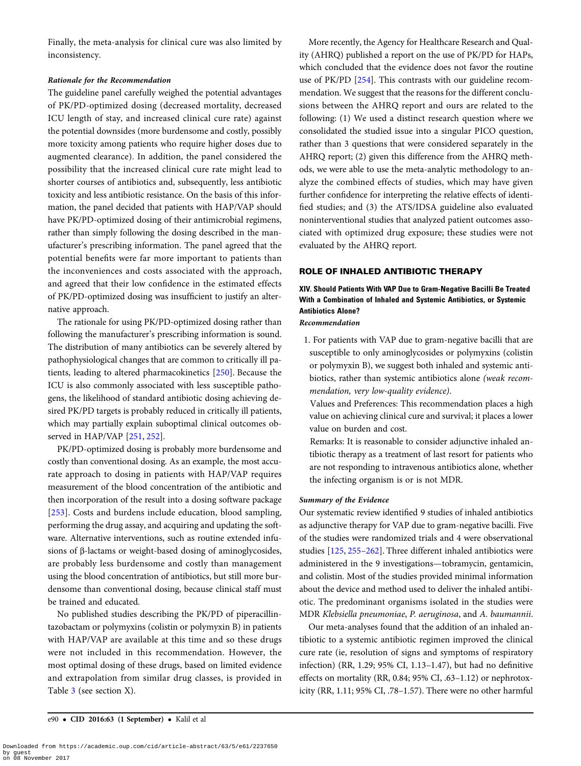Finally, the meta-analysis for clinical cure was also limited by inconsistency.

#### Rationale for the Recommendation

The guideline panel carefully weighed the potential advantages of PK/PD-optimized dosing (decreased mortality, decreased ICU length of stay, and increased clinical cure rate) against the potential downsides (more burdensome and costly, possibly more toxicity among patients who require higher doses due to augmented clearance). In addition, the panel considered the possibility that the increased clinical cure rate might lead to shorter courses of antibiotics and, subsequently, less antibiotic toxicity and less antibiotic resistance. On the basis of this information, the panel decided that patients with HAP/VAP should have PK/PD-optimized dosing of their antimicrobial regimens, rather than simply following the dosing described in the manufacturer's prescribing information. The panel agreed that the potential benefits were far more important to patients than the inconveniences and costs associated with the approach, and agreed that their low confidence in the estimated effects of PK/PD-optimized dosing was insufficient to justify an alternative approach.

The rationale for using PK/PD-optimized dosing rather than following the manufacturer's prescribing information is sound. The distribution of many antibiotics can be severely altered by pathophysiological changes that are common to critically ill patients, leading to altered pharmacokinetics [250]. Because the ICU is also commonly associated with less susceptible pathogens, the likelihood of standard antibiotic dosing achieving desired PK/PD targets is probably reduced in critically ill patients, which may partially explain suboptimal clinical outcomes observed in HAP/VAP [251, 252].

PK/PD-optimized dosing is probably more burdensome and costly than conventional dosing. As an example, the most accurate approach to dosing in patients with HAP/VAP requires measurement of the blood concentration of the antibiotic and then incorporation of the result into a dosing software package [253]. Costs and burdens include education, blood sampling, performing the drug assay, and acquiring and updating the software. Alternative interventions, such as routine extended infusions of β-lactams or weight-based dosing of aminoglycosides, are probably less burdensome and costly than management using the blood concentration of antibiotics, but still more burdensome than conventional dosing, because clinical staff must be trained and educated.

No published studies describing the PK/PD of piperacillin-tazobactam or polymyxins (colistin or polymyxin B) in patients with HAP/VAP are available at this time and so these drugs were not included in this recommendation. However, the most optimal dosing of these drugs, based on limited evidence and extrapolation from similar drug classes, is provided in Table 3 (see section X).

More recently, the Agency for Healthcare Research and Quality (AHRQ) published a report on the use of PK/PD for HAPs, which concluded that the evidence does not favor the routine use of PK/PD [254]. This contrasts with our guideline recommendation. We suggest that the reasons for the different conclusions between the AHRQ report and ours are related to the following: (1) We used a distinct research question where we consolidated the studied issue into a singular PICO question, rather than 3 questions that were considered separately in the AHRQ report; (2) given this difference from the AHRQ methods, we were able to use the meta-analytic methodology to analyze the combined effects of studies, which may have given further confidence for interpreting the relative effects of identified studies; and (3) the ATS/IDSA guideline also evaluated noninterventional studies that analyzed patient outcomes associated with optimized drug exposure; these studies were not evaluated by the AHRQ report.

## ROLE OF INHALED ANTIBIOTIC THERAPY

### XIV. Should Patients With VAP Due to Gram-Negative Bacilli Be Treated With a Combination of Inhaled and Systemic Antibiotics, or Systemic Antibiotics Alone?

#### Recommendation

1. For patients with VAP due to gram-negative bacilli that are susceptible to only aminoglycosides or polymyxins (colistin or polymyxin B), we suggest both inhaled and systemic antibiotics, rather than systemic antibiotics alone *(weak recommendation, very low-quality evidence)*.

   Values and Preferences: This recommendation places a high value on achieving clinical cure and survival; it places a lower value on burden and cost.

   Remarks: It is reasonable to consider adjunctive inhaled antibiotic therapy as a treatment of last resort for patients who are not responding to intravenous antibiotics alone, whether the infecting organism is or is not MDR.

#### Summary of the Evidence

Our systematic review identified 9 studies of inhaled antibiotics as adjunctive therapy for VAP due to gram-negative bacilli. Five of the studies were randomized trials and 4 were observational studies [125, 255–262]. Three different inhaled antibiotics were administered in the 9 investigations—tobramycin, gentamicin, and colistin. Most of the studies provided minimal information about the device and method used to deliver the inhaled antibiotic. The predominant organisms isolated in the studies were MDR *Klebsiella pneumoniae*, *P. aeruginosa*, and *A. baumannii*.

Our meta-analyses found that the addition of an inhaled antibiotic to a systemic antibiotic regimen improved the clinical cure rate (ie, resolution of signs and symptoms of respiratory infection) (RR, 1.29; 95% CI, 1.13–1.47), but had no definitive effects on mortality (RR, 0.84; 95% CI, .63–1.12) or nephrotoxicity (RR, 1.11; 95% CI, .78–1.57). There were no other harmful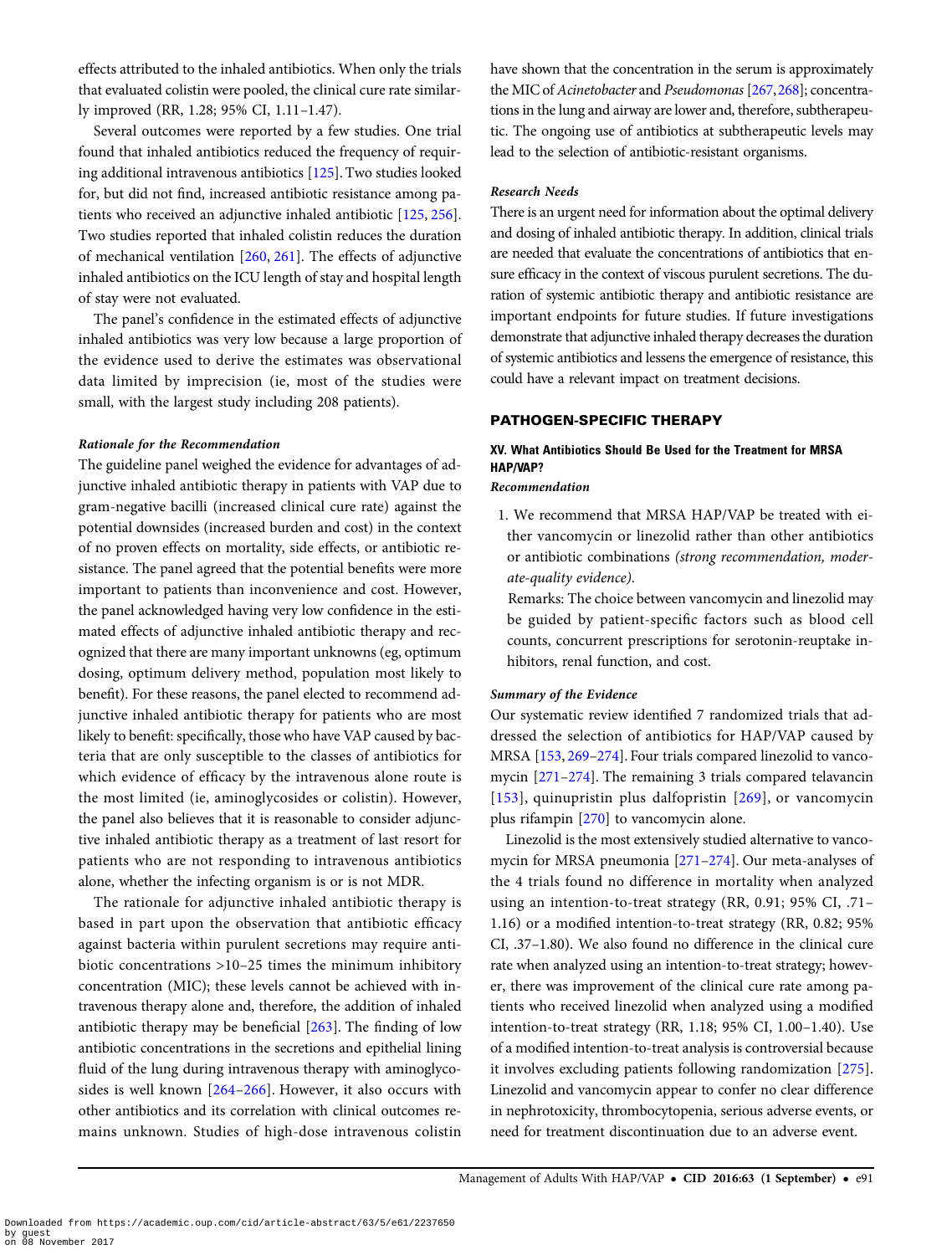effects attributed to the inhaled antibiotics. When only the trials that evaluated colistin were pooled, the clinical cure rate similarly improved (RR, 1.28; 95% CI, 1.11–1.47).

Several outcomes were reported by a few studies. One trial found that inhaled antibiotics reduced the frequency of requiring additional intravenous antibiotics [125]. Two studies looked for, but did not find, increased antibiotic resistance among patients who received an adjunctive inhaled antibiotic [125, 256]. Two studies reported that inhaled colistin reduces the duration of mechanical ventilation [260, 261]. The effects of adjunctive inhaled antibiotics on the ICU length of stay and hospital length of stay were not evaluated.

The panel's confidence in the estimated effects of adjunctive inhaled antibiotics was very low because a large proportion of the evidence used to derive the estimates was observational data limited by imprecision (ie, most of the studies were small, with the largest study including 208 patients).

#### *Rationale for the Recommendation*

The guideline panel weighed the evidence for advantages of adjunctive inhaled antibiotic therapy in patients with VAP due to gram-negative bacilli (increased clinical cure rate) against the potential downsides (increased burden and cost) in the context of no proven effects on mortality, side effects, or antibiotic resistance. The panel agreed that the potential benefits were more important to patients than inconvenience and cost. However, the panel acknowledged having very low confidence in the estimated effects of adjunctive inhaled antibiotic therapy and recognized that there are many important unknowns (eg, optimum dosing, optimum delivery method, population most likely to benefit). For these reasons, the panel elected to recommend adjunctive inhaled antibiotic therapy for patients who are most likely to benefit: specifically, those who have VAP caused by bacteria that are only susceptible to the classes of antibiotics for which evidence of efficacy by the intravenous alone route is the most limited (ie, aminoglycosides or colistin). However, the panel also believes that it is reasonable to consider adjunctive inhaled antibiotic therapy as a treatment of last resort for patients who are not responding to intravenous antibiotics alone, whether the infecting organism is or is not MDR.

The rationale for adjunctive inhaled antibiotic therapy is based in part upon the observation that antibiotic efficacy against bacteria within purulent secretions may require antibiotic concentrations >10–25 times the minimum inhibitory concentration (MIC); these levels cannot be achieved with intravenous therapy alone and, therefore, the addition of inhaled antibiotic therapy may be beneficial [263]. The finding of low antibiotic concentrations in the secretions and epithelial lining fluid of the lung during intravenous therapy with aminoglycosides is well known [264–266]. However, it also occurs with other antibiotics and its correlation with clinical outcomes remains unknown. Studies of high-dose intravenous colistin have shown that the concentration in the serum is approximately the MIC of *Acinetobacter* and *Pseudomonas* [267, 268]; concentrations in the lung and airway are lower and, therefore, subtherapeutic. The ongoing use of antibiotics at subtherapeutic levels may lead to the selection of antibiotic-resistant organisms.

#### *Research Needs*

There is an urgent need for information about the optimal delivery and dosing of inhaled antibiotic therapy. In addition, clinical trials are needed that evaluate the concentrations of antibiotics that ensure efficacy in the context of viscous purulent secretions. The duration of systemic antibiotic therapy and antibiotic resistance are important endpoints for future studies. If future investigations demonstrate that adjunctive inhaled therapy decreases the duration of systemic antibiotics and lessens the emergence of resistance, this could have a relevant impact on treatment decisions.

## PATHOGEN-SPECIFIC THERAPY

### XV. What Antibiotics Should Be Used for the Treatment for MRSA HAP/VAP?

#### *Recommendation*

1. We recommend that MRSA HAP/VAP be treated with either vancomycin or linezolid rather than other antibiotics or antibiotic combinations *(strong recommendation, moderate-quality evidence)*.

   Remarks: The choice between vancomycin and linezolid may be guided by patient-specific factors such as blood cell counts, concurrent prescriptions for serotonin-reuptake inhibitors, renal function, and cost.

#### *Summary of the Evidence*

Our systematic review identified 7 randomized trials that addressed the selection of antibiotics for HAP/VAP caused by MRSA [153, 269–274]. Four trials compared linezolid to vancomycin [271–274]. The remaining 3 trials compared telavancin [153], quinupristin plus dalfopristin [269], or vancomycin plus rifampin [270] to vancomycin alone.

Linezolid is the most extensively studied alternative to vancomycin for MRSA pneumonia [271–274]. Our meta-analyses of the 4 trials found no difference in mortality when analyzed using an intention-to-treat strategy (RR, 0.91; 95% CI, .71–1.16) or a modified intention-to-treat strategy (RR, 0.82; 95% CI, .37–1.80). We also found no difference in the clinical cure rate when analyzed using an intention-to-treat strategy; however, there was improvement of the clinical cure rate among patients who received linezolid when analyzed using a modified intention-to-treat strategy (RR, 1.18; 95% CI, 1.00–1.40). Use of a modified intention-to-treat analysis is controversial because it involves excluding patients following randomization [275]. Linezolid and vancomycin appear to confer no clear difference in nephrotoxicity, thrombocytopenia, serious adverse events, or need for treatment discontinuation due to an adverse event.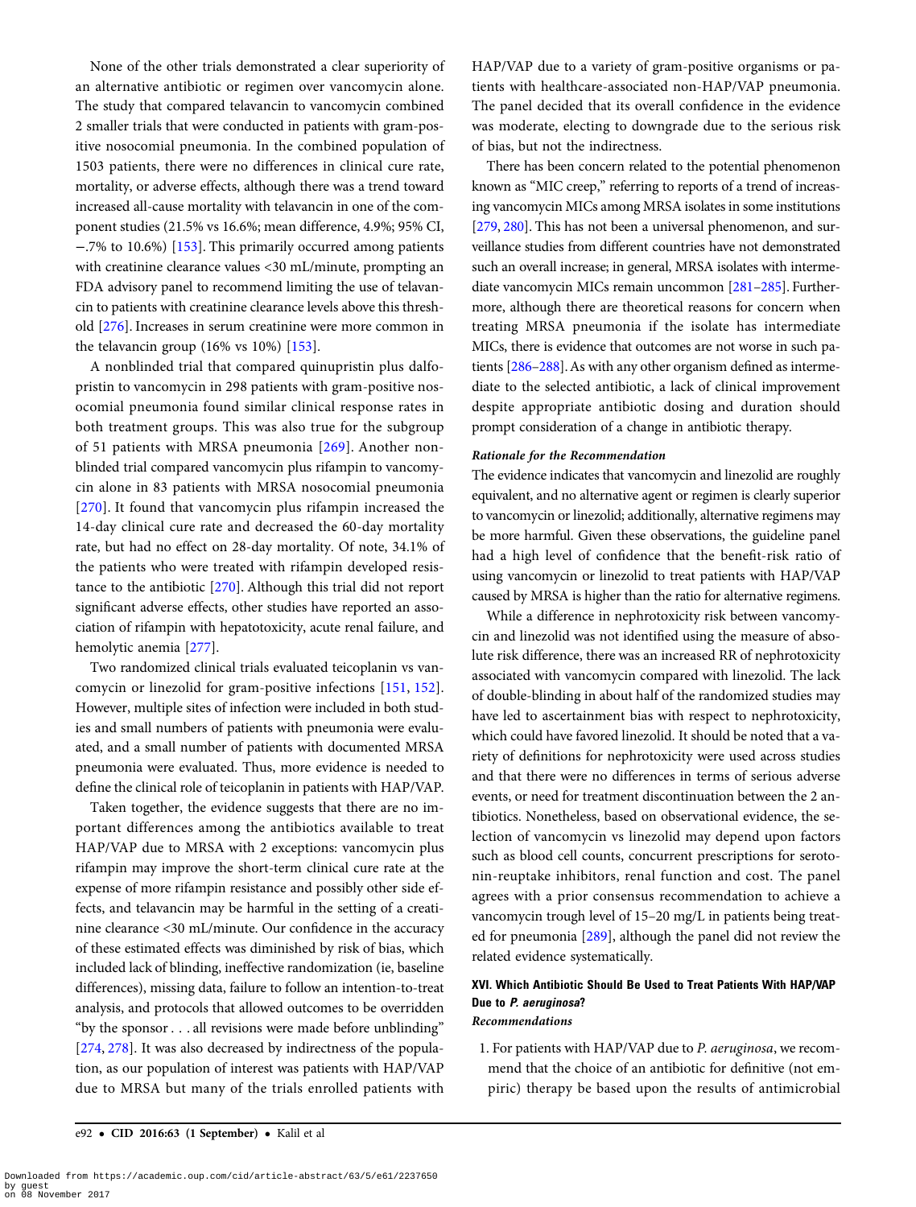None of the other trials demonstrated a clear superiority of an alternative antibiotic or regimen over vancomycin alone. The study that compared telavancin to vancomycin combined 2 smaller trials that were conducted in patients with gram-positive nosocomial pneumonia. In the combined population of 1503 patients, there were no differences in clinical cure rate, mortality, or adverse effects, although there was a trend toward increased all-cause mortality with telavancin in one of the component studies (21.5% vs 16.6%; mean difference, 4.9%; 95% CI, −.7% to 10.6%) [153]. This primarily occurred among patients with creatinine clearance values <30 mL/minute, prompting an FDA advisory panel to recommend limiting the use of telavancin to patients with creatinine clearance levels above this threshold [276]. Increases in serum creatinine were more common in the telavancin group (16% vs 10%) [153].

A nonblinded trial that compared quinupristin plus dalfopristin to vancomycin in 298 patients with gram-positive nosocomial pneumonia found similar clinical response rates in both treatment groups. This was also true for the subgroup of 51 patients with MRSA pneumonia [269]. Another nonblinded trial compared vancomycin plus rifampin to vancomycin alone in 83 patients with MRSA nosocomial pneumonia [270]. It found that vancomycin plus rifampin increased the 14-day clinical cure rate and decreased the 60-day mortality rate, but had no effect on 28-day mortality. Of note, 34.1% of the patients who were treated with rifampin developed resistance to the antibiotic [270]. Although this trial did not report significant adverse effects, other studies have reported an association of rifampin with hepatotoxicity, acute renal failure, and hemolytic anemia [277].

Two randomized clinical trials evaluated teicoplanin vs vancomycin or linezolid for gram-positive infections [151, 152]. However, multiple sites of infection were included in both studies and small numbers of patients with pneumonia were evaluated, and a small number of patients with documented MRSA pneumonia were evaluated. Thus, more evidence is needed to define the clinical role of teicoplanin in patients with HAP/VAP.

Taken together, the evidence suggests that there are no important differences among the antibiotics available to treat HAP/VAP due to MRSA with 2 exceptions: vancomycin plus rifampin may improve the short-term clinical cure rate at the expense of more rifampin resistance and possibly other side effects, and telavancin may be harmful in the setting of a creatinine clearance <30 mL/minute. Our confidence in the accuracy of these estimated effects was diminished by risk of bias, which included lack of blinding, ineffective randomization (ie, baseline differences), missing data, failure to follow an intention-to-treat analysis, and protocols that allowed outcomes to be overridden "by the sponsor . . . all revisions were made before unblinding" [274, 278]. It was also decreased by indirectness of the population, as our population of interest was patients with HAP/VAP due to MRSA but many of the trials enrolled patients with HAP/VAP due to a variety of gram-positive organisms or patients with healthcare-associated non-HAP/VAP pneumonia. The panel decided that its overall confidence in the evidence was moderate, electing to downgrade due to the serious risk of bias, but not the indirectness.

There has been concern related to the potential phenomenon known as "MIC creep," referring to reports of a trend of increasing vancomycin MICs among MRSA isolates in some institutions [279, 280]. This has not been a universal phenomenon, and surveillance studies from different countries have not demonstrated such an overall increase; in general, MRSA isolates with intermediate vancomycin MICs remain uncommon [281–285]. Furthermore, although there are theoretical reasons for concern when treating MRSA pneumonia if the isolate has intermediate MICs, there is evidence that outcomes are not worse in such patients [286–288]. As with any other organism defined as intermediate to the selected antibiotic, a lack of clinical improvement despite appropriate antibiotic dosing and duration should prompt consideration of a change in antibiotic therapy.

#### *Rationale for the Recommendation*

The evidence indicates that vancomycin and linezolid are roughly equivalent, and no alternative agent or regimen is clearly superior to vancomycin or linezolid; additionally, alternative regimens may be more harmful. Given these observations, the guideline panel had a high level of confidence that the benefit-risk ratio of using vancomycin or linezolid to treat patients with HAP/VAP caused by MRSA is higher than the ratio for alternative regimens.

While a difference in nephrotoxicity risk between vancomycin and linezolid was not identified using the measure of absolute risk difference, there was an increased RR of nephrotoxicity associated with vancomycin compared with linezolid. The lack of double-blinding in about half of the randomized studies may have led to ascertainment bias with respect to nephrotoxicity, which could have favored linezolid. It should be noted that a variety of definitions for nephrotoxicity were used across studies and that there were no differences in terms of serious adverse events, or need for treatment discontinuation between the 2 antibiotics. Nonetheless, based on observational evidence, the selection of vancomycin vs linezolid may depend upon factors such as blood cell counts, concurrent prescriptions for serotonin-reuptake inhibitors, renal function and cost. The panel agrees with a prior consensus recommendation to achieve a vancomycin trough level of 15–20 mg/L in patients being treated for pneumonia [289], although the panel did not review the related evidence systematically.

### XVI. Which Antibiotic Should Be Used to Treat Patients With HAP/VAP Due to *P. aeruginosa*?

#### *Recommendations*

1. For patients with HAP/VAP due to *P. aeruginosa*, we recommend that the choice of an antibiotic for definitive (not empiric) therapy be based upon the results of antimicrobial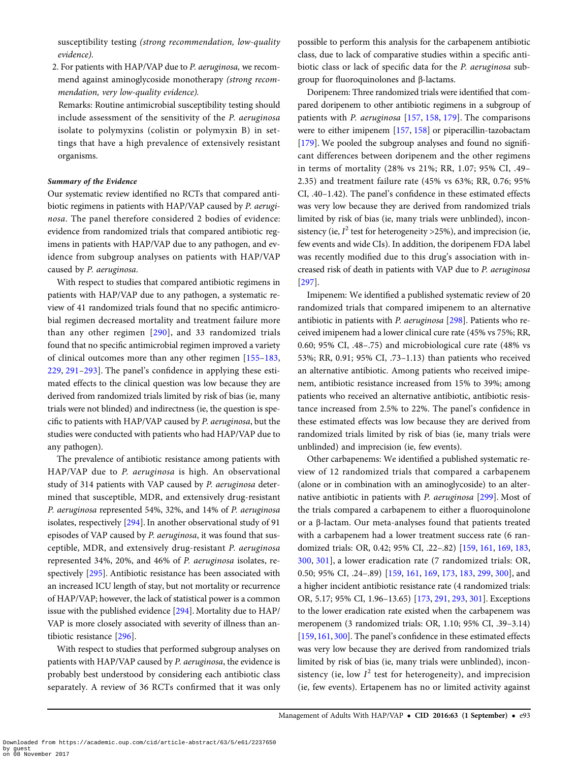susceptibility testing *(strong recommendation, low-quality evidence).*

2. For patients with HAP/VAP due to *P. aeruginosa,* we recommend against aminoglycoside monotherapy *(strong recommendation, very low-quality evidence).*

   Remarks: Routine antimicrobial susceptibility testing should include assessment of the sensitivity of the *P. aeruginosa* isolate to polymyxins (colistin or polymyxin B) in settings that have a high prevalence of extensively resistant organisms.

#### *Summary of the Evidence*

Our systematic review identified no RCTs that compared antibiotic regimens in patients with HAP/VAP caused by *P. aeruginosa*. The panel therefore considered 2 bodies of evidence: evidence from randomized trials that compared antibiotic regimens in patients with HAP/VAP due to any pathogen, and evidence from subgroup analyses on patients with HAP/VAP caused by *P. aeruginosa*.

With respect to studies that compared antibiotic regimens in patients with HAP/VAP due to any pathogen, a systematic review of 41 randomized trials found that no specific antimicrobial regimen decreased mortality and treatment failure more than any other regimen [290], and 33 randomized trials found that no specific antimicrobial regimen improved a variety of clinical outcomes more than any other regimen [155–183, 229, 291–293]. The panel's confidence in applying these estimated effects to the clinical question was low because they are derived from randomized trials limited by risk of bias (ie, many trials were not blinded) and indirectness (ie, the question is specific to patients with HAP/VAP caused by *P. aeruginosa*, but the studies were conducted with patients who had HAP/VAP due to any pathogen).

The prevalence of antibiotic resistance among patients with HAP/VAP due to *P. aeruginosa* is high. An observational study of 314 patients with VAP caused by *P. aeruginosa* determined that susceptible, MDR, and extensively drug-resistant *P. aeruginosa* represented 54%, 32%, and 14% of *P. aeruginosa* isolates, respectively [294]. In another observational study of 91 episodes of VAP caused by *P. aeruginosa*, it was found that susceptible, MDR, and extensively drug-resistant *P. aeruginosa* represented 34%, 20%, and 46% of *P. aeruginosa* isolates, respectively [295]. Antibiotic resistance has been associated with an increased ICU length of stay, but not mortality or recurrence of HAP/VAP; however, the lack of statistical power is a common issue with the published evidence [294]. Mortality due to HAP/VAP is more closely associated with severity of illness than antibiotic resistance [296].

With respect to studies that performed subgroup analyses on patients with HAP/VAP caused by *P. aeruginosa*, the evidence is probably best understood by considering each antibiotic class separately. A review of 36 RCTs confirmed that it was only possible to perform this analysis for the carbapenem antibiotic class, due to lack of comparative studies within a specific antibiotic class or lack of specific data for the *P. aeruginosa* subgroup for fluoroquinolones and β-lactams.

Doripenem: Three randomized trials were identified that compared doripenem to other antibiotic regimens in a subgroup of patients with *P. aeruginosa* [157, 158, 179]. The comparisons were to either imipenem [157, 158] or piperacillin-tazobactam [179]. We pooled the subgroup analyses and found no significant differences between doripenem and the other regimens in terms of mortality (28% vs 21%; RR, 1.07; 95% CI, .49–2.35) and treatment failure rate (45% vs 63%; RR, 0.76; 95% CI, .40–1.42). The panel's confidence in these estimated effects was very low because they are derived from randomized trials limited by risk of bias (ie, many trials were unblinded), inconsistency (ie, $I^2$ test for heterogeneity >25%), and imprecision (ie, few events and wide CIs). In addition, the doripenem FDA label was recently modified due to this drug's association with increased risk of death in patients with VAP due to *P. aeruginosa* [297].

Imipenem: We identified a published systematic review of 20 randomized trials that compared imipenem to an alternative antibiotic in patients with *P. aeruginosa* [298]. Patients who received imipenem had a lower clinical cure rate (45% vs 75%; RR, 0.60; 95% CI, .48–.75) and microbiological cure rate (48% vs 53%; RR, 0.91; 95% CI, .73–1.13) than patients who received an alternative antibiotic. Among patients who received imipenem, antibiotic resistance increased from 15% to 39%; among patients who received an alternative antibiotic, antibiotic resistance increased from 2.5% to 22%. The panel's confidence in these estimated effects was low because they are derived from randomized trials limited by risk of bias (ie, many trials were unblinded) and imprecision (ie, few events).

Other carbapenems: We identified a published systematic review of 12 randomized trials that compared a carbapenem (alone or in combination with an aminoglycoside) to an alternative antibiotic in patients with *P. aeruginosa* [299]. Most of the trials compared a carbapenem to either a fluoroquinolone or a β-lactam. Our meta-analyses found that patients treated with a carbapenem had a lower treatment success rate (6 randomized trials: OR, 0.42; 95% CI, .22–.82) [159, 161, 169, 183, 300, 301], a lower eradication rate (7 randomized trials: OR, 0.50; 95% CI, .24–.89) [159, 161, 169, 173, 183, 299, 300], and a higher incident antibiotic resistance rate (4 randomized trials: OR, 5.17; 95% CI, 1.96–13.65) [173, 291, 293, 301]. Exceptions to the lower eradication rate existed when the carbapenem was meropenem (3 randomized trials: OR, 1.10; 95% CI, .39–3.14) [159, 161, 300]. The panel's confidence in these estimated effects was very low because they are derived from randomized trials limited by risk of bias (ie, many trials were unblinded), inconsistency (ie, low $I^2$ test for heterogeneity), and imprecision (ie, few events). Ertapenem has no or limited activity against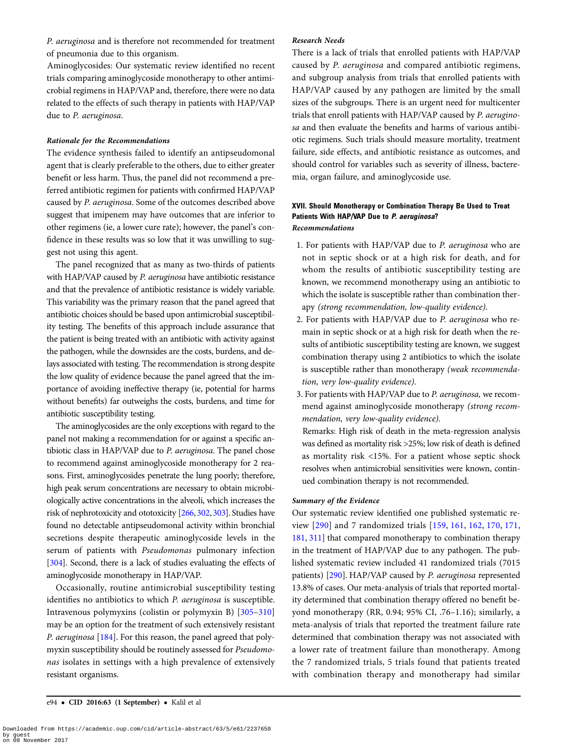*P. aeruginosa* and is therefore not recommended for treatment of pneumonia due to this organism.

Aminoglycosides: Our systematic review identified no recent trials comparing aminoglycoside monotherapy to other antimicrobial regimens in HAP/VAP and, therefore, there were no data related to the effects of such therapy in patients with HAP/VAP due to *P. aeruginosa*.

#### *Rationale for the Recommendations*

The evidence synthesis failed to identify an antipseudomonal agent that is clearly preferable to the others, due to either greater benefit or less harm. Thus, the panel did not recommend a preferred antibiotic regimen for patients with confirmed HAP/VAP caused by *P. aeruginosa*. Some of the outcomes described above suggest that imipenem may have outcomes that are inferior to other regimens (ie, a lower cure rate); however, the panel's confidence in these results was so low that it was unwilling to suggest not using this agent.

The panel recognized that as many as two-thirds of patients with HAP/VAP caused by *P. aeruginosa* have antibiotic resistance and that the prevalence of antibiotic resistance is widely variable. This variability was the primary reason that the panel agreed that antibiotic choices should be based upon antimicrobial susceptibility testing. The benefits of this approach include assurance that the patient is being treated with an antibiotic with activity against the pathogen, while the downsides are the costs, burdens, and delays associated with testing. The recommendation is strong despite the low quality of evidence because the panel agreed that the importance of avoiding ineffective therapy (ie, potential for harms without benefits) far outweighs the costs, burdens, and time for antibiotic susceptibility testing.

The aminoglycosides are the only exceptions with regard to the panel not making a recommendation for or against a specific antibiotic class in HAP/VAP due to *P. aeruginosa*. The panel chose to recommend against aminoglycoside monotherapy for 2 reasons. First, aminoglycosides penetrate the lung poorly; therefore, high peak serum concentrations are necessary to obtain microbiologically active concentrations in the alveoli, which increases the risk of nephrotoxicity and ototoxicity [266, 302, 303]. Studies have found no detectable antipseudomonal activity within bronchial secretions despite therapeutic aminoglycoside levels in the serum of patients with *Pseudomonas* pulmonary infection [304]. Second, there is a lack of studies evaluating the effects of aminoglycoside monotherapy in HAP/VAP.

Occasionally, routine antimicrobial susceptibility testing identifies no antibiotics to which *P. aeruginosa* is susceptible. Intravenous polymyxins (colistin or polymyxin B) [305–310] may be an option for the treatment of such extensively resistant *P. aeruginosa* [184]. For this reason, the panel agreed that polymyxin susceptibility should be routinely assessed for *Pseudomonas* isolates in settings with a high prevalence of extensively resistant organisms.

#### *Research Needs*

There is a lack of trials that enrolled patients with HAP/VAP caused by *P. aeruginosa* and compared antibiotic regimens, and subgroup analysis from trials that enrolled patients with HAP/VAP caused by any pathogen are limited by the small sizes of the subgroups. There is an urgent need for multicenter trials that enroll patients with HAP/VAP caused by *P. aeruginosa* and then evaluate the benefits and harms of various antibiotic regimens. Such trials should measure mortality, treatment failure, side effects, and antibiotic resistance as outcomes, and should control for variables such as severity of illness, bacteremia, organ failure, and aminoglycoside use.

### XVII. Should Monotherapy or Combination Therapy Be Used to Treat Patients With HAP/VAP Due to *P. aeruginosa*?

#### *Recommendations*

1. For patients with HAP/VAP due to *P. aeruginosa* who are not in septic shock or at a high risk for death, and for whom the results of antibiotic susceptibility testing are known, we recommend monotherapy using an antibiotic to which the isolate is susceptible rather than combination therapy *(strong recommendation, low-quality evidence)*.
2. For patients with HAP/VAP due to *P. aeruginosa* who remain in septic shock or at a high risk for death when the results of antibiotic susceptibility testing are known, we suggest combination therapy using 2 antibiotics to which the isolate is susceptible rather than monotherapy *(weak recommendation, very low-quality evidence)*.
3. For patients with HAP/VAP due to *P. aeruginosa,* we recommend against aminoglycoside monotherapy *(strong recommendation, very low-quality evidence)*.

Remarks: High risk of death in the meta-regression analysis was defined as mortality risk >25%; low risk of death is defined as mortality risk <15%. For a patient whose septic shock resolves when antimicrobial sensitivities were known, continued combination therapy is not recommended.

#### *Summary of the Evidence*

Our systematic review identified one published systematic review [290] and 7 randomized trials [159, 161, 162, 170, 171, 181, 311] that compared monotherapy to combination therapy in the treatment of HAP/VAP due to any pathogen. The published systematic review included 41 randomized trials (7015 patients) [290]. HAP/VAP caused by *P. aeruginosa* represented 13.8% of cases. Our meta-analysis of trials that reported mortality determined that combination therapy offered no benefit beyond monotherapy (RR, 0.94; 95% CI, .76–1.16); similarly, a meta-analysis of trials that reported the treatment failure rate determined that combination therapy was not associated with a lower rate of treatment failure than monotherapy. Among the 7 randomized trials, 5 trials found that patients treated with combination therapy and monotherapy had similar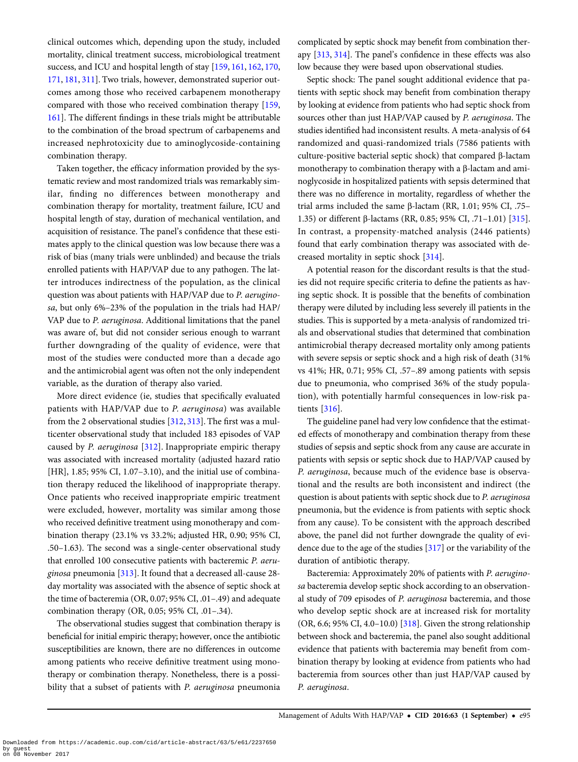clinical outcomes which, depending upon the study, included mortality, clinical treatment success, microbiological treatment success, and ICU and hospital length of stay [159, 161, 162, 170, 171, 181, 311]. Two trials, however, demonstrated superior outcomes among those who received carbapenem monotherapy compared with those who received combination therapy [159, 161]. The different findings in these trials might be attributable to the combination of the broad spectrum of carbapenems and increased nephrotoxicity due to aminoglycoside-containing combination therapy.

Taken together, the efficacy information provided by the systematic review and most randomized trials was remarkably similar, finding no differences between monotherapy and combination therapy for mortality, treatment failure, ICU and hospital length of stay, duration of mechanical ventilation, and acquisition of resistance. The panel's confidence that these estimates apply to the clinical question was low because there was a risk of bias (many trials were unblinded) and because the trials enrolled patients with HAP/VAP due to any pathogen. The latter introduces indirectness of the population, as the clinical question was about patients with HAP/VAP due to *P. aeruginosa*, but only 6%–23% of the population in the trials had HAP/VAP due to *P. aeruginosa*. Additional limitations that the panel was aware of, but did not consider serious enough to warrant further downgrading of the quality of evidence, were that most of the studies were conducted more than a decade ago and the antimicrobial agent was often not the only independent variable, as the duration of therapy also varied.

More direct evidence (ie, studies that specifically evaluated patients with HAP/VAP due to *P. aeruginosa*) was available from the 2 observational studies [312, 313]. The first was a multicenter observational study that included 183 episodes of VAP caused by *P. aeruginosa* [312]. Inappropriate empiric therapy was associated with increased mortality (adjusted hazard ratio [HR], 1.85; 95% CI, 1.07–3.10), and the initial use of combination therapy reduced the likelihood of inappropriate therapy. Once patients who received inappropriate empiric treatment were excluded, however, mortality was similar among those who received definitive treatment using monotherapy and combination therapy (23.1% vs 33.2%; adjusted HR, 0.90; 95% CI, .50–1.63). The second was a single-center observational study that enrolled 100 consecutive patients with bacteremic *P. aeruginosa* pneumonia [313]. It found that a decreased all-cause 28-day mortality was associated with the absence of septic shock at the time of bacteremia (OR, 0.07; 95% CI, .01–.49) and adequate combination therapy (OR, 0.05; 95% CI, .01–.34).

The observational studies suggest that combination therapy is beneficial for initial empiric therapy; however, once the antibiotic susceptibilities are known, there are no differences in outcome among patients who receive definitive treatment using monotherapy or combination therapy. Nonetheless, there is a possibility that a subset of patients with *P. aeruginosa* pneumonia complicated by septic shock may benefit from combination therapy [313, 314]. The panel's confidence in these effects was also low because they were based upon observational studies.

Septic shock: The panel sought additional evidence that patients with septic shock may benefit from combination therapy by looking at evidence from patients who had septic shock from sources other than just HAP/VAP caused by *P. aeruginosa*. The studies identified had inconsistent results. A meta-analysis of 64 randomized and quasi-randomized trials (7586 patients with culture-positive bacterial septic shock) that compared β-lactam monotherapy to combination therapy with a β-lactam and aminoglycoside in hospitalized patients with sepsis determined that there was no difference in mortality, regardless of whether the trial arms included the same β-lactam (RR, 1.01; 95% CI, .75–1.35) or different β-lactams (RR, 0.85; 95% CI, .71–1.01) [315]. In contrast, a propensity-matched analysis (2446 patients) found that early combination therapy was associated with decreased mortality in septic shock [314].

A potential reason for the discordant results is that the studies did not require specific criteria to define the patients as having septic shock. It is possible that the benefits of combination therapy were diluted by including less severely ill patients in the studies. This is supported by a meta-analysis of randomized trials and observational studies that determined that combination antimicrobial therapy decreased mortality only among patients with severe sepsis or septic shock and a high risk of death (31% vs 41%; HR, 0.71; 95% CI, .57–.89 among patients with sepsis due to pneumonia, who comprised 36% of the study population), with potentially harmful consequences in low-risk patients [316].

The guideline panel had very low confidence that the estimated effects of monotherapy and combination therapy from these studies of sepsis and septic shock from any cause are accurate in patients with sepsis or septic shock due to HAP/VAP caused by *P. aeruginosa*, because much of the evidence base is observational and the results are both inconsistent and indirect (the question is about patients with septic shock due to *P. aeruginosa* pneumonia, but the evidence is from patients with septic shock from any cause). To be consistent with the approach described above, the panel did not further downgrade the quality of evidence due to the age of the studies [317] or the variability of the duration of antibiotic therapy.

Bacteremia: Approximately 20% of patients with *P. aeruginosa* bacteremia develop septic shock according to an observational study of 709 episodes of *P. aeruginosa* bacteremia, and those who develop septic shock are at increased risk for mortality (OR, 6.6; 95% CI, 4.0–10.0) [318]. Given the strong relationship between shock and bacteremia, the panel also sought additional evidence that patients with bacteremia may benefit from combination therapy by looking at evidence from patients who had bacteremia from sources other than just HAP/VAP caused by *P. aeruginosa*.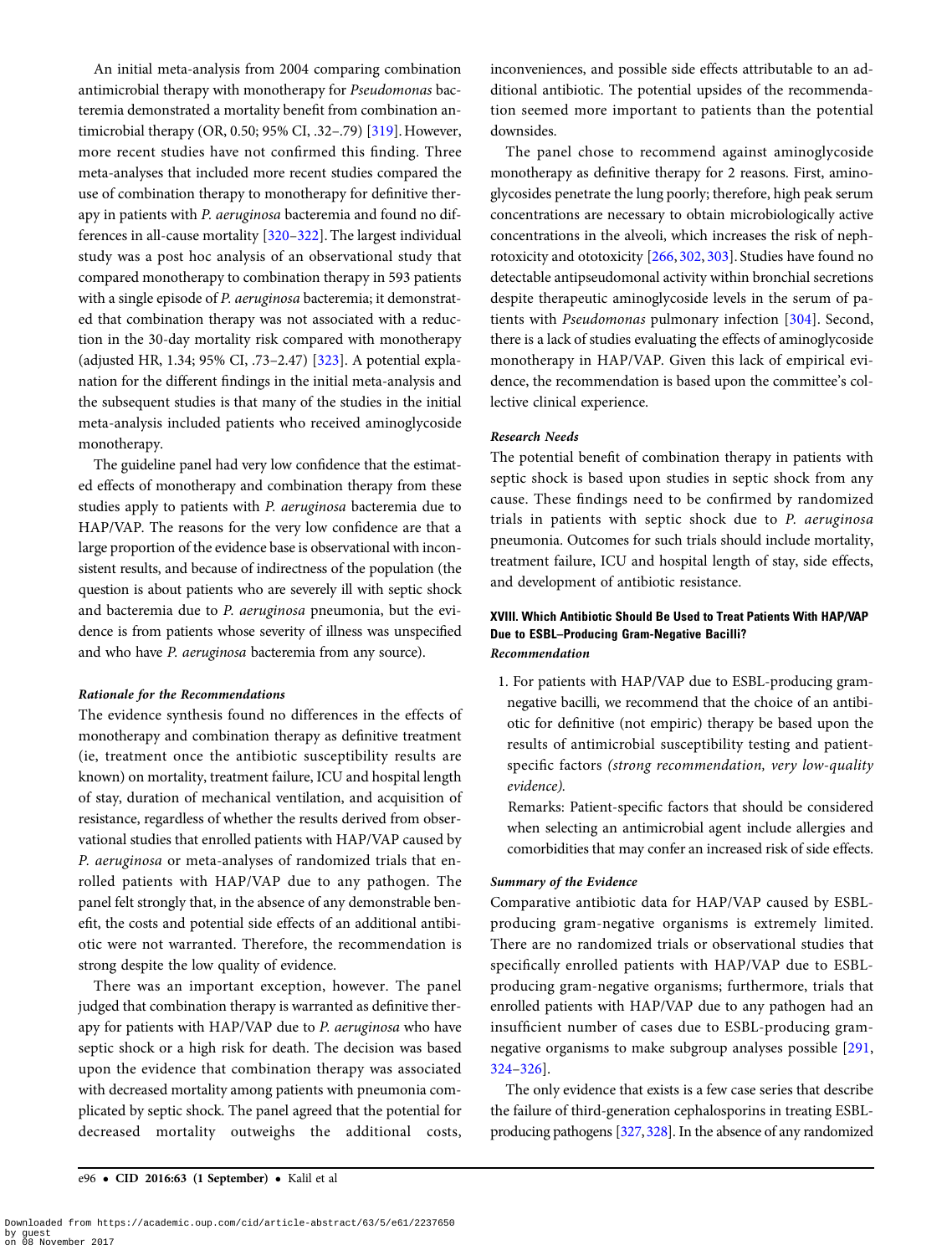An initial meta-analysis from 2004 comparing combination antimicrobial therapy with monotherapy for *Pseudomonas* bacteremia demonstrated a mortality benefit from combination antimicrobial therapy (OR, 0.50; 95% CI, .32–.79) [319]. However, more recent studies have not confirmed this finding. Three meta-analyses that included more recent studies compared the use of combination therapy to monotherapy for definitive therapy in patients with *P. aeruginosa* bacteremia and found no differences in all-cause mortality [320–322]. The largest individual study was a post hoc analysis of an observational study that compared monotherapy to combination therapy in 593 patients with a single episode of *P. aeruginosa* bacteremia; it demonstrated that combination therapy was not associated with a reduction in the 30-day mortality risk compared with monotherapy (adjusted HR, 1.34; 95% CI, .73–2.47) [323]. A potential explanation for the different findings in the initial meta-analysis and the subsequent studies is that many of the studies in the initial meta-analysis included patients who received aminoglycoside monotherapy.

The guideline panel had very low confidence that the estimated effects of monotherapy and combination therapy from these studies apply to patients with *P. aeruginosa* bacteremia due to HAP/VAP. The reasons for the very low confidence are that a large proportion of the evidence base is observational with inconsistent results, and because of indirectness of the population (the question is about patients who are severely ill with septic shock and bacteremia due to *P. aeruginosa* pneumonia, but the evidence is from patients whose severity of illness was unspecified and who have *P. aeruginosa* bacteremia from any source).

#### *Rationale for the Recommendations*

The evidence synthesis found no differences in the effects of monotherapy and combination therapy as definitive treatment (ie, treatment once the antibiotic susceptibility results are known) on mortality, treatment failure, ICU and hospital length of stay, duration of mechanical ventilation, and acquisition of resistance, regardless of whether the results derived from observational studies that enrolled patients with HAP/VAP caused by *P. aeruginosa* or meta-analyses of randomized trials that enrolled patients with HAP/VAP due to any pathogen. The panel felt strongly that, in the absence of any demonstrable benefit, the costs and potential side effects of an additional antibiotic were not warranted. Therefore, the recommendation is strong despite the low quality of evidence.

There was an important exception, however. The panel judged that combination therapy is warranted as definitive therapy for patients with HAP/VAP due to *P. aeruginosa* who have septic shock or a high risk for death. The decision was based upon the evidence that combination therapy was associated with decreased mortality among patients with pneumonia complicated by septic shock. The panel agreed that the potential for decreased mortality outweighs the additional costs, inconveniences, and possible side effects attributable to an additional antibiotic. The potential upsides of the recommendation seemed more important to patients than the potential downsides.

The panel chose to recommend against aminoglycoside monotherapy as definitive therapy for 2 reasons. First, aminoglycosides penetrate the lung poorly; therefore, high peak serum concentrations are necessary to obtain microbiologically active concentrations in the alveoli, which increases the risk of nephrotoxicity and ototoxicity [266, 302, 303]. Studies have found no detectable antipseudomonal activity within bronchial secretions despite therapeutic aminoglycoside levels in the serum of patients with *Pseudomonas* pulmonary infection [304]. Second, there is a lack of studies evaluating the effects of aminoglycoside monotherapy in HAP/VAP. Given this lack of empirical evidence, the recommendation is based upon the committee's collective clinical experience.

#### *Research Needs*

The potential benefit of combination therapy in patients with septic shock is based upon studies in septic shock from any cause. These findings need to be confirmed by randomized trials in patients with septic shock due to *P. aeruginosa* pneumonia. Outcomes for such trials should include mortality, treatment failure, ICU and hospital length of stay, side effects, and development of antibiotic resistance.

### XVIII. Which Antibiotic Should Be Used to Treat Patients With HAP/VAP Due to ESBL–Producing Gram-Negative Bacilli?

#### *Recommendation*

1. For patients with HAP/VAP due to ESBL-producing gram-negative bacilli, we recommend that the choice of an antibiotic for definitive (not empiric) therapy be based upon the results of antimicrobial susceptibility testing and patient-specific factors *(strong recommendation, very low-quality evidence).*

   Remarks: Patient-specific factors that should be considered when selecting an antimicrobial agent include allergies and comorbidities that may confer an increased risk of side effects.

#### *Summary of the Evidence*

Comparative antibiotic data for HAP/VAP caused by ESBL-producing gram-negative organisms is extremely limited. There are no randomized trials or observational studies that specifically enrolled patients with HAP/VAP due to ESBL-producing gram-negative organisms; furthermore, trials that enrolled patients with HAP/VAP due to any pathogen had an insufficient number of cases due to ESBL-producing gram-negative organisms to make subgroup analyses possible [291, 324–326].

The only evidence that exists is a few case series that describe the failure of third-generation cephalosporins in treating ESBL-producing pathogens [327, 328]. In the absence of any randomized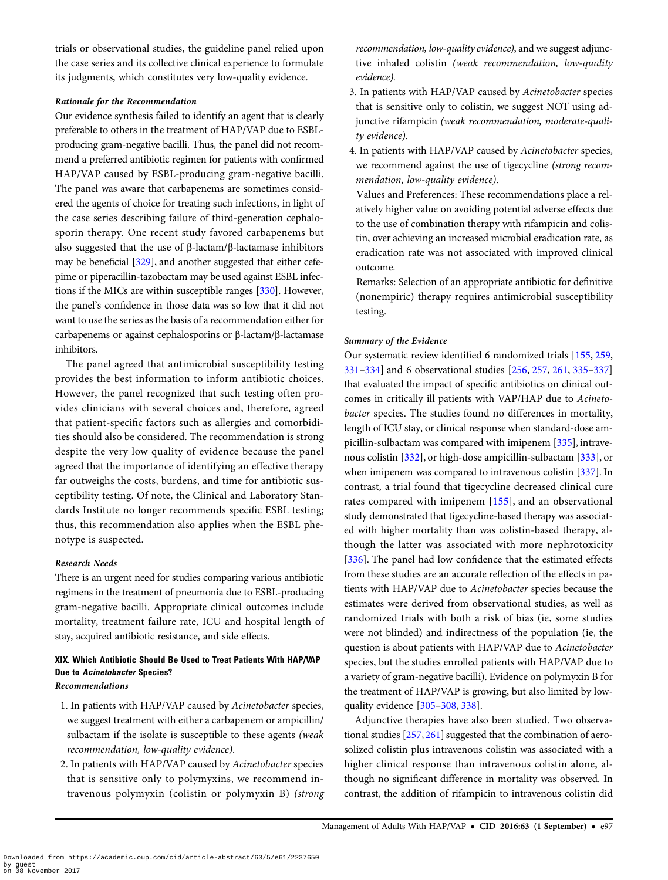trials or observational studies, the guideline panel relied upon the case series and its collective clinical experience to formulate its judgments, which constitutes very low-quality evidence.

***Rationale for the Recommendation***

Our evidence synthesis failed to identify an agent that is clearly preferable to others in the treatment of HAP/VAP due to ESBL-producing gram-negative bacilli. Thus, the panel did not recommend a preferred antibiotic regimen for patients with confirmed HAP/VAP caused by ESBL-producing gram-negative bacilli. The panel was aware that carbapenems are sometimes considered the agents of choice for treating such infections, in light of the case series describing failure of third-generation cephalosporin therapy. One recent study favored carbapenems but also suggested that the use of β-lactam/β-lactamase inhibitors may be beneficial [329], and another suggested that either cefepime or piperacillin-tazobactam may be used against ESBL infections if the MICs are within susceptible ranges [330]. However, the panel's confidence in those data was so low that it did not want to use the series as the basis of a recommendation either for carbapenems or against cephalosporins or β-lactam/β-lactamase inhibitors.

The panel agreed that antimicrobial susceptibility testing provides the best information to inform antibiotic choices. However, the panel recognized that such testing often provides clinicians with several choices and, therefore, agreed that patient-specific factors such as allergies and comorbidities should also be considered. The recommendation is strong despite the very low quality of evidence because the panel agreed that the importance of identifying an effective therapy far outweighs the costs, burdens, and time for antibiotic susceptibility testing. Of note, the Clinical and Laboratory Standards Institute no longer recommends specific ESBL testing; thus, this recommendation also applies when the ESBL phenotype is suspected.

***Research Needs***

There is an urgent need for studies comparing various antibiotic regimens in the treatment of pneumonia due to ESBL-producing gram-negative bacilli. Appropriate clinical outcomes include mortality, treatment failure rate, ICU and hospital length of stay, acquired antibiotic resistance, and side effects.

### XIX. Which Antibiotic Should Be Used to Treat Patients With HAP/VAP Due to *Acinetobacter* Species?

***Recommendations***

1. In patients with HAP/VAP caused by *Acinetobacter* species, we suggest treatment with either a carbapenem or ampicillin/sulbactam if the isolate is susceptible to these agents *(weak recommendation, low-quality evidence)*.
2. In patients with HAP/VAP caused by *Acinetobacter* species that is sensitive only to polymyxins, we recommend intravenous polymyxin (colistin or polymyxin B) *(strong recommendation, low-quality evidence)*, and we suggest adjunctive inhaled colistin *(weak recommendation, low-quality evidence)*.
3. In patients with HAP/VAP caused by *Acinetobacter* species that is sensitive only to colistin, we suggest NOT using adjunctive rifampicin *(weak recommendation, moderate-quality evidence)*.
4. In patients with HAP/VAP caused by *Acinetobacter* species, we recommend against the use of tigecycline *(strong recommendation, low-quality evidence)*.

   Values and Preferences: These recommendations place a relatively higher value on avoiding potential adverse effects due to the use of combination therapy with rifampicin and colistin, over achieving an increased microbial eradication rate, as eradication rate was not associated with improved clinical outcome.

   Remarks: Selection of an appropriate antibiotic for definitive (nonempiric) therapy requires antimicrobial susceptibility testing.

***Summary of the Evidence***

Our systematic review identified 6 randomized trials [155, 259, 331–334] and 6 observational studies [256, 257, 261, 335–337] that evaluated the impact of specific antibiotics on clinical outcomes in critically ill patients with VAP/HAP due to *Acinetobacter* species. The studies found no differences in mortality, length of ICU stay, or clinical response when standard-dose ampicillin-sulbactam was compared with imipenem [335], intravenous colistin [332], or high-dose ampicillin-sulbactam [333], or when imipenem was compared to intravenous colistin [337]. In contrast, a trial found that tigecycline decreased clinical cure rates compared with imipenem [155], and an observational study demonstrated that tigecycline-based therapy was associated with higher mortality than was colistin-based therapy, although the latter was associated with more nephrotoxicity [336]. The panel had low confidence that the estimated effects from these studies are an accurate reflection of the effects in patients with HAP/VAP due to *Acinetobacter* species because the estimates were derived from observational studies, as well as randomized trials with both a risk of bias (ie, some studies were not blinded) and indirectness of the population (ie, the question is about patients with HAP/VAP due to *Acinetobacter* species, but the studies enrolled patients with HAP/VAP due to a variety of gram-negative bacilli). Evidence on polymyxin B for the treatment of HAP/VAP is growing, but also limited by low-quality evidence [305–308, 338].

Adjunctive therapies have also been studied. Two observational studies [257, 261] suggested that the combination of aerosolized colistin plus intravenous colistin was associated with a higher clinical response than intravenous colistin alone, although no significant difference in mortality was observed. In contrast, the addition of rifampicin to intravenous colistin did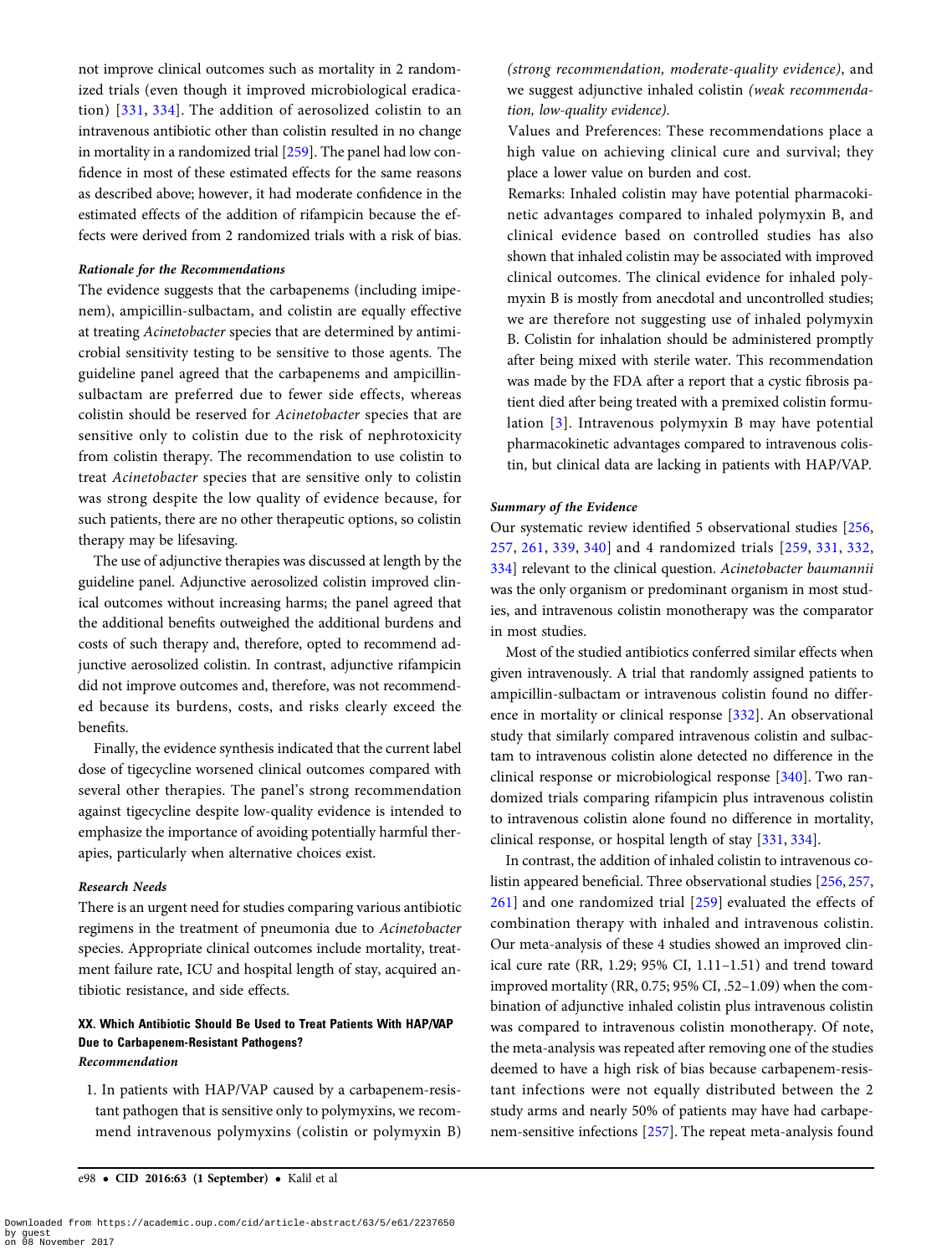not improve clinical outcomes such as mortality in 2 randomized trials (even though it improved microbiological eradication) [331, 334]. The addition of aerosolized colistin to an intravenous antibiotic other than colistin resulted in no change in mortality in a randomized trial [259]. The panel had low confidence in most of these estimated effects for the same reasons as described above; however, it had moderate confidence in the estimated effects of the addition of rifampicin because the effects were derived from 2 randomized trials with a risk of bias.

***Rationale for the Recommendations***

The evidence suggests that the carbapenems (including imipenem), ampicillin-sulbactam, and colistin are equally effective at treating *Acinetobacter* species that are determined by antimicrobial sensitivity testing to be sensitive to those agents. The guideline panel agreed that the carbapenems and ampicillin-sulbactam are preferred due to fewer side effects, whereas colistin should be reserved for *Acinetobacter* species that are sensitive only to colistin due to the risk of nephrotoxicity from colistin therapy. The recommendation to use colistin to treat *Acinetobacter* species that are sensitive only to colistin was strong despite the low quality of evidence because, for such patients, there are no other therapeutic options, so colistin therapy may be lifesaving.

The use of adjunctive therapies was discussed at length by the guideline panel. Adjunctive aerosolized colistin improved clinical outcomes without increasing harms; the panel agreed that the additional benefits outweighed the additional burdens and costs of such therapy and, therefore, opted to recommend adjunctive aerosolized colistin. In contrast, adjunctive rifampicin did not improve outcomes and, therefore, was not recommended because its burdens, costs, and risks clearly exceed the benefits.

Finally, the evidence synthesis indicated that the current label dose of tigecycline worsened clinical outcomes compared with several other therapies. The panel's strong recommendation against tigecycline despite low-quality evidence is intended to emphasize the importance of avoiding potentially harmful therapies, particularly when alternative choices exist.

***Research Needs***

There is an urgent need for studies comparing various antibiotic regimens in the treatment of pneumonia due to *Acinetobacter* species. Appropriate clinical outcomes include mortality, treatment failure rate, ICU and hospital length of stay, acquired antibiotic resistance, and side effects.

### XX. Which Antibiotic Should Be Used to Treat Patients With HAP/VAP Due to Carbapenem-Resistant Pathogens?

***Recommendation***

1. In patients with HAP/VAP caused by a carbapenem-resistant pathogen that is sensitive only to polymyxins, we recommend intravenous polymyxins (colistin or polymyxin B) *(strong recommendation, moderate-quality evidence)*, and we suggest adjunctive inhaled colistin *(weak recommendation, low-quality evidence)*.

Values and Preferences: These recommendations place a high value on achieving clinical cure and survival; they place a lower value on burden and cost.

Remarks: Inhaled colistin may have potential pharmacokinetic advantages compared to inhaled polymyxin B, and clinical evidence based on controlled studies has also shown that inhaled colistin may be associated with improved clinical outcomes. The clinical evidence for inhaled polymyxin B is mostly from anecdotal and uncontrolled studies; we are therefore not suggesting use of inhaled polymyxin B. Colistin for inhalation should be administered promptly after being mixed with sterile water. This recommendation was made by the FDA after a report that a cystic fibrosis patient died after being treated with a premixed colistin formulation [3]. Intravenous polymyxin B may have potential pharmacokinetic advantages compared to intravenous colistin, but clinical data are lacking in patients with HAP/VAP.

***Summary of the Evidence***

Our systematic review identified 5 observational studies [256, 257, 261, 339, 340] and 4 randomized trials [259, 331, 332, 334] relevant to the clinical question. *Acinetobacter baumannii* was the only organism or predominant organism in most studies, and intravenous colistin monotherapy was the comparator in most studies.

Most of the studied antibiotics conferred similar effects when given intravenously. A trial that randomly assigned patients to ampicillin-sulbactam or intravenous colistin found no difference in mortality or clinical response [332]. An observational study that similarly compared intravenous colistin and sulbactam to intravenous colistin alone detected no difference in the clinical response or microbiological response [340]. Two randomized trials comparing rifampicin plus intravenous colistin to intravenous colistin alone found no difference in mortality, clinical response, or hospital length of stay [331, 334].

In contrast, the addition of inhaled colistin to intravenous colistin appeared beneficial. Three observational studies [256, 257, 261] and one randomized trial [259] evaluated the effects of combination therapy with inhaled and intravenous colistin. Our meta-analysis of these 4 studies showed an improved clinical cure rate (RR, 1.29; 95% CI, 1.11–1.51) and trend toward improved mortality (RR, 0.75; 95% CI, .52–1.09) when the combination of adjunctive inhaled colistin plus intravenous colistin was compared to intravenous colistin monotherapy. Of note, the meta-analysis was repeated after removing one of the studies deemed to have a high risk of bias because carbapenem-resistant infections were not equally distributed between the 2 study arms and nearly 50% of patients may have had carbapenem-sensitive infections [257]. The repeat meta-analysis found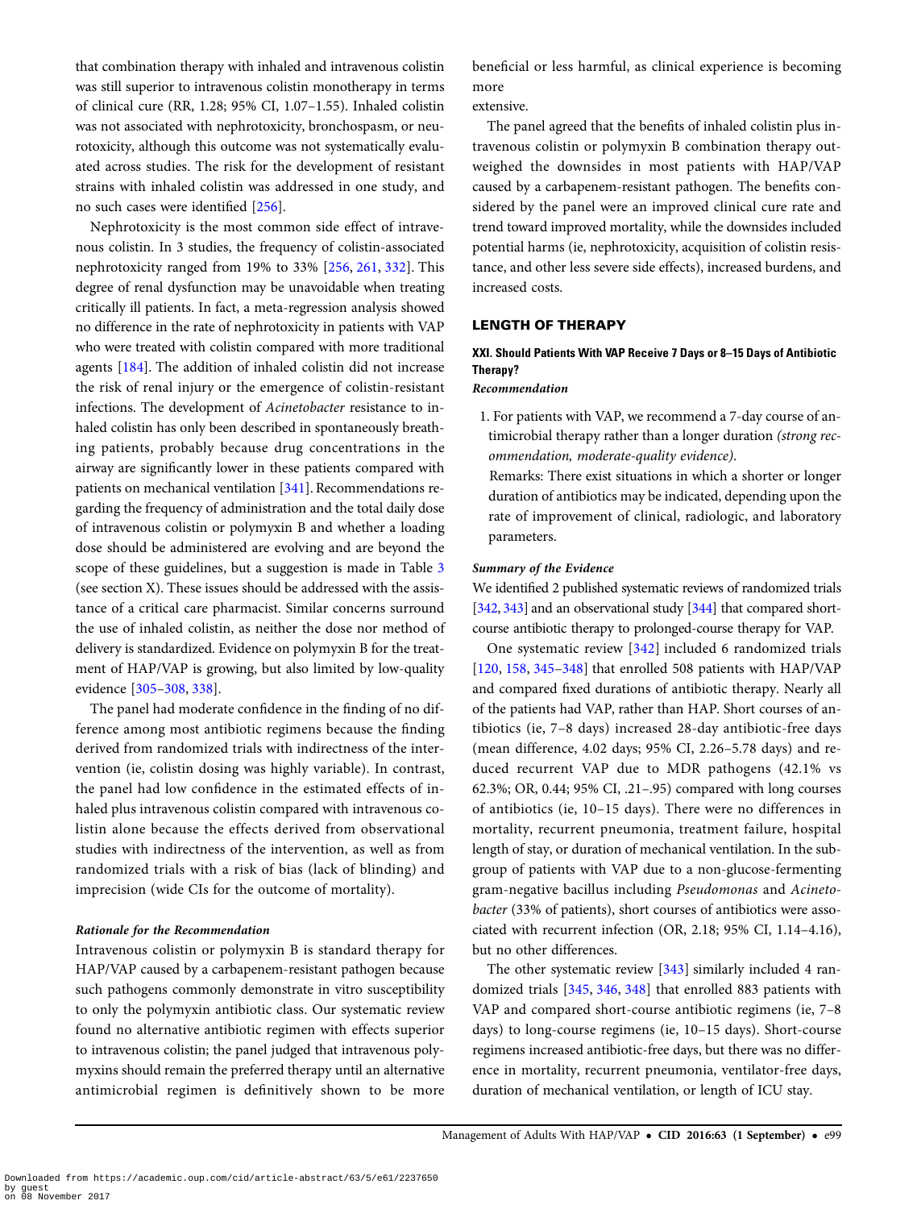that combination therapy with inhaled and intravenous colistin was still superior to intravenous colistin monotherapy in terms of clinical cure (RR, 1.28; 95% CI, 1.07–1.55). Inhaled colistin was not associated with nephrotoxicity, bronchospasm, or neurotoxicity, although this outcome was not systematically evaluated across studies. The risk for the development of resistant strains with inhaled colistin was addressed in one study, and no such cases were identified [256].

Nephrotoxicity is the most common side effect of intravenous colistin. In 3 studies, the frequency of colistin-associated nephrotoxicity ranged from 19% to 33% [256, 261, 332]. This degree of renal dysfunction may be unavoidable when treating critically ill patients. In fact, a meta-regression analysis showed no difference in the rate of nephrotoxicity in patients with VAP who were treated with colistin compared with more traditional agents [184]. The addition of inhaled colistin did not increase the risk of renal injury or the emergence of colistin-resistant infections. The development of *Acinetobacter* resistance to inhaled colistin has only been described in spontaneously breathing patients, probably because drug concentrations in the airway are significantly lower in these patients compared with patients on mechanical ventilation [341]. Recommendations regarding the frequency of administration and the total daily dose of intravenous colistin or polymyxin B and whether a loading dose should be administered are evolving and are beyond the scope of these guidelines, but a suggestion is made in Table 3 (see section X). These issues should be addressed with the assistance of a critical care pharmacist. Similar concerns surround the use of inhaled colistin, as neither the dose nor method of delivery is standardized. Evidence on polymyxin B for the treatment of HAP/VAP is growing, but also limited by low-quality evidence [305–308, 338].

The panel had moderate confidence in the finding of no difference among most antibiotic regimens because the finding derived from randomized trials with indirectness of the intervention (ie, colistin dosing was highly variable). In contrast, the panel had low confidence in the estimated effects of inhaled plus intravenous colistin compared with intravenous colistin alone because the effects derived from observational studies with indirectness of the intervention, as well as from randomized trials with a risk of bias (lack of blinding) and imprecision (wide CIs for the outcome of mortality).

***Rationale for the Recommendation***

Intravenous colistin or polymyxin B is standard therapy for HAP/VAP caused by a carbapenem-resistant pathogen because such pathogens commonly demonstrate in vitro susceptibility to only the polymyxin antibiotic class. Our systematic review found no alternative antibiotic regimen with effects superior to intravenous colistin; the panel judged that intravenous polymyxins should remain the preferred therapy until an alternative antimicrobial regimen is definitively shown to be more beneficial or less harmful, as clinical experience is becoming more extensive.

The panel agreed that the benefits of inhaled colistin plus intravenous colistin or polymyxin B combination therapy outweighed the downsides in most patients with HAP/VAP caused by a carbapenem-resistant pathogen. The benefits considered by the panel were an improved clinical cure rate and trend toward improved mortality, while the downsides included potential harms (ie, nephrotoxicity, acquisition of colistin resistance, and other less severe side effects), increased burdens, and increased costs.

## LENGTH OF THERAPY

### XXI. Should Patients With VAP Receive 7 Days or 8–15 Days of Antibiotic Therapy?

***Recommendation***

1. For patients with VAP, we recommend a 7-day course of antimicrobial therapy rather than a longer duration *(strong recommendation, moderate-quality evidence)*.
   Remarks: There exist situations in which a shorter or longer duration of antibiotics may be indicated, depending upon the rate of improvement of clinical, radiologic, and laboratory parameters.

***Summary of the Evidence***

We identified 2 published systematic reviews of randomized trials [342, 343] and an observational study [344] that compared short-course antibiotic therapy to prolonged-course therapy for VAP.

One systematic review [342] included 6 randomized trials [120, 158, 345–348] that enrolled 508 patients with HAP/VAP and compared fixed durations of antibiotic therapy. Nearly all of the patients had VAP, rather than HAP. Short courses of antibiotics (ie, 7–8 days) increased 28-day antibiotic-free days (mean difference, 4.02 days; 95% CI, 2.26–5.78 days) and reduced recurrent VAP due to MDR pathogens (42.1% vs 62.3%; OR, 0.44; 95% CI, .21–.95) compared with long courses of antibiotics (ie, 10–15 days). There were no differences in mortality, recurrent pneumonia, treatment failure, hospital length of stay, or duration of mechanical ventilation. In the subgroup of patients with VAP due to a non-glucose-fermenting gram-negative bacillus including *Pseudomonas* and *Acinetobacter* (33% of patients), short courses of antibiotics were associated with recurrent infection (OR, 2.18; 95% CI, 1.14–4.16), but no other differences.

The other systematic review [343] similarly included 4 randomized trials [345, 346, 348] that enrolled 883 patients with VAP and compared short-course antibiotic regimens (ie, 7–8 days) to long-course regimens (ie, 10–15 days). Short-course regimens increased antibiotic-free days, but there was no difference in mortality, recurrent pneumonia, ventilator-free days, duration of mechanical ventilation, or length of ICU stay.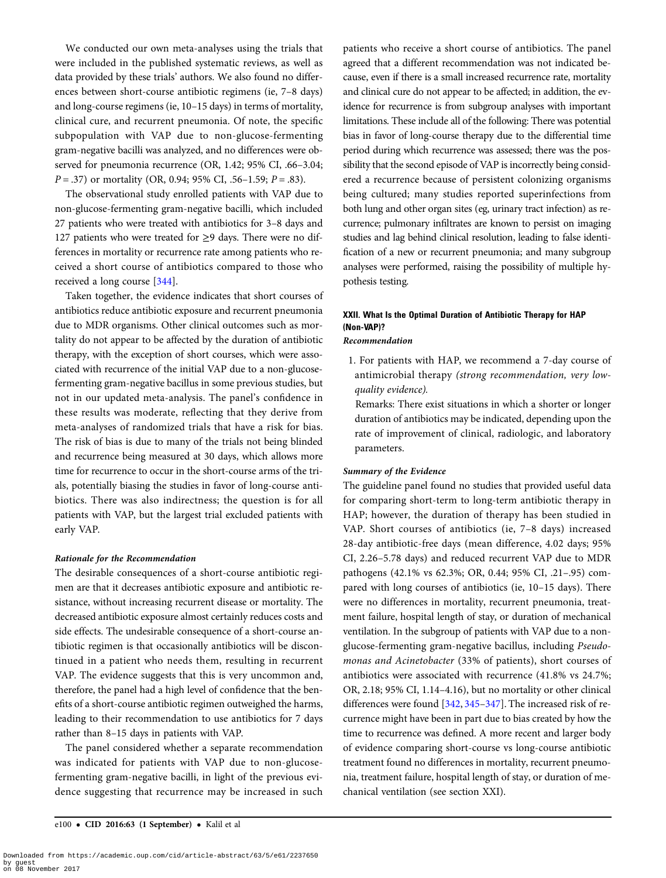We conducted our own meta-analyses using the trials that were included in the published systematic reviews, as well as data provided by these trials' authors. We also found no differences between short-course antibiotic regimens (ie, 7–8 days) and long-course regimens (ie, 10–15 days) in terms of mortality, clinical cure, and recurrent pneumonia. Of note, the specific subpopulation with VAP due to non-glucose-fermenting gram-negative bacilli was analyzed, and no differences were observed for pneumonia recurrence (OR, 1.42; 95% CI, .66–3.04; $P = .37$) or mortality (OR, 0.94; 95% CI, .56–1.59; $P = .83$).

The observational study enrolled patients with VAP due to non-glucose-fermenting gram-negative bacilli, which included 27 patients who were treated with antibiotics for 3–8 days and 127 patients who were treated for ≥9 days. There were no differences in mortality or recurrence rate among patients who received a short course of antibiotics compared to those who received a long course [344].

Taken together, the evidence indicates that short courses of antibiotics reduce antibiotic exposure and recurrent pneumonia due to MDR organisms. Other clinical outcomes such as mortality do not appear to be affected by the duration of antibiotic therapy, with the exception of short courses, which were associated with recurrence of the initial VAP due to a non-glucose-fermenting gram-negative bacillus in some previous studies, but not in our updated meta-analysis. The panel's confidence in these results was moderate, reflecting that they derive from meta-analyses of randomized trials that have a risk for bias. The risk of bias is due to many of the trials not being blinded and recurrence being measured at 30 days, which allows more time for recurrence to occur in the short-course arms of the trials, potentially biasing the studies in favor of long-course antibiotics. There was also indirectness; the question is for all patients with VAP, but the largest trial excluded patients with early VAP.

#### *Rationale for the Recommendation*

The desirable consequences of a short-course antibiotic regimen are that it decreases antibiotic exposure and antibiotic resistance, without increasing recurrent disease or mortality. The decreased antibiotic exposure almost certainly reduces costs and side effects. The undesirable consequence of a short-course antibiotic regimen is that occasionally antibiotics will be discontinued in a patient who needs them, resulting in recurrent VAP. The evidence suggests that this is very uncommon and, therefore, the panel had a high level of confidence that the benefits of a short-course antibiotic regimen outweighed the harms, leading to their recommendation to use antibiotics for 7 days rather than 8–15 days in patients with VAP.

The panel considered whether a separate recommendation was indicated for patients with VAP due to non-glucose-fermenting gram-negative bacilli, in light of the previous evidence suggesting that recurrence may be increased in such patients who receive a short course of antibiotics. The panel agreed that a different recommendation was not indicated because, even if there is a small increased recurrence rate, mortality and clinical cure do not appear to be affected; in addition, the evidence for recurrence is from subgroup analyses with important limitations. These include all of the following: There was potential bias in favor of long-course therapy due to the differential time period during which recurrence was assessed; there was the possibility that the second episode of VAP is incorrectly being considered a recurrence because of persistent colonizing organisms being cultured; many studies reported superinfections from both lung and other organ sites (eg, urinary tract infection) as recurrence; pulmonary infiltrates are known to persist on imaging studies and lag behind clinical resolution, leading to false identification of a new or recurrent pneumonia; and many subgroup analyses were performed, raising the possibility of multiple hypothesis testing.

### XXII. What Is the Optimal Duration of Antibiotic Therapy for HAP (Non-VAP)?

#### *Recommendation*

1. For patients with HAP, we recommend a 7-day course of antimicrobial therapy *(strong recommendation, very low-quality evidence).*

   Remarks: There exist situations in which a shorter or longer duration of antibiotics may be indicated, depending upon the rate of improvement of clinical, radiologic, and laboratory parameters.

#### *Summary of the Evidence*

The guideline panel found no studies that provided useful data for comparing short-term to long-term antibiotic therapy in HAP; however, the duration of therapy has been studied in VAP. Short courses of antibiotics (ie, 7–8 days) increased 28-day antibiotic-free days (mean difference, 4.02 days; 95% CI, 2.26–5.78 days) and reduced recurrent VAP due to MDR pathogens (42.1% vs 62.3%; OR, 0.44; 95% CI, .21–.95) compared with long courses of antibiotics (ie, 10–15 days). There were no differences in mortality, recurrent pneumonia, treatment failure, hospital length of stay, or duration of mechanical ventilation. In the subgroup of patients with VAP due to a non-glucose-fermenting gram-negative bacillus, including *Pseudomonas and Acinetobacter* (33% of patients), short courses of antibiotics were associated with recurrence (41.8% vs 24.7%; OR, 2.18; 95% CI, 1.14–4.16), but no mortality or other clinical differences were found [342, 345–347]. The increased risk of recurrence might have been in part due to bias created by how the time to recurrence was defined. A more recent and larger body of evidence comparing short-course vs long-course antibiotic treatment found no differences in mortality, recurrent pneumonia, treatment failure, hospital length of stay, or duration of mechanical ventilation (see section XXI).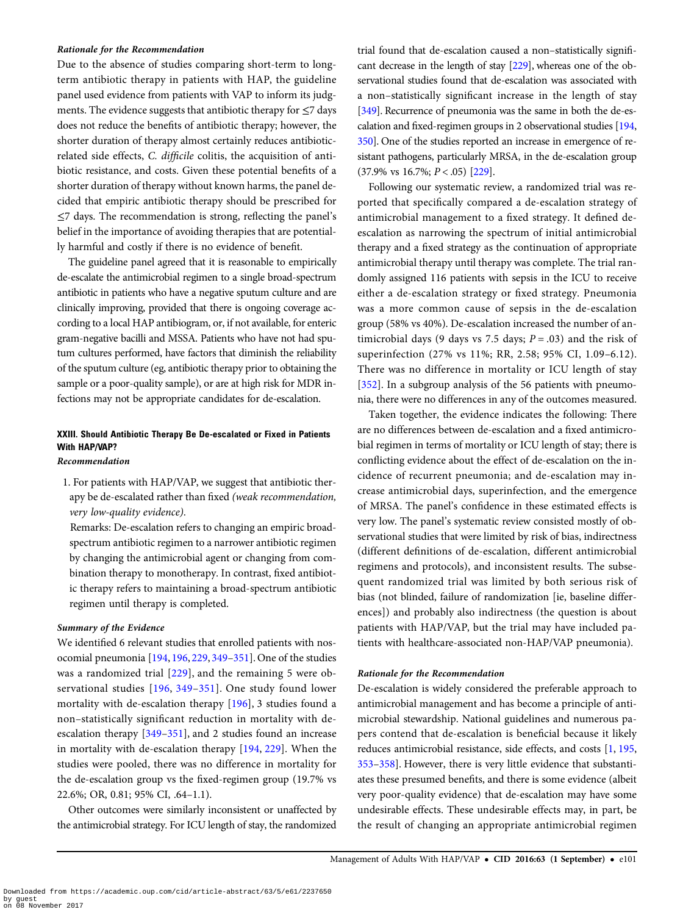### *Rationale for the Recommendation*

Due to the absence of studies comparing short-term to long-term antibiotic therapy in patients with HAP, the guideline panel used evidence from patients with VAP to inform its judgments. The evidence suggests that antibiotic therapy for ≤7 days does not reduce the benefits of antibiotic therapy; however, the shorter duration of therapy almost certainly reduces antibiotic-related side effects, *C. difficile* colitis, the acquisition of antibiotic resistance, and costs. Given these potential benefits of a shorter duration of therapy without known harms, the panel decided that empiric antibiotic therapy should be prescribed for ≤7 days. The recommendation is strong, reflecting the panel's belief in the importance of avoiding therapies that are potentially harmful and costly if there is no evidence of benefit.

The guideline panel agreed that it is reasonable to empirically de-escalate the antimicrobial regimen to a single broad-spectrum antibiotic in patients who have a negative sputum culture and are clinically improving, provided that there is ongoing coverage according to a local HAP antibiogram, or, if not available, for enteric gram-negative bacilli and MSSA. Patients who have not had sputum cultures performed, have factors that diminish the reliability of the sputum culture (eg, antibiotic therapy prior to obtaining the sample or a poor-quality sample), or are at high risk for MDR infections may not be appropriate candidates for de-escalation.

## XXIII. Should Antibiotic Therapy Be De-escalated or Fixed in Patients With HAP/VAP?

### *Recommendation*

1. For patients with HAP/VAP, we suggest that antibiotic therapy be de-escalated rather than fixed *(weak recommendation, very low-quality evidence)*.

   Remarks: De-escalation refers to changing an empiric broad-spectrum antibiotic regimen to a narrower antibiotic regimen by changing the antimicrobial agent or changing from combination therapy to monotherapy. In contrast, fixed antibiotic therapy refers to maintaining a broad-spectrum antibiotic regimen until therapy is completed.

### *Summary of the Evidence*

We identified 6 relevant studies that enrolled patients with nosocomial pneumonia [194, 196, 229, 349–351]. One of the studies was a randomized trial [229], and the remaining 5 were observational studies [196, 349–351]. One study found lower mortality with de-escalation therapy [196], 3 studies found a non–statistically significant reduction in mortality with de-escalation therapy [349–351], and 2 studies found an increase in mortality with de-escalation therapy [194, 229]. When the studies were pooled, there was no difference in mortality for the de-escalation group vs the fixed-regimen group (19.7% vs 22.6%; OR, 0.81; 95% CI, .64–1.1).

Other outcomes were similarly inconsistent or unaffected by the antimicrobial strategy. For ICU length of stay, the randomized trial found that de-escalation caused a non–statistically significant decrease in the length of stay [229], whereas one of the observational studies found that de-escalation was associated with a non–statistically significant increase in the length of stay [349]. Recurrence of pneumonia was the same in both the de-escalation and fixed-regimen groups in 2 observational studies [194, 350]. One of the studies reported an increase in emergence of resistant pathogens, particularly MRSA, in the de-escalation group (37.9% vs 16.7%; $P < .05$) [229].

Following our systematic review, a randomized trial was reported that specifically compared a de-escalation strategy of antimicrobial management to a fixed strategy. It defined de-escalation as narrowing the spectrum of initial antimicrobial therapy and a fixed strategy as the continuation of appropriate antimicrobial therapy until therapy was complete. The trial randomly assigned 116 patients with sepsis in the ICU to receive either a de-escalation strategy or fixed strategy. Pneumonia was a more common cause of sepsis in the de-escalation group (58% vs 40%). De-escalation increased the number of antimicrobial days (9 days vs 7.5 days; $P = .03$) and the risk of superinfection (27% vs 11%; RR, 2.58; 95% CI, 1.09–6.12). There was no difference in mortality or ICU length of stay [352]. In a subgroup analysis of the 56 patients with pneumonia, there were no differences in any of the outcomes measured.

Taken together, the evidence indicates the following: There are no differences between de-escalation and a fixed antimicrobial regimen in terms of mortality or ICU length of stay; there is conflicting evidence about the effect of de-escalation on the incidence of recurrent pneumonia; and de-escalation may increase antimicrobial days, superinfection, and the emergence of MRSA. The panel's confidence in these estimated effects is very low. The panel's systematic review consisted mostly of observational studies that were limited by risk of bias, indirectness (different definitions of de-escalation, different antimicrobial regimens and protocols), and inconsistent results. The subsequent randomized trial was limited by both serious risk of bias (not blinded, failure of randomization [ie, baseline differences]) and probably also indirectness (the question is about patients with HAP/VAP, but the trial may have included patients with healthcare-associated non-HAP/VAP pneumonia).

### *Rationale for the Recommendation*

De-escalation is widely considered the preferable approach to antimicrobial management and has become a principle of antimicrobial stewardship. National guidelines and numerous papers contend that de-escalation is beneficial because it likely reduces antimicrobial resistance, side effects, and costs [1, 195, 353–358]. However, there is very little evidence that substantiates these presumed benefits, and there is some evidence (albeit very poor-quality evidence) that de-escalation may have some undesirable effects. These undesirable effects may, in part, be the result of changing an appropriate antimicrobial regimen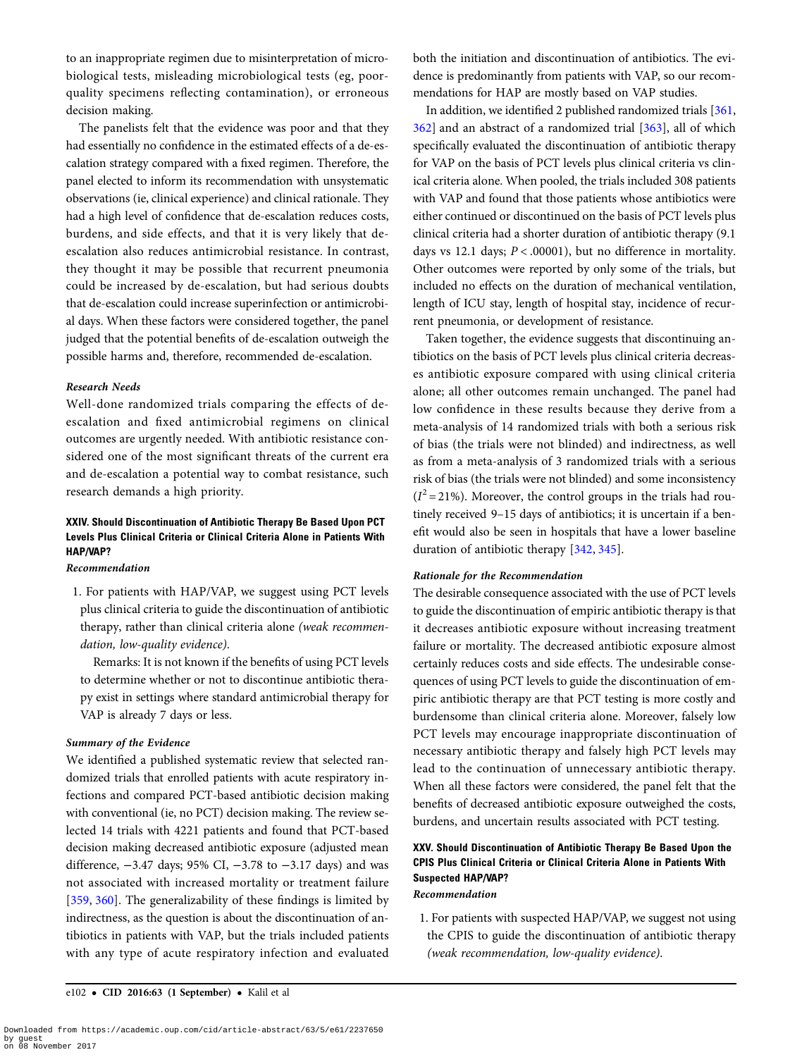to an inappropriate regimen due to misinterpretation of microbiological tests, misleading microbiological tests (eg, poor-quality specimens reflecting contamination), or erroneous decision making.

The panelists felt that the evidence was poor and that they had essentially no confidence in the estimated effects of a de-escalation strategy compared with a fixed regimen. Therefore, the panel elected to inform its recommendation with unsystematic observations (ie, clinical experience) and clinical rationale. They had a high level of confidence that de-escalation reduces costs, burdens, and side effects, and that it is very likely that de-escalation also reduces antimicrobial resistance. In contrast, they thought it may be possible that recurrent pneumonia could be increased by de-escalation, but had serious doubts that de-escalation could increase superinfection or antimicrobial days. When these factors were considered together, the panel judged that the potential benefits of de-escalation outweigh the possible harms and, therefore, recommended de-escalation.

#### *Research Needs*

Well-done randomized trials comparing the effects of de-escalation and fixed antimicrobial regimens on clinical outcomes are urgently needed. With antibiotic resistance considered one of the most significant threats of the current era and de-escalation a potential way to combat resistance, such research demands a high priority.

### XXIV. Should Discontinuation of Antibiotic Therapy Be Based Upon PCT Levels Plus Clinical Criteria or Clinical Criteria Alone in Patients With HAP/VAP?

#### *Recommendation*

1. For patients with HAP/VAP, we suggest using PCT levels plus clinical criteria to guide the discontinuation of antibiotic therapy, rather than clinical criteria alone *(weak recommendation, low-quality evidence)*.

   Remarks: It is not known if the benefits of using PCT levels to determine whether or not to discontinue antibiotic therapy exist in settings where standard antimicrobial therapy for VAP is already 7 days or less.

#### *Summary of the Evidence*

We identified a published systematic review that selected randomized trials that enrolled patients with acute respiratory infections and compared PCT-based antibiotic decision making with conventional (ie, no PCT) decision making. The review selected 14 trials with 4221 patients and found that PCT-based decision making decreased antibiotic exposure (adjusted mean difference, −3.47 days; 95% CI, −3.78 to −3.17 days) and was not associated with increased mortality or treatment failure [359, 360]. The generalizability of these findings is limited by indirectness, as the question is about the discontinuation of antibiotics in patients with VAP, but the trials included patients with any type of acute respiratory infection and evaluated both the initiation and discontinuation of antibiotics. The evidence is predominantly from patients with VAP, so our recommendations for HAP are mostly based on VAP studies.

In addition, we identified 2 published randomized trials [361, 362] and an abstract of a randomized trial [363], all of which specifically evaluated the discontinuation of antibiotic therapy for VAP on the basis of PCT levels plus clinical criteria vs clinical criteria alone. When pooled, the trials included 308 patients with VAP and found that those patients whose antibiotics were either continued or discontinued on the basis of PCT levels plus clinical criteria had a shorter duration of antibiotic therapy (9.1 days vs 12.1 days; $P < .00001$), but no difference in mortality. Other outcomes were reported by only some of the trials, but included no effects on the duration of mechanical ventilation, length of ICU stay, length of hospital stay, incidence of recurrent pneumonia, or development of resistance.

Taken together, the evidence suggests that discontinuing antibiotics on the basis of PCT levels plus clinical criteria decreases antibiotic exposure compared with using clinical criteria alone; all other outcomes remain unchanged. The panel had low confidence in these results because they derive from a meta-analysis of 14 randomized trials with both a serious risk of bias (the trials were not blinded) and indirectness, as well as from a meta-analysis of 3 randomized trials with a serious risk of bias (the trials were not blinded) and some inconsistency ($I^2 = 21\%$). Moreover, the control groups in the trials had routinely received 9–15 days of antibiotics; it is uncertain if a benefit would also be seen in hospitals that have a lower baseline duration of antibiotic therapy [342, 345].

#### *Rationale for the Recommendation*

The desirable consequence associated with the use of PCT levels to guide the discontinuation of empiric antibiotic therapy is that it decreases antibiotic exposure without increasing treatment failure or mortality. The decreased antibiotic exposure almost certainly reduces costs and side effects. The undesirable consequences of using PCT levels to guide the discontinuation of empiric antibiotic therapy are that PCT testing is more costly and burdensome than clinical criteria alone. Moreover, falsely low PCT levels may encourage inappropriate discontinuation of necessary antibiotic therapy and falsely high PCT levels may lead to the continuation of unnecessary antibiotic therapy. When all these factors were considered, the panel felt that the benefits of decreased antibiotic exposure outweighed the costs, burdens, and uncertain results associated with PCT testing.

### XXV. Should Discontinuation of Antibiotic Therapy Be Based Upon the CPIS Plus Clinical Criteria or Clinical Criteria Alone in Patients With Suspected HAP/VAP?

#### *Recommendation*

1. For patients with suspected HAP/VAP, we suggest not using the CPIS to guide the discontinuation of antibiotic therapy *(weak recommendation, low-quality evidence)*.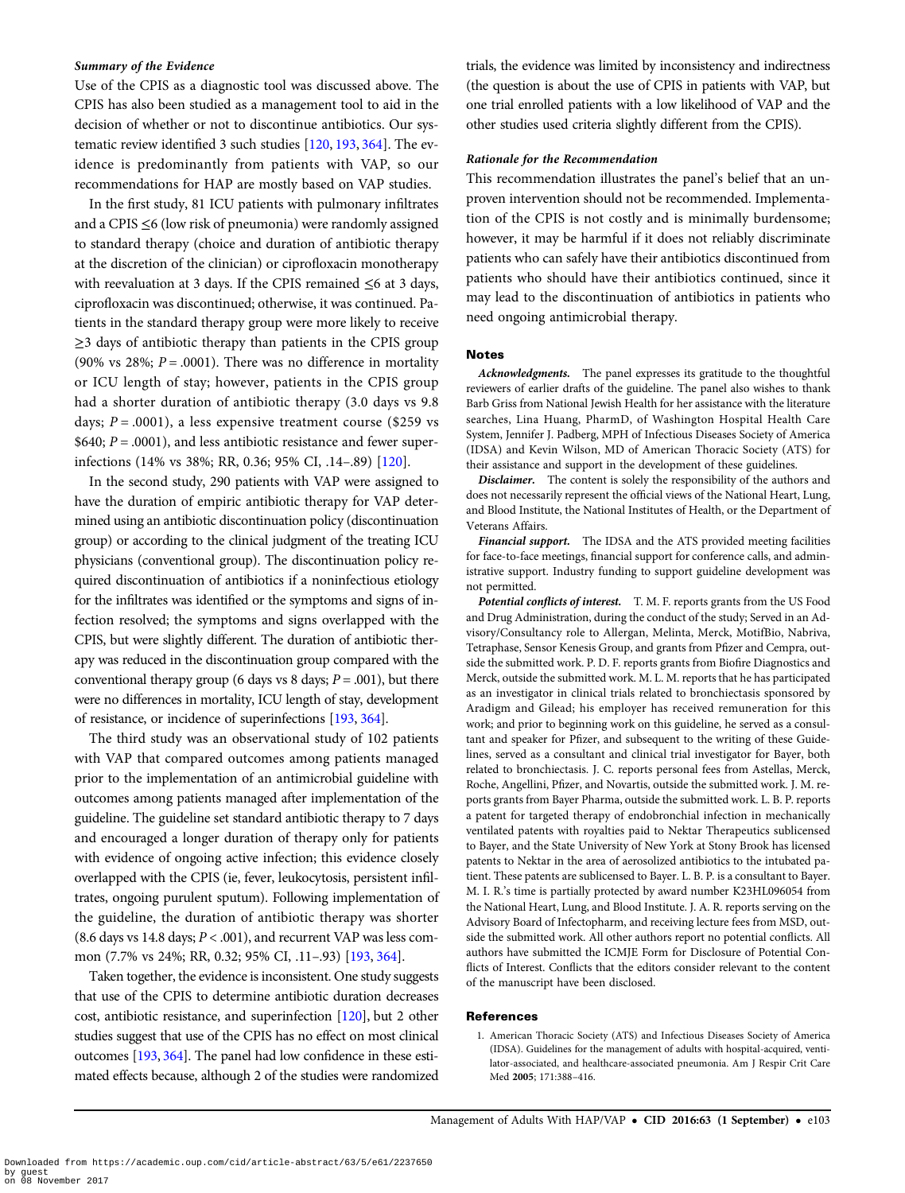*Summary of the Evidence*

Use of the CPIS as a diagnostic tool was discussed above. The CPIS has also been studied as a management tool to aid in the decision of whether or not to discontinue antibiotics. Our systematic review identified 3 such studies [120, 193, 364]. The evidence is predominantly from patients with VAP, so our recommendations for HAP are mostly based on VAP studies.

In the first study, 81 ICU patients with pulmonary infiltrates and a CPIS ≤6 (low risk of pneumonia) were randomly assigned to standard therapy (choice and duration of antibiotic therapy at the discretion of the clinician) or ciprofloxacin monotherapy with reevaluation at 3 days. If the CPIS remained ≤6 at 3 days, ciprofloxacin was discontinued; otherwise, it was continued. Patients in the standard therapy group were more likely to receive ≥3 days of antibiotic therapy than patients in the CPIS group (90% vs 28%; $P = .0001$). There was no difference in mortality or ICU length of stay; however, patients in the CPIS group had a shorter duration of antibiotic therapy (3.0 days vs 9.8 days; $P = .0001$), a less expensive treatment course ($259 vs $640; $P = .0001$), and less antibiotic resistance and fewer superinfections (14% vs 38%; RR, 0.36; 95% CI, .14–.89) [120].

In the second study, 290 patients with VAP were assigned to have the duration of empiric antibiotic therapy for VAP determined using an antibiotic discontinuation policy (discontinuation group) or according to the clinical judgment of the treating ICU physicians (conventional group). The discontinuation policy required discontinuation of antibiotics if a noninfectious etiology for the infiltrates was identified or the symptoms and signs of infection resolved; the symptoms and signs overlapped with the CPIS, but were slightly different. The duration of antibiotic therapy was reduced in the discontinuation group compared with the conventional therapy group (6 days vs 8 days; $P = .001$), but there were no differences in mortality, ICU length of stay, development of resistance, or incidence of superinfections [193, 364].

The third study was an observational study of 102 patients with VAP that compared outcomes among patients managed prior to the implementation of an antimicrobial guideline with outcomes among patients managed after implementation of the guideline. The guideline set standard antibiotic therapy to 7 days and encouraged a longer duration of therapy only for patients with evidence of ongoing active infection; this evidence closely overlapped with the CPIS (ie, fever, leukocytosis, persistent infiltrates, ongoing purulent sputum). Following implementation of the guideline, the duration of antibiotic therapy was shorter (8.6 days vs 14.8 days; $P < .001$), and recurrent VAP was less common (7.7% vs 24%; RR, 0.32; 95% CI, .11–.93) [193, 364].

Taken together, the evidence is inconsistent. One study suggests that use of the CPIS to determine antibiotic duration decreases cost, antibiotic resistance, and superinfection [120], but 2 other studies suggest that use of the CPIS has no effect on most clinical outcomes [193, 364]. The panel had low confidence in these estimated effects because, although 2 of the studies were randomized trials, the evidence was limited by inconsistency and indirectness (the question is about the use of CPIS in patients with VAP, but one trial enrolled patients with a low likelihood of VAP and the other studies used criteria slightly different from the CPIS).

*Rationale for the Recommendation*

This recommendation illustrates the panel's belief that an unproven intervention should not be recommended. Implementation of the CPIS is not costly and is minimally burdensome; however, it may be harmful if it does not reliably discriminate patients who can safely have their antibiotics discontinued from patients who should have their antibiotics continued, since it may lead to the discontinuation of antibiotics in patients who need ongoing antimicrobial therapy.

## Notes

***Acknowledgments.*** The panel expresses its gratitude to the thoughtful reviewers of earlier drafts of the guideline. The panel also wishes to thank Barb Griss from National Jewish Health for her assistance with the literature searches, Lina Huang, PharmD, of Washington Hospital Health Care System, Jennifer J. Padberg, MPH of Infectious Diseases Society of America (IDSA) and Kevin Wilson, MD of American Thoracic Society (ATS) for their assistance and support in the development of these guidelines.

***Disclaimer.*** The content is solely the responsibility of the authors and does not necessarily represent the official views of the National Heart, Lung, and Blood Institute, the National Institutes of Health, or the Department of Veterans Affairs.

***Financial support.*** The IDSA and the ATS provided meeting facilities for face-to-face meetings, financial support for conference calls, and administrative support. Industry funding to support guideline development was not permitted.

***Potential conflicts of interest.*** T. M. F. reports grants from the US Food and Drug Administration, during the conduct of the study; Served in an Advisory/Consultancy role to Allergan, Melinta, Merck, MotifBio, Nabriva, Tetraphase, Sensor Kenesis Group, and grants from Pfizer and Cempra, outside the submitted work. P. D. F. reports grants from Biofire Diagnostics and Merck, outside the submitted work. M. L. M. reports that he has participated as an investigator in clinical trials related to bronchiectasis sponsored by Aradigm and Gilead; his employer has received remuneration for this work; and prior to beginning work on this guideline, he served as a consultant and speaker for Pfizer, and subsequent to the writing of these Guidelines, served as a consultant and clinical trial investigator for Bayer, both related to bronchiectasis. J. C. reports personal fees from Astellas, Merck, Roche, Angellini, Pfizer, and Novartis, outside the submitted work. J. M. reports grants from Bayer Pharma, outside the submitted work. L. B. P. reports a patent for targeted therapy of endobronchial infection in mechanically ventilated patents with royalties paid to Nektar Therapeutics sublicensed to Bayer, and the State University of New York at Stony Brook has licensed patents to Nektar in the area of aerosolized antibiotics to the intubated patient. These patents are sublicensed to Bayer. L. B. P. is a consultant to Bayer. M. I. R.'s time is partially protected by award number K23HL096054 from the National Heart, Lung, and Blood Institute. J. A. R. reports serving on the Advisory Board of Infectopharm, and receiving lecture fees from MSD, outside the submitted work. All other authors report no potential conflicts. All authors have submitted the ICMJE Form for Disclosure of Potential Conflicts of Interest. Conflicts that the editors consider relevant to the content of the manuscript have been disclosed.

## References

1. American Thoracic Society (ATS) and Infectious Diseases Society of America (IDSA). Guidelines for the management of adults with hospital-acquired, ventilator-associated, and healthcare-associated pneumonia. Am J Respir Crit Care Med **2005**; 171:388–416.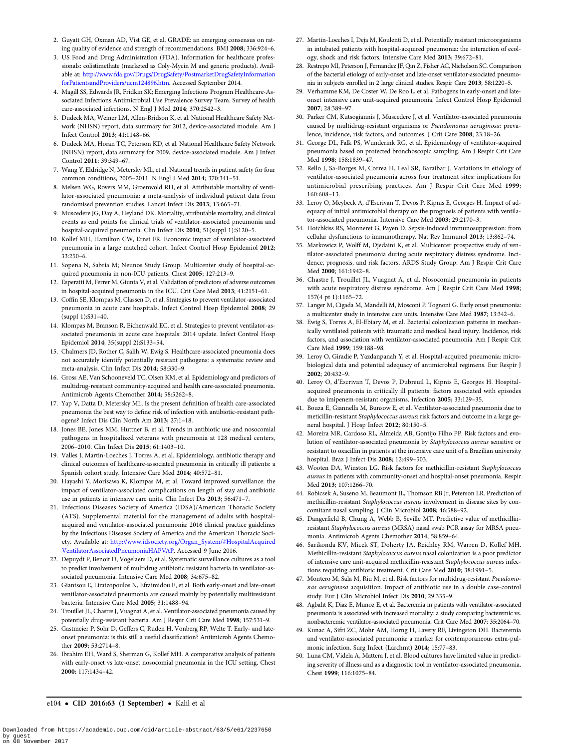2. Guyatt GH, Oxman AD, Vist GE, et al. GRADE: an emerging consensus on rating quality of evidence and strength of recommendations. BMJ **2008**; 336:924–6.
3. US Food and Drug Administration (FDA). Information for healthcare professionals: colistimethate (marketed as Coly-Mycin M and generic products). Available at: http://www.fda.gov/Drugs/DrugSafety/PostmarketDrugSafetyInformationforPatientsandProviders/ucm124896.htm. Accessed September 2014.
4. Magill SS, Edwards JR, Fridkin SK; Emerging Infections Program Healthcare-Associated Infections Antimicrobial Use Prevalence Survey Team. Survey of health care-associated infections. N Engl J Med **2014**; 370:2542–3.
5. Dudeck MA, Weiner LM, Allen-Bridson K, et al. National Healthcare Safety Network (NHSN) report, data summary for 2012, device-associated module. Am J Infect Control **2013**; 41:1148–66.
6. Dudeck MA, Horan TC, Peterson KD, et al. National Healthcare Safety Network (NHSN) report, data summary for 2009, device-associated module. Am J Infect Control **2011**; 39:349–67.
7. Wang Y, Eldridge N, Metersky ML, et al. National trends in patient safety for four common conditions, 2005–2011. N Engl J Med **2014**; 370:341–51.
8. Melsen WG, Rovers MM, Groenwold RH, et al. Attributable mortality of ventilator-associated pneumonia: a meta-analysis of individual patient data from randomised prevention studies. Lancet Infect Dis **2013**; 13:665–71.
9. Muscedere JG, Day A, Heyland DK. Mortality, attributable mortality, and clinical events as end points for clinical trials of ventilator-associated pneumonia and hospital-acquired pneumonia. Clin Infect Dis **2010**; 51(suppl 1):S120–5.
10. Kollef MH, Hamilton CW, Ernst FR. Economic impact of ventilator-associated pneumonia in a large matched cohort. Infect Control Hosp Epidemiol **2012**; 33:250–6.
11. Sopena N, Sabria M; Neunos Study Group. Multicenter study of hospital-acquired pneumonia in non-ICU patients. Chest **2005**; 127:213–9.
12. Esperatti M, Ferrer M, Giunta V, et al. Validation of predictors of adverse outcomes in hospital-acquired pneumonia in the ICU. Crit Care Med **2013**; 41:2151–61.
13. Coffin SE, Klompas M, Classen D, et al. Strategies to prevent ventilator-associated pneumonia in acute care hospitals. Infect Control Hosp Epidemiol **2008**; 29 (suppl 1):S31–40.
14. Klompas M, Branson R, Eichenwald EC, et al. Strategies to prevent ventilator-associated pneumonia in acute care hospitals: 2014 update. Infect Control Hosp Epidemiol **2014**; 35(suppl 2):S133–54.
15. Chalmers JD, Rother C, Salih W, Ewig S. Healthcare-associated pneumonia does not accurately identify potentially resistant pathogens: a systematic review and meta-analysis. Clin Infect Dis **2014**; 58:330–9.
16. Gross AE, Van Schooneveld TC, Olsen KM, et al. Epidemiology and predictors of multidrug-resistant community-acquired and health care-associated pneumonia. Antimicrob Agents Chemother **2014**; 58:5262–8.
17. Yap V, Datta D, Metersky ML. Is the present definition of health care-associated pneumonia the best way to define risk of infection with antibiotic-resistant pathogens? Infect Dis Clin North Am **2013**; 27:1–18.
18. Jones BE, Jones MM, Huttner B, et al. Trends in antibiotic use and nosocomial pathogens in hospitalized veterans with pneumonia at 128 medical centers, 2006–2010. Clin Infect Dis **2015**; 61:1403–10.
19. Valles J, Martin-Loeches I, Torres A, et al. Epidemiology, antibiotic therapy and clinical outcomes of healthcare-associated pneumonia in critically ill patients: a Spanish cohort study. Intensive Care Med **2014**; 40:572–81.
20. Hayashi Y, Morisawa K, Klompas M, et al. Toward improved surveillance: the impact of ventilator-associated complications on length of stay and antibiotic use in patients in intensive care units. Clin Infect Dis **2013**; 56:471–7.
21. Infectious Diseases Society of America (IDSA)/American Thoracic Society (ATS). Supplemental material for the management of adults with hospital-acquired and ventilator-associated pneumonia: 2016 clinical practice guidelines by the Infectious Diseases Society of America and the American Thoracic Society. Available at: http://www.idsociety.org/Organ_System/#HospitalAcquiredVentilatorAssociatedPneumoniaHAPVAP. Accessed 9 June 2016.
22. Depuydt P, Benoit D, Vogelaers D, et al. Systematic surveillance cultures as a tool to predict involvement of multidrug antibiotic resistant bacteria in ventilator-associated pneumonia. Intensive Care Med **2008**; 34:675–82.
23. Giantsou E, Liratzopoulos N, Efraimidou E, et al. Both early-onset and late-onset ventilator-associated pneumonia are caused mainly by potentially multiresistant bacteria. Intensive Care Med **2005**; 31:1488–94.
24. Trouillet JL, Chastre J, Vuagnat A, et al. Ventilator-associated pneumonia caused by potentially drug-resistant bacteria. Am J Respir Crit Care Med **1998**; 157:531–9.
25. Gastmeier P, Sohr D, Geffers C, Ruden H, Vonberg RP, Welte T. Early- and late-onset pneumonia: is this still a useful classification? Antimicrob Agents Chemother **2009**; 53:2714–8.
26. Ibrahim EH, Ward S, Sherman G, Kollef MH. A comparative analysis of patients with early-onset vs late-onset nosocomial pneumonia in the ICU setting. Chest **2000**; 117:1434–42.
27. Martin-Loeches I, Deja M, Koulenti D, et al. Potentially resistant microorganisms in intubated patients with hospital-acquired pneumonia: the interaction of ecology, shock and risk factors. Intensive Care Med **2013**; 39:672–81.
28. Restrepo MI, Peterson J, Fernandez JF, Qin Z, Fisher AC, Nicholson SC. Comparison of the bacterial etiology of early-onset and late-onset ventilator-associated pneumonia in subjects enrolled in 2 large clinical studies. Respir Care **2013**; 58:1220–5.
29. Verhamme KM, De Coster W, De Roo L, et al. Pathogens in early-onset and late-onset intensive care unit-acquired pneumonia. Infect Control Hosp Epidemiol **2007**; 28:389–97.
30. Parker CM, Kutsogiannis J, Muscedere J, et al. Ventilator-associated pneumonia caused by multidrug-resistant organisms or *Pseudomonas aeruginosa*: prevalence, incidence, risk factors, and outcomes. J Crit Care **2008**; 23:18–26.
31. George DL, Falk PS, Wunderink RG, et al. Epidemiology of ventilator-acquired pneumonia based on protected bronchoscopic sampling. Am J Respir Crit Care Med **1998**; 158:1839–47.
32. Rello J, Sa-Borges M, Correa H, Leal SR, Baraibar J. Variations in etiology of ventilator-associated pneumonia across four treatment sites: implications for antimicrobial prescribing practices. Am J Respir Crit Care Med **1999**; 160:608–13.
33. Leroy O, Meybeck A, d'Escrivan T, Devos P, Kipnis E, Georges H. Impact of adequacy of initial antimicrobial therapy on the prognosis of patients with ventilator-associated pneumonia. Intensive Care Med **2003**; 29:2170–3.
34. Hotchkiss RS, Monneret G, Payen D. Sepsis-induced immunosuppression: from cellular dysfunctions to immunotherapy. Nat Rev Immunol **2013**; 13:862–74.
35. Markowicz P, Wolff M, Djedaini K, et al. Multicenter prospective study of ventilator-associated pneumonia during acute respiratory distress syndrome. Incidence, prognosis, and risk factors. ARDS Study Group. Am J Respir Crit Care Med **2000**; 161:1942–8.
36. Chastre J, Trouillet JL, Vuagnat A, et al. Nosocomial pneumonia in patients with acute respiratory distress syndrome. Am J Respir Crit Care Med **1998**; 157(4 pt 1):1165–72.
37. Langer M, Cigada M, Mandelli M, Mosconi P, Tognoni G. Early onset pneumonia: a multicenter study in intensive care units. Intensive Care Med **1987**; 13:342–6.
38. Ewig S, Torres A, El-Ebiary M, et al. Bacterial colonization patterns in mechanically ventilated patients with traumatic and medical head injury. Incidence, risk factors, and association with ventilator-associated pneumonia. Am J Respir Crit Care Med **1999**; 159:188–98.
39. Leroy O, Giradie P, Yazdanpanah Y, et al. Hospital-acquired pneumonia: microbiological data and potential adequacy of antimicrobial regimens. Eur Respir J **2002**; 20:432–9.
40. Leroy O, d'Escrivan T, Devos P, Dubreuil L, Kipnis E, Georges H. Hospital-acquired pneumonia in critically ill patients: factors associated with episodes due to imipenem-resistant organisms. Infection **2005**; 33:129–35.
41. Bouza E, Giannella M, Bunsow E, et al. Ventilator-associated pneumonia due to meticillin-resistant *Staphylococcus aureus*: risk factors and outcome in a large general hospital. J Hosp Infect **2012**; 80:150–5.
42. Moreira MR, Cardoso RL, Almeida AB, Gontijo Filho PP. Risk factors and evolution of ventilator-associated pneumonia by *Staphylococcus aureus* sensitive or resistant to oxacillin in patients at the intensive care unit of a Brazilian university hospital. Braz J Infect Dis **2008**; 12:499–503.
43. Wooten DA, Winston LG. Risk factors for methicillin-resistant *Staphylococcus aureus* in patients with community-onset and hospital-onset pneumonia. Respir Med **2013**; 107:1266–70.
44. Robicsek A, Suseno M, Beaumont JL, Thomson RB Jr, Peterson LR. Prediction of methicillin-resistant *Staphylococcus aureus* involvement in disease sites by concomitant nasal sampling. J Clin Microbiol **2008**; 46:588–92.
45. Dangerfield B, Chung A, Webb B, Seville MT. Predictive value of methicillin-resistant *Staphylococcus aureus* (MRSA) nasal swab PCR assay for MRSA pneumonia. Antimicrob Agents Chemother **2014**; 58:859–64.
46. Sarikonda KV, Micek ST, Doherty JA, Reichley RM, Warren D, Kollef MH. Methicillin-resistant *Staphylococcus aureus* nasal colonization is a poor predictor of intensive care unit-acquired methicillin-resistant *Staphylococcus aureus* infections requiring antibiotic treatment. Crit Care Med **2010**; 38:1991–5.
47. Montero M, Sala M, Riu M, et al. Risk factors for multidrug-resistant *Pseudomonas aeruginosa* acquisition. Impact of antibiotic use in a double case-control study. Eur J Clin Microbiol Infect Dis **2010**; 29:335–9.
48. Agbaht K, Diaz E, Munoz E, et al. Bacteremia in patients with ventilator-associated pneumonia is associated with increased mortality: a study comparing bacteremic vs. nonbacteremic ventilator-associated pneumonia. Crit Care Med **2007**; 35:2064–70.
49. Kunac A, Sifri ZC, Mohr AM, Horng H, Lavery RF, Livingston DH. Bacteremia and ventilator-associated pneumonia: a marker for contemporaneous extra-pulmonic infection. Surg Infect (Larchmt) **2014**; 15:77–83.
50. Luna CM, Videla A, Mattera J, et al. Blood cultures have limited value in predicting severity of illness and as a diagnostic tool in ventilator-associated pneumonia. Chest **1999**; 116:1075–84.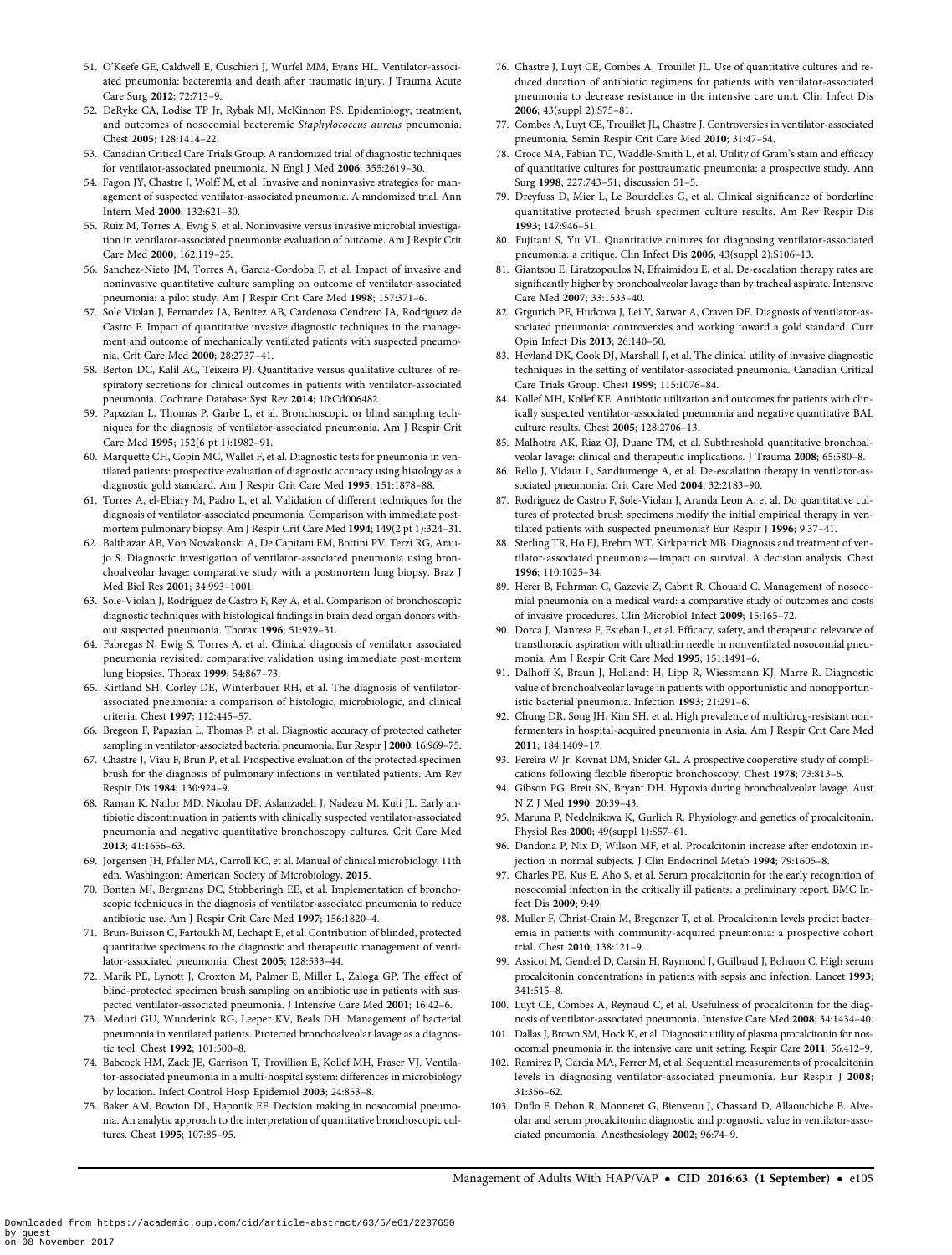51. O'Keefe GE, Caldwell E, Cuschieri J, Wurfel MM, Evans HL. Ventilator-associated pneumonia: bacteremia and death after traumatic injury. J Trauma Acute Care Surg **2012**; 72:713–9.
52. DeRyke CA, Lodise TP Jr, Rybak MJ, McKinnon PS. Epidemiology, treatment, and outcomes of nosocomial bacteremic *Staphylococcus aureus* pneumonia. Chest **2005**; 128:1414–22.
53. Canadian Critical Care Trials Group. A randomized trial of diagnostic techniques for ventilator-associated pneumonia. N Engl J Med **2006**; 355:2619–30.
54. Fagon JY, Chastre J, Wolff M, et al. Invasive and noninvasive strategies for management of suspected ventilator-associated pneumonia. A randomized trial. Ann Intern Med **2000**; 132:621–30.
55. Ruiz M, Torres A, Ewig S, et al. Noninvasive versus invasive microbial investigation in ventilator-associated pneumonia: evaluation of outcome. Am J Respir Crit Care Med **2000**; 162:119–25.
56. Sanchez-Nieto JM, Torres A, Garcia-Cordoba F, et al. Impact of invasive and noninvasive quantitative culture sampling on outcome of ventilator-associated pneumonia: a pilot study. Am J Respir Crit Care Med **1998**; 157:371–6.
57. Sole Violan J, Fernandez JA, Benitez AB, Cardenosa Cendrero JA, Rodriguez de Castro F. Impact of quantitative invasive diagnostic techniques in the management and outcome of mechanically ventilated patients with suspected pneumonia. Crit Care Med **2000**; 28:2737–41.
58. Berton DC, Kalil AC, Teixeira PJ. Quantitative versus qualitative cultures of respiratory secretions for clinical outcomes in patients with ventilator-associated pneumonia. Cochrane Database Syst Rev **2014**; 10:Cd006482.
59. Papazian L, Thomas P, Garbe L, et al. Bronchoscopic or blind sampling techniques for the diagnosis of ventilator-associated pneumonia. Am J Respir Crit Care Med **1995**; 152(6 pt 1):1982–91.
60. Marquette CH, Copin MC, Wallet F, et al. Diagnostic tests for pneumonia in ventilated patients: prospective evaluation of diagnostic accuracy using histology as a diagnostic gold standard. Am J Respir Crit Care Med **1995**; 151:1878–88.
61. Torres A, el-Ebiary M, Padro L, et al. Validation of different techniques for the diagnosis of ventilator-associated pneumonia. Comparison with immediate postmortem pulmonary biopsy. Am J Respir Crit Care Med **1994**; 149(2 pt 1):324–31.
62. Balthazar AB, Von Nowakonski A, De Capitani EM, Bottini PV, Terzi RG, Araujo S. Diagnostic investigation of ventilator-associated pneumonia using bronchoalveolar lavage: comparative study with a postmortem lung biopsy. Braz J Med Biol Res **2001**; 34:993–1001.
63. Sole-Violan J, Rodriguez de Castro F, Rey A, et al. Comparison of bronchoscopic diagnostic techniques with histological findings in brain dead organ donors without suspected pneumonia. Thorax **1996**; 51:929–31.
64. Fabregas N, Ewig S, Torres A, et al. Clinical diagnosis of ventilator associated pneumonia revisited: comparative validation using immediate post-mortem lung biopsies. Thorax **1999**; 54:867–73.
65. Kirtland SH, Corley DE, Winterbauer RH, et al. The diagnosis of ventilator-associated pneumonia: a comparison of histologic, microbiologic, and clinical criteria. Chest **1997**; 112:445–57.
66. Bregeon F, Papazian L, Thomas P, et al. Diagnostic accuracy of protected catheter sampling in ventilator-associated bacterial pneumonia. Eur Respir J **2000**; 16:969–75.
67. Chastre J, Viau F, Brun P, et al. Prospective evaluation of the protected specimen brush for the diagnosis of pulmonary infections in ventilated patients. Am Rev Respir Dis **1984**; 130:924–9.
68. Raman K, Nailor MD, Nicolau DP, Aslanzadeh J, Nadeau M, Kuti JL. Early antibiotic discontinuation in patients with clinically suspected ventilator-associated pneumonia and negative quantitative bronchoscopy cultures. Crit Care Med **2013**; 41:1656–63.
69. Jorgensen JH, Pfaller MA, Carroll KC, et al. Manual of clinical microbiology. 11th edn. Washington: American Society of Microbiology, **2015**.
70. Bonten MJ, Bergmans DC, Stobberingh EE, et al. Implementation of bronchoscopic techniques in the diagnosis of ventilator-associated pneumonia to reduce antibiotic use. Am J Respir Crit Care Med **1997**; 156:1820–4.
71. Brun-Buisson C, Fartoukh M, Lechapt E, et al. Contribution of blinded, protected quantitative specimens to the diagnostic and therapeutic management of ventilator-associated pneumonia. Chest **2005**; 128:533–44.
72. Marik PE, Lynott J, Croxton M, Palmer E, Miller L, Zaloga GP. The effect of blind-protected specimen brush sampling on antibiotic use in patients with suspected ventilator-associated pneumonia. J Intensive Care Med **2001**; 16:42–6.
73. Meduri GU, Wunderink RG, Leeper KV, Beals DH. Management of bacterial pneumonia in ventilated patients. Protected bronchoalveolar lavage as a diagnostic tool. Chest **1992**; 101:500–8.
74. Babcock HM, Zack JE, Garrison T, Trovillion E, Kollef MH, Fraser VJ. Ventilator-associated pneumonia in a multi-hospital system: differences in microbiology by location. Infect Control Hosp Epidemiol **2003**; 24:853–8.
75. Baker AM, Bowton DL, Haponik EF. Decision making in nosocomial pneumonia. An analytic approach to the interpretation of quantitative bronchoscopic cultures. Chest **1995**; 107:85–95.
76. Chastre J, Luyt CE, Combes A, Trouillet JL. Use of quantitative cultures and reduced duration of antibiotic regimens for patients with ventilator-associated pneumonia to decrease resistance in the intensive care unit. Clin Infect Dis **2006**; 43(suppl 2):S75–81.
77. Combes A, Luyt CE, Trouillet JL, Chastre J. Controversies in ventilator-associated pneumonia. Semin Respir Crit Care Med **2010**; 31:47–54.
78. Croce MA, Fabian TC, Waddle-Smith L, et al. Utility of Gram's stain and efficacy of quantitative cultures for posttraumatic pneumonia: a prospective study. Ann Surg **1998**; 227:743–51; discussion 51–5.
79. Dreyfuss D, Mier L, Le Bourdelles G, et al. Clinical significance of borderline quantitative protected brush specimen culture results. Am Rev Respir Dis **1993**; 147:946–51.
80. Fujitani S, Yu VL. Quantitative cultures for diagnosing ventilator-associated pneumonia: a critique. Clin Infect Dis **2006**; 43(suppl 2):S106–13.
81. Giantsou E, Liratzopoulos N, Efraimidou E, et al. De-escalation therapy rates are significantly higher by bronchoalveolar lavage than by tracheal aspirate. Intensive Care Med **2007**; 33:1533–40.
82. Grgurich PE, Hudcova J, Lei Y, Sarwar A, Craven DE. Diagnosis of ventilator-associated pneumonia: controversies and working toward a gold standard. Curr Opin Infect Dis **2013**; 26:140–50.
83. Heyland DK, Cook DJ, Marshall J, et al. The clinical utility of invasive diagnostic techniques in the setting of ventilator-associated pneumonia. Canadian Critical Care Trials Group. Chest **1999**; 115:1076–84.
84. Kollef MH, Kollef KE. Antibiotic utilization and outcomes for patients with clinically suspected ventilator-associated pneumonia and negative quantitative BAL culture results. Chest **2005**; 128:2706–13.
85. Malhotra AK, Riaz OJ, Duane TM, et al. Subthreshold quantitative bronchoalveolar lavage: clinical and therapeutic implications. J Trauma **2008**; 65:580–8.
86. Rello J, Vidaur L, Sandiumenge A, et al. De-escalation therapy in ventilator-associated pneumonia. Crit Care Med **2004**; 32:2183–90.
87. Rodriguez de Castro F, Sole-Violan J, Aranda Leon A, et al. Do quantitative cultures of protected brush specimens modify the initial empirical therapy in ventilated patients with suspected pneumonia? Eur Respir J **1996**; 9:37–41.
88. Sterling TR, Ho EJ, Brehm WT, Kirkpatrick MB. Diagnosis and treatment of ventilator-associated pneumonia—impact on survival. A decision analysis. Chest **1996**; 110:1025–34.
89. Herer B, Fuhrman C, Gazevic Z, Cabrit R, Chouaid C. Management of nosocomial pneumonia on a medical ward: a comparative study of outcomes and costs of invasive procedures. Clin Microbiol Infect **2009**; 15:165–72.
90. Dorca J, Manresa F, Esteban L, et al. Efficacy, safety, and therapeutic relevance of transthoracic aspiration with ultrathin needle in nonventilated nosocomial pneumonia. Am J Respir Crit Care Med **1995**; 151:1491–6.
91. Dalhoff K, Braun J, Hollandt H, Lipp R, Wiessmann KJ, Marre R. Diagnostic value of bronchoalveolar lavage in patients with opportunistic and nonopportunistic bacterial pneumonia. Infection **1993**; 21:291–6.
92. Chung DR, Song JH, Kim SH, et al. High prevalence of multidrug-resistant nonfermenters in hospital-acquired pneumonia in Asia. Am J Respir Crit Care Med **2011**; 184:1409–17.
93. Pereira W Jr, Kovnat DM, Snider GL. A prospective cooperative study of complications following flexible fiberoptic bronchoscopy. Chest **1978**; 73:813–6.
94. Gibson PG, Breit SN, Bryant DH. Hypoxia during bronchoalveolar lavage. Aust N Z J Med **1990**; 20:39–43.
95. Maruna P, Nedelnikova K, Gurlich R. Physiology and genetics of procalcitonin. Physiol Res **2000**; 49(suppl 1):S57–61.
96. Dandona P, Nix D, Wilson MF, et al. Procalcitonin increase after endotoxin injection in normal subjects. J Clin Endocrinol Metab **1994**; 79:1605–8.
97. Charles PE, Kus E, Aho S, et al. Serum procalcitonin for the early recognition of nosocomial infection in the critically ill patients: a preliminary report. BMC Infect Dis **2009**; 9:49.
98. Muller F, Christ-Crain M, Bregenzer T, et al. Procalcitonin levels predict bacteremia in patients with community-acquired pneumonia: a prospective cohort trial. Chest **2010**; 138:121–9.
99. Assicot M, Gendrel D, Carsin H, Raymond J, Guilbaud J, Bohuon C. High serum procalcitonin concentrations in patients with sepsis and infection. Lancet **1993**; 341:515–8.
100. Luyt CE, Combes A, Reynaud C, et al. Usefulness of procalcitonin for the diagnosis of ventilator-associated pneumonia. Intensive Care Med **2008**; 34:1434–40.
101. Dallas J, Brown SM, Hock K, et al. Diagnostic utility of plasma procalcitonin for nosocomial pneumonia in the intensive care unit setting. Respir Care **2011**; 56:412–9.
102. Ramirez P, Garcia MA, Ferrer M, et al. Sequential measurements of procalcitonin levels in diagnosing ventilator-associated pneumonia. Eur Respir J **2008**; 31:356–62.
103. Duflo F, Debon R, Monneret G, Bienvenu J, Chassard D, Allaouchiche B. Alveolar and serum procalcitonin: diagnostic and prognostic value in ventilator-associated pneumonia. Anesthesiology **2002**; 96:74–9.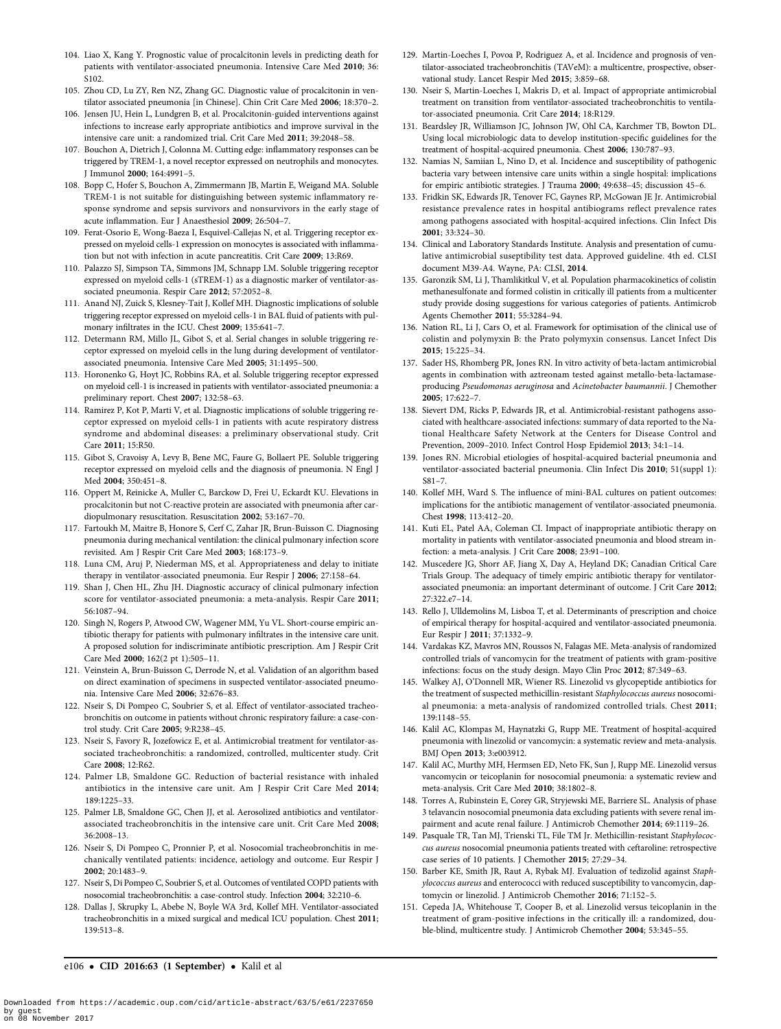104. Liao X, Kang Y. Prognostic value of procalcitonin levels in predicting death for patients with ventilator-associated pneumonia. Intensive Care Med **2010**; 36: S102.
105. Zhou CD, Lu ZY, Ren NZ, Zhang GC. Diagnostic value of procalcitonin in ventilator associated pneumonia [in Chinese]. Chin Crit Care Med **2006**; 18:370–2.
106. Jensen JU, Hein L, Lundgren B, et al. Procalcitonin-guided interventions against infections to increase early appropriate antibiotics and improve survival in the intensive care unit: a randomized trial. Crit Care Med **2011**; 39:2048–58.
107. Bouchon A, Dietrich J, Colonna M. Cutting edge: inflammatory responses can be triggered by TREM-1, a novel receptor expressed on neutrophils and monocytes. J Immunol **2000**; 164:4991–5.
108. Bopp C, Hofer S, Bouchon A, Zimmermann JB, Martin E, Weigand MA. Soluble TREM-1 is not suitable for distinguishing between systemic inflammatory response syndrome and sepsis survivors and nonsurvivors in the early stage of acute inflammation. Eur J Anaesthesiol **2009**; 26:504–7.
109. Ferat-Osorio E, Wong-Baeza I, Esquivel-Callejas N, et al. Triggering receptor expressed on myeloid cells-1 expression on monocytes is associated with inflammation but not with infection in acute pancreatitis. Crit Care **2009**; 13:R69.
110. Palazzo SJ, Simpson TA, Simmons JM, Schnapp LM. Soluble triggering receptor expressed on myeloid cells-1 (sTREM-1) as a diagnostic marker of ventilator-associated pneumonia. Respir Care **2012**; 57:2052–8.
111. Anand NJ, Zuick S, Klesney-Tait J, Kollef MH. Diagnostic implications of soluble triggering receptor expressed on myeloid cells-1 in BAL fluid of patients with pulmonary infiltrates in the ICU. Chest **2009**; 135:641–7.
112. Determann RM, Millo JL, Gibot S, et al. Serial changes in soluble triggering receptor expressed on myeloid cells in the lung during development of ventilator-associated pneumonia. Intensive Care Med **2005**; 31:1495–500.
113. Horonenko G, Hoyt JC, Robbins RA, et al. Soluble triggering receptor expressed on myeloid cell-1 is increased in patients with ventilator-associated pneumonia: a preliminary report. Chest **2007**; 132:58–63.
114. Ramirez P, Kot P, Marti V, et al. Diagnostic implications of soluble triggering receptor expressed on myeloid cells-1 in patients with acute respiratory distress syndrome and abdominal diseases: a preliminary observational study. Crit Care **2011**; 15:R50.
115. Gibot S, Cravoisy A, Levy B, Bene MC, Faure G, Bollaert PE. Soluble triggering receptor expressed on myeloid cells and the diagnosis of pneumonia. N Engl J Med **2004**; 350:451–8.
116. Oppert M, Reinicke A, Muller C, Barckow D, Frei U, Eckardt KU. Elevations in procalcitonin but not C-reactive protein are associated with pneumonia after cardiopulmonary resuscitation. Resuscitation **2002**; 53:167–70.
117. Fartoukh M, Maitre B, Honore S, Cerf C, Zahar JR, Brun-Buisson C. Diagnosing pneumonia during mechanical ventilation: the clinical pulmonary infection score revisited. Am J Respir Crit Care Med **2003**; 168:173–9.
118. Luna CM, Aruj P, Niederman MS, et al. Appropriateness and delay to initiate therapy in ventilator-associated pneumonia. Eur Respir J **2006**; 27:158–64.
119. Shan J, Chen HL, Zhu JH. Diagnostic accuracy of clinical pulmonary infection score for ventilator-associated pneumonia: a meta-analysis. Respir Care **2011**; 56:1087–94.
120. Singh N, Rogers P, Atwood CW, Wagener MM, Yu VL. Short-course empiric antibiotic therapy for patients with pulmonary infiltrates in the intensive care unit. A proposed solution for indiscriminate antibiotic prescription. Am J Respir Crit Care Med **2000**; 162(2 pt 1):505–11.
121. Veinstein A, Brun-Buisson C, Derrode N, et al. Validation of an algorithm based on direct examination of specimens in suspected ventilator-associated pneumonia. Intensive Care Med **2006**; 32:676–83.
122. Nseir S, Di Pompeo C, Soubrier S, et al. Effect of ventilator-associated tracheobronchitis on outcome in patients without chronic respiratory failure: a case-control study. Crit Care **2005**; 9:R238–45.
123. Nseir S, Favory R, Jozefowicz E, et al. Antimicrobial treatment for ventilator-associated tracheobronchitis: a randomized, controlled, multicenter study. Crit Care **2008**; 12:R62.
124. Palmer LB, Smaldone GC. Reduction of bacterial resistance with inhaled antibiotics in the intensive care unit. Am J Respir Crit Care Med **2014**; 189:1225–33.
125. Palmer LB, Smaldone GC, Chen JJ, et al. Aerosolized antibiotics and ventilator-associated tracheobronchitis in the intensive care unit. Crit Care Med **2008**; 36:2008–13.
126. Nseir S, Di Pompeo C, Pronnier P, et al. Nosocomial tracheobronchitis in mechanically ventilated patients: incidence, aetiology and outcome. Eur Respir J **2002**; 20:1483–9.
127. Nseir S, Di Pompeo C, Soubrier S, et al. Outcomes of ventilated COPD patients with nosocomial tracheobronchitis: a case-control study. Infection **2004**; 32:210–6.
128. Dallas J, Skrupky L, Abebe N, Boyle WA 3rd, Kollef MH. Ventilator-associated tracheobronchitis in a mixed surgical and medical ICU population. Chest **2011**; 139:513–8.
129. Martin-Loeches I, Povoa P, Rodriguez A, et al. Incidence and prognosis of ventilator-associated tracheobronchitis (TAVeM): a multicentre, prospective, observational study. Lancet Respir Med **2015**; 3:859–68.
130. Nseir S, Martin-Loeches I, Makris D, et al. Impact of appropriate antimicrobial treatment on transition from ventilator-associated tracheobronchitis to ventilator-associated pneumonia. Crit Care **2014**; 18:R129.
131. Beardsley JR, Williamson JC, Johnson JW, Ohl CA, Karchmer TB, Bowton DL. Using local microbiologic data to develop institution-specific guidelines for the treatment of hospital-acquired pneumonia. Chest **2006**; 130:787–93.
132. Namias N, Samiian L, Nino D, et al. Incidence and susceptibility of pathogenic bacteria vary between intensive care units within a single hospital: implications for empiric antibiotic strategies. J Trauma **2000**; 49:638–45; discussion 45–6.
133. Fridkin SK, Edwards JR, Tenover FC, Gaynes RP, McGowan JE Jr. Antimicrobial resistance prevalence rates in hospital antibiograms reflect prevalence rates among pathogens associated with hospital-acquired infections. Clin Infect Dis **2001**; 33:324–30.
134. Clinical and Laboratory Standards Institute. Analysis and presentation of cumulative antimicrobial suseptibility test data. Approved guideline. 4th ed. CLSI document M39-A4. Wayne, PA: CLSI, **2014**.
135. Garonzik SM, Li J, Thamlikitkul V, et al. Population pharmacokinetics of colistin methanesulfonate and formed colistin in critically ill patients from a multicenter study provide dosing suggestions for various categories of patients. Antimicrob Agents Chemother **2011**; 55:3284–94.
136. Nation RL, Li J, Cars O, et al. Framework for optimisation of the clinical use of colistin and polymyxin B: the Prato polymyxin consensus. Lancet Infect Dis **2015**; 15:225–34.
137. Sader HS, Rhomberg PR, Jones RN. In vitro activity of beta-lactam antimicrobial agents in combination with aztreonam tested against metallo-beta-lactamase-producing *Pseudomonas aeruginosa* and *Acinetobacter baumannii*. J Chemother **2005**; 17:622–7.
138. Sievert DM, Ricks P, Edwards JR, et al. Antimicrobial-resistant pathogens associated with healthcare-associated infections: summary of data reported to the National Healthcare Safety Network at the Centers for Disease Control and Prevention, 2009–2010. Infect Control Hosp Epidemiol **2013**; 34:1–14.
139. Jones RN. Microbial etiologies of hospital-acquired bacterial pneumonia and ventilator-associated bacterial pneumonia. Clin Infect Dis **2010**; 51(suppl 1): S81–7.
140. Kollef MH, Ward S. The influence of mini-BAL cultures on patient outcomes: implications for the antibiotic management of ventilator-associated pneumonia. Chest **1998**; 113:412–20.
141. Kuti EL, Patel AA, Coleman CI. Impact of inappropriate antibiotic therapy on mortality in patients with ventilator-associated pneumonia and blood stream infection: a meta-analysis. J Crit Care **2008**; 23:91–100.
142. Muscedere JG, Shorr AF, Jiang X, Day A, Heyland DK; Canadian Critical Care Trials Group. The adequacy of timely empiric antibiotic therapy for ventilator-associated pneumonia: an important determinant of outcome. J Crit Care **2012**; 27:322.e7–14.
143. Rello J, Ulldemolins M, Lisboa T, et al. Determinants of prescription and choice of empirical therapy for hospital-acquired and ventilator-associated pneumonia. Eur Respir J **2011**; 37:1332–9.
144. Vardakas KZ, Mavros MN, Roussos N, Falagas ME. Meta-analysis of randomized controlled trials of vancomycin for the treatment of patients with gram-positive infections: focus on the study design. Mayo Clin Proc **2012**; 87:349–63.
145. Walkey AJ, O'Donnell MR, Wiener RS. Linezolid vs glycopeptide antibiotics for the treatment of suspected methicillin-resistant *Staphylococcus aureus* nosocomial pneumonia: a meta-analysis of randomized controlled trials. Chest **2011**; 139:1148–55.
146. Kalil AC, Klompas M, Haynatzki G, Rupp ME. Treatment of hospital-acquired pneumonia with linezolid or vancomycin: a systematic review and meta-analysis. BMJ Open **2013**; 3:e003912.
147. Kalil AC, Murthy MH, Hermsen ED, Neto FK, Sun J, Rupp ME. Linezolid versus vancomycin or teicoplanin for nosocomial pneumonia: a systematic review and meta-analysis. Crit Care Med **2010**; 38:1802–8.
148. Torres A, Rubinstein E, Corey GR, Stryjewski ME, Barriere SL. Analysis of phase 3 telavancin nosocomial pneumonia data excluding patients with severe renal impairment and acute renal failure. J Antimicrob Chemother **2014**; 69:1119–26.
149. Pasquale TR, Tan MJ, Trienski TL, File TM Jr. Methicillin-resistant *Staphylococcus aureus* nosocomial pneumonia patients treated with ceftaroline: retrospective case series of 10 patients. J Chemother **2015**; 27:29–34.
150. Barber KE, Smith JR, Raut A, Rybak MJ. Evaluation of tedizolid against *Staphylococcus aureus* and enterococci with reduced susceptibility to vancomycin, daptomycin or linezolid. J Antimicrob Chemother **2016**; 71:152–5.
151. Cepeda JA, Whitehouse T, Cooper B, et al. Linezolid versus teicoplanin in the treatment of gram-positive infections in the critically ill: a randomized, double-blind, multicentre study. J Antimicrob Chemother **2004**; 53:345–55.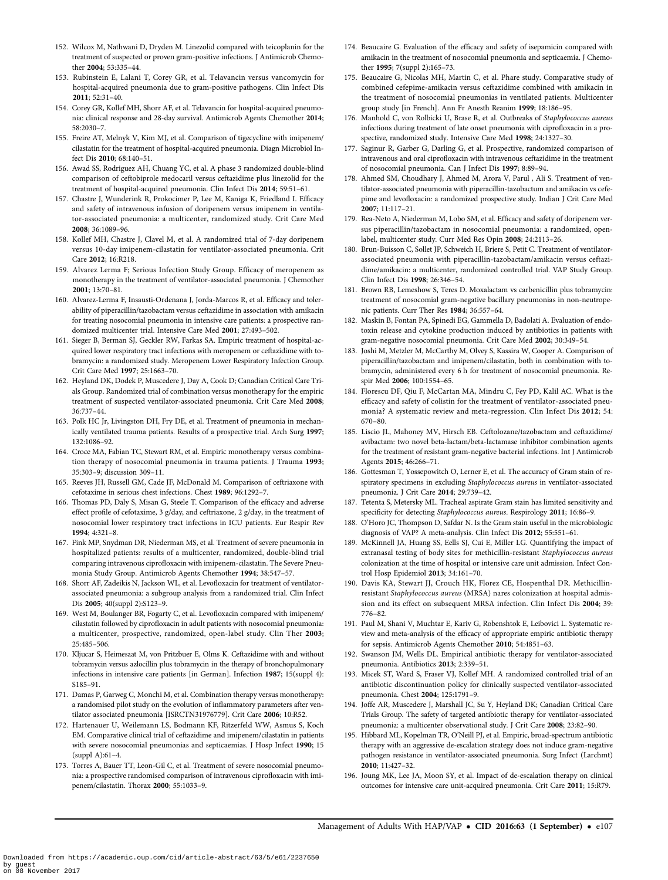152. Wilcox M, Nathwani D, Dryden M. Linezolid compared with teicoplanin for the treatment of suspected or proven gram-positive infections. J Antimicrob Chemother **2004**; 53:335–44.
153. Rubinstein E, Lalani T, Corey GR, et al. Telavancin versus vancomycin for hospital-acquired pneumonia due to gram-positive pathogens. Clin Infect Dis **2011**; 52:31–40.
154. Corey GR, Kollef MH, Shorr AF, et al. Telavancin for hospital-acquired pneumonia: clinical response and 28-day survival. Antimicrob Agents Chemother **2014**; 58:2030–7.
155. Freire AT, Melnyk V, Kim MJ, et al. Comparison of tigecycline with imipenem/cilastatin for the treatment of hospital-acquired pneumonia. Diagn Microbiol Infect Dis **2010**; 68:140–51.
156. Awad SS, Rodriguez AH, Chuang YC, et al. A phase 3 randomized double-blind comparison of ceftobiprole medocaril versus ceftazidime plus linezolid for the treatment of hospital-acquired pneumonia. Clin Infect Dis **2014**; 59:51–61.
157. Chastre J, Wunderink R, Prokocimer P, Lee M, Kaniga K, Friedland I. Efficacy and safety of intravenous infusion of doripenem versus imipenem in ventilator-associated pneumonia: a multicenter, randomized study. Crit Care Med **2008**; 36:1089–96.
158. Kollef MH, Chastre J, Clavel M, et al. A randomized trial of 7-day doripenem versus 10-day imipenem-cilastatin for ventilator-associated pneumonia. Crit Care **2012**; 16:R218.
159. Alvarez Lerma F; Serious Infection Study Group. Efficacy of meropenem as monotherapy in the treatment of ventilator-associated pneumonia. J Chemother **2001**; 13:70–81.
160. Alvarez-Lerma F, Insausti-Ordenana J, Jorda-Marcos R, et al. Efficacy and tolerability of piperacillin/tazobactam versus ceftazidime in association with amikacin for treating nosocomial pneumonia in intensive care patients: a prospective randomized multicenter trial. Intensive Care Med **2001**; 27:493–502.
161. Sieger B, Berman SJ, Geckler RW, Farkas SA. Empiric treatment of hospital-acquired lower respiratory tract infections with meropenem or ceftazidime with tobramycin: a randomized study. Meropenem Lower Respiratory Infection Group. Crit Care Med **1997**; 25:1663–70.
162. Heyland DK, Dodek P, Muscedere J, Day A, Cook D; Canadian Critical Care Trials Group. Randomized trial of combination versus monotherapy for the empiric treatment of suspected ventilator-associated pneumonia. Crit Care Med **2008**; 36:737–44.
163. Polk HC Jr, Livingston DH, Fry DE, et al. Treatment of pneumonia in mechanically ventilated trauma patients. Results of a prospective trial. Arch Surg **1997**; 132:1086–92.
164. Croce MA, Fabian TC, Stewart RM, et al. Empiric monotherapy versus combination therapy of nosocomial pneumonia in trauma patients. J Trauma **1993**; 35:303–9; discussion 309–11.
165. Reeves JH, Russell GM, Cade JF, McDonald M. Comparison of ceftriaxone with cefotaxime in serious chest infections. Chest **1989**; 96:1292–7.
166. Thomas PD, Daly S, Misan G, Steele T. Comparison of the efficacy and adverse effect profile of cefotaxime, 3 g/day, and ceftriaxone, 2 g/day, in the treatment of nosocomial lower respiratory tract infections in ICU patients. Eur Respir Rev **1994**; 4:321–8.
167. Fink MP, Snydman DR, Niederman MS, et al. Treatment of severe pneumonia in hospitalized patients: results of a multicenter, randomized, double-blind trial comparing intravenous ciprofloxacin with imipenem-cilastatin. The Severe Pneumonia Study Group. Antimicrob Agents Chemother **1994**; 38:547–57.
168. Shorr AF, Zadeikis N, Jackson WL, et al. Levofloxacin for treatment of ventilator-associated pneumonia: a subgroup analysis from a randomized trial. Clin Infect Dis **2005**; 40(suppl 2):S123–9.
169. West M, Boulanger BR, Fogarty C, et al. Levofloxacin compared with imipenem/cilastatin followed by ciprofloxacin in adult patients with nosocomial pneumonia: a multicenter, prospective, randomized, open-label study. Clin Ther **2003**; 25:485–506.
170. Kljucar S, Heimesaat M, von Pritzbuer E, Olms K. Ceftazidime with and without tobramycin versus azlocillin plus tobramycin in the therapy of bronchopulmonary infections in intensive care patients [in German]. Infection **1987**; 15(suppl 4): S185–91.
171. Damas P, Garweg C, Monchi M, et al. Combination therapy versus monotherapy: a randomised pilot study on the evolution of inflammatory parameters after ventilator associated pneumonia [ISRCTN31976779]. Crit Care **2006**; 10:R52.
172. Hartenauer U, Weilemann LS, Bodmann KF, Ritzerfeld WW, Asmus S, Koch EM. Comparative clinical trial of ceftazidime and imipenem/cilastatin in patients with severe nosocomial pneumonias and septicaemias. J Hosp Infect **1990**; 15 (suppl A):61–4.
173. Torres A, Bauer TT, Leon-Gil C, et al. Treatment of severe nosocomial pneumonia: a prospective randomised comparison of intravenous ciprofloxacin with imipenem/cilastatin. Thorax **2000**; 55:1033–9.
174. Beaucaire G. Evaluation of the efficacy and safety of isepamicin compared with amikacin in the treatment of nosocomial pneumonia and septicaemia. J Chemother **1995**; 7(suppl 2):165–73.
175. Beaucaire G, Nicolas MH, Martin C, et al. Phare study. Comparative study of combined cefepime-amikacin versus ceftazidime combined with amikacin in the treatment of nosocomial pneumonias in ventilated patients. Multicenter group study [in French]. Ann Fr Anesth Reanim **1999**; 18:186–95.
176. Manhold C, von Rolbicki U, Brase R, et al. Outbreaks of *Staphylococcus aureus* infections during treatment of late onset pneumonia with ciprofloxacin in a prospective, randomized study. Intensive Care Med **1998**; 24:1327–30.
177. Saginur R, Garber G, Darling G, et al. Prospective, randomized comparison of intravenous and oral ciprofloxacin with intravenous ceftazidime in the treatment of nosocomial pneumonia. Can J Infect Dis **1997**; 8:89–94.
178. Ahmed SM, Choudhary J, Ahmed M, Arora V, Parul , Ali S. Treatment of ventilator-associated pneumonia with piperacillin-tazobactum and amikacin vs cefepime and levofloxacin: a randomized prospective study. Indian J Crit Care Med **2007**; 11:117–21.
179. Rea-Neto A, Niederman M, Lobo SM, et al. Efficacy and safety of doripenem versus piperacillin/tazobactam in nosocomial pneumonia: a randomized, open-label, multicenter study. Curr Med Res Opin **2008**; 24:2113–26.
180. Brun-Buisson C, Sollet JP, Schweich H, Briere S, Petit C. Treatment of ventilator-associated pneumonia with piperacillin-tazobactam/amikacin versus ceftazidime/amikacin: a multicenter, randomized controlled trial. VAP Study Group. Clin Infect Dis **1998**; 26:346–54.
181. Brown RB, Lemeshow S, Teres D. Moxalactam vs carbenicillin plus tobramycin: treatment of nosocomial gram-negative bacillary pneumonias in non-neutropenic patients. Curr Ther Res **1984**; 36:557–64.
182. Maskin B, Fontan PA, Spinedi EG, Gammella D, Badolati A. Evaluation of endotoxin release and cytokine production induced by antibiotics in patients with gram-negative nosocomial pneumonia. Crit Care Med **2002**; 30:349–54.
183. Joshi M, Metzler M, McCarthy M, Olvey S, Kassira W, Cooper A. Comparison of piperacillin/tazobactam and imipenem/cilastatin, both in combination with tobramycin, administered every 6 h for treatment of nosocomial pneumonia. Respir Med **2006**; 100:1554–65.
184. Florescu DF, Qiu F, McCartan MA, Mindru C, Fey PD, Kalil AC. What is the efficacy and safety of colistin for the treatment of ventilator-associated pneumonia? A systematic review and meta-regression. Clin Infect Dis **2012**; 54: 670–80.
185. Liscio JL, Mahoney MV, Hirsch EB. Ceftolozane/tazobactam and ceftazidime/avibactam: two novel beta-lactam/beta-lactamase inhibitor combination agents for the treatment of resistant gram-negative bacterial infections. Int J Antimicrob Agents **2015**; 46:266–71.
186. Gottesman T, Yossepowitch O, Lerner E, et al. The accuracy of Gram stain of respiratory specimens in excluding *Staphylococcus aureus* in ventilator-associated pneumonia. J Crit Care **2014**; 29:739–42.
187. Tetenta S, Metersky ML. Tracheal aspirate Gram stain has limited sensitivity and specificity for detecting *Staphylococcus aureus*. Respirology **2011**; 16:86–9.
188. O'Horo JC, Thompson D, Safdar N. Is the Gram stain useful in the microbiologic diagnosis of VAP? A meta-analysis. Clin Infect Dis **2012**; 55:551–61.
189. McKinnell JA, Huang SS, Eells SJ, Cui E, Miller LG. Quantifying the impact of extranasal testing of body sites for methicillin-resistant *Staphylococcus aureus* colonization at the time of hospital or intensive care unit admission. Infect Control Hosp Epidemiol **2013**; 34:161–70.
190. Davis KA, Stewart JJ, Crouch HK, Florez CE, Hospenthal DR. Methicillin-resistant *Staphylococcus aureus* (MRSA) nares colonization at hospital admission and its effect on subsequent MRSA infection. Clin Infect Dis **2004**; 39: 776–82.
191. Paul M, Shani V, Muchtar E, Kariv G, Robenshtok E, Leibovici L. Systematic review and meta-analysis of the efficacy of appropriate empiric antibiotic therapy for sepsis. Antimicrob Agents Chemother **2010**; 54:4851–63.
192. Swanson JM, Wells DL. Empirical antibiotic therapy for ventilator-associated pneumonia. Antibiotics **2013**; 2:339–51.
193. Micek ST, Ward S, Fraser VJ, Kollef MH. A randomized controlled trial of an antibiotic discontinuation policy for clinically suspected ventilator-associated pneumonia. Chest **2004**; 125:1791–9.
194. Joffe AR, Muscedere J, Marshall JC, Su Y, Heyland DK; Canadian Critical Care Trials Group. The safety of targeted antibiotic therapy for ventilator-associated pneumonia: a multicenter observational study. J Crit Care **2008**; 23:82–90.
195. Hibbard ML, Kopelman TR, O'Neill PJ, et al. Empiric, broad-spectrum antibiotic therapy with an aggressive de-escalation strategy does not induce gram-negative pathogen resistance in ventilator-associated pneumonia. Surg Infect (Larchmt) **2010**; 11:427–32.
196. Joung MK, Lee JA, Moon SY, et al. Impact of de-escalation therapy on clinical outcomes for intensive care unit-acquired pneumonia. Crit Care **2011**; 15:R79.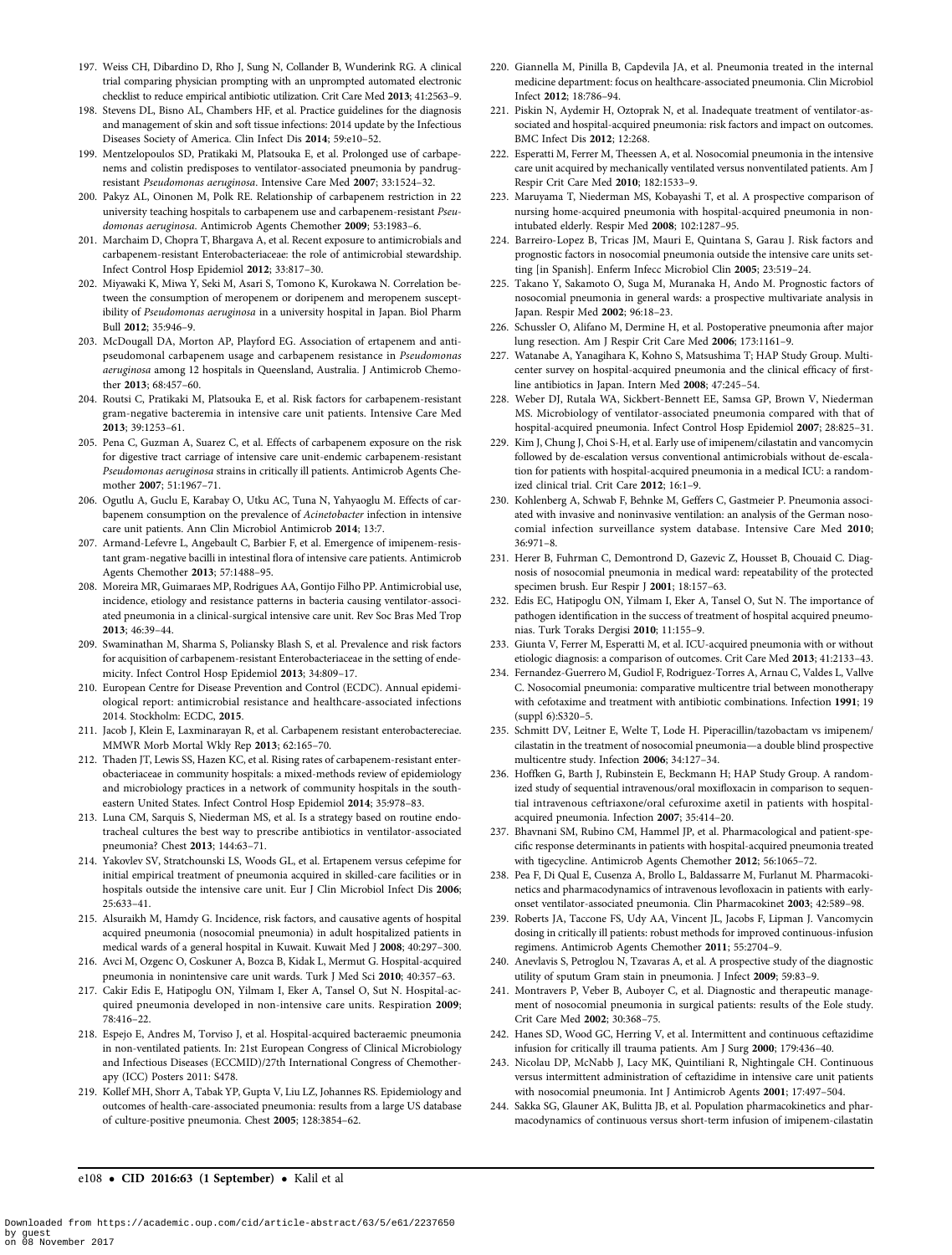197. Weiss CH, Dibardino D, Rho J, Sung N, Collander B, Wunderink RG. A clinical trial comparing physician prompting with an unprompted automated electronic checklist to reduce empirical antibiotic utilization. Crit Care Med **2013**; 41:2563–9.
198. Stevens DL, Bisno AL, Chambers HF, et al. Practice guidelines for the diagnosis and management of skin and soft tissue infections: 2014 update by the Infectious Diseases Society of America. Clin Infect Dis **2014**; 59:e10–52.
199. Mentzelopoulos SD, Pratikaki M, Platsouka E, et al. Prolonged use of carbapenems and colistin predisposes to ventilator-associated pneumonia by pandrug-resistant *Pseudomonas aeruginosa*. Intensive Care Med **2007**; 33:1524–32.
200. Pakyz AL, Oinonen M, Polk RE. Relationship of carbapenem restriction in 22 university teaching hospitals to carbapenem use and carbapenem-resistant *Pseudomonas aeruginosa*. Antimicrob Agents Chemother **2009**; 53:1983–6.
201. Marchaim D, Chopra T, Bhargava A, et al. Recent exposure to antimicrobials and carbapenem-resistant Enterobacteriaceae: the role of antimicrobial stewardship. Infect Control Hosp Epidemiol **2012**; 33:817–30.
202. Miyawaki K, Miwa Y, Seki M, Asari S, Tomono K, Kurokawa N. Correlation between the consumption of meropenem or doripenem and meropenem susceptibility of *Pseudomonas aeruginosa* in a university hospital in Japan. Biol Pharm Bull **2012**; 35:946–9.
203. McDougall DA, Morton AP, Playford EG. Association of ertapenem and antipseudomonal carbapenem usage and carbapenem resistance in *Pseudomonas aeruginosa* among 12 hospitals in Queensland, Australia. J Antimicrob Chemother **2013**; 68:457–60.
204. Routsi C, Pratikaki M, Platsouka E, et al. Risk factors for carbapenem-resistant gram-negative bacteremia in intensive care unit patients. Intensive Care Med **2013**; 39:1253–61.
205. Pena C, Guzman A, Suarez C, et al. Effects of carbapenem exposure on the risk for digestive tract carriage of intensive care unit-endemic carbapenem-resistant *Pseudomonas aeruginosa* strains in critically ill patients. Antimicrob Agents Chemother **2007**; 51:1967–71.
206. Ogutlu A, Guclu E, Karabay O, Utku AC, Tuna N, Yahyaoglu M. Effects of carbapenem consumption on the prevalence of *Acinetobacter* infection in intensive care unit patients. Ann Clin Microbiol Antimicrob **2014**; 13:7.
207. Armand-Lefevre L, Angebault C, Barbier F, et al. Emergence of imipenem-resistant gram-negative bacilli in intestinal flora of intensive care patients. Antimicrob Agents Chemother **2013**; 57:1488–95.
208. Moreira MR, Guimaraes MP, Rodrigues AA, Gontijo Filho PP. Antimicrobial use, incidence, etiology and resistance patterns in bacteria causing ventilator-associated pneumonia in a clinical-surgical intensive care unit. Rev Soc Bras Med Trop **2013**; 46:39–44.
209. Swaminathan M, Sharma S, Poliansky Blash S, et al. Prevalence and risk factors for acquisition of carbapenem-resistant Enterobacteriaceae in the setting of endemicity. Infect Control Hosp Epidemiol **2013**; 34:809–17.
210. European Centre for Disease Prevention and Control (ECDC). Annual epidemiological report: antimicrobial resistance and healthcare-associated infections 2014. Stockholm: ECDC, **2015**.
211. Jacob J, Klein E, Laxminarayan R, et al. Carbapenem resistant enterobacterecíae. MMWR Morb Mortal Wkly Rep **2013**; 62:165–70.
212. Thaden JT, Lewis SS, Hazen KC, et al. Rising rates of carbapenem-resistant enterobacteriaceae in community hospitals: a mixed-methods review of epidemiology and microbiology practices in a network of community hospitals in the southeastern United States. Infect Control Hosp Epidemiol **2014**; 35:978–83.
213. Luna CM, Sarquis S, Niederman MS, et al. Is a strategy based on routine endotracheal cultures the best way to prescribe antibiotics in ventilator-associated pneumonia? Chest **2013**; 144:63–71.
214. Yakovlev SV, Stratchounski LS, Woods GL, et al. Ertapenem versus cefepime for initial empirical treatment of pneumonia acquired in skilled-care facilities or in hospitals outside the intensive care unit. Eur J Clin Microbiol Infect Dis **2006**; 25:633–41.
215. Alsuraikh M, Hamdy G. Incidence, risk factors, and causative agents of hospital acquired pneumonia (nosocomial pneumonia) in adult hospitalized patients in medical wards of a general hospital in Kuwait. Kuwait Med J **2008**; 40:297–300.
216. Avci M, Ozgenc O, Coskuner A, Bozca B, Kidak L, Mermut G. Hospital-acquired pneumonia in nonintensive care unit wards. Turk J Med Sci **2010**; 40:357–63.
217. Cakir Edis E, Hatipoglu ON, Yilmam I, Eker A, Tansel O, Sut N. Hospital-acquired pneumonia developed in non-intensive care units. Respiration **2009**; 78:416–22.
218. Espejo E, Andres M, Torviso J, et al. Hospital-acquired bacteraemic pneumonia in non-ventilated patients. In: 21st European Congress of Clinical Microbiology and Infectious Diseases (ECCMID)/27th International Congress of Chemotherapy (ICC) Posters 2011: S478.
219. Kollef MH, Shorr A, Tabak YP, Gupta V, Liu LZ, Johannes RS. Epidemiology and outcomes of health-care-associated pneumonia: results from a large US database of culture-positive pneumonia. Chest **2005**; 128:3854–62.
220. Giannella M, Pinilla B, Capdevila JA, et al. Pneumonia treated in the internal medicine department: focus on healthcare-associated pneumonia. Clin Microbiol Infect **2012**; 18:786–94.
221. Piskin N, Aydemir H, Oztoprak N, et al. Inadequate treatment of ventilator-associated and hospital-acquired pneumonia: risk factors and impact on outcomes. BMC Infect Dis **2012**; 12:268.
222. Esperatti M, Ferrer M, Theessen A, et al. Nosocomial pneumonia in the intensive care unit acquired by mechanically ventilated versus nonventilated patients. Am J Respir Crit Care Med **2010**; 182:1533–9.
223. Maruyama T, Niederman MS, Kobayashi T, et al. A prospective comparison of nursing home-acquired pneumonia with hospital-acquired pneumonia in non-intubated elderly. Respir Med **2008**; 102:1287–95.
224. Barreiro-Lopez B, Tricas JM, Mauri E, Quintana S, Garau J. Risk factors and prognostic factors in nosocomial pneumonia outside the intensive care units setting [in Spanish]. Enferm Infecc Microbiol Clin **2005**; 23:519–24.
225. Takano Y, Sakamoto O, Suga M, Muranaka H, Ando M. Prognostic factors of nosocomial pneumonia in general wards: a prospective multivariate analysis in Japan. Respir Med **2002**; 96:18–23.
226. Schussler O, Alifano M, Dermine H, et al. Postoperative pneumonia after major lung resection. Am J Respir Crit Care Med **2006**; 173:1161–9.
227. Watanabe A, Yanagihara K, Kohno S, Matsushima T; HAP Study Group. Multicenter survey on hospital-acquired pneumonia and the clinical efficacy of first-line antibiotics in Japan. Intern Med **2008**; 47:245–54.
228. Weber DJ, Rutala WA, Sickbert-Bennett EE, Samsa GP, Brown V, Niederman MS. Microbiology of ventilator-associated pneumonia compared with that of hospital-acquired pneumonia. Infect Control Hosp Epidemiol **2007**; 28:825–31.
229. Kim J, Chung J, Choi S-H, et al. Early use of imipenem/cilastatin and vancomycin followed by de-escalation versus conventional antimicrobials without de-escalation for patients with hospital-acquired pneumonia in a medical ICU: a randomized clinical trial. Crit Care **2012**; 16:1–9.
230. Kohlenberg A, Schwab F, Behnke M, Geffers C, Gastmeier P. Pneumonia associated with invasive and noninvasive ventilation: an analysis of the German nosocomial infection surveillance system database. Intensive Care Med **2010**; 36:971–8.
231. Herer B, Fuhrman C, Demontrond D, Gazevic Z, Housset B, Chouaid C. Diagnosis of nosocomial pneumonia in medical ward: repeatability of the protected specimen brush. Eur Respir J **2001**; 18:157–63.
232. Edis EC, Hatipoglu ON, Yilmam I, Eker A, Tansel O, Sut N. The importance of pathogen identification in the success of treatment of hospital acquired pneumonias. Turk Toraks Dergisi **2010**; 11:155–9.
233. Giunta V, Ferrer M, Esperatti M, et al. ICU-acquired pneumonia with or without etiologic diagnosis: a comparison of outcomes. Crit Care Med **2013**; 41:2133–43.
234. Fernandez-Guerrero M, Gudiol F, Rodriguez-Torres A, Arnau C, Valdes L, Vallve C. Nosocomial pneumonia: comparative multicentre trial between monotherapy with cefotaxime and treatment with antibiotic combinations. Infection **1991**; 19 (suppl 6):S320–5.
235. Schmitt DV, Leitner E, Welte T, Lode H. Piperacillin/tazobactam vs imipenem/cilastatin in the treatment of nosocomial pneumonia—a double blind prospective multicentre study. Infection **2006**; 34:127–34.
236. Hoffken G, Barth J, Rubinstein E, Beckmann H; HAP Study Group. A randomized study of sequential intravenous/oral moxifloxacin in comparison to sequential intravenous ceftriaxone/oral cefuroxime axetil in patients with hospital-acquired pneumonia. Infection **2007**; 35:414–20.
237. Bhavnani SM, Rubino CM, Hammel JP, et al. Pharmacological and patient-specific response determinants in patients with hospital-acquired pneumonia treated with tigecycline. Antimicrob Agents Chemother **2012**; 56:1065–72.
238. Pea F, Di Qual E, Cusenza A, Brollo L, Baldassarre M, Furlanut M. Pharmacokinetics and pharmacodynamics of intravenous levofloxacin in patients with early-onset ventilator-associated pneumonia. Clin Pharmacokinet **2003**; 42:589–98.
239. Roberts JA, Taccone FS, Udy AA, Vincent JL, Jacobs F, Lipman J. Vancomycin dosing in critically ill patients: robust methods for improved continuous-infusion regimens. Antimicrob Agents Chemother **2011**; 55:2704–9.
240. Anevlavis S, Petroglou N, Tzavaras A, et al. A prospective study of the diagnostic utility of sputum Gram stain in pneumonia. J Infect **2009**; 59:83–9.
241. Montravers P, Veber B, Auboyer C, et al. Diagnostic and therapeutic management of nosocomial pneumonia in surgical patients: results of the Eole study. Crit Care Med **2002**; 30:368–75.
242. Hanes SD, Wood GC, Herring V, et al. Intermittent and continuous ceftazidime infusion for critically ill trauma patients. Am J Surg **2000**; 179:436–40.
243. Nicolau DP, McNabb J, Lacy MK, Quintiliani R, Nightingale CH. Continuous versus intermittent administration of ceftazidime in intensive care unit patients with nosocomial pneumonia. Int J Antimicrob Agents **2001**; 17:497–504.
244. Sakka SG, Glauner AK, Bulitta JB, et al. Population pharmacokinetics and pharmacodynamics of continuous versus short-term infusion of imipenem-cilastatin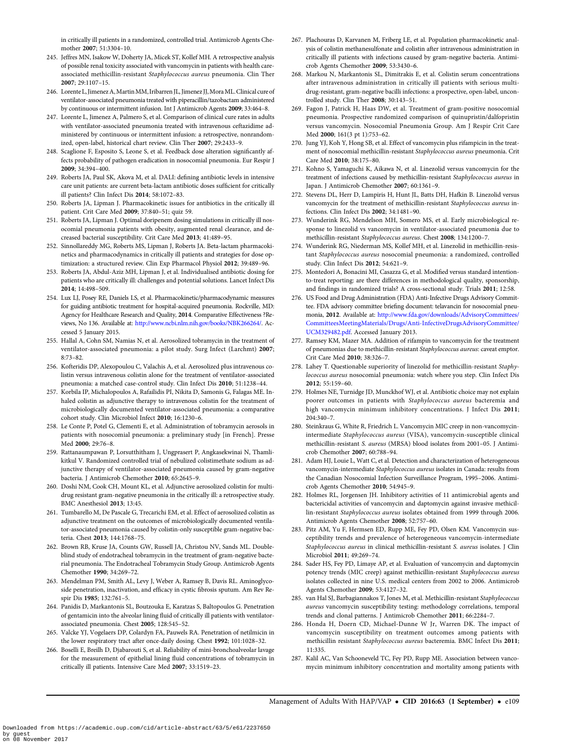in critically ill patients in a randomized, controlled trial. Antimicrob Agents Chemother **2007**; 51:3304–10.

245. Jeffres MN, Isakow W, Doherty JA, Micek ST, Kollef MH. A retrospective analysis of possible renal toxicity associated with vancomycin in patients with health care-associated methicillin-resistant *Staphylococcus aureus* pneumonia. Clin Ther **2007**; 29:1107–15.
246. Lorente L, Jimenez A, Martin MM, Iribarren JL, Jimenez JJ, Mora ML. Clinical cure of ventilator-associated pneumonia treated with piperacillin/tazobactam administered by continuous or intermittent infusion. Int J Antimicrob Agents **2009**; 33:464–8.
247. Lorente L, Jimenez A, Palmero S, et al. Comparison of clinical cure rates in adults with ventilator-associated pneumonia treated with intravenous ceftazidime administered by continuous or intermittent infusion: a retrospective, nonrandomized, open-label, historical chart review. Clin Ther **2007**; 29:2433–9.
248. Scaglione F, Esposito S, Leone S, et al. Feedback dose alteration significantly affects probability of pathogen eradication in nosocomial pneumonia. Eur Respir J **2009**; 34:394–400.
249. Roberts JA, Paul SK, Akova M, et al. DALI: defining antibiotic levels in intensive care unit patients: are current beta-lactam antibiotic doses sufficient for critically ill patients? Clin Infect Dis **2014**; 58:1072–83.
250. Roberts JA, Lipman J. Pharmacokinetic issues for antibiotics in the critically ill patient. Crit Care Med **2009**; 37:840–51; quiz 59.
251. Roberts JA, Lipman J. Optimal doripenem dosing simulations in critically ill nosocomial pneumonia patients with obesity, augmented renal clearance, and decreased bacterial susceptibility. Crit Care Med **2013**; 41:489–95.
252. Sinnollareddy MG, Roberts MS, Lipman J, Roberts JA. Beta-lactam pharmacokinetics and pharmacodynamics in critically ill patients and strategies for dose optimization: a structured review. Clin Exp Pharmacol Physiol **2012**; 39:489–96.
253. Roberts JA, Abdul-Aziz MH, Lipman J, et al. Individualised antibiotic dosing for patients who are critically ill: challenges and potential solutions. Lancet Infect Dis **2014**; 14:498–509.
254. Lux LJ, Posey RE, Daniels LS, et al. Pharmacokinetic/pharmacodynamic measures for guiding antibiotic treatment for hospital-acquired pneumonia. Rockville, MD: Agency for Healthcare Research and Quality, **2014**. Comparative Effectiveness ?Reviews, No 136. Available at: http://www.ncbi.nlm.nih.gov/books/NBK266264/. Accessed 5 January 2015.
255. Hallal A, Cohn SM, Namias N, et al. Aerosolized tobramycin in the treatment of ventilator-associated pneumonia: a pilot study. Surg Infect (Larchmt) **2007**; 8:73–82.
256. Kofteridis DP, Alexopoulou C, Valachis A, et al. Aerosolized plus intravenous colistin versus intravenous colistin alone for the treatment of ventilator-associated pneumonia: a matched case-control study. Clin Infect Dis **2010**; 51:1238–44.
257. Korbila IP, Michalopoulos A, Rafailidis PI, Nikita D, Samonis G, Falagas ME. Inhaled colistin as adjunctive therapy to intravenous colistin for the treatment of microbiologically documented ventilator-associated pneumonia: a comparative cohort study. Clin Microbiol Infect **2010**; 16:1230–6.
258. Le Conte P, Potel G, Clementi E, et al. Administration of tobramycin aerosols in patients with nosocomial pneumonia: a preliminary study [in French]. Presse Med **2000**; 29:76–8.
259. Rattanaumpawan P, Lorsutthitham J, Ungprasert P, Angkasekwinai N, Thamlikitkul V. Randomized controlled trial of nebulized colistimethate sodium as adjunctive therapy of ventilator-associated pneumonia caused by gram-negative bacteria. J Antimicrob Chemother **2010**; 65:2645–9.
260. Doshi NM, Cook CH, Mount KL, et al. Adjunctive aerosolized colistin for multi-drug resistant gram-negative pneumonia in the critically ill: a retrospective study. BMC Anesthesiol **2013**; 13:45.
261. Tumbarello M, De Pascale G, Trecarichi EM, et al. Effect of aerosolized colistin as adjunctive treatment on the outcomes of microbiologically documented ventilator-associated pneumonia caused by colistin-only susceptible gram-negative bacteria. Chest **2013**; 144:1768–75.
262. Brown RB, Kruse JA, Counts GW, Russell JA, Christou NV, Sands ML. Double-blind study of endotracheal tobramycin in the treatment of gram-negative bacterial pneumonia. The Endotracheal Tobramycin Study Group. Antimicrob Agents Chemother **1990**; 34:269–72.
263. Mendelman PM, Smith AL, Levy J, Weber A, Ramsey B, Davis RL. Aminoglycoside penetration, inactivation, and efficacy in cystic fibrosis sputum. Am Rev Respir Dis **1985**; 132:761–5.
264. Panidis D, Markantonis SL, Boutzouka E, Karatzas S, Baltopoulos G. Penetration of gentamicin into the alveolar lining fluid of critically ill patients with ventilator-associated pneumonia. Chest **2005**; 128:545–52.
265. Valcke YJ, Vogelaers DP, Colardyn FA, Pauwels RA. Penetration of netilmicin in the lower respiratory tract after once-daily dosing. Chest **1992**; 101:1028–32.
266. Boselli E, Breilh D, Djabarouti S, et al. Reliability of mini-bronchoalveolar lavage for the measurement of epithelial lining fluid concentrations of tobramycin in critically ill patients. Intensive Care Med **2007**; 33:1519–23.
267. Plachouras D, Karvanen M, Friberg LE, et al. Population pharmacokinetic analysis of colistin methanesulfonate and colistin after intravenous administration in critically ill patients with infections caused by gram-negative bacteria. Antimicrob Agents Chemother **2009**; 53:3430–6.
268. Markou N, Markantonis SL, Dimitrakis E, et al. Colistin serum concentrations after intravenous administration in critically ill patients with serious multidrug-resistant, gram-negative bacilli infections: a prospective, open-label, uncontrolled study. Clin Ther **2008**; 30:143–51.
269. Fagon J, Patrick H, Haas DW, et al. Treatment of gram-positive nosocomial pneumonia. Prospective randomized comparison of quinupristin/dalfopristin versus vancomycin. Nosocomial Pneumonia Group. Am J Respir Crit Care Med **2000**; 161(3 pt 1):753–62.
270. Jung YJ, Koh Y, Hong SB, et al. Effect of vancomycin plus rifampicin in the treatment of nosocomial methicillin-resistant *Staphylococcus aureus* pneumonia. Crit Care Med **2010**; 38:175–80.
271. Kohno S, Yamaguchi K, Aikawa N, et al. Linezolid versus vancomycin for the treatment of infections caused by methicillin-resistant *Staphylococcus aureus* in Japan. J Antimicrob Chemother **2007**; 60:1361–9.
272. Stevens DL, Herr D, Lampiris H, Hunt JL, Batts DH, Hafkin B. Linezolid versus vancomycin for the treatment of methicillin-resistant *Staphylococcus aureus* infections. Clin Infect Dis **2002**; 34:1481–90.
273. Wunderink RG, Mendelson MH, Somero MS, et al. Early microbiological response to linezolid vs vancomycin in ventilator-associated pneumonia due to methicillin-resistant *Staphylococcus aureus*. Chest **2008**; 134:1200–7.
274. Wunderink RG, Niederman MS, Kollef MH, et al. Linezolid in methicillin-resistant *Staphylococcus aureus* nosocomial pneumonia: a randomized, controlled study. Clin Infect Dis **2012**; 54:621–9.
275. Montedori A, Bonacini MI, Casazza G, et al. Modified versus standard intention-to-treat reporting: are there differences in methodological quality, sponsorship, and findings in randomized trials? A cross-sectional study. Trials **2011**; 12:58.
276. US Food and Drug Administration (FDA) Anti-Infective Drugs Advisory Committee. FDA advisory committee briefing document: telavancin for nosocomial pneumonia, **2012**. Available at: http://www.fda.gov/downloads/AdvisoryCommittees/CommitteesMeetingMaterials/Drugs/Anti-InfectiveDrugsAdvisoryCommittee/UCM329482.pdf. Accessed January 2013.
277. Ramsey KM, Mazer MA. Addition of rifampin to vancomycin for the treatment of pneumonias due to methicillin-resistant *Staphylococcus aureus*: caveat emptor. Crit Care Med **2010**; 38:326–7.
278. Lahey T. Questionable superiority of linezolid for methicillin-resistant *Staphylococcus aureus* nosocomial pneumonia: watch where you step. Clin Infect Dis **2012**; 55:159–60.
279. Holmes NE, Turnidge JD, Munckhof WJ, et al. Antibiotic choice may not explain poorer outcomes in patients with *Staphylococcus aureus* bacteremia and high vancomycin minimum inhibitory concentrations. J Infect Dis **2011**; 204:340–7.
280. Steinkraus G, White R, Friedrich L. Vancomycin MIC creep in non-vancomycin-intermediate *Staphylococcus aureus* (VISA), vancomycin-susceptible clinical methicillin-resistant *S. aureus* (MRSA) blood isolates from 2001–05. J Antimicrob Chemother **2007**; 60:788–94.
281. Adam HJ, Louie L, Watt C, et al. Detection and characterization of heterogeneous vancomycin-intermediate *Staphylococcus aureus* isolates in Canada: results from the Canadian Nosocomial Infection Surveillance Program, 1995–2006. Antimicrob Agents Chemother **2010**; 54:945–9.
282. Holmes RL, Jorgensen JH. Inhibitory activities of 11 antimicrobial agents and bactericidal activities of vancomycin and daptomycin against invasive methicillin-resistant *Staphylococcus aureus* isolates obtained from 1999 through 2006. Antimicrob Agents Chemother **2008**; 52:757–60.
283. Pitz AM, Yu F, Hermsen ED, Rupp ME, Fey PD, Olsen KM. Vancomycin susceptibility trends and prevalence of heterogeneous vancomycin-intermediate *Staphylococcus aureus* in clinical methicillin-resistant *S. aureus* isolates. J Clin Microbiol **2011**; 49:269–74.
284. Sader HS, Fey PD, Limaye AP, et al. Evaluation of vancomycin and daptomycin potency trends (MIC creep) against methicillin-resistant *Staphylococcus aureus* isolates collected in nine U.S. medical centers from 2002 to 2006. Antimicrob Agents Chemother **2009**; 53:4127–32.
285. van Hal SJ, Barbagiannakos T, Jones M, et al. Methicillin-resistant *Staphylococcus aureus* vancomycin susceptibility testing: methodology correlations, temporal trends and clonal patterns. J Antimicrob Chemother **2011**; 66:2284–7.
286. Honda H, Doern CD, Michael-Dunne W Jr, Warren DK. The impact of vancomycin susceptibility on treatment outcomes among patients with methicillin resistant *Staphylococcus aureus* bacteremia. BMC Infect Dis **2011**; 11:335.
287. Kalil AC, Van Schooneveld TC, Fey PD, Rupp ME. Association between vancomycin minimum inhibitory concentration and mortality among patients with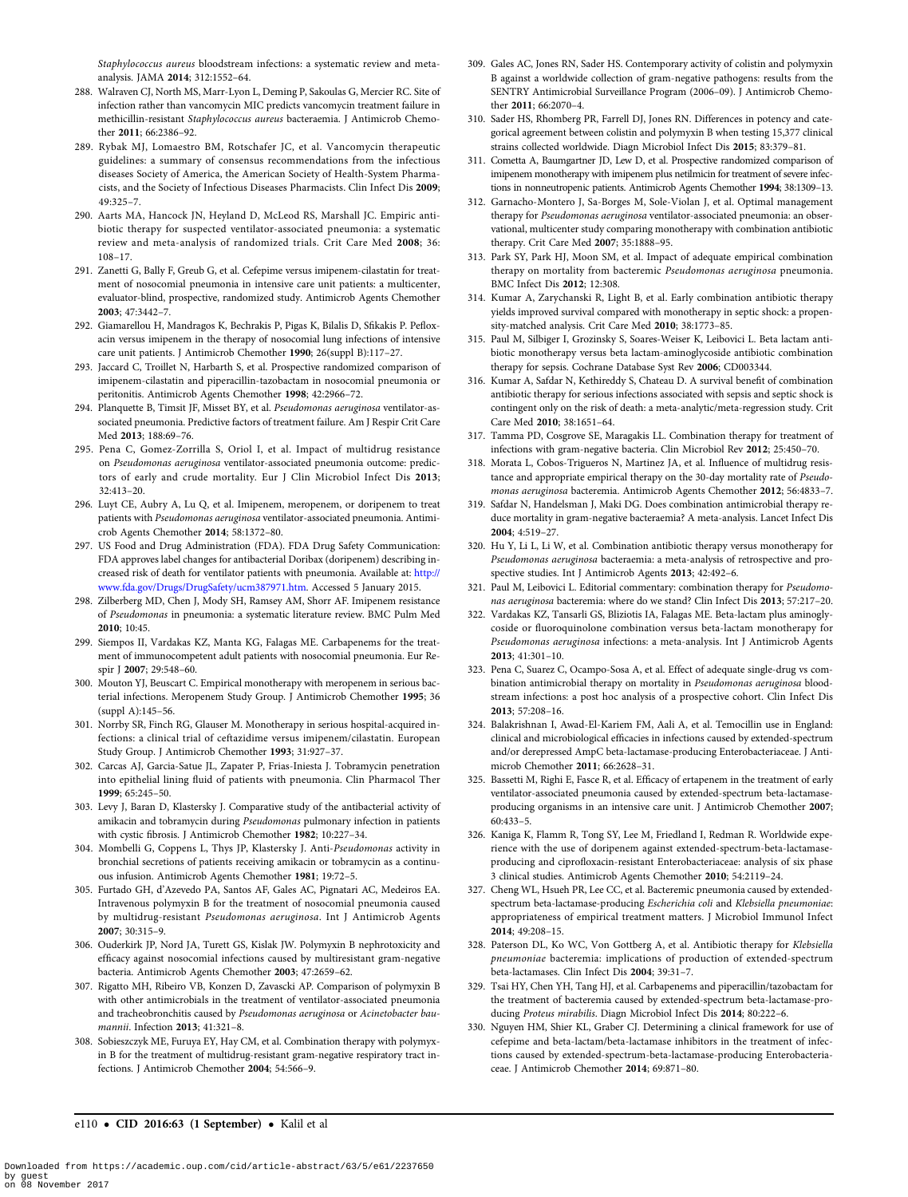*Staphylococcus aureus* bloodstream infections: a systematic review and meta-analysis. JAMA **2014**; 312:1552–64.

288. Walraven CJ, North MS, Marr-Lyon L, Deming P, Sakoulas G, Mercier RC. Site of infection rather than vancomycin MIC predicts vancomycin treatment failure in methicillin-resistant *Staphylococcus aureus* bacteraemia. J Antimicrob Chemother **2011**; 66:2386–92.
289. Rybak MJ, Lomaestro BM, Rotschafer JC, et al. Vancomycin therapeutic guidelines: a summary of consensus recommendations from the infectious diseases Society of America, the American Society of Health-System Pharmacists, and the Society of Infectious Diseases Pharmacists. Clin Infect Dis **2009**; 49:325–7.
290. Aarts MA, Hancock JN, Heyland D, McLeod RS, Marshall JC. Empiric antibiotic therapy for suspected ventilator-associated pneumonia: a systematic review and meta-analysis of randomized trials. Crit Care Med **2008**; 36:108–17.
291. Zanetti G, Bally F, Greub G, et al. Cefepime versus imipenem-cilastatin for treatment of nosocomial pneumonia in intensive care unit patients: a multicenter, evaluator-blind, prospective, randomized study. Antimicrob Agents Chemother **2003**; 47:3442–7.
292. Giamarellou H, Mandragos K, Bechrakis P, Pigas K, Bilalis D, Sfikakis P. Pefloxacin versus imipenem in the therapy of nosocomial lung infections of intensive care unit patients. J Antimicrob Chemother **1990**; 26(suppl B):117–27.
293. Jaccard C, Troillet N, Harbarth S, et al. Prospective randomized comparison of imipenem-cilastatin and piperacillin-tazobactam in nosocomial pneumonia or peritonitis. Antimicrob Agents Chemother **1998**; 42:2966–72.
294. Planquette B, Timsit JF, Misset BY, et al. *Pseudomonas aeruginosa* ventilator-associated pneumonia. Predictive factors of treatment failure. Am J Respir Crit Care Med **2013**; 188:69–76.
295. Pena C, Gomez-Zorrilla S, Oriol I, et al. Impact of multidrug resistance on *Pseudomonas aeruginosa* ventilator-associated pneumonia outcome: predictors of early and crude mortality. Eur J Clin Microbiol Infect Dis **2013**; 32:413–20.
296. Luyt CE, Aubry A, Lu Q, et al. Imipenem, meropenem, or doripenem to treat patients with *Pseudomonas aeruginosa* ventilator-associated pneumonia. Antimicrob Agents Chemother **2014**; 58:1372–80.
297. US Food and Drug Administration (FDA). FDA Drug Safety Communication: FDA approves label changes for antibacterial Doribax (doripenem) describing increased risk of death for ventilator patients with pneumonia. Available at: http://www.fda.gov/Drugs/DrugSafety/ucm387971.htm. Accessed 5 January 2015.
298. Zilberberg MD, Chen J, Mody SH, Ramsey AM, Shorr AF. Imipenem resistance of *Pseudomonas* in pneumonia: a systematic literature review. BMC Pulm Med **2010**; 10:45.
299. Siempos II, Vardakas KZ, Manta KG, Falagas ME. Carbapenems for the treatment of immunocompetent adult patients with nosocomial pneumonia. Eur Respir J **2007**; 29:548–60.
300. Mouton YJ, Beuscart C. Empirical monotherapy with meropenem in serious bacterial infections. Meropenem Study Group. J Antimicrob Chemother **1995**; 36 (suppl A):145–56.
301. Norrby SR, Finch RG, Glauser M. Monotherapy in serious hospital-acquired infections: a clinical trial of ceftazidime versus imipenem/cilastatin. European Study Group. J Antimicrob Chemother **1993**; 31:927–37.
302. Carcas AJ, Garcia-Satue JL, Zapater P, Frias-Iniesta J. Tobramycin penetration into epithelial lining fluid of patients with pneumonia. Clin Pharmacol Ther **1999**; 65:245–50.
303. Levy J, Baran D, Klastersky J. Comparative study of the antibacterial activity of amikacin and tobramycin during *Pseudomonas* pulmonary infection in patients with cystic fibrosis. J Antimicrob Chemother **1982**; 10:227–34.
304. Mombelli G, Coppens L, Thys JP, Klastersky J. Anti-*Pseudomonas* activity in bronchial secretions of patients receiving amikacin or tobramycin as a continuous infusion. Antimicrob Agents Chemother **1981**; 19:72–5.
305. Furtado GH, d'Azevedo PA, Santos AF, Gales AC, Pignatari AC, Medeiros EA. Intravenous polymyxin B for the treatment of nosocomial pneumonia caused by multidrug-resistant *Pseudomonas aeruginosa*. Int J Antimicrob Agents **2007**; 30:315–9.
306. Ouderkirk JP, Nord JA, Turett GS, Kislak JW. Polymyxin B nephrotoxicity and efficacy against nosocomial infections caused by multiresistant gram-negative bacteria. Antimicrob Agents Chemother **2003**; 47:2659–62.
307. Rigatto MH, Ribeiro VB, Konzen D, Zavascki AP. Comparison of polymyxin B with other antimicrobials in the treatment of ventilator-associated pneumonia and tracheobronchitis caused by *Pseudomonas aeruginosa* or *Acinetobacter baumannii*. Infection **2013**; 41:321–8.
308. Sobieszczyk ME, Furuya EY, Hay CM, et al. Combination therapy with polymyxin B for the treatment of multidrug-resistant gram-negative respiratory tract infections. J Antimicrob Chemother **2004**; 54:566–9.
309. Gales AC, Jones RN, Sader HS. Contemporary activity of colistin and polymyxin B against a worldwide collection of gram-negative pathogens: results from the SENTRY Antimicrobial Surveillance Program (2006–09). J Antimicrob Chemother **2011**; 66:2070–4.
310. Sader HS, Rhomberg PR, Farrell DJ, Jones RN. Differences in potency and categorical agreement between colistin and polymyxin B when testing 15,377 clinical strains collected worldwide. Diagn Microbiol Infect Dis **2015**; 83:379–81.
311. Cometta A, Baumgartner JD, Lew D, et al. Prospective randomized comparison of imipenem monotherapy with imipenem plus netilmicin for treatment of severe infections in nonneutropenic patients. Antimicrob Agents Chemother **1994**; 38:1309–13.
312. Garnacho-Montero J, Sa-Borges M, Sole-Violan J, et al. Optimal management therapy for *Pseudomonas aeruginosa* ventilator-associated pneumonia: an observational, multicenter study comparing monotherapy with combination antibiotic therapy. Crit Care Med **2007**; 35:1888–95.
313. Park SY, Park HJ, Moon SM, et al. Impact of adequate empirical combination therapy on mortality from bacteremic *Pseudomonas aeruginosa* pneumonia. BMC Infect Dis **2012**; 12:308.
314. Kumar A, Zarychanski R, Light B, et al. Early combination antibiotic therapy yields improved survival compared with monotherapy in septic shock: a propensity-matched analysis. Crit Care Med **2010**; 38:1773–85.
315. Paul M, Silbiger I, Grozinsky S, Soares-Weiser K, Leibovici L. Beta lactam antibiotic monotherapy versus beta lactam-aminoglycoside antibiotic combination therapy for sepsis. Cochrane Database Syst Rev **2006**; CD003344.
316. Kumar A, Safdar N, Kethireddy S, Chateau D. A survival benefit of combination antibiotic therapy for serious infections associated with sepsis and septic shock is contingent only on the risk of death: a meta-analytic/meta-regression study. Crit Care Med **2010**; 38:1651–64.
317. Tamma PD, Cosgrove SE, Maragakis LL. Combination therapy for treatment of infections with gram-negative bacteria. Clin Microbiol Rev **2012**; 25:450–70.
318. Morata L, Cobos-Trigueros N, Martinez JA, et al. Influence of multidrug resistance and appropriate empirical therapy on the 30-day mortality rate of *Pseudomonas aeruginosa* bacteremia. Antimicrob Agents Chemother **2012**; 56:4833–7.
319. Safdar N, Handelsman J, Maki DG. Does combination antimicrobial therapy reduce mortality in gram-negative bacteraemia? A meta-analysis. Lancet Infect Dis **2004**; 4:519–27.
320. Hu Y, Li L, Li W, et al. Combination antibiotic therapy versus monotherapy for *Pseudomonas aeruginosa* bacteraemia: a meta-analysis of retrospective and prospective studies. Int J Antimicrob Agents **2013**; 42:492–6.
321. Paul M, Leibovici L. Editorial commentary: combination therapy for *Pseudomonas aeruginosa* bacteremia: where do we stand? Clin Infect Dis **2013**; 57:217–20.
322. Vardakas KZ, Tansarli GS, Bliziotis IA, Falagas ME. Beta-lactam plus aminoglycoside or fluoroquinolone combination versus beta-lactam monotherapy for *Pseudomonas aeruginosa* infections: a meta-analysis. Int J Antimicrob Agents **2013**; 41:301–10.
323. Pena C, Suarez C, Ocampo-Sosa A, et al. Effect of adequate single-drug vs combination antimicrobial therapy on mortality in *Pseudomonas aeruginosa* bloodstream infections: a post hoc analysis of a prospective cohort. Clin Infect Dis **2013**; 57:208–16.
324. Balakrishnan I, Awad-El-Kariem FM, Aali A, et al. Temocillin use in England: clinical and microbiological efficacies in infections caused by extended-spectrum and/or derepressed AmpC beta-lactamase-producing Enterobacteriaceae. J Antimicrob Chemother **2011**; 66:2628–31.
325. Bassetti M, Righi E, Fasce R, et al. Efficacy of ertapenem in the treatment of early ventilator-associated pneumonia caused by extended-spectrum beta-lactamase-producing organisms in an intensive care unit. J Antimicrob Chemother **2007**; 60:433–5.
326. Kaniga K, Flamm R, Tong SY, Lee M, Friedland I, Redman R. Worldwide experience with the use of doripenem against extended-spectrum-beta-lactamase-producing and ciprofloxacin-resistant Enterobacteriaceae: analysis of six phase 3 clinical studies. Antimicrob Agents Chemother **2010**; 54:2119–24.
327. Cheng WL, Hsueh PR, Lee CC, et al. Bacteremic pneumonia caused by extended-spectrum beta-lactamase-producing *Escherichia coli* and *Klebsiella pneumoniae*: appropriateness of empirical treatment matters. J Microbiol Immunol Infect **2014**; 49:208–15.
328. Paterson DL, Ko WC, Von Gottberg A, et al. Antibiotic therapy for *Klebsiella pneumoniae* bacteremia: implications of production of extended-spectrum beta-lactamases. Clin Infect Dis **2004**; 39:31–7.
329. Tsai HY, Chen YH, Tang HJ, et al. Carbapenems and piperacillin/tazobactam for the treatment of bacteremia caused by extended-spectrum beta-lactamase-producing *Proteus mirabilis*. Diagn Microbiol Infect Dis **2014**; 80:222–6.
330. Nguyen HM, Shier KL, Graber CJ. Determining a clinical framework for use of cefepime and beta-lactam/beta-lactamase inhibitors in the treatment of infections caused by extended-spectrum-beta-lactamase-producing Enterobacteriaceae. J Antimicrob Chemother **2014**; 69:871–80.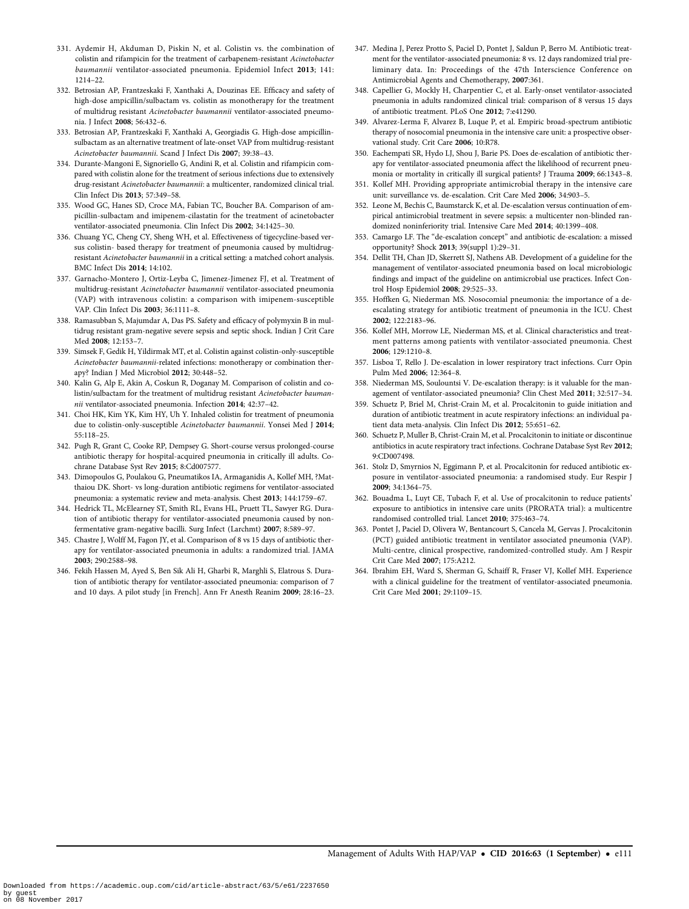331. Aydemir H, Akduman D, Piskin N, et al. Colistin vs. the combination of colistin and rifampicin for the treatment of carbapenem-resistant *Acinetobacter baumannii* ventilator-associated pneumonia. Epidemiol Infect **2013**; 141: 1214–22.
332. Betrosian AP, Frantzeskaki F, Xanthaki A, Douzinas EE. Efficacy and safety of high-dose ampicillin/sulbactam vs. colistin as monotherapy for the treatment of multidrug resistant *Acinetobacter baumannii* ventilator-associated pneumonia. J Infect **2008**; 56:432–6.
333. Betrosian AP, Frantzeskaki F, Xanthaki A, Georgiadis G. High-dose ampicillin-sulbactam as an alternative treatment of late-onset VAP from multidrug-resistant *Acinetobacter baumannii*. Scand J Infect Dis **2007**; 39:38–43.
334. Durante-Mangoni E, Signoriello G, Andini R, et al. Colistin and rifampicin compared with colistin alone for the treatment of serious infections due to extensively drug-resistant *Acinetobacter baumannii*: a multicenter, randomized clinical trial. Clin Infect Dis **2013**; 57:349–58.
335. Wood GC, Hanes SD, Croce MA, Fabian TC, Boucher BA. Comparison of ampicillin-sulbactam and imipenem-cilastatin for the treatment of acinetobacter ventilator-associated pneumonia. Clin Infect Dis **2002**; 34:1425–30.
336. Chuang YC, Cheng CY, Sheng WH, et al. Effectiveness of tigecycline-based versus colistin- based therapy for treatment of pneumonia caused by multidrug-resistant *Acinetobacter baumannii* in a critical setting: a matched cohort analysis. BMC Infect Dis **2014**; 14:102.
337. Garnacho-Montero J, Ortiz-Leyba C, Jimenez-Jimenez FJ, et al. Treatment of multidrug-resistant *Acinetobacter baumannii* ventilator-associated pneumonia (VAP) with intravenous colistin: a comparison with imipenem-susceptible VAP. Clin Infect Dis **2003**; 36:1111–8.
338. Ramasubban S, Majumdar A, Das PS. Safety and efficacy of polymyxin B in multidrug resistant gram-negative severe sepsis and septic shock. Indian J Crit Care Med **2008**; 12:153–7.
339. Simsek F, Gedik H, Yildirmak MT, et al. Colistin against colistin-only-susceptible *Acinetobacter baumannii*-related infections: monotherapy or combination therapy? Indian J Med Microbiol **2012**; 30:448–52.
340. Kalin G, Alp E, Akin A, Coskun R, Doganay M. Comparison of colistin and colistin/sulbactam for the treatment of multidrug resistant *Acinetobacter baumannii* ventilator-associated pneumonia. Infection **2014**; 42:37–42.
341. Choi HK, Kim YK, Kim HY, Uh Y. Inhaled colistin for treatment of pneumonia due to colistin-only-susceptible *Acinetobacter baumannii*. Yonsei Med J **2014**; 55:118–25.
342. Pugh R, Grant C, Cooke RP, Dempsey G. Short-course versus prolonged-course antibiotic therapy for hospital-acquired pneumonia in critically ill adults. Cochrane Database Syst Rev **2015**; 8:Cd007577.
343. Dimopoulos G, Poulakou G, Pneumatikos IA, Armaganidis A, Kollef MH, ?Matthaiou DK. Short- vs long-duration antibiotic regimens for ventilator-associated pneumonia: a systematic review and meta-analysis. Chest **2013**; 144:1759–67.
344. Hedrick TL, McElearney ST, Smith RL, Evans HL, Pruett TL, Sawyer RG. Duration of antibiotic therapy for ventilator-associated pneumonia caused by nonfermentative gram-negative bacilli. Surg Infect (Larchmt) **2007**; 8:589–97.
345. Chastre J, Wolff M, Fagon JY, et al. Comparison of 8 vs 15 days of antibiotic therapy for ventilator-associated pneumonia in adults: a randomized trial. JAMA **2003**; 290:2588–98.
346. Fekih Hassen M, Ayed S, Ben Sik Ali H, Gharbi R, Marghli S, Elatrous S. Duration of antibiotic therapy for ventilator-associated pneumonia: comparison of 7 and 10 days. A pilot study [in French]. Ann Fr Anesth Reanim **2009**; 28:16–23.
347. Medina J, Perez Protto S, Paciel D, Pontet J, Saldun P, Berro M. Antibiotic treatment for the ventilator-associated pneumonia: 8 vs. 12 days randomized trial preliminary data. In: Proceedings of the 47th Interscience Conference on Antimicrobial Agents and Chemotherapy, **2007**:361.
348. Capellier G, Mockly H, Charpentier C, et al. Early-onset ventilator-associated pneumonia in adults randomized clinical trial: comparison of 8 versus 15 days of antibiotic treatment. PLoS One **2012**; 7:e41290.
349. Alvarez-Lerma F, Alvarez B, Luque P, et al. Empiric broad-spectrum antibiotic therapy of nosocomial pneumonia in the intensive care unit: a prospective observational study. Crit Care **2006**; 10:R78.
350. Eachempati SR, Hydo LJ, Shou J, Barie PS. Does de-escalation of antibiotic therapy for ventilator-associated pneumonia affect the likelihood of recurrent pneumonia or mortality in critically ill surgical patients? J Trauma **2009**; 66:1343–8.
351. Kollef MH. Providing appropriate antimicrobial therapy in the intensive care unit: surveillance vs. de-escalation. Crit Care Med **2006**; 34:903–5.
352. Leone M, Bechis C, Baumstarck K, et al. De-escalation versus continuation of empirical antimicrobial treatment in severe sepsis: a multicenter non-blinded randomized noninferiority trial. Intensive Care Med **2014**; 40:1399–408.
353. Camargo LF. The "de-escalation concept" and antibiotic de-escalation: a missed opportunity? Shock **2013**; 39(suppl 1):29–31.
354. Dellit TH, Chan JD, Skerrett SJ, Nathens AB. Development of a guideline for the management of ventilator-associated pneumonia based on local microbiologic findings and impact of the guideline on antimicrobial use practices. Infect Control Hosp Epidemiol **2008**; 29:525–33.
355. Hoffken G, Niederman MS. Nosocomial pneumonia: the importance of a de-escalating strategy for antibiotic treatment of pneumonia in the ICU. Chest **2002**; 122:2183–96.
356. Kollef MH, Morrow LE, Niederman MS, et al. Clinical characteristics and treatment patterns among patients with ventilator-associated pneumonia. Chest **2006**; 129:1210–8.
357. Lisboa T, Rello J. De-escalation in lower respiratory tract infections. Curr Opin Pulm Med **2006**; 12:364–8.
358. Niederman MS, Soulountsi V. De-escalation therapy: is it valuable for the management of ventilator-associated pneumonia? Clin Chest Med **2011**; 32:517–34.
359. Schuetz P, Briel M, Christ-Crain M, et al. Procalcitonin to guide initiation and duration of antibiotic treatment in acute respiratory infections: an individual patient data meta-analysis. Clin Infect Dis **2012**; 55:651–62.
360. Schuetz P, Muller B, Christ-Crain M, et al. Procalcitonin to initiate or discontinue antibiotics in acute respiratory tract infections. Cochrane Database Syst Rev **2012**; 9:CD007498.
361. Stolz D, Smyrnios N, Eggimann P, et al. Procalcitonin for reduced antibiotic exposure in ventilator-associated pneumonia: a randomised study. Eur Respir J **2009**; 34:1364–75.
362. Bouadma L, Luyt CE, Tubach F, et al. Use of procalcitonin to reduce patients' exposure to antibiotics in intensive care units (PRORATA trial): a multicentre randomised controlled trial. Lancet **2010**; 375:463–74.
363. Pontet J, Paciel D, Olivera W, Bentancourt S, Cancela M, Gervas J. Procalcitonin (PCT) guided antibiotic treatment in ventilator associated pneumonia (VAP). Multi-centre, clinical prospective, randomized-controlled study. Am J Respir Crit Care Med **2007**; 175:A212.
364. Ibrahim EH, Ward S, Sherman G, Schaiff R, Fraser VJ, Kollef MH. Experience with a clinical guideline for the treatment of ventilator-associated pneumonia. Crit Care Med **2001**; 29:1109–15.